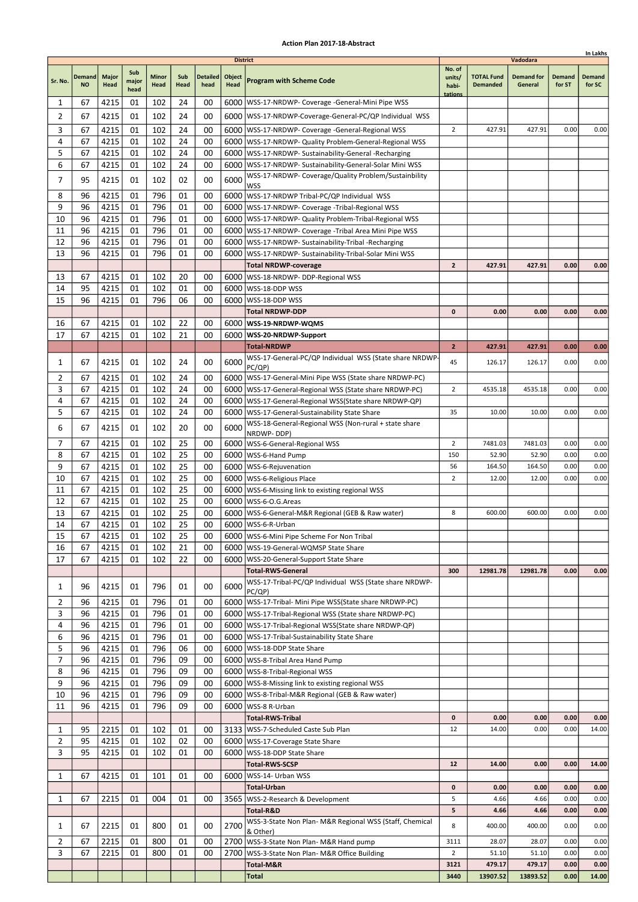## Action Plan 2017-18-Abstract

In Lakhs

| | | | | | | | | District | Vadodara | | | | |
|---|---|---|---|---|---|---|---|---|---|---|---|---|---|
| Sr. No. | Demand NO | Major Head | Sub major head | Minor Head | Sub Head | Detailed head | Object Head | Program with Scheme Code | No. of units/ habi-tations | TOTAL Fund Demanded | Demand for General | Demand for ST | Demand for SC |
| 1 | 67 | 4215 | 01 | 102 | 24 | 00 | 6000 | WSS-17-NRDWP- Coverage -General-Mini Pipe WSS | | | | | |
| 2 | 67 | 4215 | 01 | 102 | 24 | 00 | 6000 | WSS-17-NRDWP-Coverage-General-PC/QP Individual WSS | | | | | |
| 3 | 67 | 4215 | 01 | 102 | 24 | 00 | 6000 | WSS-17-NRDWP- Coverage -General-Regional WSS | 2 | 427.91 | 427.91 | 0.00 | 0.00 |
| 4 | 67 | 4215 | 01 | 102 | 24 | 00 | 6000 | WSS-17-NRDWP- Quality Problem-General-Regional WSS | | | | | |
| 5 | 67 | 4215 | 01 | 102 | 24 | 00 | 6000 | WSS-17-NRDWP- Sustainability-General -Recharging | | | | | |
| 6 | 67 | 4215 | 01 | 102 | 24 | 00 | 6000 | WSS-17-NRDWP- Sustainability-General-Solar Mini WSS | | | | | |
| 7 | 95 | 4215 | 01 | 102 | 02 | 00 | 6000 | WSS-17-NRDWP- Coverage/Quality Problem/Sustainbility WSS | | | | | |
| 8 | 96 | 4215 | 01 | 796 | 01 | 00 | 6000 | WSS-17-NRDWP Tribal-PC/QP Individual WSS | | | | | |
| 9 | 96 | 4215 | 01 | 796 | 01 | 00 | 6000 | WSS-17-NRDWP- Coverage -Tribal-Regional WSS | | | | | |
| 10 | 96 | 4215 | 01 | 796 | 01 | 00 | 6000 | WSS-17-NRDWP- Quality Problem-Tribal-Regional WSS | | | | | |
| 11 | 96 | 4215 | 01 | 796 | 01 | 00 | 6000 | WSS-17-NRDWP- Coverage -Tribal Area Mini Pipe WSS | | | | | |
| 12 | 96 | 4215 | 01 | 796 | 01 | 00 | 6000 | WSS-17-NRDWP- Sustainability-Tribal -Recharging | | | | | |
| 13 | 96 | 4215 | 01 | 796 | 01 | 00 | 6000 | WSS-17-NRDWP- Sustainability-Tribal-Solar Mini WSS | | | | | |
| | | | | | | | | **Total NRDWP-coverage** | **2** | **427.91** | **427.91** | **0.00** | **0.00** |
| 13 | 67 | 4215 | 01 | 102 | 20 | 00 | 6000 | WSS-18-NRDWP- DDP-Regional WSS | | | | | |
| 14 | 95 | 4215 | 01 | 102 | 01 | 00 | 6000 | WSS-18-DDP WSS | | | | | |
| 15 | 96 | 4215 | 01 | 796 | 06 | 00 | 6000 | WSS-18-DDP WSS | | | | | |
| | | | | | | | | **Total NRDWP-DDP** | **0** | **0.00** | **0.00** | **0.00** | **0.00** |
| 16 | 67 | 4215 | 01 | 102 | 22 | 00 | 6000 | **WSS-19-NRDWP-WQMS** | | | | | |
| 17 | 67 | 4215 | 01 | 102 | 21 | 00 | 6000 | **WSS-20-NRDWP-Support** | | | | | |
| | | | | | | | | **Total-NRDWP** | **2** | **427.91** | **427.91** | **0.00** | **0.00** |
| 1 | 67 | 4215 | 01 | 102 | 24 | 00 | 6000 | WSS-17-General-PC/QP Individual WSS (State share NRDWP-PC/QP) | 45 | 126.17 | 126.17 | 0.00 | 0.00 |
| 2 | 67 | 4215 | 01 | 102 | 24 | 00 | 6000 | WSS-17-General-Mini Pipe WSS (State share NRDWP-PC) | | | | | |
| 3 | 67 | 4215 | 01 | 102 | 24 | 00 | 6000 | WSS-17-General-Regional WSS (State share NRDWP-PC) | 2 | 4535.18 | 4535.18 | 0.00 | 0.00 |
| 4 | 67 | 4215 | 01 | 102 | 24 | 00 | 6000 | WSS-17-General-Regional WSS(State share NRDWP-QP) | | | | | |
| 5 | 67 | 4215 | 01 | 102 | 24 | 00 | 6000 | WSS-17-General-Sustainability State Share | 35 | 10.00 | 10.00 | 0.00 | 0.00 |
| 6 | 67 | 4215 | 01 | 102 | 20 | 00 | 6000 | WSS-18-General-Regional WSS (Non-rural + state share NRDWP- DDP) | | | | | |
| 7 | 67 | 4215 | 01 | 102 | 25 | 00 | 6000 | WSS-6-General-Regional WSS | 2 | 7481.03 | 7481.03 | 0.00 | 0.00 |
| 8 | 67 | 4215 | 01 | 102 | 25 | 00 | 6000 | WSS-6-Hand Pump | 150 | 52.90 | 52.90 | 0.00 | 0.00 |
| 9 | 67 | 4215 | 01 | 102 | 25 | 00 | 6000 | WSS-6-Rejuvenation | 56 | 164.50 | 164.50 | 0.00 | 0.00 |
| 10 | 67 | 4215 | 01 | 102 | 25 | 00 | 6000 | WSS-6-Religious Place | 2 | 12.00 | 12.00 | 0.00 | 0.00 |
| 11 | 67 | 4215 | 01 | 102 | 25 | 00 | 6000 | WSS-6-Missing link to existing regional WSS | | | | | |
| 12 | 67 | 4215 | 01 | 102 | 25 | 00 | 6000 | WSS-6-O.G.Areas | | | | | |
| 13 | 67 | 4215 | 01 | 102 | 25 | 00 | 6000 | WSS-6-General-M&R Regional (GEB & Raw water) | 8 | 600.00 | 600.00 | 0.00 | 0.00 |
| 14 | 67 | 4215 | 01 | 102 | 25 | 00 | 6000 | WSS-6-R-Urban | | | | | |
| 15 | 67 | 4215 | 01 | 102 | 25 | 00 | 6000 | WSS-6-Mini Pipe Scheme For Non Tribal | | | | | |
| 16 | 67 | 4215 | 01 | 102 | 21 | 00 | 6000 | WSS-19-General-WQMSP State Share | | | | | |
| 17 | 67 | 4215 | 01 | 102 | 22 | 00 | 6000 | WSS-20-General-Support State Share | | | | | |
| | | | | | | | | **Total-RWS-General** | **300** | **12981.78** | **12981.78** | **0.00** | **0.00** |
| 1 | 96 | 4215 | 01 | 796 | 01 | 00 | 6000 | WSS-17-Tribal-PC/QP Individual WSS (State share NRDWP-PC/QP) | | | | | |
| 2 | 96 | 4215 | 01 | 796 | 01 | 00 | 6000 | WSS-17-Tribal- Mini Pipe WSS(State share NRDWP-PC) | | | | | |
| 3 | 96 | 4215 | 01 | 796 | 01 | 00 | 6000 | WSS-17-Tribal-Regional WSS (State share NRDWP-PC) | | | | | |
| 4 | 96 | 4215 | 01 | 796 | 01 | 00 | 6000 | WSS-17-Tribal-Regional WSS(State share NRDWP-QP) | | | | | |
| 6 | 96 | 4215 | 01 | 796 | 01 | 00 | 6000 | WSS-17-Tribal-Sustainability State Share | | | | | |
| 5 | 96 | 4215 | 01 | 796 | 06 | 00 | 6000 | WSS-18-DDP State Share | | | | | |
| 7 | 96 | 4215 | 01 | 796 | 09 | 00 | 6000 | WSS-8-Tribal Area Hand Pump | | | | | |
| 8 | 96 | 4215 | 01 | 796 | 09 | 00 | 6000 | WSS-8-Tribal-Regional WSS | | | | | |
| 9 | 96 | 4215 | 01 | 796 | 09 | 00 | 6000 | WSS-8-Missing link to existing regional WSS | | | | | |
| 10 | 96 | 4215 | 01 | 796 | 09 | 00 | 6000 | WSS-8-Tribal-M&R Regional (GEB & Raw water) | | | | | |
| 11 | 96 | 4215 | 01 | 796 | 09 | 00 | 6000 | WSS-8 R-Urban | | | | | |
| | | | | | | | | **Total-RWS-Tribal** | **0** | **0.00** | **0.00** | **0.00** | **0.00** |
| 1 | 95 | 2215 | 01 | 102 | 01 | 00 | 3133 | WSS-7-Scheduled Caste Sub Plan | 12 | 14.00 | 0.00 | 0.00 | 14.00 |
| 2 | 95 | 4215 | 01 | 102 | 02 | 00 | 6000 | WSS-17-Coverage State Share | | | | | |
| 3 | 95 | 4215 | 01 | 102 | 01 | 00 | 6000 | WSS-18-DDP State Share | | | | | |
| | | | | | | | | **Total-RWS-SCSP** | **12** | **14.00** | **0.00** | **0.00** | **14.00** |
| 1 | 67 | 4215 | 01 | 101 | 01 | 00 | 6000 | WSS-14- Urban WSS | | | | | |
| | | | | | | | | **Total-Urban** | **0** | **0.00** | **0.00** | **0.00** | **0.00** |
| 1 | 67 | 2215 | 01 | 004 | 01 | 00 | 3565 | WSS-2-Research & Development | 5 | 4.66 | 4.66 | 0.00 | 0.00 |
| | | | | | | | | **Total-R&D** | **5** | **4.66** | **4.66** | **0.00** | **0.00** |
| 1 | 67 | 2215 | 01 | 800 | 01 | 00 | 2700 | WSS-3-State Non Plan- M&R Regional WSS (Staff, Chemical & Other) | 8 | 400.00 | 400.00 | 0.00 | 0.00 |
| 2 | 67 | 2215 | 01 | 800 | 01 | 00 | 2700 | WSS-3-State Non Plan- M&R Hand pump | 3111 | 28.07 | 28.07 | 0.00 | 0.00 |
| 3 | 67 | 2215 | 01 | 800 | 01 | 00 | 2700 | WSS-3-State Non Plan- M&R Office Building | 2 | 51.10 | 51.10 | 0.00 | 0.00 |
| | | | | | | | | **Total-M&R** | **3121** | **479.17** | **479.17** | **0.00** | **0.00** |
| | | | | | | | | **Total** | **3440** | **13907.52** | **13893.52** | **0.00** | **14.00** |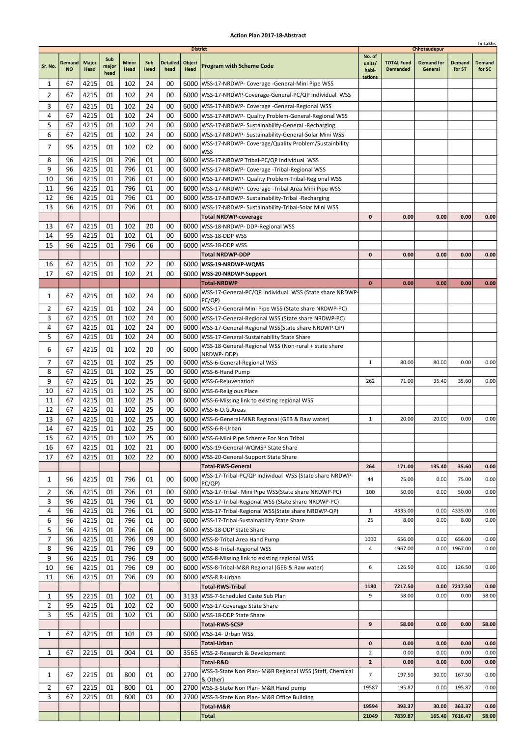## Action Plan 2017-18-Abstract

In Lakhs

| Sr. No. | Demand NO | Major Head | Sub major head | Minor Head | Sub Head | Detailed head | Object Head | District<br>Program with Scheme Code | No. of units/ habi-tations | Chhotaudepur<br>TOTAL Fund Demanded | Demand for General | Demand for ST | Demand for SC |
|---|---|---|---|---|---|---|---|---|---|---|---|---|---|
| 1 | 67 | 4215 | 01 | 102 | 24 | 00 | 6000 | WSS-17-NRDWP- Coverage -General-Mini Pipe WSS | | | | | |
| 2 | 67 | 4215 | 01 | 102 | 24 | 00 | 6000 | WSS-17-NRDWP-Coverage-General-PC/QP Individual WSS | | | | | |
| 3 | 67 | 4215 | 01 | 102 | 24 | 00 | 6000 | WSS-17-NRDWP- Coverage -General-Regional WSS | | | | | |
| 4 | 67 | 4215 | 01 | 102 | 24 | 00 | 6000 | WSS-17-NRDWP- Quality Problem-General-Regional WSS | | | | | |
| 5 | 67 | 4215 | 01 | 102 | 24 | 00 | 6000 | WSS-17-NRDWP- Sustainability-General -Recharging | | | | | |
| 6 | 67 | 4215 | 01 | 102 | 24 | 00 | 6000 | WSS-17-NRDWP- Sustainability-General-Solar Mini WSS | | | | | |
| 7 | 95 | 4215 | 01 | 102 | 02 | 00 | 6000 | WSS-17-NRDWP- Coverage/Quality Problem/Sustainbility WSS | | | | | |
| 8 | 96 | 4215 | 01 | 796 | 01 | 00 | 6000 | WSS-17-NRDWP Tribal-PC/QP Individual WSS | | | | | |
| 9 | 96 | 4215 | 01 | 796 | 01 | 00 | 6000 | WSS-17-NRDWP- Coverage -Tribal-Regional WSS | | | | | |
| 10 | 96 | 4215 | 01 | 796 | 01 | 00 | 6000 | WSS-17-NRDWP- Quality Problem-Tribal-Regional WSS | | | | | |
| 11 | 96 | 4215 | 01 | 796 | 01 | 00 | 6000 | WSS-17-NRDWP- Coverage -Tribal Area Mini Pipe WSS | | | | | |
| 12 | 96 | 4215 | 01 | 796 | 01 | 00 | 6000 | WSS-17-NRDWP- Sustainability-Tribal -Recharging | | | | | |
| 13 | 96 | 4215 | 01 | 796 | 01 | 00 | 6000 | WSS-17-NRDWP- Sustainability-Tribal-Solar Mini WSS | | | | | |
| | | | | | | | | **Total NRDWP-coverage** | **0** | **0.00** | **0.00** | **0.00** | **0.00** |
| 13 | 67 | 4215 | 01 | 102 | 20 | 00 | 6000 | WSS-18-NRDWP- DDP-Regional WSS | | | | | |
| 14 | 95 | 4215 | 01 | 102 | 01 | 00 | 6000 | WSS-18-DDP WSS | | | | | |
| 15 | 96 | 4215 | 01 | 796 | 06 | 00 | 6000 | WSS-18-DDP WSS | | | | | |
| | | | | | | | | **Total NRDWP-DDP** | **0** | **0.00** | **0.00** | **0.00** | **0.00** |
| 16 | 67 | 4215 | 01 | 102 | 22 | 00 | 6000 | **WSS-19-NRDWP-WQMS** | | | | | |
| 17 | 67 | 4215 | 01 | 102 | 21 | 00 | 6000 | **WSS-20-NRDWP-Support** | | | | | |
| | | | | | | | | **Total-NRDWP** | **0** | **0.00** | **0.00** | **0.00** | **0.00** |
| 1 | 67 | 4215 | 01 | 102 | 24 | 00 | 6000 | WSS-17-General-PC/QP Individual WSS (State share NRDWP-PC/QP) | | | | | |
| 2 | 67 | 4215 | 01 | 102 | 24 | 00 | 6000 | WSS-17-General-Mini Pipe WSS (State share NRDWP-PC) | | | | | |
| 3 | 67 | 4215 | 01 | 102 | 24 | 00 | 6000 | WSS-17-General-Regional WSS (State share NRDWP-PC) | | | | | |
| 4 | 67 | 4215 | 01 | 102 | 24 | 00 | 6000 | WSS-17-General-Regional WSS(State share NRDWP-QP) | | | | | |
| 5 | 67 | 4215 | 01 | 102 | 24 | 00 | 6000 | WSS-17-General-Sustainability State Share | | | | | |
| 6 | 67 | 4215 | 01 | 102 | 20 | 00 | 6000 | WSS-18-General-Regional WSS (Non-rural + state share NRDWP- DDP) | | | | | |
| 7 | 67 | 4215 | 01 | 102 | 25 | 00 | 6000 | WSS-6-General-Regional WSS | 1 | 80.00 | 80.00 | 0.00 | 0.00 |
| 8 | 67 | 4215 | 01 | 102 | 25 | 00 | 6000 | WSS-6-Hand Pump | | | | | |
| 9 | 67 | 4215 | 01 | 102 | 25 | 00 | 6000 | WSS-6-Rejuvenation | 262 | 71.00 | 35.40 | 35.60 | 0.00 |
| 10 | 67 | 4215 | 01 | 102 | 25 | 00 | 6000 | WSS-6-Religious Place | | | | | |
| 11 | 67 | 4215 | 01 | 102 | 25 | 00 | 6000 | WSS-6-Missing link to existing regional WSS | | | | | |
| 12 | 67 | 4215 | 01 | 102 | 25 | 00 | 6000 | WSS-6-O.G.Areas | | | | | |
| 13 | 67 | 4215 | 01 | 102 | 25 | 00 | 6000 | WSS-6-General-M&R Regional (GEB & Raw water) | 1 | 20.00 | 20.00 | 0.00 | 0.00 |
| 14 | 67 | 4215 | 01 | 102 | 25 | 00 | 6000 | WSS-6-R-Urban | | | | | |
| 15 | 67 | 4215 | 01 | 102 | 25 | 00 | 6000 | WSS-6-Mini Pipe Scheme For Non Tribal | | | | | |
| 16 | 67 | 4215 | 01 | 102 | 21 | 00 | 6000 | WSS-19-General-WQMSP State Share | | | | | |
| 17 | 67 | 4215 | 01 | 102 | 22 | 00 | 6000 | WSS-20-General-Support State Share | | | | | |
| | | | | | | | | **Total-RWS-General** | **264** | **171.00** | **135.40** | **35.60** | **0.00** |
| 1 | 96 | 4215 | 01 | 796 | 01 | 00 | 6000 | WSS-17-Tribal-PC/QP Individual WSS (State share NRDWP-PC/QP) | 44 | 75.00 | 0.00 | 75.00 | 0.00 |
| 2 | 96 | 4215 | 01 | 796 | 01 | 00 | 6000 | WSS-17-Tribal- Mini Pipe WSS(State share NRDWP-PC) | 100 | 50.00 | 0.00 | 50.00 | 0.00 |
| 3 | 96 | 4215 | 01 | 796 | 01 | 00 | 6000 | WSS-17-Tribal-Regional WSS (State share NRDWP-PC) | | | | | |
| 4 | 96 | 4215 | 01 | 796 | 01 | 00 | 6000 | WSS-17-Tribal-Regional WSS(State share NRDWP-QP) | 1 | 4335.00 | 0.00 | 4335.00 | 0.00 |
| 6 | 96 | 4215 | 01 | 796 | 01 | 00 | 6000 | WSS-17-Tribal-Sustainability State Share | 25 | 8.00 | 0.00 | 8.00 | 0.00 |
| 5 | 96 | 4215 | 01 | 796 | 06 | 00 | 6000 | WSS-18-DDP State Share | | | | | |
| 7 | 96 | 4215 | 01 | 796 | 09 | 00 | 6000 | WSS-8-Tribal Area Hand Pump | 1000 | 656.00 | 0.00 | 656.00 | 0.00 |
| 8 | 96 | 4215 | 01 | 796 | 09 | 00 | 6000 | WSS-8-Tribal-Regional WSS | 4 | 1967.00 | 0.00 | 1967.00 | 0.00 |
| 9 | 96 | 4215 | 01 | 796 | 09 | 00 | 6000 | WSS-8-Missing link to existing regional WSS | | | | | |
| 10 | 96 | 4215 | 01 | 796 | 09 | 00 | 6000 | WSS-8-Tribal-M&R Regional (GEB & Raw water) | 6 | 126.50 | 0.00 | 126.50 | 0.00 |
| 11 | 96 | 4215 | 01 | 796 | 09 | 00 | 6000 | WSS-8 R-Urban | | | | | |
| | | | | | | | | **Total-RWS-Tribal** | **1180** | **7217.50** | **0.00** | **7217.50** | **0.00** |
| 1 | 95 | 2215 | 01 | 102 | 01 | 00 | 3133 | WSS-7-Scheduled Caste Sub Plan | 9 | 58.00 | 0.00 | 0.00 | 58.00 |
| 2 | 95 | 4215 | 01 | 102 | 02 | 00 | 6000 | WSS-17-Coverage State Share | | | | | |
| 3 | 95 | 4215 | 01 | 102 | 01 | 00 | 6000 | WSS-18-DDP State Share | | | | | |
| | | | | | | | | **Total-RWS-SCSP** | **9** | **58.00** | **0.00** | **0.00** | **58.00** |
| 1 | 67 | 4215 | 01 | 101 | 01 | 00 | 6000 | WSS-14- Urban WSS | | | | | |
| | | | | | | | | **Total-Urban** | **0** | **0.00** | **0.00** | **0.00** | **0.00** |
| 1 | 67 | 2215 | 01 | 004 | 01 | 00 | 3565 | WSS-2-Research & Development | 2 | 0.00 | 0.00 | 0.00 | 0.00 |
| | | | | | | | | **Total-R&D** | **2** | **0.00** | **0.00** | **0.00** | **0.00** |
| 1 | 67 | 2215 | 01 | 800 | 01 | 00 | 2700 | WSS-3-State Non Plan- M&R Regional WSS (Staff, Chemical & Other) | 7 | 197.50 | 30.00 | 167.50 | 0.00 |
| 2 | 67 | 2215 | 01 | 800 | 01 | 00 | 2700 | WSS-3-State Non Plan- M&R Hand pump | 19587 | 195.87 | 0.00 | 195.87 | 0.00 |
| 3 | 67 | 2215 | 01 | 800 | 01 | 00 | 2700 | WSS-3-State Non Plan- M&R Office Building | | | | | |
| | | | | | | | | **Total-M&R** | **19594** | **393.37** | **30.00** | **363.37** | **0.00** |
| | | | | | | | | **Total** | **21049** | **7839.87** | **165.40** | **7616.47** | **58.00** |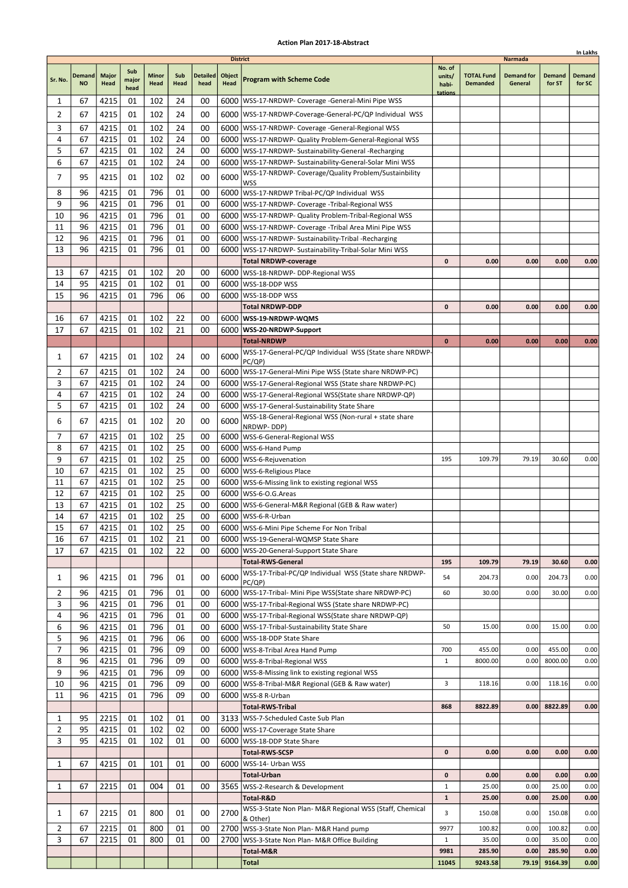# Action Plan 2017-18-Abstract

In Lakhs

| Sr. No. | Demand NO | Major Head | Sub major head | Minor Head | Sub Head | Detailed head | Object Head | Program with Scheme Code | No. of units/ habi-tations | TOTAL Fund Demanded | Demand for General | Demand for ST | Demand for SC |
|---|---|---|---|---|---|---|---|---|---|---|---|---|---|
| | | | | | | | | **District** | | | **Narmada** | | |
| 1 | 67 | 4215 | 01 | 102 | 24 | 00 | 6000 | WSS-17-NRDWP- Coverage -General-Mini Pipe WSS | | | | | |
| 2 | 67 | 4215 | 01 | 102 | 24 | 00 | 6000 | WSS-17-NRDWP-Coverage-General-PC/QP Individual WSS | | | | | |
| 3 | 67 | 4215 | 01 | 102 | 24 | 00 | 6000 | WSS-17-NRDWP- Coverage -General-Regional WSS | | | | | |
| 4 | 67 | 4215 | 01 | 102 | 24 | 00 | 6000 | WSS-17-NRDWP- Quality Problem-General-Regional WSS | | | | | |
| 5 | 67 | 4215 | 01 | 102 | 24 | 00 | 6000 | WSS-17-NRDWP- Sustainability-General -Recharging | | | | | |
| 6 | 67 | 4215 | 01 | 102 | 24 | 00 | 6000 | WSS-17-NRDWP- Sustainability-General-Solar Mini WSS | | | | | |
| 7 | 95 | 4215 | 01 | 102 | 02 | 00 | 6000 | WSS-17-NRDWP- Coverage/Quality Problem/Sustainbility WSS | | | | | |
| 8 | 96 | 4215 | 01 | 796 | 01 | 00 | 6000 | WSS-17-NRDWP Tribal-PC/QP Individual WSS | | | | | |
| 9 | 96 | 4215 | 01 | 796 | 01 | 00 | 6000 | WSS-17-NRDWP- Coverage -Tribal-Regional WSS | | | | | |
| 10 | 96 | 4215 | 01 | 796 | 01 | 00 | 6000 | WSS-17-NRDWP- Quality Problem-Tribal-Regional WSS | | | | | |
| 11 | 96 | 4215 | 01 | 796 | 01 | 00 | 6000 | WSS-17-NRDWP- Coverage -Tribal Area Mini Pipe WSS | | | | | |
| 12 | 96 | 4215 | 01 | 796 | 01 | 00 | 6000 | WSS-17-NRDWP- Sustainability-Tribal -Recharging | | | | | |
| 13 | 96 | 4215 | 01 | 796 | 01 | 00 | 6000 | WSS-17-NRDWP- Sustainability-Tribal-Solar Mini WSS | | | | | |
| | | | | | | | | **Total NRDWP-coverage** | **0** | **0.00** | **0.00** | **0.00** | **0.00** |
| 13 | 67 | 4215 | 01 | 102 | 20 | 00 | 6000 | WSS-18-NRDWP- DDP-Regional WSS | | | | | |
| 14 | 95 | 4215 | 01 | 102 | 01 | 00 | 6000 | WSS-18-DDP WSS | | | | | |
| 15 | 96 | 4215 | 01 | 796 | 06 | 00 | 6000 | WSS-18-DDP WSS | | | | | |
| | | | | | | | | **Total NRDWP-DDP** | **0** | **0.00** | **0.00** | **0.00** | **0.00** |
| 16 | 67 | 4215 | 01 | 102 | 22 | 00 | 6000 | **WSS-19-NRDWP-WQMS** | | | | | |
| 17 | 67 | 4215 | 01 | 102 | 21 | 00 | 6000 | **WSS-20-NRDWP-Support** | | | | | |
| | | | | | | | | **Total-NRDWP** | **0** | **0.00** | **0.00** | **0.00** | **0.00** |
| 1 | 67 | 4215 | 01 | 102 | 24 | 00 | 6000 | WSS-17-General-PC/QP Individual WSS (State share NRDWP-PC/QP) | | | | | |
| 2 | 67 | 4215 | 01 | 102 | 24 | 00 | 6000 | WSS-17-General-Mini Pipe WSS (State share NRDWP-PC) | | | | | |
| 3 | 67 | 4215 | 01 | 102 | 24 | 00 | 6000 | WSS-17-General-Regional WSS (State share NRDWP-PC) | | | | | |
| 4 | 67 | 4215 | 01 | 102 | 24 | 00 | 6000 | WSS-17-General-Regional WSS(State share NRDWP-QP) | | | | | |
| 5 | 67 | 4215 | 01 | 102 | 24 | 00 | 6000 | WSS-17-General-Sustainability State Share | | | | | |
| 6 | 67 | 4215 | 01 | 102 | 20 | 00 | 6000 | WSS-18-General-Regional WSS (Non-rural + state share NRDWP- DDP) | | | | | |
| 7 | 67 | 4215 | 01 | 102 | 25 | 00 | 6000 | WSS-6-General-Regional WSS | | | | | |
| 8 | 67 | 4215 | 01 | 102 | 25 | 00 | 6000 | WSS-6-Hand Pump | | | | | |
| 9 | 67 | 4215 | 01 | 102 | 25 | 00 | 6000 | WSS-6-Rejuvenation | 195 | 109.79 | 79.19 | 30.60 | 0.00 |
| 10 | 67 | 4215 | 01 | 102 | 25 | 00 | 6000 | WSS-6-Religious Place | | | | | |
| 11 | 67 | 4215 | 01 | 102 | 25 | 00 | 6000 | WSS-6-Missing link to existing regional WSS | | | | | |
| 12 | 67 | 4215 | 01 | 102 | 25 | 00 | 6000 | WSS-6-O.G.Areas | | | | | |
| 13 | 67 | 4215 | 01 | 102 | 25 | 00 | 6000 | WSS-6-General-M&R Regional (GEB & Raw water) | | | | | |
| 14 | 67 | 4215 | 01 | 102 | 25 | 00 | 6000 | WSS-6-R-Urban | | | | | |
| 15 | 67 | 4215 | 01 | 102 | 25 | 00 | 6000 | WSS-6-Mini Pipe Scheme For Non Tribal | | | | | |
| 16 | 67 | 4215 | 01 | 102 | 21 | 00 | 6000 | WSS-19-General-WQMSP State Share | | | | | |
| 17 | 67 | 4215 | 01 | 102 | 22 | 00 | 6000 | WSS-20-General-Support State Share | | | | | |
| | | | | | | | | **Total-RWS-General** | **195** | **109.79** | **79.19** | **30.60** | **0.00** |
| 1 | 96 | 4215 | 01 | 796 | 01 | 00 | 6000 | WSS-17-Tribal-PC/QP Individual WSS (State share NRDWP-PC/QP) | 54 | 204.73 | 0.00 | 204.73 | 0.00 |
| 2 | 96 | 4215 | 01 | 796 | 01 | 00 | 6000 | WSS-17-Tribal- Mini Pipe WSS(State share NRDWP-PC) | 60 | 30.00 | 0.00 | 30.00 | 0.00 |
| 3 | 96 | 4215 | 01 | 796 | 01 | 00 | 6000 | WSS-17-Tribal-Regional WSS (State share NRDWP-PC) | | | | | |
| 4 | 96 | 4215 | 01 | 796 | 01 | 00 | 6000 | WSS-17-Tribal-Regional WSS(State share NRDWP-QP) | | | | | |
| 6 | 96 | 4215 | 01 | 796 | 01 | 00 | 6000 | WSS-17-Tribal-Sustainability State Share | 50 | 15.00 | 0.00 | 15.00 | 0.00 |
| 5 | 96 | 4215 | 01 | 796 | 06 | 00 | 6000 | WSS-18-DDP State Share | | | | | |
| 7 | 96 | 4215 | 01 | 796 | 09 | 00 | 6000 | WSS-8-Tribal Area Hand Pump | 700 | 455.00 | 0.00 | 455.00 | 0.00 |
| 8 | 96 | 4215 | 01 | 796 | 09 | 00 | 6000 | WSS-8-Tribal-Regional WSS | 1 | 8000.00 | 0.00 | 8000.00 | 0.00 |
| 9 | 96 | 4215 | 01 | 796 | 09 | 00 | 6000 | WSS-8-Missing link to existing regional WSS | | | | | |
| 10 | 96 | 4215 | 01 | 796 | 09 | 00 | 6000 | WSS-8-Tribal-M&R Regional (GEB & Raw water) | 3 | 118.16 | 0.00 | 118.16 | 0.00 |
| 11 | 96 | 4215 | 01 | 796 | 09 | 00 | 6000 | WSS-8 R-Urban | | | | | |
| | | | | | | | | **Total-RWS-Tribal** | **868** | **8822.89** | **0.00** | **8822.89** | **0.00** |
| 1 | 95 | 2215 | 01 | 102 | 01 | 00 | 3133 | WSS-7-Scheduled Caste Sub Plan | | | | | |
| 2 | 95 | 4215 | 01 | 102 | 02 | 00 | 6000 | WSS-17-Coverage State Share | | | | | |
| 3 | 95 | 4215 | 01 | 102 | 01 | 00 | 6000 | WSS-18-DDP State Share | | | | | |
| | | | | | | | | **Total-RWS-SCSP** | **0** | **0.00** | **0.00** | **0.00** | **0.00** |
| 1 | 67 | 4215 | 01 | 101 | 01 | 00 | 6000 | WSS-14- Urban WSS | | | | | |
| | | | | | | | | **Total-Urban** | **0** | **0.00** | **0.00** | **0.00** | **0.00** |
| 1 | 67 | 2215 | 01 | 004 | 01 | 00 | 3565 | WSS-2-Research & Development | 1 | 25.00 | 0.00 | 25.00 | 0.00 |
| | | | | | | | | **Total-R&D** | **1** | **25.00** | **0.00** | **25.00** | **0.00** |
| 1 | 67 | 2215 | 01 | 800 | 01 | 00 | 2700 | WSS-3-State Non Plan- M&R Regional WSS (Staff, Chemical & Other) | 3 | 150.08 | 0.00 | 150.08 | 0.00 |
| 2 | 67 | 2215 | 01 | 800 | 01 | 00 | 2700 | WSS-3-State Non Plan- M&R Hand pump | 9977 | 100.82 | 0.00 | 100.82 | 0.00 |
| 3 | 67 | 2215 | 01 | 800 | 01 | 00 | 2700 | WSS-3-State Non Plan- M&R Office Building | 1 | 35.00 | 0.00 | 35.00 | 0.00 |
| | | | | | | | | **Total-M&R** | **9981** | **285.90** | **0.00** | **285.90** | **0.00** |
| | | | | | | | | **Total** | **11045** | **9243.58** | **79.19** | **9164.39** | **0.00** |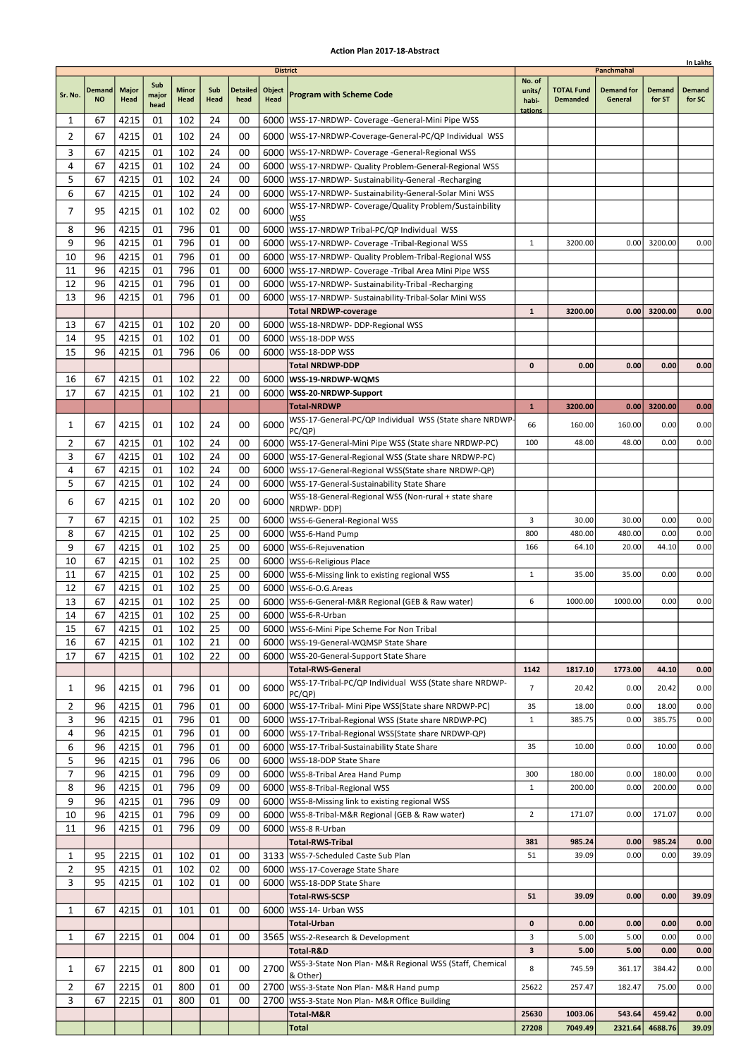# Action Plan 2017-18-Abstract

In Lakhs

| District | | | | | | | | | Panchmahal | | | | |
|---|---|---|---|---|---|---|---|---|---|---|---|---|---|
| Sr. No. | Demand NO | Major Head | Sub major head | Minor Head | Sub Head | Detailed head | Object Head | Program with Scheme Code | No. of units/ habi-tations | TOTAL Fund Demanded | Demand for General | Demand for ST | Demand for SC |
| 1 | 67 | 4215 | 01 | 102 | 24 | 00 | 6000 | WSS-17-NRDWP- Coverage -General-Mini Pipe WSS | | | | | |
| 2 | 67 | 4215 | 01 | 102 | 24 | 00 | 6000 | WSS-17-NRDWP-Coverage-General-PC/QP Individual WSS | | | | | |
| 3 | 67 | 4215 | 01 | 102 | 24 | 00 | 6000 | WSS-17-NRDWP- Coverage -General-Regional WSS | | | | | |
| 4 | 67 | 4215 | 01 | 102 | 24 | 00 | 6000 | WSS-17-NRDWP- Quality Problem-General-Regional WSS | | | | | |
| 5 | 67 | 4215 | 01 | 102 | 24 | 00 | 6000 | WSS-17-NRDWP- Sustainability-General -Recharging | | | | | |
| 6 | 67 | 4215 | 01 | 102 | 24 | 00 | 6000 | WSS-17-NRDWP- Sustainability-General-Solar Mini WSS | | | | | |
| 7 | 95 | 4215 | 01 | 102 | 02 | 00 | 6000 | WSS-17-NRDWP- Coverage/Quality Problem/Sustainbility WSS | | | | | |
| 8 | 96 | 4215 | 01 | 796 | 01 | 00 | 6000 | WSS-17-NRDWP Tribal-PC/QP Individual WSS | | | | | |
| 9 | 96 | 4215 | 01 | 796 | 01 | 00 | 6000 | WSS-17-NRDWP- Coverage -Tribal-Regional WSS | 1 | 3200.00 | 0.00 | 3200.00 | 0.00 |
| 10 | 96 | 4215 | 01 | 796 | 01 | 00 | 6000 | WSS-17-NRDWP- Quality Problem-Tribal-Regional WSS | | | | | |
| 11 | 96 | 4215 | 01 | 796 | 01 | 00 | 6000 | WSS-17-NRDWP- Coverage -Tribal Area Mini Pipe WSS | | | | | |
| 12 | 96 | 4215 | 01 | 796 | 01 | 00 | 6000 | WSS-17-NRDWP- Sustainability-Tribal -Recharging | | | | | |
| 13 | 96 | 4215 | 01 | 796 | 01 | 00 | 6000 | WSS-17-NRDWP- Sustainability-Tribal-Solar Mini WSS | | | | | |
| | | | | | | | | **Total NRDWP-coverage** | **1** | **3200.00** | **0.00** | **3200.00** | **0.00** |
| 13 | 67 | 4215 | 01 | 102 | 20 | 00 | 6000 | WSS-18-NRDWP- DDP-Regional WSS | | | | | |
| 14 | 95 | 4215 | 01 | 102 | 01 | 00 | 6000 | WSS-18-DDP WSS | | | | | |
| 15 | 96 | 4215 | 01 | 796 | 06 | 00 | 6000 | WSS-18-DDP WSS | | | | | |
| | | | | | | | | **Total NRDWP-DDP** | **0** | **0.00** | **0.00** | **0.00** | **0.00** |
| 16 | 67 | 4215 | 01 | 102 | 22 | 00 | 6000 | **WSS-19-NRDWP-WQMS** | | | | | |
| 17 | 67 | 4215 | 01 | 102 | 21 | 00 | 6000 | **WSS-20-NRDWP-Support** | | | | | |
| | | | | | | | | **Total-NRDWP** | **1** | **3200.00** | **0.00** | **3200.00** | **0.00** |
| 1 | 67 | 4215 | 01 | 102 | 24 | 00 | 6000 | WSS-17-General-PC/QP Individual WSS (State share NRDWP-PC/QP) | 66 | 160.00 | 160.00 | 0.00 | 0.00 |
| 2 | 67 | 4215 | 01 | 102 | 24 | 00 | 6000 | WSS-17-General-Mini Pipe WSS (State share NRDWP-PC) | 100 | 48.00 | 48.00 | 0.00 | 0.00 |
| 3 | 67 | 4215 | 01 | 102 | 24 | 00 | 6000 | WSS-17-General-Regional WSS (State share NRDWP-PC) | | | | | |
| 4 | 67 | 4215 | 01 | 102 | 24 | 00 | 6000 | WSS-17-General-Regional WSS(State share NRDWP-QP) | | | | | |
| 5 | 67 | 4215 | 01 | 102 | 24 | 00 | 6000 | WSS-17-General-Sustainability State Share | | | | | |
| 6 | 67 | 4215 | 01 | 102 | 20 | 00 | 6000 | WSS-18-General-Regional WSS (Non-rural + state share NRDWP- DDP) | | | | | |
| 7 | 67 | 4215 | 01 | 102 | 25 | 00 | 6000 | WSS-6-General-Regional WSS | 3 | 30.00 | 30.00 | 0.00 | 0.00 |
| 8 | 67 | 4215 | 01 | 102 | 25 | 00 | 6000 | WSS-6-Hand Pump | 800 | 480.00 | 480.00 | 0.00 | 0.00 |
| 9 | 67 | 4215 | 01 | 102 | 25 | 00 | 6000 | WSS-6-Rejuvenation | 166 | 64.10 | 20.00 | 44.10 | 0.00 |
| 10 | 67 | 4215 | 01 | 102 | 25 | 00 | 6000 | WSS-6-Religious Place | | | | | |
| 11 | 67 | 4215 | 01 | 102 | 25 | 00 | 6000 | WSS-6-Missing link to existing regional WSS | 1 | 35.00 | 35.00 | 0.00 | 0.00 |
| 12 | 67 | 4215 | 01 | 102 | 25 | 00 | 6000 | WSS-6-O.G.Areas | | | | | |
| 13 | 67 | 4215 | 01 | 102 | 25 | 00 | 6000 | WSS-6-General-M&R Regional (GEB & Raw water) | 6 | 1000.00 | 1000.00 | 0.00 | 0.00 |
| 14 | 67 | 4215 | 01 | 102 | 25 | 00 | 6000 | WSS-6-R-Urban | | | | | |
| 15 | 67 | 4215 | 01 | 102 | 25 | 00 | 6000 | WSS-6-Mini Pipe Scheme For Non Tribal | | | | | |
| 16 | 67 | 4215 | 01 | 102 | 21 | 00 | 6000 | WSS-19-General-WQMSP State Share | | | | | |
| 17 | 67 | 4215 | 01 | 102 | 22 | 00 | 6000 | WSS-20-General-Support State Share | | | | | |
| | | | | | | | | **Total-RWS-General** | **1142** | **1817.10** | **1773.00** | **44.10** | **0.00** |
| 1 | 96 | 4215 | 01 | 796 | 01 | 00 | 6000 | WSS-17-Tribal-PC/QP Individual WSS (State share NRDWP-PC/QP) | 7 | 20.42 | 0.00 | 20.42 | 0.00 |
| 2 | 96 | 4215 | 01 | 796 | 01 | 00 | 6000 | WSS-17-Tribal- Mini Pipe WSS(State share NRDWP-PC) | 35 | 18.00 | 0.00 | 18.00 | 0.00 |
| 3 | 96 | 4215 | 01 | 796 | 01 | 00 | 6000 | WSS-17-Tribal-Regional WSS (State share NRDWP-PC) | 1 | 385.75 | 0.00 | 385.75 | 0.00 |
| 4 | 96 | 4215 | 01 | 796 | 01 | 00 | 6000 | WSS-17-Tribal-Regional WSS(State share NRDWP-QP) | | | | | |
| 6 | 96 | 4215 | 01 | 796 | 01 | 00 | 6000 | WSS-17-Tribal-Sustainability State Share | 35 | 10.00 | 0.00 | 10.00 | 0.00 |
| 5 | 96 | 4215 | 01 | 796 | 06 | 00 | 6000 | WSS-18-DDP State Share | | | | | |
| 7 | 96 | 4215 | 01 | 796 | 09 | 00 | 6000 | WSS-8-Tribal Area Hand Pump | 300 | 180.00 | 0.00 | 180.00 | 0.00 |
| 8 | 96 | 4215 | 01 | 796 | 09 | 00 | 6000 | WSS-8-Tribal-Regional WSS | 1 | 200.00 | 0.00 | 200.00 | 0.00 |
| 9 | 96 | 4215 | 01 | 796 | 09 | 00 | 6000 | WSS-8-Missing link to existing regional WSS | | | | | |
| 10 | 96 | 4215 | 01 | 796 | 09 | 00 | 6000 | WSS-8-Tribal-M&R Regional (GEB & Raw water) | 2 | 171.07 | 0.00 | 171.07 | 0.00 |
| 11 | 96 | 4215 | 01 | 796 | 09 | 00 | 6000 | WSS-8 R-Urban | | | | | |
| | | | | | | | | **Total-RWS-Tribal** | **381** | **985.24** | **0.00** | **985.24** | **0.00** |
| 1 | 95 | 2215 | 01 | 102 | 01 | 00 | 3133 | WSS-7-Scheduled Caste Sub Plan | 51 | 39.09 | 0.00 | 0.00 | 39.09 |
| 2 | 95 | 4215 | 01 | 102 | 02 | 00 | 6000 | WSS-17-Coverage State Share | | | | | |
| 3 | 95 | 4215 | 01 | 102 | 01 | 00 | 6000 | WSS-18-DDP State Share | | | | | |
| | | | | | | | | **Total-RWS-SCSP** | **51** | **39.09** | **0.00** | **0.00** | **39.09** |
| 1 | 67 | 4215 | 01 | 101 | 01 | 00 | 6000 | WSS-14- Urban WSS | | | | | |
| | | | | | | | | **Total-Urban** | **0** | **0.00** | **0.00** | **0.00** | **0.00** |
| 1 | 67 | 2215 | 01 | 004 | 01 | 00 | 3565 | WSS-2-Research & Development | 3 | 5.00 | 5.00 | 0.00 | 0.00 |
| | | | | | | | | **Total-R&D** | **3** | **5.00** | **5.00** | **0.00** | **0.00** |
| 1 | 67 | 2215 | 01 | 800 | 01 | 00 | 2700 | WSS-3-State Non Plan- M&R Regional WSS (Staff, Chemical & Other) | 8 | 745.59 | 361.17 | 384.42 | 0.00 |
| 2 | 67 | 2215 | 01 | 800 | 01 | 00 | 2700 | WSS-3-State Non Plan- M&R Hand pump | 25622 | 257.47 | 182.47 | 75.00 | 0.00 |
| 3 | 67 | 2215 | 01 | 800 | 01 | 00 | 2700 | WSS-3-State Non Plan- M&R Office Building | | | | | |
| | | | | | | | | **Total-M&R** | **25630** | **1003.06** | **543.64** | **459.42** | **0.00** |
| | | | | | | | | **Total** | **27208** | **7049.49** | **2321.64** | **4688.76** | **39.09** |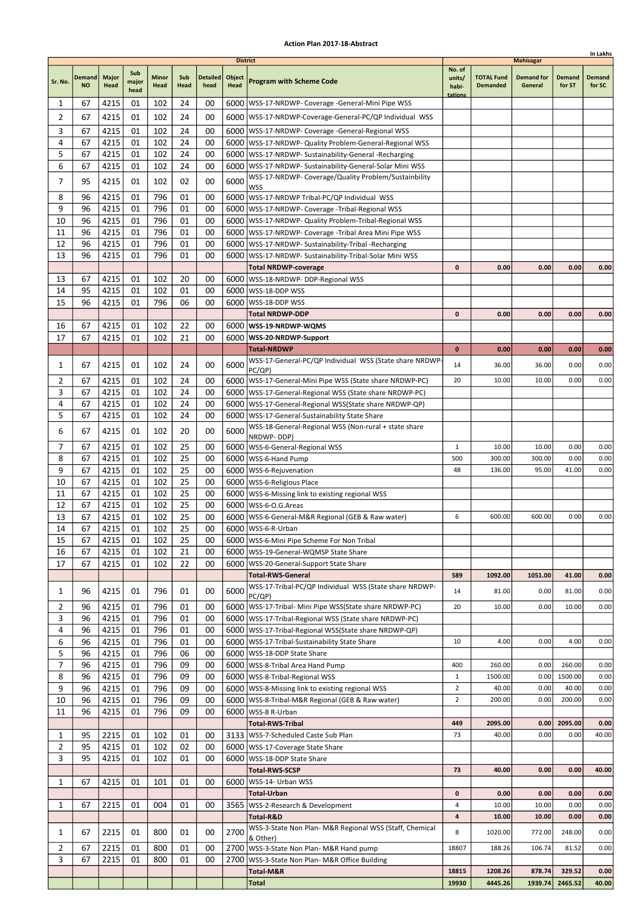# Action Plan 2017-18-Abstract

In Lakhs

| Sr. No. | Demand NO | Major Head | Sub major head | Minor Head | Sub Head | Detailed head | Object Head | Program with Scheme Code | No. of units/ habi-tations | TOTAL Fund Demanded | Demand for General | Demand for ST | Demand for SC |
|---|---|---|---|---|---|---|---|---|---|---|---|---|---|
| | | | | | | | | District | Mahisagar | | | | |
| 1 | 67 | 4215 | 01 | 102 | 24 | 00 | 6000 | WSS-17-NRDWP- Coverage -General-Mini Pipe WSS | | | | | |
| 2 | 67 | 4215 | 01 | 102 | 24 | 00 | 6000 | WSS-17-NRDWP-Coverage-General-PC/QP Individual WSS | | | | | |
| 3 | 67 | 4215 | 01 | 102 | 24 | 00 | 6000 | WSS-17-NRDWP- Coverage -General-Regional WSS | | | | | |
| 4 | 67 | 4215 | 01 | 102 | 24 | 00 | 6000 | WSS-17-NRDWP- Quality Problem-General-Regional WSS | | | | | |
| 5 | 67 | 4215 | 01 | 102 | 24 | 00 | 6000 | WSS-17-NRDWP- Sustainability-General -Recharging | | | | | |
| 6 | 67 | 4215 | 01 | 102 | 24 | 00 | 6000 | WSS-17-NRDWP- Sustainability-General-Solar Mini WSS | | | | | |
| 7 | 95 | 4215 | 01 | 102 | 02 | 00 | 6000 | WSS-17-NRDWP- Coverage/Quality Problem/Sustainbility WSS | | | | | |
| 8 | 96 | 4215 | 01 | 796 | 01 | 00 | 6000 | WSS-17-NRDWP Tribal-PC/QP Individual WSS | | | | | |
| 9 | 96 | 4215 | 01 | 796 | 01 | 00 | 6000 | WSS-17-NRDWP- Coverage -Tribal-Regional WSS | | | | | |
| 10 | 96 | 4215 | 01 | 796 | 01 | 00 | 6000 | WSS-17-NRDWP- Quality Problem-Tribal-Regional WSS | | | | | |
| 11 | 96 | 4215 | 01 | 796 | 01 | 00 | 6000 | WSS-17-NRDWP- Coverage -Tribal Area Mini Pipe WSS | | | | | |
| 12 | 96 | 4215 | 01 | 796 | 01 | 00 | 6000 | WSS-17-NRDWP- Sustainability-Tribal -Recharging | | | | | |
| 13 | 96 | 4215 | 01 | 796 | 01 | 00 | 6000 | WSS-17-NRDWP- Sustainability-Tribal-Solar Mini WSS | | | | | |
| | | | | | | | | **Total NRDWP-coverage** | **0** | **0.00** | **0.00** | **0.00** | **0.00** |
| 13 | 67 | 4215 | 01 | 102 | 20 | 00 | 6000 | WSS-18-NRDWP- DDP-Regional WSS | | | | | |
| 14 | 95 | 4215 | 01 | 102 | 01 | 00 | 6000 | WSS-18-DDP WSS | | | | | |
| 15 | 96 | 4215 | 01 | 796 | 06 | 00 | 6000 | WSS-18-DDP WSS | | | | | |
| | | | | | | | | **Total NRDWP-DDP** | **0** | **0.00** | **0.00** | **0.00** | **0.00** |
| 16 | 67 | 4215 | 01 | 102 | 22 | 00 | 6000 | **WSS-19-NRDWP-WQMS** | | | | | |
| 17 | 67 | 4215 | 01 | 102 | 21 | 00 | 6000 | **WSS-20-NRDWP-Support** | | | | | |
| | | | | | | | | **Total-NRDWP** | **0** | **0.00** | **0.00** | **0.00** | **0.00** |
| 1 | 67 | 4215 | 01 | 102 | 24 | 00 | 6000 | WSS-17-General-PC/QP Individual WSS (State share NRDWP-PC/QP) | 14 | 36.00 | 36.00 | 0.00 | 0.00 |
| 2 | 67 | 4215 | 01 | 102 | 24 | 00 | 6000 | WSS-17-General-Mini Pipe WSS (State share NRDWP-PC) | 20 | 10.00 | 10.00 | 0.00 | 0.00 |
| 3 | 67 | 4215 | 01 | 102 | 24 | 00 | 6000 | WSS-17-General-Regional WSS (State share NRDWP-PC) | | | | | |
| 4 | 67 | 4215 | 01 | 102 | 24 | 00 | 6000 | WSS-17-General-Regional WSS(State share NRDWP-QP) | | | | | |
| 5 | 67 | 4215 | 01 | 102 | 24 | 00 | 6000 | WSS-17-General-Sustainability State Share | | | | | |
| 6 | 67 | 4215 | 01 | 102 | 20 | 00 | 6000 | WSS-18-General-Regional WSS (Non-rural + state share NRDWP- DDP) | | | | | |
| 7 | 67 | 4215 | 01 | 102 | 25 | 00 | 6000 | WSS-6-General-Regional WSS | 1 | 10.00 | 10.00 | 0.00 | 0.00 |
| 8 | 67 | 4215 | 01 | 102 | 25 | 00 | 6000 | WSS-6-Hand Pump | 500 | 300.00 | 300.00 | 0.00 | 0.00 |
| 9 | 67 | 4215 | 01 | 102 | 25 | 00 | 6000 | WSS-6-Rejuvenation | 48 | 136.00 | 95.00 | 41.00 | 0.00 |
| 10 | 67 | 4215 | 01 | 102 | 25 | 00 | 6000 | WSS-6-Religious Place | | | | | |
| 11 | 67 | 4215 | 01 | 102 | 25 | 00 | 6000 | WSS-6-Missing link to existing regional WSS | | | | | |
| 12 | 67 | 4215 | 01 | 102 | 25 | 00 | 6000 | WSS-6-O.G.Areas | | | | | |
| 13 | 67 | 4215 | 01 | 102 | 25 | 00 | 6000 | WSS-6-General-M&R Regional (GEB & Raw water) | 6 | 600.00 | 600.00 | 0.00 | 0.00 |
| 14 | 67 | 4215 | 01 | 102 | 25 | 00 | 6000 | WSS-6-R-Urban | | | | | |
| 15 | 67 | 4215 | 01 | 102 | 25 | 00 | 6000 | WSS-6-Mini Pipe Scheme For Non Tribal | | | | | |
| 16 | 67 | 4215 | 01 | 102 | 21 | 00 | 6000 | WSS-19-General-WQMSP State Share | | | | | |
| 17 | 67 | 4215 | 01 | 102 | 22 | 00 | 6000 | WSS-20-General-Support State Share | | | | | |
| | | | | | | | | **Total-RWS-General** | **589** | **1092.00** | **1051.00** | **41.00** | **0.00** |
| 1 | 96 | 4215 | 01 | 796 | 01 | 00 | 6000 | WSS-17-Tribal-PC/QP Individual WSS (State share NRDWP-PC/QP) | 14 | 81.00 | 0.00 | 81.00 | 0.00 |
| 2 | 96 | 4215 | 01 | 796 | 01 | 00 | 6000 | WSS-17-Tribal- Mini Pipe WSS(State share NRDWP-PC) | 20 | 10.00 | 0.00 | 10.00 | 0.00 |
| 3 | 96 | 4215 | 01 | 796 | 01 | 00 | 6000 | WSS-17-Tribal-Regional WSS (State share NRDWP-PC) | | | | | |
| 4 | 96 | 4215 | 01 | 796 | 01 | 00 | 6000 | WSS-17-Tribal-Regional WSS(State share NRDWP-QP) | | | | | |
| 6 | 96 | 4215 | 01 | 796 | 01 | 00 | 6000 | WSS-17-Tribal-Sustainability State Share | 10 | 4.00 | 0.00 | 4.00 | 0.00 |
| 5 | 96 | 4215 | 01 | 796 | 06 | 00 | 6000 | WSS-18-DDP State Share | | | | | |
| 7 | 96 | 4215 | 01 | 796 | 09 | 00 | 6000 | WSS-8-Tribal Area Hand Pump | 400 | 260.00 | 0.00 | 260.00 | 0.00 |
| 8 | 96 | 4215 | 01 | 796 | 09 | 00 | 6000 | WSS-8-Tribal-Regional WSS | 1 | 1500.00 | 0.00 | 1500.00 | 0.00 |
| 9 | 96 | 4215 | 01 | 796 | 09 | 00 | 6000 | WSS-8-Missing link to existing regional WSS | 2 | 40.00 | 0.00 | 40.00 | 0.00 |
| 10 | 96 | 4215 | 01 | 796 | 09 | 00 | 6000 | WSS-8-Tribal-M&R Regional (GEB & Raw water) | 2 | 200.00 | 0.00 | 200.00 | 0.00 |
| 11 | 96 | 4215 | 01 | 796 | 09 | 00 | 6000 | WSS-8 R-Urban | | | | | |
| | | | | | | | | **Total-RWS-Tribal** | **449** | **2095.00** | **0.00** | **2095.00** | **0.00** |
| 1 | 95 | 2215 | 01 | 102 | 01 | 00 | 3133 | WSS-7-Scheduled Caste Sub Plan | 73 | 40.00 | 0.00 | 0.00 | 40.00 |
| 2 | 95 | 4215 | 01 | 102 | 02 | 00 | 6000 | WSS-17-Coverage State Share | | | | | |
| 3 | 95 | 4215 | 01 | 102 | 01 | 00 | 6000 | WSS-18-DDP State Share | | | | | |
| | | | | | | | | **Total-RWS-SCSP** | **73** | **40.00** | **0.00** | **0.00** | **40.00** |
| 1 | 67 | 4215 | 01 | 101 | 01 | 00 | 6000 | WSS-14- Urban WSS | | | | | |
| | | | | | | | | **Total-Urban** | **0** | **0.00** | **0.00** | **0.00** | **0.00** |
| 1 | 67 | 2215 | 01 | 004 | 01 | 00 | 3565 | WSS-2-Research & Development | 4 | 10.00 | 10.00 | 0.00 | 0.00 |
| | | | | | | | | **Total-R&D** | **4** | **10.00** | **10.00** | **0.00** | **0.00** |
| 1 | 67 | 2215 | 01 | 800 | 01 | 00 | 2700 | WSS-3-State Non Plan- M&R Regional WSS (Staff, Chemical & Other) | 8 | 1020.00 | 772.00 | 248.00 | 0.00 |
| 2 | 67 | 2215 | 01 | 800 | 01 | 00 | 2700 | WSS-3-State Non Plan- M&R Hand pump | 18807 | 188.26 | 106.74 | 81.52 | 0.00 |
| 3 | 67 | 2215 | 01 | 800 | 01 | 00 | 2700 | WSS-3-State Non Plan- M&R Office Building | | | | | |
| | | | | | | | | **Total-M&R** | **18815** | **1208.26** | **878.74** | **329.52** | **0.00** |
| | | | | | | | | **Total** | **19930** | **4445.26** | **1939.74** | **2465.52** | **40.00** |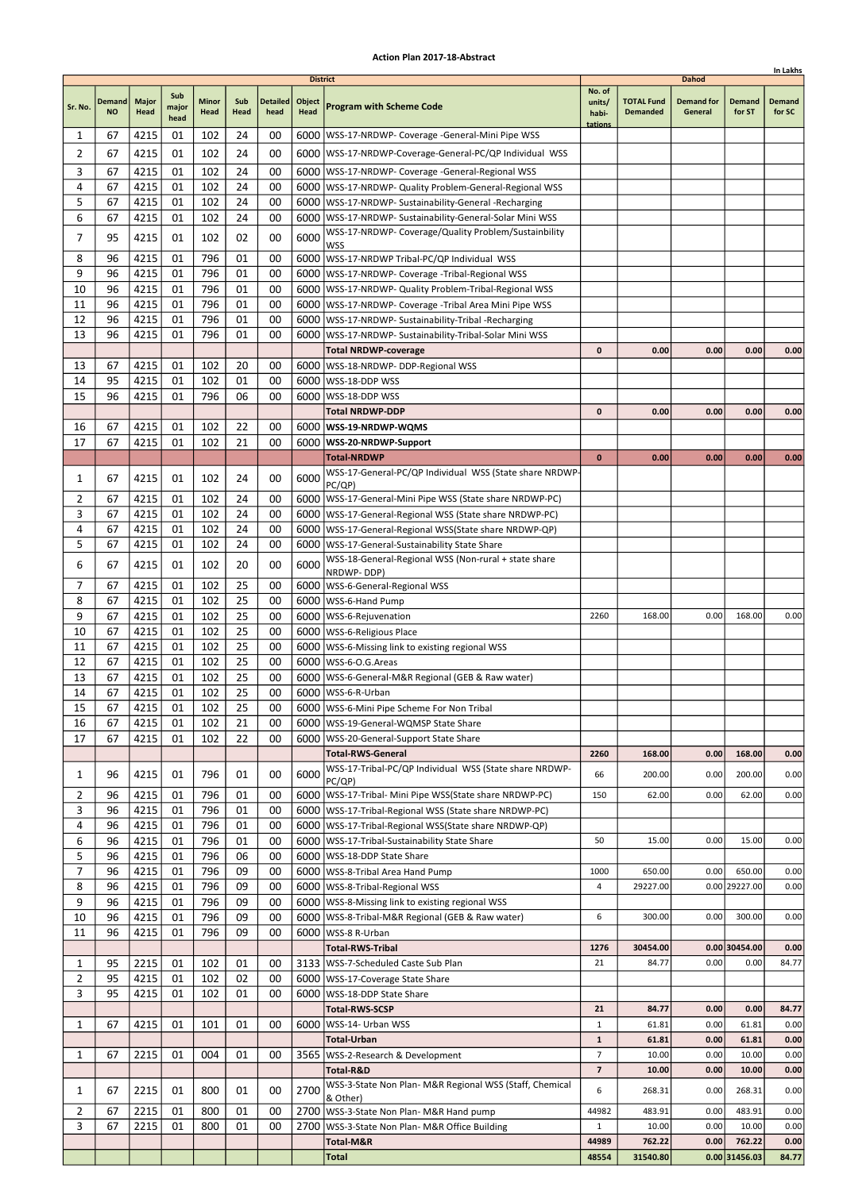# Action Plan 2017-18-Abstract

In Lakhs

| Sr. No. | Demand NO | Major Head | Sub major head | Minor Head | Sub Head | Detailed head | Object Head | Program with Scheme Code | No. of units/ habi-tations | TOTAL Fund Demanded | Demand for General | Demand for ST | Demand for SC |
|---|---|---|---|---|---|---|---|---|---|---|---|---|---|
| | | | | | | | | District | Dahod | | | | |
| 1 | 67 | 4215 | 01 | 102 | 24 | 00 | 6000 | WSS-17-NRDWP- Coverage -General-Mini Pipe WSS | | | | | |
| 2 | 67 | 4215 | 01 | 102 | 24 | 00 | 6000 | WSS-17-NRDWP-Coverage-General-PC/QP Individual WSS | | | | | |
| 3 | 67 | 4215 | 01 | 102 | 24 | 00 | 6000 | WSS-17-NRDWP- Coverage -General-Regional WSS | | | | | |
| 4 | 67 | 4215 | 01 | 102 | 24 | 00 | 6000 | WSS-17-NRDWP- Quality Problem-General-Regional WSS | | | | | |
| 5 | 67 | 4215 | 01 | 102 | 24 | 00 | 6000 | WSS-17-NRDWP- Sustainability-General -Recharging | | | | | |
| 6 | 67 | 4215 | 01 | 102 | 24 | 00 | 6000 | WSS-17-NRDWP- Sustainability-General-Solar Mini WSS | | | | | |
| 7 | 95 | 4215 | 01 | 102 | 02 | 00 | 6000 | WSS-17-NRDWP- Coverage/Quality Problem/Sustainbility WSS | | | | | |
| 8 | 96 | 4215 | 01 | 796 | 01 | 00 | 6000 | WSS-17-NRDWP Tribal-PC/QP Individual WSS | | | | | |
| 9 | 96 | 4215 | 01 | 796 | 01 | 00 | 6000 | WSS-17-NRDWP- Coverage -Tribal-Regional WSS | | | | | |
| 10 | 96 | 4215 | 01 | 796 | 01 | 00 | 6000 | WSS-17-NRDWP- Quality Problem-Tribal-Regional WSS | | | | | |
| 11 | 96 | 4215 | 01 | 796 | 01 | 00 | 6000 | WSS-17-NRDWP- Coverage -Tribal Area Mini Pipe WSS | | | | | |
| 12 | 96 | 4215 | 01 | 796 | 01 | 00 | 6000 | WSS-17-NRDWP- Sustainability-Tribal -Recharging | | | | | |
| 13 | 96 | 4215 | 01 | 796 | 01 | 00 | 6000 | WSS-17-NRDWP- Sustainability-Tribal-Solar Mini WSS | | | | | |
| | | | | | | | | **Total NRDWP-coverage** | **0** | **0.00** | **0.00** | **0.00** | **0.00** |
| 13 | 67 | 4215 | 01 | 102 | 20 | 00 | 6000 | WSS-18-NRDWP- DDP-Regional WSS | | | | | |
| 14 | 95 | 4215 | 01 | 102 | 01 | 00 | 6000 | WSS-18-DDP WSS | | | | | |
| 15 | 96 | 4215 | 01 | 796 | 06 | 00 | 6000 | WSS-18-DDP WSS | | | | | |
| | | | | | | | | **Total NRDWP-DDP** | **0** | **0.00** | **0.00** | **0.00** | **0.00** |
| 16 | 67 | 4215 | 01 | 102 | 22 | 00 | 6000 | **WSS-19-NRDWP-WQMS** | | | | | |
| 17 | 67 | 4215 | 01 | 102 | 21 | 00 | 6000 | **WSS-20-NRDWP-Support** | | | | | |
| | | | | | | | | **Total-NRDWP** | **0** | **0.00** | **0.00** | **0.00** | **0.00** |
| 1 | 67 | 4215 | 01 | 102 | 24 | 00 | 6000 | WSS-17-General-PC/QP Individual WSS (State share NRDWP-PC/QP) | | | | | |
| 2 | 67 | 4215 | 01 | 102 | 24 | 00 | 6000 | WSS-17-General-Mini Pipe WSS (State share NRDWP-PC) | | | | | |
| 3 | 67 | 4215 | 01 | 102 | 24 | 00 | 6000 | WSS-17-General-Regional WSS (State share NRDWP-PC) | | | | | |
| 4 | 67 | 4215 | 01 | 102 | 24 | 00 | 6000 | WSS-17-General-Regional WSS(State share NRDWP-QP) | | | | | |
| 5 | 67 | 4215 | 01 | 102 | 24 | 00 | 6000 | WSS-17-General-Sustainability State Share | | | | | |
| 6 | 67 | 4215 | 01 | 102 | 20 | 00 | 6000 | WSS-18-General-Regional WSS (Non-rural + state share NRDWP- DDP) | | | | | |
| 7 | 67 | 4215 | 01 | 102 | 25 | 00 | 6000 | WSS-6-General-Regional WSS | | | | | |
| 8 | 67 | 4215 | 01 | 102 | 25 | 00 | 6000 | WSS-6-Hand Pump | | | | | |
| 9 | 67 | 4215 | 01 | 102 | 25 | 00 | 6000 | WSS-6-Rejuvenation | 2260 | 168.00 | 0.00 | 168.00 | 0.00 |
| 10 | 67 | 4215 | 01 | 102 | 25 | 00 | 6000 | WSS-6-Religious Place | | | | | |
| 11 | 67 | 4215 | 01 | 102 | 25 | 00 | 6000 | WSS-6-Missing link to existing regional WSS | | | | | |
| 12 | 67 | 4215 | 01 | 102 | 25 | 00 | 6000 | WSS-6-O.G.Areas | | | | | |
| 13 | 67 | 4215 | 01 | 102 | 25 | 00 | 6000 | WSS-6-General-M&R Regional (GEB & Raw water) | | | | | |
| 14 | 67 | 4215 | 01 | 102 | 25 | 00 | 6000 | WSS-6-R-Urban | | | | | |
| 15 | 67 | 4215 | 01 | 102 | 25 | 00 | 6000 | WSS-6-Mini Pipe Scheme For Non Tribal | | | | | |
| 16 | 67 | 4215 | 01 | 102 | 21 | 00 | 6000 | WSS-19-General-WQMSP State Share | | | | | |
| 17 | 67 | 4215 | 01 | 102 | 22 | 00 | 6000 | WSS-20-General-Support State Share | | | | | |
| | | | | | | | | **Total-RWS-General** | **2260** | **168.00** | **0.00** | **168.00** | **0.00** |
| 1 | 96 | 4215 | 01 | 796 | 01 | 00 | 6000 | WSS-17-Tribal-PC/QP Individual WSS (State share NRDWP-PC/QP) | 66 | 200.00 | 0.00 | 200.00 | 0.00 |
| 2 | 96 | 4215 | 01 | 796 | 01 | 00 | 6000 | WSS-17-Tribal- Mini Pipe WSS(State share NRDWP-PC) | 150 | 62.00 | 0.00 | 62.00 | 0.00 |
| 3 | 96 | 4215 | 01 | 796 | 01 | 00 | 6000 | WSS-17-Tribal-Regional WSS (State share NRDWP-PC) | | | | | |
| 4 | 96 | 4215 | 01 | 796 | 01 | 00 | 6000 | WSS-17-Tribal-Regional WSS(State share NRDWP-QP) | | | | | |
| 6 | 96 | 4215 | 01 | 796 | 01 | 00 | 6000 | WSS-17-Tribal-Sustainability State Share | 50 | 15.00 | 0.00 | 15.00 | 0.00 |
| 5 | 96 | 4215 | 01 | 796 | 06 | 00 | 6000 | WSS-18-DDP State Share | | | | | |
| 7 | 96 | 4215 | 01 | 796 | 09 | 00 | 6000 | WSS-8-Tribal Area Hand Pump | 1000 | 650.00 | 0.00 | 650.00 | 0.00 |
| 8 | 96 | 4215 | 01 | 796 | 09 | 00 | 6000 | WSS-8-Tribal-Regional WSS | 4 | 29227.00 | 0.00 | 29227.00 | 0.00 |
| 9 | 96 | 4215 | 01 | 796 | 09 | 00 | 6000 | WSS-8-Missing link to existing regional WSS | | | | | |
| 10 | 96 | 4215 | 01 | 796 | 09 | 00 | 6000 | WSS-8-Tribal-M&R Regional (GEB & Raw water) | 6 | 300.00 | 0.00 | 300.00 | 0.00 |
| 11 | 96 | 4215 | 01 | 796 | 09 | 00 | 6000 | WSS-8 R-Urban | | | | | |
| | | | | | | | | **Total-RWS-Tribal** | **1276** | **30454.00** | **0.00** | **30454.00** | **0.00** |
| 1 | 95 | 2215 | 01 | 102 | 01 | 00 | 3133 | WSS-7-Scheduled Caste Sub Plan | 21 | 84.77 | 0.00 | 0.00 | 84.77 |
| 2 | 95 | 4215 | 01 | 102 | 02 | 00 | 6000 | WSS-17-Coverage State Share | | | | | |
| 3 | 95 | 4215 | 01 | 102 | 01 | 00 | 6000 | WSS-18-DDP State Share | | | | | |
| | | | | | | | | **Total-RWS-SCSP** | **21** | **84.77** | **0.00** | **0.00** | **84.77** |
| 1 | 67 | 4215 | 01 | 101 | 01 | 00 | 6000 | WSS-14- Urban WSS | 1 | 61.81 | 0.00 | 61.81 | 0.00 |
| | | | | | | | | **Total-Urban** | **1** | **61.81** | **0.00** | **61.81** | **0.00** |
| 1 | 67 | 2215 | 01 | 004 | 01 | 00 | 3565 | WSS-2-Research & Development | 7 | 10.00 | 0.00 | 10.00 | 0.00 |
| | | | | | | | | **Total-R&D** | **7** | **10.00** | **0.00** | **10.00** | **0.00** |
| 1 | 67 | 2215 | 01 | 800 | 01 | 00 | 2700 | WSS-3-State Non Plan- M&R Regional WSS (Staff, Chemical & Other) | 6 | 268.31 | 0.00 | 268.31 | 0.00 |
| 2 | 67 | 2215 | 01 | 800 | 01 | 00 | 2700 | WSS-3-State Non Plan- M&R Hand pump | 44982 | 483.91 | 0.00 | 483.91 | 0.00 |
| 3 | 67 | 2215 | 01 | 800 | 01 | 00 | 2700 | WSS-3-State Non Plan- M&R Office Building | 1 | 10.00 | 0.00 | 10.00 | 0.00 |
| | | | | | | | | **Total-M&R** | **44989** | **762.22** | **0.00** | **762.22** | **0.00** |
| | | | | | | | | **Total** | **48554** | **31540.80** | **0.00** | **31456.03** | **84.77** |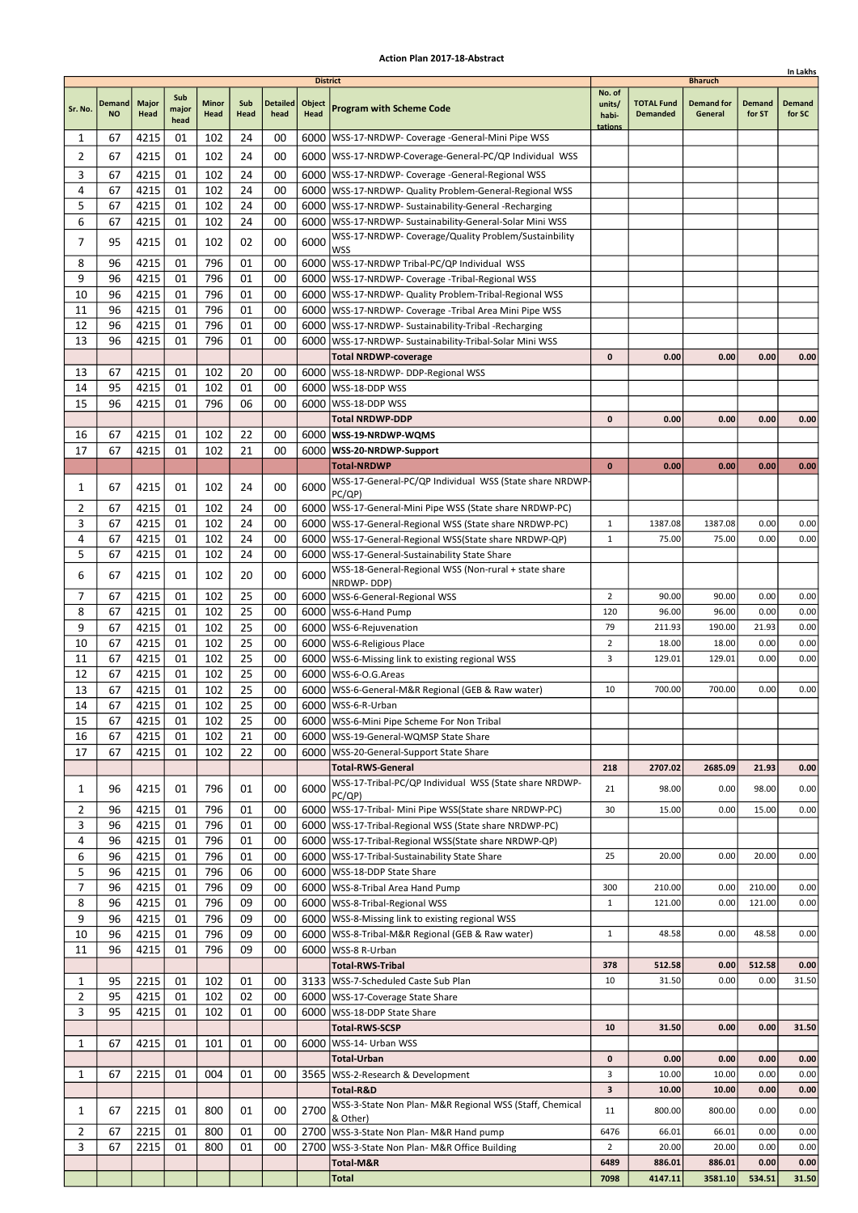# Action Plan 2017-18-Abstract

In Lakhs

| Sr. No. | Demand NO | Major Head | Sub major head | Minor Head | Sub Head | Detailed head | Object Head | Program with Scheme Code | No. of units/ habi-tations | TOTAL Fund Demanded | Demand for General | Demand for ST | Demand for SC |
|---|---|---|---|---|---|---|---|---|---|---|---|---|---|
| | | | | | | | | District | Bharuch | | | | |
| 1 | 67 | 4215 | 01 | 102 | 24 | 00 | 6000 | WSS-17-NRDWP- Coverage -General-Mini Pipe WSS | | | | | |
| 2 | 67 | 4215 | 01 | 102 | 24 | 00 | 6000 | WSS-17-NRDWP-Coverage-General-PC/QP Individual WSS | | | | | |
| 3 | 67 | 4215 | 01 | 102 | 24 | 00 | 6000 | WSS-17-NRDWP- Coverage -General-Regional WSS | | | | | |
| 4 | 67 | 4215 | 01 | 102 | 24 | 00 | 6000 | WSS-17-NRDWP- Quality Problem-General-Regional WSS | | | | | |
| 5 | 67 | 4215 | 01 | 102 | 24 | 00 | 6000 | WSS-17-NRDWP- Sustainability-General -Recharging | | | | | |
| 6 | 67 | 4215 | 01 | 102 | 24 | 00 | 6000 | WSS-17-NRDWP- Sustainability-General-Solar Mini WSS | | | | | |
| 7 | 95 | 4215 | 01 | 102 | 02 | 00 | 6000 | WSS-17-NRDWP- Coverage/Quality Problem/Sustainbility WSS | | | | | |
| 8 | 96 | 4215 | 01 | 796 | 01 | 00 | 6000 | WSS-17-NRDWP Tribal-PC/QP Individual WSS | | | | | |
| 9 | 96 | 4215 | 01 | 796 | 01 | 00 | 6000 | WSS-17-NRDWP- Coverage -Tribal-Regional WSS | | | | | |
| 10 | 96 | 4215 | 01 | 796 | 01 | 00 | 6000 | WSS-17-NRDWP- Quality Problem-Tribal-Regional WSS | | | | | |
| 11 | 96 | 4215 | 01 | 796 | 01 | 00 | 6000 | WSS-17-NRDWP- Coverage -Tribal Area Mini Pipe WSS | | | | | |
| 12 | 96 | 4215 | 01 | 796 | 01 | 00 | 6000 | WSS-17-NRDWP- Sustainability-Tribal -Recharging | | | | | |
| 13 | 96 | 4215 | 01 | 796 | 01 | 00 | 6000 | WSS-17-NRDWP- Sustainability-Tribal-Solar Mini WSS | | | | | |
| | | | | | | | | **Total NRDWP-coverage** | **0** | **0.00** | **0.00** | **0.00** | **0.00** |
| 13 | 67 | 4215 | 01 | 102 | 20 | 00 | 6000 | WSS-18-NRDWP- DDP-Regional WSS | | | | | |
| 14 | 95 | 4215 | 01 | 102 | 01 | 00 | 6000 | WSS-18-DDP WSS | | | | | |
| 15 | 96 | 4215 | 01 | 796 | 06 | 00 | 6000 | WSS-18-DDP WSS | | | | | |
| | | | | | | | | **Total NRDWP-DDP** | **0** | **0.00** | **0.00** | **0.00** | **0.00** |
| 16 | 67 | 4215 | 01 | 102 | 22 | 00 | 6000 | **WSS-19-NRDWP-WQMS** | | | | | |
| 17 | 67 | 4215 | 01 | 102 | 21 | 00 | 6000 | **WSS-20-NRDWP-Support** | | | | | |
| | | | | | | | | **Total-NRDWP** | **0** | **0.00** | **0.00** | **0.00** | **0.00** |
| 1 | 67 | 4215 | 01 | 102 | 24 | 00 | 6000 | WSS-17-General-PC/QP Individual WSS (State share NRDWP-PC/QP) | | | | | |
| 2 | 67 | 4215 | 01 | 102 | 24 | 00 | 6000 | WSS-17-General-Mini Pipe WSS (State share NRDWP-PC) | | | | | |
| 3 | 67 | 4215 | 01 | 102 | 24 | 00 | 6000 | WSS-17-General-Regional WSS (State share NRDWP-PC) | 1 | 1387.08 | 1387.08 | 0.00 | 0.00 |
| 4 | 67 | 4215 | 01 | 102 | 24 | 00 | 6000 | WSS-17-General-Regional WSS(State share NRDWP-QP) | 1 | 75.00 | 75.00 | 0.00 | 0.00 |
| 5 | 67 | 4215 | 01 | 102 | 24 | 00 | 6000 | WSS-17-General-Sustainability State Share | | | | | |
| 6 | 67 | 4215 | 01 | 102 | 20 | 00 | 6000 | WSS-18-General-Regional WSS (Non-rural + state share NRDWP- DDP) | | | | | |
| 7 | 67 | 4215 | 01 | 102 | 25 | 00 | 6000 | WSS-6-General-Regional WSS | 2 | 90.00 | 90.00 | 0.00 | 0.00 |
| 8 | 67 | 4215 | 01 | 102 | 25 | 00 | 6000 | WSS-6-Hand Pump | 120 | 96.00 | 96.00 | 0.00 | 0.00 |
| 9 | 67 | 4215 | 01 | 102 | 25 | 00 | 6000 | WSS-6-Rejuvenation | 79 | 211.93 | 190.00 | 21.93 | 0.00 |
| 10 | 67 | 4215 | 01 | 102 | 25 | 00 | 6000 | WSS-6-Religious Place | 2 | 18.00 | 18.00 | 0.00 | 0.00 |
| 11 | 67 | 4215 | 01 | 102 | 25 | 00 | 6000 | WSS-6-Missing link to existing regional WSS | 3 | 129.01 | 129.01 | 0.00 | 0.00 |
| 12 | 67 | 4215 | 01 | 102 | 25 | 00 | 6000 | WSS-6-O.G.Areas | | | | | |
| 13 | 67 | 4215 | 01 | 102 | 25 | 00 | 6000 | WSS-6-General-M&R Regional (GEB & Raw water) | 10 | 700.00 | 700.00 | 0.00 | 0.00 |
| 14 | 67 | 4215 | 01 | 102 | 25 | 00 | 6000 | WSS-6-R-Urban | | | | | |
| 15 | 67 | 4215 | 01 | 102 | 25 | 00 | 6000 | WSS-6-Mini Pipe Scheme For Non Tribal | | | | | |
| 16 | 67 | 4215 | 01 | 102 | 21 | 00 | 6000 | WSS-19-General-WQMSP State Share | | | | | |
| 17 | 67 | 4215 | 01 | 102 | 22 | 00 | 6000 | WSS-20-General-Support State Share | | | | | |
| | | | | | | | | **Total-RWS-General** | **218** | **2707.02** | **2685.09** | **21.93** | **0.00** |
| 1 | 96 | 4215 | 01 | 796 | 01 | 00 | 6000 | WSS-17-Tribal-PC/QP Individual WSS (State share NRDWP-PC/QP) | 21 | 98.00 | 0.00 | 98.00 | 0.00 |
| 2 | 96 | 4215 | 01 | 796 | 01 | 00 | 6000 | WSS-17-Tribal- Mini Pipe WSS(State share NRDWP-PC) | 30 | 15.00 | 0.00 | 15.00 | 0.00 |
| 3 | 96 | 4215 | 01 | 796 | 01 | 00 | 6000 | WSS-17-Tribal-Regional WSS (State share NRDWP-PC) | | | | | |
| 4 | 96 | 4215 | 01 | 796 | 01 | 00 | 6000 | WSS-17-Tribal-Regional WSS(State share NRDWP-QP) | | | | | |
| 6 | 96 | 4215 | 01 | 796 | 01 | 00 | 6000 | WSS-17-Tribal-Sustainability State Share | 25 | 20.00 | 0.00 | 20.00 | 0.00 |
| 5 | 96 | 4215 | 01 | 796 | 06 | 00 | 6000 | WSS-18-DDP State Share | | | | | |
| 7 | 96 | 4215 | 01 | 796 | 09 | 00 | 6000 | WSS-8-Tribal Area Hand Pump | 300 | 210.00 | 0.00 | 210.00 | 0.00 |
| 8 | 96 | 4215 | 01 | 796 | 09 | 00 | 6000 | WSS-8-Tribal-Regional WSS | 1 | 121.00 | 0.00 | 121.00 | 0.00 |
| 9 | 96 | 4215 | 01 | 796 | 09 | 00 | 6000 | WSS-8-Missing link to existing regional WSS | | | | | |
| 10 | 96 | 4215 | 01 | 796 | 09 | 00 | 6000 | WSS-8-Tribal-M&R Regional (GEB & Raw water) | 1 | 48.58 | 0.00 | 48.58 | 0.00 |
| 11 | 96 | 4215 | 01 | 796 | 09 | 00 | 6000 | WSS-8 R-Urban | | | | | |
| | | | | | | | | **Total-RWS-Tribal** | **378** | **512.58** | **0.00** | **512.58** | **0.00** |
| 1 | 95 | 2215 | 01 | 102 | 01 | 00 | 3133 | WSS-7-Scheduled Caste Sub Plan | 10 | 31.50 | 0.00 | 0.00 | 31.50 |
| 2 | 95 | 4215 | 01 | 102 | 02 | 00 | 6000 | WSS-17-Coverage State Share | | | | | |
| 3 | 95 | 4215 | 01 | 102 | 01 | 00 | 6000 | WSS-18-DDP State Share | | | | | |
| | | | | | | | | **Total-RWS-SCSP** | **10** | **31.50** | **0.00** | **0.00** | **31.50** |
| 1 | 67 | 4215 | 01 | 101 | 01 | 00 | 6000 | WSS-14- Urban WSS | | | | | |
| | | | | | | | | **Total-Urban** | **0** | **0.00** | **0.00** | **0.00** | **0.00** |
| 1 | 67 | 2215 | 01 | 004 | 01 | 00 | 3565 | WSS-2-Research & Development | 3 | 10.00 | 10.00 | 0.00 | 0.00 |
| | | | | | | | | **Total-R&D** | **3** | **10.00** | **10.00** | **0.00** | **0.00** |
| 1 | 67 | 2215 | 01 | 800 | 01 | 00 | 2700 | WSS-3-State Non Plan- M&R Regional WSS (Staff, Chemical & Other) | 11 | 800.00 | 800.00 | 0.00 | 0.00 |
| 2 | 67 | 2215 | 01 | 800 | 01 | 00 | 2700 | WSS-3-State Non Plan- M&R Hand pump | 6476 | 66.01 | 66.01 | 0.00 | 0.00 |
| 3 | 67 | 2215 | 01 | 800 | 01 | 00 | 2700 | WSS-3-State Non Plan- M&R Office Building | 2 | 20.00 | 20.00 | 0.00 | 0.00 |
| | | | | | | | | **Total-M&R** | **6489** | **886.01** | **886.01** | **0.00** | **0.00** |
| | | | | | | | | **Total** | **7098** | **4147.11** | **3581.10** | **534.51** | **31.50** |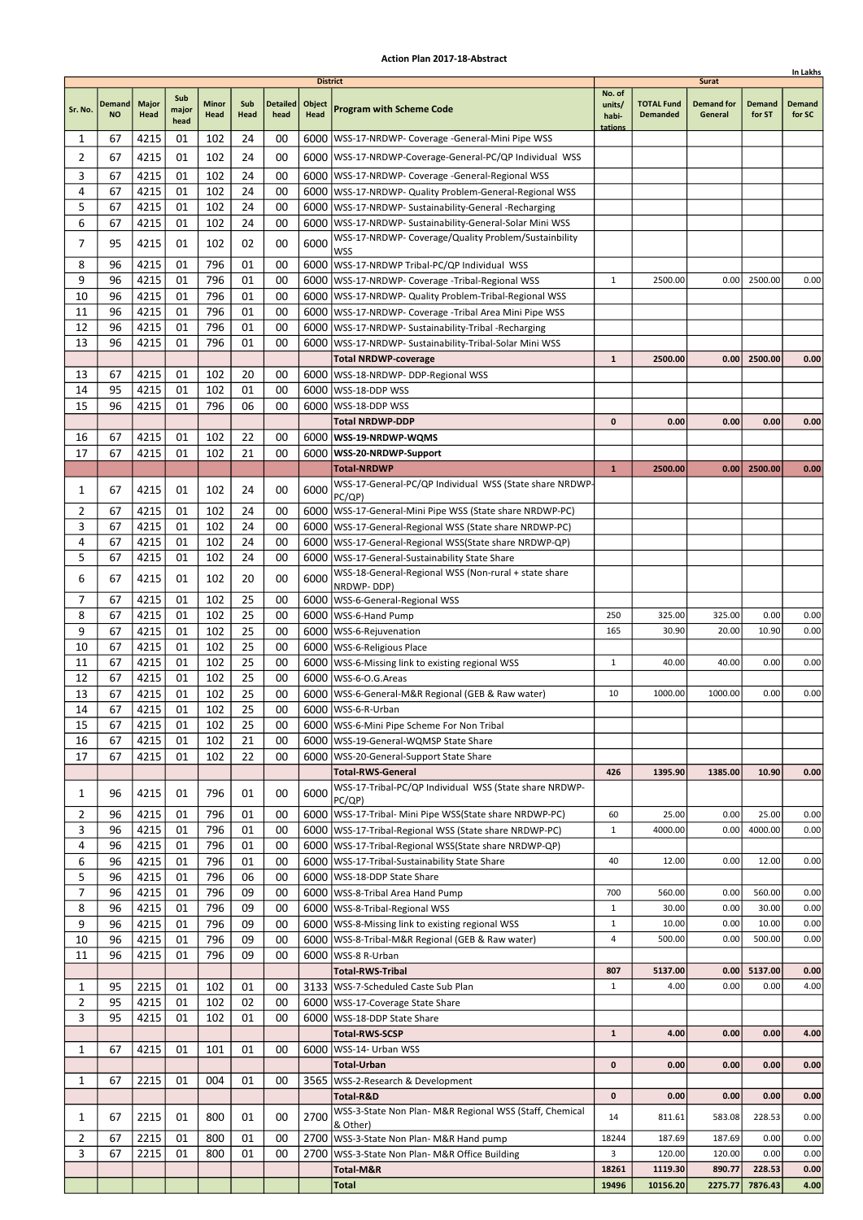## Action Plan 2017-18-Abstract

In Lakhs

| Sr. No. | Demand NO | Major Head | Sub major head | Minor Head | Sub Head | Detailed head | Object Head | District<br>Program with Scheme Code | No. of units/ habi-tations | Surat<br>TOTAL Fund Demanded | Demand for General | Demand for ST | Demand for SC |
|---|---|---|---|---|---|---|---|---|---|---|---|---|---|
| 1 | 67 | 4215 | 01 | 102 | 24 | 00 | 6000 | WSS-17-NRDWP- Coverage -General-Mini Pipe WSS | | | | | |
| 2 | 67 | 4215 | 01 | 102 | 24 | 00 | 6000 | WSS-17-NRDWP-Coverage-General-PC/QP Individual WSS | | | | | |
| 3 | 67 | 4215 | 01 | 102 | 24 | 00 | 6000 | WSS-17-NRDWP- Coverage -General-Regional WSS | | | | | |
| 4 | 67 | 4215 | 01 | 102 | 24 | 00 | 6000 | WSS-17-NRDWP- Quality Problem-General-Regional WSS | | | | | |
| 5 | 67 | 4215 | 01 | 102 | 24 | 00 | 6000 | WSS-17-NRDWP- Sustainability-General -Recharging | | | | | |
| 6 | 67 | 4215 | 01 | 102 | 24 | 00 | 6000 | WSS-17-NRDWP- Sustainability-General-Solar Mini WSS | | | | | |
| 7 | 95 | 4215 | 01 | 102 | 02 | 00 | 6000 | WSS-17-NRDWP- Coverage/Quality Problem/Sustainbility WSS | | | | | |
| 8 | 96 | 4215 | 01 | 796 | 01 | 00 | 6000 | WSS-17-NRDWP Tribal-PC/QP Individual WSS | | | | | |
| 9 | 96 | 4215 | 01 | 796 | 01 | 00 | 6000 | WSS-17-NRDWP- Coverage -Tribal-Regional WSS | 1 | 2500.00 | 0.00 | 2500.00 | 0.00 |
| 10 | 96 | 4215 | 01 | 796 | 01 | 00 | 6000 | WSS-17-NRDWP- Quality Problem-Tribal-Regional WSS | | | | | |
| 11 | 96 | 4215 | 01 | 796 | 01 | 00 | 6000 | WSS-17-NRDWP- Coverage -Tribal Area Mini Pipe WSS | | | | | |
| 12 | 96 | 4215 | 01 | 796 | 01 | 00 | 6000 | WSS-17-NRDWP- Sustainability-Tribal -Recharging | | | | | |
| 13 | 96 | 4215 | 01 | 796 | 01 | 00 | 6000 | WSS-17-NRDWP- Sustainability-Tribal-Solar Mini WSS | | | | | |
| | | | | | | | | **Total NRDWP-coverage** | **1** | **2500.00** | **0.00** | **2500.00** | **0.00** |
| 13 | 67 | 4215 | 01 | 102 | 20 | 00 | 6000 | WSS-18-NRDWP- DDP-Regional WSS | | | | | |
| 14 | 95 | 4215 | 01 | 102 | 01 | 00 | 6000 | WSS-18-DDP WSS | | | | | |
| 15 | 96 | 4215 | 01 | 796 | 06 | 00 | 6000 | WSS-18-DDP WSS | | | | | |
| | | | | | | | | **Total NRDWP-DDP** | **0** | **0.00** | **0.00** | **0.00** | **0.00** |
| 16 | 67 | 4215 | 01 | 102 | 22 | 00 | 6000 | **WSS-19-NRDWP-WQMS** | | | | | |
| 17 | 67 | 4215 | 01 | 102 | 21 | 00 | 6000 | **WSS-20-NRDWP-Support** | | | | | |
| | | | | | | | | **Total-NRDWP** | **1** | **2500.00** | **0.00** | **2500.00** | **0.00** |
| 1 | 67 | 4215 | 01 | 102 | 24 | 00 | 6000 | WSS-17-General-PC/QP Individual WSS (State share NRDWP-PC/QP) | | | | | |
| 2 | 67 | 4215 | 01 | 102 | 24 | 00 | 6000 | WSS-17-General-Mini Pipe WSS (State share NRDWP-PC) | | | | | |
| 3 | 67 | 4215 | 01 | 102 | 24 | 00 | 6000 | WSS-17-General-Regional WSS (State share NRDWP-PC) | | | | | |
| 4 | 67 | 4215 | 01 | 102 | 24 | 00 | 6000 | WSS-17-General-Regional WSS(State share NRDWP-QP) | | | | | |
| 5 | 67 | 4215 | 01 | 102 | 24 | 00 | 6000 | WSS-17-General-Sustainability State Share | | | | | |
| 6 | 67 | 4215 | 01 | 102 | 20 | 00 | 6000 | WSS-18-General-Regional WSS (Non-rural + state share NRDWP- DDP) | | | | | |
| 7 | 67 | 4215 | 01 | 102 | 25 | 00 | 6000 | WSS-6-General-Regional WSS | | | | | |
| 8 | 67 | 4215 | 01 | 102 | 25 | 00 | 6000 | WSS-6-Hand Pump | 250 | 325.00 | 325.00 | 0.00 | 0.00 |
| 9 | 67 | 4215 | 01 | 102 | 25 | 00 | 6000 | WSS-6-Rejuvenation | 165 | 30.90 | 20.00 | 10.90 | 0.00 |
| 10 | 67 | 4215 | 01 | 102 | 25 | 00 | 6000 | WSS-6-Religious Place | | | | | |
| 11 | 67 | 4215 | 01 | 102 | 25 | 00 | 6000 | WSS-6-Missing link to existing regional WSS | 1 | 40.00 | 40.00 | 0.00 | 0.00 |
| 12 | 67 | 4215 | 01 | 102 | 25 | 00 | 6000 | WSS-6-O.G.Areas | | | | | |
| 13 | 67 | 4215 | 01 | 102 | 25 | 00 | 6000 | WSS-6-General-M&R Regional (GEB & Raw water) | 10 | 1000.00 | 1000.00 | 0.00 | 0.00 |
| 14 | 67 | 4215 | 01 | 102 | 25 | 00 | 6000 | WSS-6-R-Urban | | | | | |
| 15 | 67 | 4215 | 01 | 102 | 25 | 00 | 6000 | WSS-6-Mini Pipe Scheme For Non Tribal | | | | | |
| 16 | 67 | 4215 | 01 | 102 | 21 | 00 | 6000 | WSS-19-General-WQMSP State Share | | | | | |
| 17 | 67 | 4215 | 01 | 102 | 22 | 00 | 6000 | WSS-20-General-Support State Share | | | | | |
| | | | | | | | | **Total-RWS-General** | **426** | **1395.90** | **1385.00** | **10.90** | **0.00** |
| 1 | 96 | 4215 | 01 | 796 | 01 | 00 | 6000 | WSS-17-Tribal-PC/QP Individual WSS (State share NRDWP-PC/QP) | | | | | |
| 2 | 96 | 4215 | 01 | 796 | 01 | 00 | 6000 | WSS-17-Tribal- Mini Pipe WSS(State share NRDWP-PC) | 60 | 25.00 | 0.00 | 25.00 | 0.00 |
| 3 | 96 | 4215 | 01 | 796 | 01 | 00 | 6000 | WSS-17-Tribal-Regional WSS (State share NRDWP-PC) | 1 | 4000.00 | 0.00 | 4000.00 | 0.00 |
| 4 | 96 | 4215 | 01 | 796 | 01 | 00 | 6000 | WSS-17-Tribal-Regional WSS(State share NRDWP-QP) | | | | | |
| 6 | 96 | 4215 | 01 | 796 | 01 | 00 | 6000 | WSS-17-Tribal-Sustainability State Share | 40 | 12.00 | 0.00 | 12.00 | 0.00 |
| 5 | 96 | 4215 | 01 | 796 | 06 | 00 | 6000 | WSS-18-DDP State Share | | | | | |
| 7 | 96 | 4215 | 01 | 796 | 09 | 00 | 6000 | WSS-8-Tribal Area Hand Pump | 700 | 560.00 | 0.00 | 560.00 | 0.00 |
| 8 | 96 | 4215 | 01 | 796 | 09 | 00 | 6000 | WSS-8-Tribal-Regional WSS | 1 | 30.00 | 0.00 | 30.00 | 0.00 |
| 9 | 96 | 4215 | 01 | 796 | 09 | 00 | 6000 | WSS-8-Missing link to existing regional WSS | 1 | 10.00 | 0.00 | 10.00 | 0.00 |
| 10 | 96 | 4215 | 01 | 796 | 09 | 00 | 6000 | WSS-8-Tribal-M&R Regional (GEB & Raw water) | 4 | 500.00 | 0.00 | 500.00 | 0.00 |
| 11 | 96 | 4215 | 01 | 796 | 09 | 00 | 6000 | WSS-8 R-Urban | | | | | |
| | | | | | | | | **Total-RWS-Tribal** | **807** | **5137.00** | **0.00** | **5137.00** | **0.00** |
| 1 | 95 | 2215 | 01 | 102 | 01 | 00 | 3133 | WSS-7-Scheduled Caste Sub Plan | 1 | 4.00 | 0.00 | 0.00 | 4.00 |
| 2 | 95 | 4215 | 01 | 102 | 02 | 00 | 6000 | WSS-17-Coverage State Share | | | | | |
| 3 | 95 | 4215 | 01 | 102 | 01 | 00 | 6000 | WSS-18-DDP State Share | | | | | |
| | | | | | | | | **Total-RWS-SCSP** | **1** | **4.00** | **0.00** | **0.00** | **4.00** |
| 1 | 67 | 4215 | 01 | 101 | 01 | 00 | 6000 | WSS-14- Urban WSS | | | | | |
| | | | | | | | | **Total-Urban** | **0** | **0.00** | **0.00** | **0.00** | **0.00** |
| 1 | 67 | 2215 | 01 | 004 | 01 | 00 | 3565 | WSS-2-Research & Development | | | | | |
| | | | | | | | | **Total-R&D** | **0** | **0.00** | **0.00** | **0.00** | **0.00** |
| 1 | 67 | 2215 | 01 | 800 | 01 | 00 | 2700 | WSS-3-State Non Plan- M&R Regional WSS (Staff, Chemical & Other) | 14 | 811.61 | 583.08 | 228.53 | 0.00 |
| 2 | 67 | 2215 | 01 | 800 | 01 | 00 | 2700 | WSS-3-State Non Plan- M&R Hand pump | 18244 | 187.69 | 187.69 | 0.00 | 0.00 |
| 3 | 67 | 2215 | 01 | 800 | 01 | 00 | 2700 | WSS-3-State Non Plan- M&R Office Building | 3 | 120.00 | 120.00 | 0.00 | 0.00 |
| | | | | | | | | **Total-M&R** | **18261** | **1119.30** | **890.77** | **228.53** | **0.00** |
| | | | | | | | | **Total** | **19496** | **10156.20** | **2275.77** | **7876.43** | **4.00** |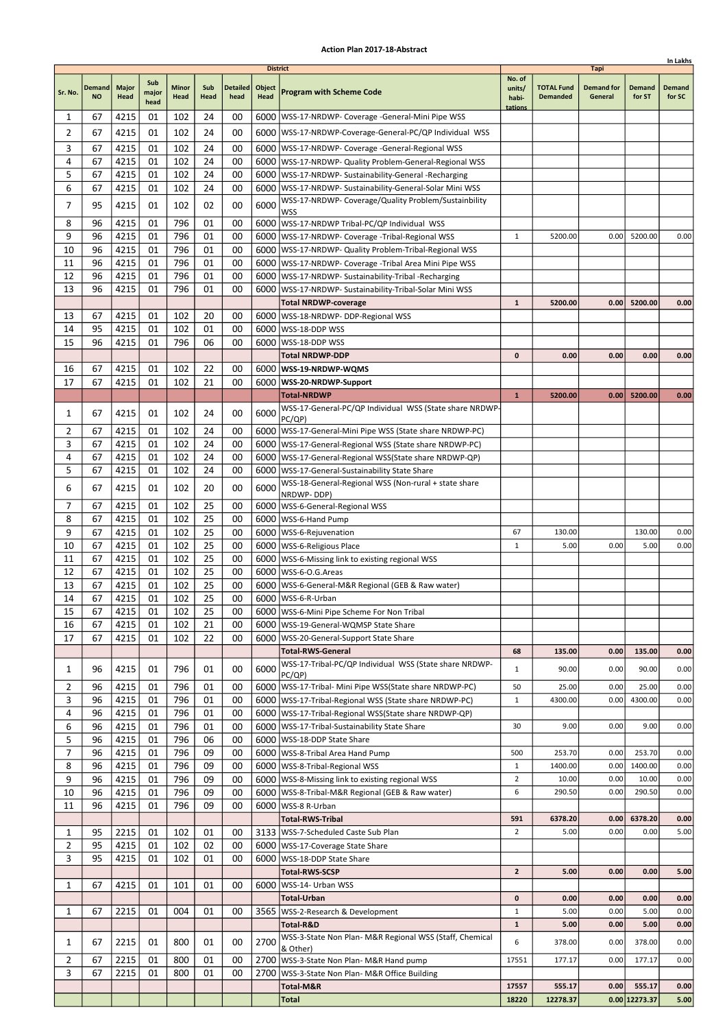## Action Plan 2017-18-Abstract

In Lakhs

| Sr. No. | Demand NO | Major Head | Sub major head | Minor Head | Sub Head | Detailed head | Object Head | District / Program with Scheme Code | No. of units/ habi-tations | TOTAL Fund Demanded | Demand for General | Demand for ST | Demand for SC |
|---|---|---|---|---|---|---|---|---|---|---|---|---|---|
| | | | | | | | | | Tapi | | | | |
| 1 | 67 | 4215 | 01 | 102 | 24 | 00 | 6000 | WSS-17-NRDWP- Coverage -General-Mini Pipe WSS | | | | | |
| 2 | 67 | 4215 | 01 | 102 | 24 | 00 | 6000 | WSS-17-NRDWP-Coverage-General-PC/QP Individual WSS | | | | | |
| 3 | 67 | 4215 | 01 | 102 | 24 | 00 | 6000 | WSS-17-NRDWP- Coverage -General-Regional WSS | | | | | |
| 4 | 67 | 4215 | 01 | 102 | 24 | 00 | 6000 | WSS-17-NRDWP- Quality Problem-General-Regional WSS | | | | | |
| 5 | 67 | 4215 | 01 | 102 | 24 | 00 | 6000 | WSS-17-NRDWP- Sustainability-General -Recharging | | | | | |
| 6 | 67 | 4215 | 01 | 102 | 24 | 00 | 6000 | WSS-17-NRDWP- Sustainability-General-Solar Mini WSS | | | | | |
| 7 | 95 | 4215 | 01 | 102 | 02 | 00 | 6000 | WSS-17-NRDWP- Coverage/Quality Problem/Sustainbility WSS | | | | | |
| 8 | 96 | 4215 | 01 | 796 | 01 | 00 | 6000 | WSS-17-NRDWP Tribal-PC/QP Individual WSS | | | | | |
| 9 | 96 | 4215 | 01 | 796 | 01 | 00 | 6000 | WSS-17-NRDWP- Coverage -Tribal-Regional WSS | 1 | 5200.00 | 0.00 | 5200.00 | 0.00 |
| 10 | 96 | 4215 | 01 | 796 | 01 | 00 | 6000 | WSS-17-NRDWP- Quality Problem-Tribal-Regional WSS | | | | | |
| 11 | 96 | 4215 | 01 | 796 | 01 | 00 | 6000 | WSS-17-NRDWP- Coverage -Tribal Area Mini Pipe WSS | | | | | |
| 12 | 96 | 4215 | 01 | 796 | 01 | 00 | 6000 | WSS-17-NRDWP- Sustainability-Tribal -Recharging | | | | | |
| 13 | 96 | 4215 | 01 | 796 | 01 | 00 | 6000 | WSS-17-NRDWP- Sustainability-Tribal-Solar Mini WSS | | | | | |
| | | | | | | | | **Total NRDWP-coverage** | **1** | **5200.00** | **0.00** | **5200.00** | **0.00** |
| 13 | 67 | 4215 | 01 | 102 | 20 | 00 | 6000 | WSS-18-NRDWP- DDP-Regional WSS | | | | | |
| 14 | 95 | 4215 | 01 | 102 | 01 | 00 | 6000 | WSS-18-DDP WSS | | | | | |
| 15 | 96 | 4215 | 01 | 796 | 06 | 00 | 6000 | WSS-18-DDP WSS | | | | | |
| | | | | | | | | **Total NRDWP-DDP** | **0** | **0.00** | **0.00** | **0.00** | **0.00** |
| 16 | 67 | 4215 | 01 | 102 | 22 | 00 | 6000 | **WSS-19-NRDWP-WQMS** | | | | | |
| 17 | 67 | 4215 | 01 | 102 | 21 | 00 | 6000 | **WSS-20-NRDWP-Support** | | | | | |
| | | | | | | | | **Total-NRDWP** | **1** | **5200.00** | **0.00** | **5200.00** | **0.00** |
| 1 | 67 | 4215 | 01 | 102 | 24 | 00 | 6000 | WSS-17-General-PC/QP Individual WSS (State share NRDWP-PC/QP) | | | | | |
| 2 | 67 | 4215 | 01 | 102 | 24 | 00 | 6000 | WSS-17-General-Mini Pipe WSS (State share NRDWP-PC) | | | | | |
| 3 | 67 | 4215 | 01 | 102 | 24 | 00 | 6000 | WSS-17-General-Regional WSS (State share NRDWP-PC) | | | | | |
| 4 | 67 | 4215 | 01 | 102 | 24 | 00 | 6000 | WSS-17-General-Regional WSS(State share NRDWP-QP) | | | | | |
| 5 | 67 | 4215 | 01 | 102 | 24 | 00 | 6000 | WSS-17-General-Sustainability State Share | | | | | |
| 6 | 67 | 4215 | 01 | 102 | 20 | 00 | 6000 | WSS-18-General-Regional WSS (Non-rural + state share NRDWP- DDP) | | | | | |
| 7 | 67 | 4215 | 01 | 102 | 25 | 00 | 6000 | WSS-6-General-Regional WSS | | | | | |
| 8 | 67 | 4215 | 01 | 102 | 25 | 00 | 6000 | WSS-6-Hand Pump | | | | | |
| 9 | 67 | 4215 | 01 | 102 | 25 | 00 | 6000 | WSS-6-Rejuvenation | 67 | 130.00 | | 130.00 | 0.00 |
| 10 | 67 | 4215 | 01 | 102 | 25 | 00 | 6000 | WSS-6-Religious Place | 1 | 5.00 | 0.00 | 5.00 | 0.00 |
| 11 | 67 | 4215 | 01 | 102 | 25 | 00 | 6000 | WSS-6-Missing link to existing regional WSS | | | | | |
| 12 | 67 | 4215 | 01 | 102 | 25 | 00 | 6000 | WSS-6-O.G.Areas | | | | | |
| 13 | 67 | 4215 | 01 | 102 | 25 | 00 | 6000 | WSS-6-General-M&R Regional (GEB & Raw water) | | | | | |
| 14 | 67 | 4215 | 01 | 102 | 25 | 00 | 6000 | WSS-6-R-Urban | | | | | |
| 15 | 67 | 4215 | 01 | 102 | 25 | 00 | 6000 | WSS-6-Mini Pipe Scheme For Non Tribal | | | | | |
| 16 | 67 | 4215 | 01 | 102 | 21 | 00 | 6000 | WSS-19-General-WQMSP State Share | | | | | |
| 17 | 67 | 4215 | 01 | 102 | 22 | 00 | 6000 | WSS-20-General-Support State Share | | | | | |
| | | | | | | | | **Total-RWS-General** | **68** | **135.00** | **0.00** | **135.00** | **0.00** |
| 1 | 96 | 4215 | 01 | 796 | 01 | 00 | 6000 | WSS-17-Tribal-PC/QP Individual WSS (State share NRDWP-PC/QP) | 1 | 90.00 | 0.00 | 90.00 | 0.00 |
| 2 | 96 | 4215 | 01 | 796 | 01 | 00 | 6000 | WSS-17-Tribal- Mini Pipe WSS(State share NRDWP-PC) | 50 | 25.00 | 0.00 | 25.00 | 0.00 |
| 3 | 96 | 4215 | 01 | 796 | 01 | 00 | 6000 | WSS-17-Tribal-Regional WSS (State share NRDWP-PC) | 1 | 4300.00 | 0.00 | 4300.00 | 0.00 |
| 4 | 96 | 4215 | 01 | 796 | 01 | 00 | 6000 | WSS-17-Tribal-Regional WSS(State share NRDWP-QP) | | | | | |
| 6 | 96 | 4215 | 01 | 796 | 01 | 00 | 6000 | WSS-17-Tribal-Sustainability State Share | 30 | 9.00 | 0.00 | 9.00 | 0.00 |
| 5 | 96 | 4215 | 01 | 796 | 06 | 00 | 6000 | WSS-18-DDP State Share | | | | | |
| 7 | 96 | 4215 | 01 | 796 | 09 | 00 | 6000 | WSS-8-Tribal Area Hand Pump | 500 | 253.70 | 0.00 | 253.70 | 0.00 |
| 8 | 96 | 4215 | 01 | 796 | 09 | 00 | 6000 | WSS-8-Tribal-Regional WSS | 1 | 1400.00 | 0.00 | 1400.00 | 0.00 |
| 9 | 96 | 4215 | 01 | 796 | 09 | 00 | 6000 | WSS-8-Missing link to existing regional WSS | 2 | 10.00 | 0.00 | 10.00 | 0.00 |
| 10 | 96 | 4215 | 01 | 796 | 09 | 00 | 6000 | WSS-8-Tribal-M&R Regional (GEB & Raw water) | 6 | 290.50 | 0.00 | 290.50 | 0.00 |
| 11 | 96 | 4215 | 01 | 796 | 09 | 00 | 6000 | WSS-8 R-Urban | | | | | |
| | | | | | | | | **Total-RWS-Tribal** | **591** | **6378.20** | **0.00** | **6378.20** | **0.00** |
| 1 | 95 | 2215 | 01 | 102 | 01 | 00 | 3133 | WSS-7-Scheduled Caste Sub Plan | 2 | 5.00 | 0.00 | 0.00 | 5.00 |
| 2 | 95 | 4215 | 01 | 102 | 02 | 00 | 6000 | WSS-17-Coverage State Share | | | | | |
| 3 | 95 | 4215 | 01 | 102 | 01 | 00 | 6000 | WSS-18-DDP State Share | | | | | |
| | | | | | | | | **Total-RWS-SCSP** | **2** | **5.00** | **0.00** | **0.00** | **5.00** |
| 1 | 67 | 4215 | 01 | 101 | 01 | 00 | 6000 | WSS-14- Urban WSS | | | | | |
| | | | | | | | | **Total-Urban** | **0** | **0.00** | **0.00** | **0.00** | **0.00** |
| 1 | 67 | 2215 | 01 | 004 | 01 | 00 | 3565 | WSS-2-Research & Development | 1 | 5.00 | 0.00 | 5.00 | 0.00 |
| | | | | | | | | **Total-R&D** | **1** | **5.00** | **0.00** | **5.00** | **0.00** |
| 1 | 67 | 2215 | 01 | 800 | 01 | 00 | 2700 | WSS-3-State Non Plan- M&R Regional WSS (Staff, Chemical & Other) | 6 | 378.00 | 0.00 | 378.00 | 0.00 |
| 2 | 67 | 2215 | 01 | 800 | 01 | 00 | 2700 | WSS-3-State Non Plan- M&R Hand pump | 17551 | 177.17 | 0.00 | 177.17 | 0.00 |
| 3 | 67 | 2215 | 01 | 800 | 01 | 00 | 2700 | WSS-3-State Non Plan- M&R Office Building | | | | | |
| | | | | | | | | **Total-M&R** | **17557** | **555.17** | **0.00** | **555.17** | **0.00** |
| | | | | | | | | **Total** | **18220** | **12278.37** | **0.00** | **12273.37** | **5.00** |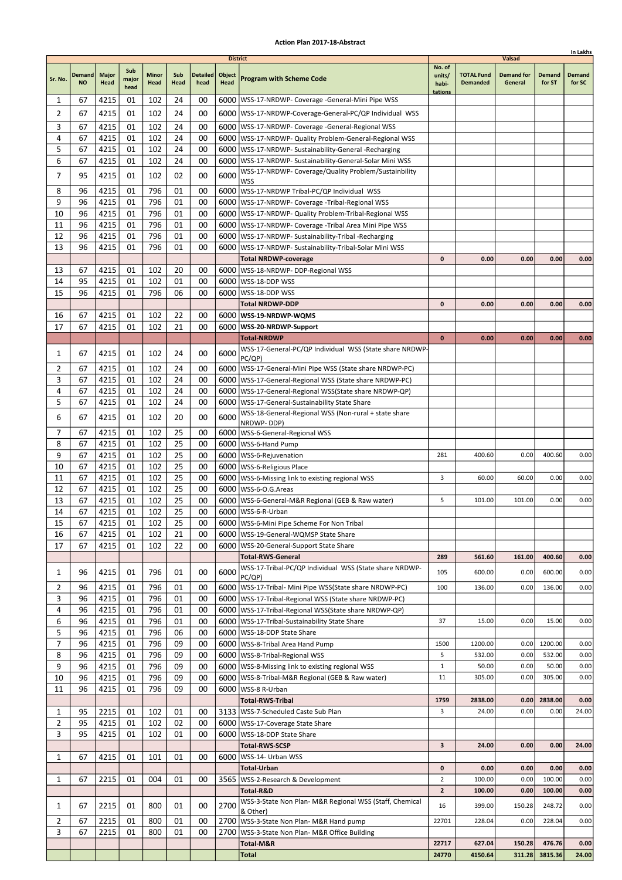# Action Plan 2017-18-Abstract

In Lakhs

| Sr. No. | Demand NO | Major Head | Sub major head | Minor Head | Sub Head | Detailed head | Object Head | District<br>Program with Scheme Code | Valsad<br>No. of units/ habi- tations | TOTAL Fund Demanded | Demand for General | Demand for ST | Demand for SC |
|---|---|---|---|---|---|---|---|---|---|---|---|---|---|
| 1 | 67 | 4215 | 01 | 102 | 24 | 00 | 6000 | WSS-17-NRDWP- Coverage -General-Mini Pipe WSS | | | | | |
| 2 | 67 | 4215 | 01 | 102 | 24 | 00 | 6000 | WSS-17-NRDWP-Coverage-General-PC/QP Individual WSS | | | | | |
| 3 | 67 | 4215 | 01 | 102 | 24 | 00 | 6000 | WSS-17-NRDWP- Coverage -General-Regional WSS | | | | | |
| 4 | 67 | 4215 | 01 | 102 | 24 | 00 | 6000 | WSS-17-NRDWP- Quality Problem-General-Regional WSS | | | | | |
| 5 | 67 | 4215 | 01 | 102 | 24 | 00 | 6000 | WSS-17-NRDWP- Sustainability-General -Recharging | | | | | |
| 6 | 67 | 4215 | 01 | 102 | 24 | 00 | 6000 | WSS-17-NRDWP- Sustainability-General-Solar Mini WSS | | | | | |
| 7 | 95 | 4215 | 01 | 102 | 02 | 00 | 6000 | WSS-17-NRDWP- Coverage/Quality Problem/Sustainbility WSS | | | | | |
| 8 | 96 | 4215 | 01 | 796 | 01 | 00 | 6000 | WSS-17-NRDWP Tribal-PC/QP Individual WSS | | | | | |
| 9 | 96 | 4215 | 01 | 796 | 01 | 00 | 6000 | WSS-17-NRDWP- Coverage -Tribal-Regional WSS | | | | | |
| 10 | 96 | 4215 | 01 | 796 | 01 | 00 | 6000 | WSS-17-NRDWP- Quality Problem-Tribal-Regional WSS | | | | | |
| 11 | 96 | 4215 | 01 | 796 | 01 | 00 | 6000 | WSS-17-NRDWP- Coverage -Tribal Area Mini Pipe WSS | | | | | |
| 12 | 96 | 4215 | 01 | 796 | 01 | 00 | 6000 | WSS-17-NRDWP- Sustainability-Tribal -Recharging | | | | | |
| 13 | 96 | 4215 | 01 | 796 | 01 | 00 | 6000 | WSS-17-NRDWP- Sustainability-Tribal-Solar Mini WSS | | | | | |
| | | | | | | | | **Total NRDWP-coverage** | **0** | **0.00** | **0.00** | **0.00** | **0.00** |
| 13 | 67 | 4215 | 01 | 102 | 20 | 00 | 6000 | WSS-18-NRDWP- DDP-Regional WSS | | | | | |
| 14 | 95 | 4215 | 01 | 102 | 01 | 00 | 6000 | WSS-18-DDP WSS | | | | | |
| 15 | 96 | 4215 | 01 | 796 | 06 | 00 | 6000 | WSS-18-DDP WSS | | | | | |
| | | | | | | | | **Total NRDWP-DDP** | **0** | **0.00** | **0.00** | **0.00** | **0.00** |
| 16 | 67 | 4215 | 01 | 102 | 22 | 00 | 6000 | **WSS-19-NRDWP-WQMS** | | | | | |
| 17 | 67 | 4215 | 01 | 102 | 21 | 00 | 6000 | **WSS-20-NRDWP-Support** | | | | | |
| | | | | | | | | **Total-NRDWP** | **0** | **0.00** | **0.00** | **0.00** | **0.00** |
| 1 | 67 | 4215 | 01 | 102 | 24 | 00 | 6000 | WSS-17-General-PC/QP Individual WSS (State share NRDWP-PC/QP) | | | | | |
| 2 | 67 | 4215 | 01 | 102 | 24 | 00 | 6000 | WSS-17-General-Mini Pipe WSS (State share NRDWP-PC) | | | | | |
| 3 | 67 | 4215 | 01 | 102 | 24 | 00 | 6000 | WSS-17-General-Regional WSS (State share NRDWP-PC) | | | | | |
| 4 | 67 | 4215 | 01 | 102 | 24 | 00 | 6000 | WSS-17-General-Regional WSS(State share NRDWP-QP) | | | | | |
| 5 | 67 | 4215 | 01 | 102 | 24 | 00 | 6000 | WSS-17-General-Sustainability State Share | | | | | |
| 6 | 67 | 4215 | 01 | 102 | 20 | 00 | 6000 | WSS-18-General-Regional WSS (Non-rural + state share NRDWP- DDP) | | | | | |
| 7 | 67 | 4215 | 01 | 102 | 25 | 00 | 6000 | WSS-6-General-Regional WSS | | | | | |
| 8 | 67 | 4215 | 01 | 102 | 25 | 00 | 6000 | WSS-6-Hand Pump | | | | | |
| 9 | 67 | 4215 | 01 | 102 | 25 | 00 | 6000 | WSS-6-Rejuvenation | 281 | 400.60 | 0.00 | 400.60 | 0.00 |
| 10 | 67 | 4215 | 01 | 102 | 25 | 00 | 6000 | WSS-6-Religious Place | | | | | |
| 11 | 67 | 4215 | 01 | 102 | 25 | 00 | 6000 | WSS-6-Missing link to existing regional WSS | 3 | 60.00 | 60.00 | 0.00 | 0.00 |
| 12 | 67 | 4215 | 01 | 102 | 25 | 00 | 6000 | WSS-6-O.G.Areas | | | | | |
| 13 | 67 | 4215 | 01 | 102 | 25 | 00 | 6000 | WSS-6-General-M&R Regional (GEB & Raw water) | 5 | 101.00 | 101.00 | 0.00 | 0.00 |
| 14 | 67 | 4215 | 01 | 102 | 25 | 00 | 6000 | WSS-6-R-Urban | | | | | |
| 15 | 67 | 4215 | 01 | 102 | 25 | 00 | 6000 | WSS-6-Mini Pipe Scheme For Non Tribal | | | | | |
| 16 | 67 | 4215 | 01 | 102 | 21 | 00 | 6000 | WSS-19-General-WQMSP State Share | | | | | |
| 17 | 67 | 4215 | 01 | 102 | 22 | 00 | 6000 | WSS-20-General-Support State Share | | | | | |
| | | | | | | | | **Total-RWS-General** | **289** | **561.60** | **161.00** | **400.60** | **0.00** |
| 1 | 96 | 4215 | 01 | 796 | 01 | 00 | 6000 | WSS-17-Tribal-PC/QP Individual WSS (State share NRDWP-PC/QP) | 105 | 600.00 | 0.00 | 600.00 | 0.00 |
| 2 | 96 | 4215 | 01 | 796 | 01 | 00 | 6000 | WSS-17-Tribal- Mini Pipe WSS(State share NRDWP-PC) | 100 | 136.00 | 0.00 | 136.00 | 0.00 |
| 3 | 96 | 4215 | 01 | 796 | 01 | 00 | 6000 | WSS-17-Tribal-Regional WSS (State share NRDWP-PC) | | | | | |
| 4 | 96 | 4215 | 01 | 796 | 01 | 00 | 6000 | WSS-17-Tribal-Regional WSS(State share NRDWP-QP) | | | | | |
| 6 | 96 | 4215 | 01 | 796 | 01 | 00 | 6000 | WSS-17-Tribal-Sustainability State Share | 37 | 15.00 | 0.00 | 15.00 | 0.00 |
| 5 | 96 | 4215 | 01 | 796 | 06 | 00 | 6000 | WSS-18-DDP State Share | | | | | |
| 7 | 96 | 4215 | 01 | 796 | 09 | 00 | 6000 | WSS-8-Tribal Area Hand Pump | 1500 | 1200.00 | 0.00 | 1200.00 | 0.00 |
| 8 | 96 | 4215 | 01 | 796 | 09 | 00 | 6000 | WSS-8-Tribal-Regional WSS | 5 | 532.00 | 0.00 | 532.00 | 0.00 |
| 9 | 96 | 4215 | 01 | 796 | 09 | 00 | 6000 | WSS-8-Missing link to existing regional WSS | 1 | 50.00 | 0.00 | 50.00 | 0.00 |
| 10 | 96 | 4215 | 01 | 796 | 09 | 00 | 6000 | WSS-8-Tribal-M&R Regional (GEB & Raw water) | 11 | 305.00 | 0.00 | 305.00 | 0.00 |
| 11 | 96 | 4215 | 01 | 796 | 09 | 00 | 6000 | WSS-8 R-Urban | | | | | |
| | | | | | | | | **Total-RWS-Tribal** | **1759** | **2838.00** | **0.00** | **2838.00** | **0.00** |
| 1 | 95 | 2215 | 01 | 102 | 01 | 00 | 3133 | WSS-7-Scheduled Caste Sub Plan | 3 | 24.00 | 0.00 | 0.00 | 24.00 |
| 2 | 95 | 4215 | 01 | 102 | 02 | 00 | 6000 | WSS-17-Coverage State Share | | | | | |
| 3 | 95 | 4215 | 01 | 102 | 01 | 00 | 6000 | WSS-18-DDP State Share | | | | | |
| | | | | | | | | **Total-RWS-SCSP** | **3** | **24.00** | **0.00** | **0.00** | **24.00** |
| 1 | 67 | 4215 | 01 | 101 | 01 | 00 | 6000 | WSS-14- Urban WSS | | | | | |
| | | | | | | | | **Total-Urban** | **0** | **0.00** | **0.00** | **0.00** | **0.00** |
| 1 | 67 | 2215 | 01 | 004 | 01 | 00 | 3565 | WSS-2-Research & Development | 2 | 100.00 | 0.00 | 100.00 | 0.00 |
| | | | | | | | | **Total-R&D** | **2** | **100.00** | **0.00** | **100.00** | **0.00** |
| 1 | 67 | 2215 | 01 | 800 | 01 | 00 | 2700 | WSS-3-State Non Plan- M&R Regional WSS (Staff, Chemical & Other) | 16 | 399.00 | 150.28 | 248.72 | 0.00 |
| 2 | 67 | 2215 | 01 | 800 | 01 | 00 | 2700 | WSS-3-State Non Plan- M&R Hand pump | 22701 | 228.04 | 0.00 | 228.04 | 0.00 |
| 3 | 67 | 2215 | 01 | 800 | 01 | 00 | 2700 | WSS-3-State Non Plan- M&R Office Building | | | | | |
| | | | | | | | | **Total-M&R** | **22717** | **627.04** | **150.28** | **476.76** | **0.00** |
| | | | | | | | | **Total** | **24770** | **4150.64** | **311.28** | **3815.36** | **24.00** |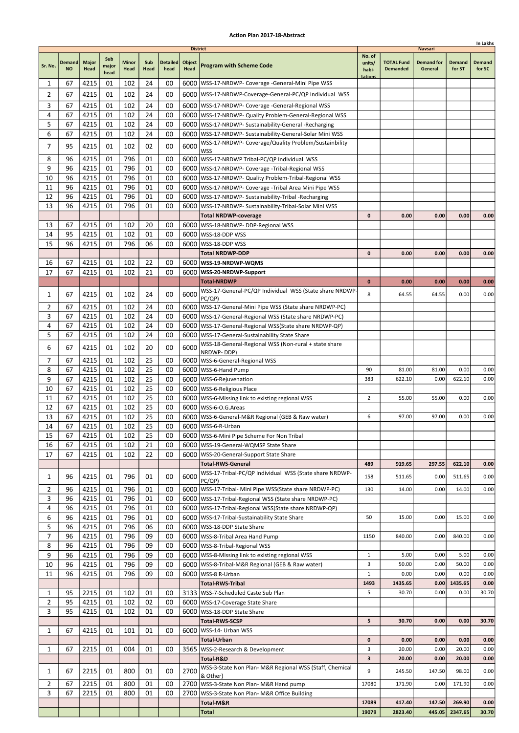**Action Plan 2017-18-Abstract**

In Lakhs

| Sr. No. | Demand NO | Major Head | Sub major head | Minor Head | Sub Head | Detailed head | Object Head | District: Program with Scheme Code | No. of units/ habi-tations | Navsari: TOTAL Fund Demanded | Demand for General | Demand for ST | Demand for SC |
|---|---|---|---|---|---|---|---|---|---|---|---|---|---|
| 1 | 67 | 4215 | 01 | 102 | 24 | 00 | 6000 | WSS-17-NRDWP- Coverage -General-Mini Pipe WSS | | | | | |
| 2 | 67 | 4215 | 01 | 102 | 24 | 00 | 6000 | WSS-17-NRDWP-Coverage-General-PC/QP Individual WSS | | | | | |
| 3 | 67 | 4215 | 01 | 102 | 24 | 00 | 6000 | WSS-17-NRDWP- Coverage -General-Regional WSS | | | | | |
| 4 | 67 | 4215 | 01 | 102 | 24 | 00 | 6000 | WSS-17-NRDWP- Quality Problem-General-Regional WSS | | | | | |
| 5 | 67 | 4215 | 01 | 102 | 24 | 00 | 6000 | WSS-17-NRDWP- Sustainability-General -Recharging | | | | | |
| 6 | 67 | 4215 | 01 | 102 | 24 | 00 | 6000 | WSS-17-NRDWP- Sustainability-General-Solar Mini WSS | | | | | |
| 7 | 95 | 4215 | 01 | 102 | 02 | 00 | 6000 | WSS-17-NRDWP- Coverage/Quality Problem/Sustainbility WSS | | | | | |
| 8 | 96 | 4215 | 01 | 796 | 01 | 00 | 6000 | WSS-17-NRDWP Tribal-PC/QP Individual WSS | | | | | |
| 9 | 96 | 4215 | 01 | 796 | 01 | 00 | 6000 | WSS-17-NRDWP- Coverage -Tribal-Regional WSS | | | | | |
| 10 | 96 | 4215 | 01 | 796 | 01 | 00 | 6000 | WSS-17-NRDWP- Quality Problem-Tribal-Regional WSS | | | | | |
| 11 | 96 | 4215 | 01 | 796 | 01 | 00 | 6000 | WSS-17-NRDWP- Coverage -Tribal Area Mini Pipe WSS | | | | | |
| 12 | 96 | 4215 | 01 | 796 | 01 | 00 | 6000 | WSS-17-NRDWP- Sustainability-Tribal -Recharging | | | | | |
| 13 | 96 | 4215 | 01 | 796 | 01 | 00 | 6000 | WSS-17-NRDWP- Sustainability-Tribal-Solar Mini WSS | | | | | |
| | | | | | | | | **Total NRDWP-coverage** | **0** | **0.00** | **0.00** | **0.00** | **0.00** |
| 13 | 67 | 4215 | 01 | 102 | 20 | 00 | 6000 | WSS-18-NRDWP- DDP-Regional WSS | | | | | |
| 14 | 95 | 4215 | 01 | 102 | 01 | 00 | 6000 | WSS-18-DDP WSS | | | | | |
| 15 | 96 | 4215 | 01 | 796 | 06 | 00 | 6000 | WSS-18-DDP WSS | | | | | |
| | | | | | | | | **Total NRDWP-DDP** | **0** | **0.00** | **0.00** | **0.00** | **0.00** |
| 16 | 67 | 4215 | 01 | 102 | 22 | 00 | 6000 | **WSS-19-NRDWP-WQMS** | | | | | |
| 17 | 67 | 4215 | 01 | 102 | 21 | 00 | 6000 | **WSS-20-NRDWP-Support** | | | | | |
| | | | | | | | | **Total-NRDWP** | **0** | **0.00** | **0.00** | **0.00** | **0.00** |
| 1 | 67 | 4215 | 01 | 102 | 24 | 00 | 6000 | WSS-17-General-PC/QP Individual WSS (State share NRDWP-PC/QP) | 8 | 64.55 | 64.55 | 0.00 | 0.00 |
| 2 | 67 | 4215 | 01 | 102 | 24 | 00 | 6000 | WSS-17-General-Mini Pipe WSS (State share NRDWP-PC) | | | | | |
| 3 | 67 | 4215 | 01 | 102 | 24 | 00 | 6000 | WSS-17-General-Regional WSS (State share NRDWP-PC) | | | | | |
| 4 | 67 | 4215 | 01 | 102 | 24 | 00 | 6000 | WSS-17-General-Regional WSS(State share NRDWP-QP) | | | | | |
| 5 | 67 | 4215 | 01 | 102 | 24 | 00 | 6000 | WSS-17-General-Sustainability State Share | | | | | |
| 6 | 67 | 4215 | 01 | 102 | 20 | 00 | 6000 | WSS-18-General-Regional WSS (Non-rural + state share NRDWP- DDP) | | | | | |
| 7 | 67 | 4215 | 01 | 102 | 25 | 00 | 6000 | WSS-6-General-Regional WSS | | | | | |
| 8 | 67 | 4215 | 01 | 102 | 25 | 00 | 6000 | WSS-6-Hand Pump | 90 | 81.00 | 81.00 | 0.00 | 0.00 |
| 9 | 67 | 4215 | 01 | 102 | 25 | 00 | 6000 | WSS-6-Rejuvenation | 383 | 622.10 | 0.00 | 622.10 | 0.00 |
| 10 | 67 | 4215 | 01 | 102 | 25 | 00 | 6000 | WSS-6-Religious Place | | | | | |
| 11 | 67 | 4215 | 01 | 102 | 25 | 00 | 6000 | WSS-6-Missing link to existing regional WSS | 2 | 55.00 | 55.00 | 0.00 | 0.00 |
| 12 | 67 | 4215 | 01 | 102 | 25 | 00 | 6000 | WSS-6-O.G.Areas | | | | | |
| 13 | 67 | 4215 | 01 | 102 | 25 | 00 | 6000 | WSS-6-General-M&R Regional (GEB & Raw water) | 6 | 97.00 | 97.00 | 0.00 | 0.00 |
| 14 | 67 | 4215 | 01 | 102 | 25 | 00 | 6000 | WSS-6-R-Urban | | | | | |
| 15 | 67 | 4215 | 01 | 102 | 25 | 00 | 6000 | WSS-6-Mini Pipe Scheme For Non Tribal | | | | | |
| 16 | 67 | 4215 | 01 | 102 | 21 | 00 | 6000 | WSS-19-General-WQMSP State Share | | | | | |
| 17 | 67 | 4215 | 01 | 102 | 22 | 00 | 6000 | WSS-20-General-Support State Share | | | | | |
| | | | | | | | | **Total-RWS-General** | **489** | **919.65** | **297.55** | **622.10** | **0.00** |
| 1 | 96 | 4215 | 01 | 796 | 01 | 00 | 6000 | WSS-17-Tribal-PC/QP Individual WSS (State share NRDWP-PC/QP) | 158 | 511.65 | 0.00 | 511.65 | 0.00 |
| 2 | 96 | 4215 | 01 | 796 | 01 | 00 | 6000 | WSS-17-Tribal- Mini Pipe WSS(State share NRDWP-PC) | 130 | 14.00 | 0.00 | 14.00 | 0.00 |
| 3 | 96 | 4215 | 01 | 796 | 01 | 00 | 6000 | WSS-17-Tribal-Regional WSS (State share NRDWP-PC) | | | | | |
| 4 | 96 | 4215 | 01 | 796 | 01 | 00 | 6000 | WSS-17-Tribal-Regional WSS(State share NRDWP-QP) | | | | | |
| 6 | 96 | 4215 | 01 | 796 | 01 | 00 | 6000 | WSS-17-Tribal-Sustainability State Share | 50 | 15.00 | 0.00 | 15.00 | 0.00 |
| 5 | 96 | 4215 | 01 | 796 | 06 | 00 | 6000 | WSS-18-DDP State Share | | | | | |
| 7 | 96 | 4215 | 01 | 796 | 09 | 00 | 6000 | WSS-8-Tribal Area Hand Pump | 1150 | 840.00 | 0.00 | 840.00 | 0.00 |
| 8 | 96 | 4215 | 01 | 796 | 09 | 00 | 6000 | WSS-8-Tribal-Regional WSS | | | | | |
| 9 | 96 | 4215 | 01 | 796 | 09 | 00 | 6000 | WSS-8-Missing link to existing regional WSS | 1 | 5.00 | 0.00 | 5.00 | 0.00 |
| 10 | 96 | 4215 | 01 | 796 | 09 | 00 | 6000 | WSS-8-Tribal-M&R Regional (GEB & Raw water) | 3 | 50.00 | 0.00 | 50.00 | 0.00 |
| 11 | 96 | 4215 | 01 | 796 | 09 | 00 | 6000 | WSS-8 R-Urban | 1 | 0.00 | 0.00 | 0.00 | 0.00 |
| | | | | | | | | **Total-RWS-Tribal** | **1493** | **1435.65** | **0.00** | **1435.65** | **0.00** |
| 1 | 95 | 2215 | 01 | 102 | 01 | 00 | 3133 | WSS-7-Scheduled Caste Sub Plan | 5 | 30.70 | 0.00 | 0.00 | 30.70 |
| 2 | 95 | 4215 | 01 | 102 | 02 | 00 | 6000 | WSS-17-Coverage State Share | | | | | |
| 3 | 95 | 4215 | 01 | 102 | 01 | 00 | 6000 | WSS-18-DDP State Share | | | | | |
| | | | | | | | | **Total-RWS-SCSP** | **5** | **30.70** | **0.00** | **0.00** | **30.70** |
| 1 | 67 | 4215 | 01 | 101 | 01 | 00 | 6000 | WSS-14- Urban WSS | | | | | |
| | | | | | | | | **Total-Urban** | **0** | **0.00** | **0.00** | **0.00** | **0.00** |
| 1 | 67 | 2215 | 01 | 004 | 01 | 00 | 3565 | WSS-2-Research & Development | 3 | 20.00 | 0.00 | 20.00 | 0.00 |
| | | | | | | | | **Total-R&D** | **3** | **20.00** | **0.00** | **20.00** | **0.00** |
| 1 | 67 | 2215 | 01 | 800 | 01 | 00 | 2700 | WSS-3-State Non Plan- M&R Regional WSS (Staff, Chemical & Other) | 9 | 245.50 | 147.50 | 98.00 | 0.00 |
| 2 | 67 | 2215 | 01 | 800 | 01 | 00 | 2700 | WSS-3-State Non Plan- M&R Hand pump | 17080 | 171.90 | 0.00 | 171.90 | 0.00 |
| 3 | 67 | 2215 | 01 | 800 | 01 | 00 | 2700 | WSS-3-State Non Plan- M&R Office Building | | | | | |
| | | | | | | | | **Total-M&R** | **17089** | **417.40** | **147.50** | **269.90** | **0.00** |
| | | | | | | | | **Total** | **19079** | **2823.40** | **445.05** | **2347.65** | **30.70** |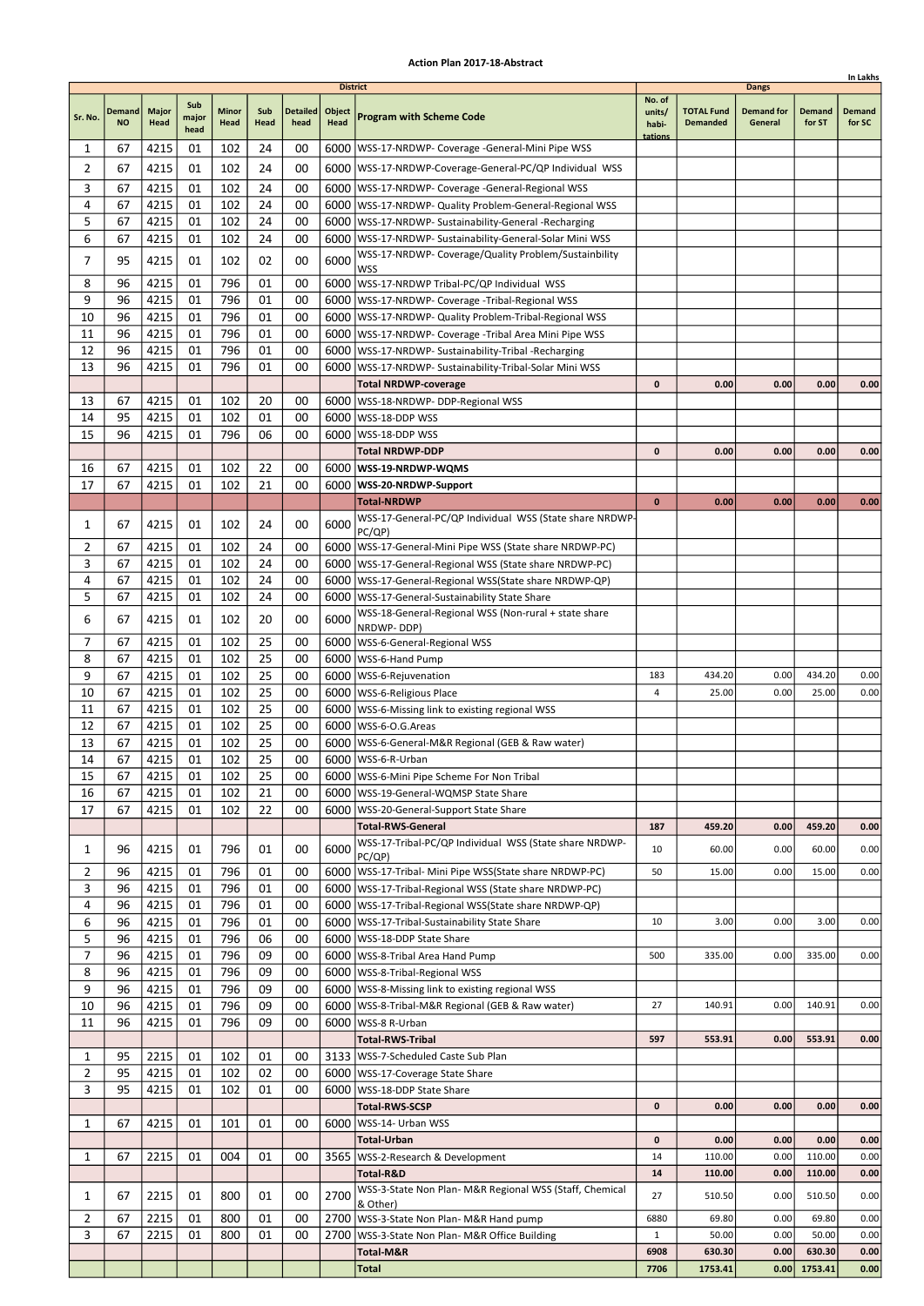# Action Plan 2017-18-Abstract

In Lakhs

| District | | | | | | | | Dangs | | | | |
|---|---|---|---|---|---|---|---|---|---|---|---|---|
| Sr. No. | Demand NO | Major Head | Sub major head | Minor Head | Sub Head | Detailed head | Object Head | Program with Scheme Code | No. of units/ habi-tations | TOTAL Fund Demanded | Demand for General | Demand for ST | Demand for SC |
| 1 | 67 | 4215 | 01 | 102 | 24 | 00 | 6000 | WSS-17-NRDWP- Coverage -General-Mini Pipe WSS | | | | | |
| 2 | 67 | 4215 | 01 | 102 | 24 | 00 | 6000 | WSS-17-NRDWP-Coverage-General-PC/QP Individual WSS | | | | | |
| 3 | 67 | 4215 | 01 | 102 | 24 | 00 | 6000 | WSS-17-NRDWP- Coverage -General-Regional WSS | | | | | |
| 4 | 67 | 4215 | 01 | 102 | 24 | 00 | 6000 | WSS-17-NRDWP- Quality Problem-General-Regional WSS | | | | | |
| 5 | 67 | 4215 | 01 | 102 | 24 | 00 | 6000 | WSS-17-NRDWP- Sustainability-General -Recharging | | | | | |
| 6 | 67 | 4215 | 01 | 102 | 24 | 00 | 6000 | WSS-17-NRDWP- Sustainability-General-Solar Mini WSS | | | | | |
| 7 | 95 | 4215 | 01 | 102 | 02 | 00 | 6000 | WSS-17-NRDWP- Coverage/Quality Problem/Sustainbility WSS | | | | | |
| 8 | 96 | 4215 | 01 | 796 | 01 | 00 | 6000 | WSS-17-NRDWP Tribal-PC/QP Individual WSS | | | | | |
| 9 | 96 | 4215 | 01 | 796 | 01 | 00 | 6000 | WSS-17-NRDWP- Coverage -Tribal-Regional WSS | | | | | |
| 10 | 96 | 4215 | 01 | 796 | 01 | 00 | 6000 | WSS-17-NRDWP- Quality Problem-Tribal-Regional WSS | | | | | |
| 11 | 96 | 4215 | 01 | 796 | 01 | 00 | 6000 | WSS-17-NRDWP- Coverage -Tribal Area Mini Pipe WSS | | | | | |
| 12 | 96 | 4215 | 01 | 796 | 01 | 00 | 6000 | WSS-17-NRDWP- Sustainability-Tribal -Recharging | | | | | |
| 13 | 96 | 4215 | 01 | 796 | 01 | 00 | 6000 | WSS-17-NRDWP- Sustainability-Tribal-Solar Mini WSS | | | | | |
| | | | | | | | | **Total NRDWP-coverage** | **0** | **0.00** | **0.00** | **0.00** | **0.00** |
| 13 | 67 | 4215 | 01 | 102 | 20 | 00 | 6000 | WSS-18-NRDWP- DDP-Regional WSS | | | | | |
| 14 | 95 | 4215 | 01 | 102 | 01 | 00 | 6000 | WSS-18-DDP WSS | | | | | |
| 15 | 96 | 4215 | 01 | 796 | 06 | 00 | 6000 | WSS-18-DDP WSS | | | | | |
| | | | | | | | | **Total NRDWP-DDP** | **0** | **0.00** | **0.00** | **0.00** | **0.00** |
| 16 | 67 | 4215 | 01 | 102 | 22 | 00 | 6000 | **WSS-19-NRDWP-WQMS** | | | | | |
| 17 | 67 | 4215 | 01 | 102 | 21 | 00 | 6000 | **WSS-20-NRDWP-Support** | | | | | |
| | | | | | | | | **Total-NRDWP** | **0** | **0.00** | **0.00** | **0.00** | **0.00** |
| 1 | 67 | 4215 | 01 | 102 | 24 | 00 | 6000 | WSS-17-General-PC/QP Individual WSS (State share NRDWP-PC/QP) | | | | | |
| 2 | 67 | 4215 | 01 | 102 | 24 | 00 | 6000 | WSS-17-General-Mini Pipe WSS (State share NRDWP-PC) | | | | | |
| 3 | 67 | 4215 | 01 | 102 | 24 | 00 | 6000 | WSS-17-General-Regional WSS (State share NRDWP-PC) | | | | | |
| 4 | 67 | 4215 | 01 | 102 | 24 | 00 | 6000 | WSS-17-General-Regional WSS(State share NRDWP-QP) | | | | | |
| 5 | 67 | 4215 | 01 | 102 | 24 | 00 | 6000 | WSS-17-General-Sustainability State Share | | | | | |
| 6 | 67 | 4215 | 01 | 102 | 20 | 00 | 6000 | WSS-18-General-Regional WSS (Non-rural + state share NRDWP- DDP) | | | | | |
| 7 | 67 | 4215 | 01 | 102 | 25 | 00 | 6000 | WSS-6-General-Regional WSS | | | | | |
| 8 | 67 | 4215 | 01 | 102 | 25 | 00 | 6000 | WSS-6-Hand Pump | | | | | |
| 9 | 67 | 4215 | 01 | 102 | 25 | 00 | 6000 | WSS-6-Rejuvenation | 183 | 434.20 | 0.00 | 434.20 | 0.00 |
| 10 | 67 | 4215 | 01 | 102 | 25 | 00 | 6000 | WSS-6-Religious Place | 4 | 25.00 | 0.00 | 25.00 | 0.00 |
| 11 | 67 | 4215 | 01 | 102 | 25 | 00 | 6000 | WSS-6-Missing link to existing regional WSS | | | | | |
| 12 | 67 | 4215 | 01 | 102 | 25 | 00 | 6000 | WSS-6-O.G.Areas | | | | | |
| 13 | 67 | 4215 | 01 | 102 | 25 | 00 | 6000 | WSS-6-General-M&R Regional (GEB & Raw water) | | | | | |
| 14 | 67 | 4215 | 01 | 102 | 25 | 00 | 6000 | WSS-6-R-Urban | | | | | |
| 15 | 67 | 4215 | 01 | 102 | 25 | 00 | 6000 | WSS-6-Mini Pipe Scheme For Non Tribal | | | | | |
| 16 | 67 | 4215 | 01 | 102 | 21 | 00 | 6000 | WSS-19-General-WQMSP State Share | | | | | |
| 17 | 67 | 4215 | 01 | 102 | 22 | 00 | 6000 | WSS-20-General-Support State Share | | | | | |
| | | | | | | | | **Total-RWS-General** | **187** | **459.20** | **0.00** | **459.20** | **0.00** |
| 1 | 96 | 4215 | 01 | 796 | 01 | 00 | 6000 | WSS-17-Tribal-PC/QP Individual WSS (State share NRDWP-PC/QP) | 10 | 60.00 | 0.00 | 60.00 | 0.00 |
| 2 | 96 | 4215 | 01 | 796 | 01 | 00 | 6000 | WSS-17-Tribal- Mini Pipe WSS(State share NRDWP-PC) | 50 | 15.00 | 0.00 | 15.00 | 0.00 |
| 3 | 96 | 4215 | 01 | 796 | 01 | 00 | 6000 | WSS-17-Tribal-Regional WSS (State share NRDWP-PC) | | | | | |
| 4 | 96 | 4215 | 01 | 796 | 01 | 00 | 6000 | WSS-17-Tribal-Regional WSS(State share NRDWP-QP) | | | | | |
| 6 | 96 | 4215 | 01 | 796 | 01 | 00 | 6000 | WSS-17-Tribal-Sustainability State Share | 10 | 3.00 | 0.00 | 3.00 | 0.00 |
| 5 | 96 | 4215 | 01 | 796 | 06 | 00 | 6000 | WSS-18-DDP State Share | | | | | |
| 7 | 96 | 4215 | 01 | 796 | 09 | 00 | 6000 | WSS-8-Tribal Area Hand Pump | 500 | 335.00 | 0.00 | 335.00 | 0.00 |
| 8 | 96 | 4215 | 01 | 796 | 09 | 00 | 6000 | WSS-8-Tribal-Regional WSS | | | | | |
| 9 | 96 | 4215 | 01 | 796 | 09 | 00 | 6000 | WSS-8-Missing link to existing regional WSS | | | | | |
| 10 | 96 | 4215 | 01 | 796 | 09 | 00 | 6000 | WSS-8-Tribal-M&R Regional (GEB & Raw water) | 27 | 140.91 | 0.00 | 140.91 | 0.00 |
| 11 | 96 | 4215 | 01 | 796 | 09 | 00 | 6000 | WSS-8 R-Urban | | | | | |
| | | | | | | | | **Total-RWS-Tribal** | **597** | **553.91** | **0.00** | **553.91** | **0.00** |
| 1 | 95 | 2215 | 01 | 102 | 01 | 00 | 3133 | WSS-7-Scheduled Caste Sub Plan | | | | | |
| 2 | 95 | 4215 | 01 | 102 | 02 | 00 | 6000 | WSS-17-Coverage State Share | | | | | |
| 3 | 95 | 4215 | 01 | 102 | 01 | 00 | 6000 | WSS-18-DDP State Share | | | | | |
| | | | | | | | | **Total-RWS-SCSP** | **0** | **0.00** | **0.00** | **0.00** | **0.00** |
| 1 | 67 | 4215 | 01 | 101 | 01 | 00 | 6000 | WSS-14- Urban WSS | | | | | |
| | | | | | | | | **Total-Urban** | **0** | **0.00** | **0.00** | **0.00** | **0.00** |
| 1 | 67 | 2215 | 01 | 004 | 01 | 00 | 3565 | WSS-2-Research & Development | 14 | 110.00 | 0.00 | 110.00 | 0.00 |
| | | | | | | | | **Total-R&D** | **14** | **110.00** | **0.00** | **110.00** | **0.00** |
| 1 | 67 | 2215 | 01 | 800 | 01 | 00 | 2700 | WSS-3-State Non Plan- M&R Regional WSS (Staff, Chemical & Other) | 27 | 510.50 | 0.00 | 510.50 | 0.00 |
| 2 | 67 | 2215 | 01 | 800 | 01 | 00 | 2700 | WSS-3-State Non Plan- M&R Hand pump | 6880 | 69.80 | 0.00 | 69.80 | 0.00 |
| 3 | 67 | 2215 | 01 | 800 | 01 | 00 | 2700 | WSS-3-State Non Plan- M&R Office Building | 1 | 50.00 | 0.00 | 50.00 | 0.00 |
| | | | | | | | | **Total-M&R** | **6908** | **630.30** | **0.00** | **630.30** | **0.00** |
| | | | | | | | | **Total** | **7706** | **1753.41** | **0.00** | **1753.41** | **0.00** |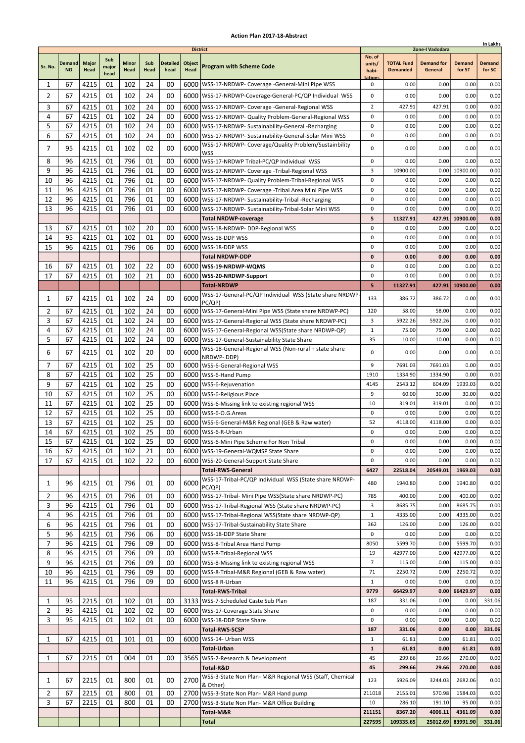# Action Plan 2017-18-Abstract

In Lakhs

| Sr. No. | Demand NO | Major Head | Sub major head | Minor Head | Sub Head | Detailed head | Object Head | Program with Scheme Code | No. of units/ habi-tations | TOTAL Fund Demanded | Demand for General | Demand for ST | Demand for SC |
|---|---|---|---|---|---|---|---|---|---|---|---|---|---|
| | | | | | | | | District | Zone-I Vadodara | | | | |
| 1 | 67 | 4215 | 01 | 102 | 24 | 00 | 6000 | WSS-17-NRDWP- Coverage -General-Mini Pipe WSS | 0 | 0.00 | 0.00 | 0.00 | 0.00 |
| 2 | 67 | 4215 | 01 | 102 | 24 | 00 | 6000 | WSS-17-NRDWP-Coverage-General-PC/QP Individual WSS | 0 | 0.00 | 0.00 | 0.00 | 0.00 |
| 3 | 67 | 4215 | 01 | 102 | 24 | 00 | 6000 | WSS-17-NRDWP- Coverage -General-Regional WSS | 2 | 427.91 | 427.91 | 0.00 | 0.00 |
| 4 | 67 | 4215 | 01 | 102 | 24 | 00 | 6000 | WSS-17-NRDWP- Quality Problem-General-Regional WSS | 0 | 0.00 | 0.00 | 0.00 | 0.00 |
| 5 | 67 | 4215 | 01 | 102 | 24 | 00 | 6000 | WSS-17-NRDWP- Sustainability-General -Recharging | 0 | 0.00 | 0.00 | 0.00 | 0.00 |
| 6 | 67 | 4215 | 01 | 102 | 24 | 00 | 6000 | WSS-17-NRDWP- Sustainability-General-Solar Mini WSS | 0 | 0.00 | 0.00 | 0.00 | 0.00 |
| 7 | 95 | 4215 | 01 | 102 | 02 | 00 | 6000 | WSS-17-NRDWP- Coverage/Quality Problem/Sustainbility WSS | 0 | 0.00 | 0.00 | 0.00 | 0.00 |
| 8 | 96 | 4215 | 01 | 796 | 01 | 00 | 6000 | WSS-17-NRDWP Tribal-PC/QP Individual WSS | 0 | 0.00 | 0.00 | 0.00 | 0.00 |
| 9 | 96 | 4215 | 01 | 796 | 01 | 00 | 6000 | WSS-17-NRDWP- Coverage -Tribal-Regional WSS | 3 | 10900.00 | 0.00 | 10900.00 | 0.00 |
| 10 | 96 | 4215 | 01 | 796 | 01 | 00 | 6000 | WSS-17-NRDWP- Quality Problem-Tribal-Regional WSS | 0 | 0.00 | 0.00 | 0.00 | 0.00 |
| 11 | 96 | 4215 | 01 | 796 | 01 | 00 | 6000 | WSS-17-NRDWP- Coverage -Tribal Area Mini Pipe WSS | 0 | 0.00 | 0.00 | 0.00 | 0.00 |
| 12 | 96 | 4215 | 01 | 796 | 01 | 00 | 6000 | WSS-17-NRDWP- Sustainability-Tribal -Recharging | 0 | 0.00 | 0.00 | 0.00 | 0.00 |
| 13 | 96 | 4215 | 01 | 796 | 01 | 00 | 6000 | WSS-17-NRDWP- Sustainability-Tribal-Solar Mini WSS | 0 | 0.00 | 0.00 | 0.00 | 0.00 |
| | | | | | | | | **Total NRDWP-coverage** | **5** | **11327.91** | **427.91** | **10900.00** | **0.00** |
| 13 | 67 | 4215 | 01 | 102 | 20 | 00 | 6000 | WSS-18-NRDWP- DDP-Regional WSS | 0 | 0.00 | 0.00 | 0.00 | 0.00 |
| 14 | 95 | 4215 | 01 | 102 | 01 | 00 | 6000 | WSS-18-DDP WSS | 0 | 0.00 | 0.00 | 0.00 | 0.00 |
| 15 | 96 | 4215 | 01 | 796 | 06 | 00 | 6000 | WSS-18-DDP WSS | 0 | 0.00 | 0.00 | 0.00 | 0.00 |
| | | | | | | | | **Total NRDWP-DDP** | **0** | **0.00** | **0.00** | **0.00** | **0.00** |
| 16 | 67 | 4215 | 01 | 102 | 22 | 00 | 6000 | **WSS-19-NRDWP-WQMS** | 0 | 0.00 | 0.00 | 0.00 | 0.00 |
| 17 | 67 | 4215 | 01 | 102 | 21 | 00 | 6000 | **WSS-20-NRDWP-Support** | 0 | 0.00 | 0.00 | 0.00 | 0.00 |
| | | | | | | | | **Total-NRDWP** | **5** | **11327.91** | **427.91** | **10900.00** | **0.00** |
| 1 | 67 | 4215 | 01 | 102 | 24 | 00 | 6000 | WSS-17-General-PC/QP Individual WSS (State share NRDWP-PC/QP) | 133 | 386.72 | 386.72 | 0.00 | 0.00 |
| 2 | 67 | 4215 | 01 | 102 | 24 | 00 | 6000 | WSS-17-General-Mini Pipe WSS (State share NRDWP-PC) | 120 | 58.00 | 58.00 | 0.00 | 0.00 |
| 3 | 67 | 4215 | 01 | 102 | 24 | 00 | 6000 | WSS-17-General-Regional WSS (State share NRDWP-PC) | 3 | 5922.26 | 5922.26 | 0.00 | 0.00 |
| 4 | 67 | 4215 | 01 | 102 | 24 | 00 | 6000 | WSS-17-General-Regional WSS(State share NRDWP-QP) | 1 | 75.00 | 75.00 | 0.00 | 0.00 |
| 5 | 67 | 4215 | 01 | 102 | 24 | 00 | 6000 | WSS-17-General-Sustainability State Share | 35 | 10.00 | 10.00 | 0.00 | 0.00 |
| 6 | 67 | 4215 | 01 | 102 | 20 | 00 | 6000 | WSS-18-General-Regional WSS (Non-rural + state share NRDWP- DDP) | 0 | 0.00 | 0.00 | 0.00 | 0.00 |
| 7 | 67 | 4215 | 01 | 102 | 25 | 00 | 6000 | WSS-6-General-Regional WSS | 9 | 7691.03 | 7691.03 | 0.00 | 0.00 |
| 8 | 67 | 4215 | 01 | 102 | 25 | 00 | 6000 | WSS-6-Hand Pump | 1910 | 1334.90 | 1334.90 | 0.00 | 0.00 |
| 9 | 67 | 4215 | 01 | 102 | 25 | 00 | 6000 | WSS-6-Rejuvenation | 4145 | 2543.12 | 604.09 | 1939.03 | 0.00 |
| 10 | 67 | 4215 | 01 | 102 | 25 | 00 | 6000 | WSS-6-Religious Place | 9 | 60.00 | 30.00 | 30.00 | 0.00 |
| 11 | 67 | 4215 | 01 | 102 | 25 | 00 | 6000 | WSS-6-Missing link to existing regional WSS | 10 | 319.01 | 319.01 | 0.00 | 0.00 |
| 12 | 67 | 4215 | 01 | 102 | 25 | 00 | 6000 | WSS-6-O.G.Areas | 0 | 0.00 | 0.00 | 0.00 | 0.00 |
| 13 | 67 | 4215 | 01 | 102 | 25 | 00 | 6000 | WSS-6-General-M&R Regional (GEB & Raw water) | 52 | 4118.00 | 4118.00 | 0.00 | 0.00 |
| 14 | 67 | 4215 | 01 | 102 | 25 | 00 | 6000 | WSS-6-R-Urban | 0 | 0.00 | 0.00 | 0.00 | 0.00 |
| 15 | 67 | 4215 | 01 | 102 | 25 | 00 | 6000 | WSS-6-Mini Pipe Scheme For Non Tribal | 0 | 0.00 | 0.00 | 0.00 | 0.00 |
| 16 | 67 | 4215 | 01 | 102 | 21 | 00 | 6000 | WSS-19-General-WQMSP State Share | 0 | 0.00 | 0.00 | 0.00 | 0.00 |
| 17 | 67 | 4215 | 01 | 102 | 22 | 00 | 6000 | WSS-20-General-Support State Share | 0 | 0.00 | 0.00 | 0.00 | 0.00 |
| | | | | | | | | **Total-RWS-General** | **6427** | **22518.04** | **20549.01** | **1969.03** | **0.00** |
| 1 | 96 | 4215 | 01 | 796 | 01 | 00 | 6000 | WSS-17-Tribal-PC/QP Individual WSS (State share NRDWP-PC/QP) | 480 | 1940.80 | 0.00 | 1940.80 | 0.00 |
| 2 | 96 | 4215 | 01 | 796 | 01 | 00 | 6000 | WSS-17-Tribal- Mini Pipe WSS(State share NRDWP-PC) | 785 | 400.00 | 0.00 | 400.00 | 0.00 |
| 3 | 96 | 4215 | 01 | 796 | 01 | 00 | 6000 | WSS-17-Tribal-Regional WSS (State share NRDWP-PC) | 3 | 8685.75 | 0.00 | 8685.75 | 0.00 |
| 4 | 96 | 4215 | 01 | 796 | 01 | 00 | 6000 | WSS-17-Tribal-Regional WSS(State share NRDWP-QP) | 1 | 4335.00 | 0.00 | 4335.00 | 0.00 |
| 6 | 96 | 4215 | 01 | 796 | 01 | 00 | 6000 | WSS-17-Tribal-Sustainability State Share | 362 | 126.00 | 0.00 | 126.00 | 0.00 |
| 5 | 96 | 4215 | 01 | 796 | 06 | 00 | 6000 | WSS-18-DDP State Share | 0 | 0.00 | 0.00 | 0.00 | 0.00 |
| 7 | 96 | 4215 | 01 | 796 | 09 | 00 | 6000 | WSS-8-Tribal Area Hand Pump | 8050 | 5599.70 | 0.00 | 5599.70 | 0.00 |
| 8 | 96 | 4215 | 01 | 796 | 09 | 00 | 6000 | WSS-8-Tribal-Regional WSS | 19 | 42977.00 | 0.00 | 42977.00 | 0.00 |
| 9 | 96 | 4215 | 01 | 796 | 09 | 00 | 6000 | WSS-8-Missing link to existing regional WSS | 7 | 115.00 | 0.00 | 115.00 | 0.00 |
| 10 | 96 | 4215 | 01 | 796 | 09 | 00 | 6000 | WSS-8-Tribal-M&R Regional (GEB & Raw water) | 71 | 2250.72 | 0.00 | 2250.72 | 0.00 |
| 11 | 96 | 4215 | 01 | 796 | 09 | 00 | 6000 | WSS-8 R-Urban | 1 | 0.00 | 0.00 | 0.00 | 0.00 |
| | | | | | | | | **Total-RWS-Tribal** | **9779** | **66429.97** | **0.00** | **66429.97** | **0.00** |
| 1 | 95 | 2215 | 01 | 102 | 01 | 00 | 3133 | WSS-7-Scheduled Caste Sub Plan | 187 | 331.06 | 0.00 | 0.00 | 331.06 |
| 2 | 95 | 4215 | 01 | 102 | 02 | 00 | 6000 | WSS-17-Coverage State Share | 0 | 0.00 | 0.00 | 0.00 | 0.00 |
| 3 | 95 | 4215 | 01 | 102 | 01 | 00 | 6000 | WSS-18-DDP State Share | 0 | 0.00 | 0.00 | 0.00 | 0.00 |
| | | | | | | | | **Total-RWS-SCSP** | **187** | **331.06** | **0.00** | **0.00** | **331.06** |
| 1 | 67 | 4215 | 01 | 101 | 01 | 00 | 6000 | WSS-14- Urban WSS | 1 | 61.81 | 0.00 | 61.81 | 0.00 |
| | | | | | | | | **Total-Urban** | **1** | **61.81** | **0.00** | **61.81** | **0.00** |
| 1 | 67 | 2215 | 01 | 004 | 01 | 00 | 3565 | WSS-2-Research & Development | 45 | 299.66 | 29.66 | 270.00 | 0.00 |
| | | | | | | | | **Total-R&D** | **45** | **299.66** | **29.66** | **270.00** | **0.00** |
| 1 | 67 | 2215 | 01 | 800 | 01 | 00 | 2700 | WSS-3-State Non Plan- M&R Regional WSS (Staff, Chemical & Other) | 123 | 5926.09 | 3244.03 | 2682.06 | 0.00 |
| 2 | 67 | 2215 | 01 | 800 | 01 | 00 | 2700 | WSS-3-State Non Plan- M&R Hand pump | 211018 | 2155.01 | 570.98 | 1584.03 | 0.00 |
| 3 | 67 | 2215 | 01 | 800 | 01 | 00 | 2700 | WSS-3-State Non Plan- M&R Office Building | 10 | 286.10 | 191.10 | 95.00 | 0.00 |
| | | | | | | | | **Total-M&R** | **211151** | **8367.20** | **4006.11** | **4361.09** | **0.00** |
| | | | | | | | | **Total** | **227595** | **109335.65** | **25012.69** | **83991.90** | **331.06** |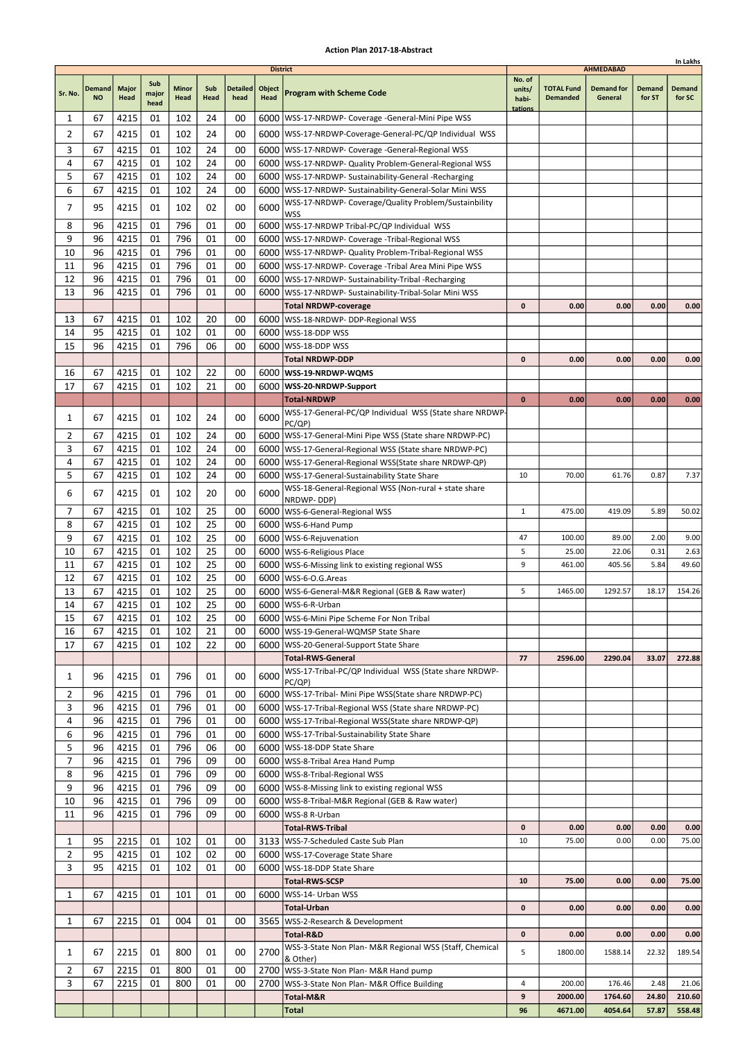# Action Plan 2017-18-Abstract

In Lakhs

| Sr. No. | Demand NO | Major Head | Sub major head | Minor Head | Sub Head | Detailed head | Object Head | Program with Scheme Code | No. of units/ habi-tations | TOTAL Fund Demanded | Demand for General | Demand for ST | Demand for SC |
|---|---|---|---|---|---|---|---|---|---|---|---|---|---|
| | | | | | | | | District | AHMEDABAD | | | | |
| 1 | 67 | 4215 | 01 | 102 | 24 | 00 | 6000 | WSS-17-NRDWP- Coverage -General-Mini Pipe WSS | | | | | |
| 2 | 67 | 4215 | 01 | 102 | 24 | 00 | 6000 | WSS-17-NRDWP-Coverage-General-PC/QP Individual WSS | | | | | |
| 3 | 67 | 4215 | 01 | 102 | 24 | 00 | 6000 | WSS-17-NRDWP- Coverage -General-Regional WSS | | | | | |
| 4 | 67 | 4215 | 01 | 102 | 24 | 00 | 6000 | WSS-17-NRDWP- Quality Problem-General-Regional WSS | | | | | |
| 5 | 67 | 4215 | 01 | 102 | 24 | 00 | 6000 | WSS-17-NRDWP- Sustainability-General -Recharging | | | | | |
| 6 | 67 | 4215 | 01 | 102 | 24 | 00 | 6000 | WSS-17-NRDWP- Sustainability-General-Solar Mini WSS | | | | | |
| 7 | 95 | 4215 | 01 | 102 | 02 | 00 | 6000 | WSS-17-NRDWP- Coverage/Quality Problem/Sustainbility WSS | | | | | |
| 8 | 96 | 4215 | 01 | 796 | 01 | 00 | 6000 | WSS-17-NRDWP Tribal-PC/QP Individual WSS | | | | | |
| 9 | 96 | 4215 | 01 | 796 | 01 | 00 | 6000 | WSS-17-NRDWP- Coverage -Tribal-Regional WSS | | | | | |
| 10 | 96 | 4215 | 01 | 796 | 01 | 00 | 6000 | WSS-17-NRDWP- Quality Problem-Tribal-Regional WSS | | | | | |
| 11 | 96 | 4215 | 01 | 796 | 01 | 00 | 6000 | WSS-17-NRDWP- Coverage -Tribal Area Mini Pipe WSS | | | | | |
| 12 | 96 | 4215 | 01 | 796 | 01 | 00 | 6000 | WSS-17-NRDWP- Sustainability-Tribal -Recharging | | | | | |
| 13 | 96 | 4215 | 01 | 796 | 01 | 00 | 6000 | WSS-17-NRDWP- Sustainability-Tribal-Solar Mini WSS | | | | | |
| | | | | | | | | **Total NRDWP-coverage** | **0** | **0.00** | **0.00** | **0.00** | **0.00** |
| 13 | 67 | 4215 | 01 | 102 | 20 | 00 | 6000 | WSS-18-NRDWP- DDP-Regional WSS | | | | | |
| 14 | 95 | 4215 | 01 | 102 | 01 | 00 | 6000 | WSS-18-DDP WSS | | | | | |
| 15 | 96 | 4215 | 01 | 796 | 06 | 00 | 6000 | WSS-18-DDP WSS | | | | | |
| | | | | | | | | **Total NRDWP-DDP** | **0** | **0.00** | **0.00** | **0.00** | **0.00** |
| 16 | 67 | 4215 | 01 | 102 | 22 | 00 | 6000 | **WSS-19-NRDWP-WQMS** | | | | | |
| 17 | 67 | 4215 | 01 | 102 | 21 | 00 | 6000 | **WSS-20-NRDWP-Support** | | | | | |
| | | | | | | | | **Total-NRDWP** | **0** | **0.00** | **0.00** | **0.00** | **0.00** |
| 1 | 67 | 4215 | 01 | 102 | 24 | 00 | 6000 | WSS-17-General-PC/QP Individual WSS (State share NRDWP-PC/QP) | | | | | |
| 2 | 67 | 4215 | 01 | 102 | 24 | 00 | 6000 | WSS-17-General-Mini Pipe WSS (State share NRDWP-PC) | | | | | |
| 3 | 67 | 4215 | 01 | 102 | 24 | 00 | 6000 | WSS-17-General-Regional WSS (State share NRDWP-PC) | | | | | |
| 4 | 67 | 4215 | 01 | 102 | 24 | 00 | 6000 | WSS-17-General-Regional WSS(State share NRDWP-QP) | | | | | |
| 5 | 67 | 4215 | 01 | 102 | 24 | 00 | 6000 | WSS-17-General-Sustainability State Share | 10 | 70.00 | 61.76 | 0.87 | 7.37 |
| 6 | 67 | 4215 | 01 | 102 | 20 | 00 | 6000 | WSS-18-General-Regional WSS (Non-rural + state share NRDWP- DDP) | | | | | |
| 7 | 67 | 4215 | 01 | 102 | 25 | 00 | 6000 | WSS-6-General-Regional WSS | 1 | 475.00 | 419.09 | 5.89 | 50.02 |
| 8 | 67 | 4215 | 01 | 102 | 25 | 00 | 6000 | WSS-6-Hand Pump | | | | | |
| 9 | 67 | 4215 | 01 | 102 | 25 | 00 | 6000 | WSS-6-Rejuvenation | 47 | 100.00 | 89.00 | 2.00 | 9.00 |
| 10 | 67 | 4215 | 01 | 102 | 25 | 00 | 6000 | WSS-6-Religious Place | 5 | 25.00 | 22.06 | 0.31 | 2.63 |
| 11 | 67 | 4215 | 01 | 102 | 25 | 00 | 6000 | WSS-6-Missing link to existing regional WSS | 9 | 461.00 | 405.56 | 5.84 | 49.60 |
| 12 | 67 | 4215 | 01 | 102 | 25 | 00 | 6000 | WSS-6-O.G.Areas | | | | | |
| 13 | 67 | 4215 | 01 | 102 | 25 | 00 | 6000 | WSS-6-General-M&R Regional (GEB & Raw water) | 5 | 1465.00 | 1292.57 | 18.17 | 154.26 |
| 14 | 67 | 4215 | 01 | 102 | 25 | 00 | 6000 | WSS-6-R-Urban | | | | | |
| 15 | 67 | 4215 | 01 | 102 | 25 | 00 | 6000 | WSS-6-Mini Pipe Scheme For Non Tribal | | | | | |
| 16 | 67 | 4215 | 01 | 102 | 21 | 00 | 6000 | WSS-19-General-WQMSP State Share | | | | | |
| 17 | 67 | 4215 | 01 | 102 | 22 | 00 | 6000 | WSS-20-General-Support State Share | | | | | |
| | | | | | | | | **Total-RWS-General** | **77** | **2596.00** | **2290.04** | **33.07** | **272.88** |
| 1 | 96 | 4215 | 01 | 796 | 01 | 00 | 6000 | WSS-17-Tribal-PC/QP Individual WSS (State share NRDWP-PC/QP) | | | | | |
| 2 | 96 | 4215 | 01 | 796 | 01 | 00 | 6000 | WSS-17-Tribal- Mini Pipe WSS(State share NRDWP-PC) | | | | | |
| 3 | 96 | 4215 | 01 | 796 | 01 | 00 | 6000 | WSS-17-Tribal-Regional WSS (State share NRDWP-PC) | | | | | |
| 4 | 96 | 4215 | 01 | 796 | 01 | 00 | 6000 | WSS-17-Tribal-Regional WSS(State share NRDWP-QP) | | | | | |
| 6 | 96 | 4215 | 01 | 796 | 01 | 00 | 6000 | WSS-17-Tribal-Sustainability State Share | | | | | |
| 5 | 96 | 4215 | 01 | 796 | 06 | 00 | 6000 | WSS-18-DDP State Share | | | | | |
| 7 | 96 | 4215 | 01 | 796 | 09 | 00 | 6000 | WSS-8-Tribal Area Hand Pump | | | | | |
| 8 | 96 | 4215 | 01 | 796 | 09 | 00 | 6000 | WSS-8-Tribal-Regional WSS | | | | | |
| 9 | 96 | 4215 | 01 | 796 | 09 | 00 | 6000 | WSS-8-Missing link to existing regional WSS | | | | | |
| 10 | 96 | 4215 | 01 | 796 | 09 | 00 | 6000 | WSS-8-Tribal-M&R Regional (GEB & Raw water) | | | | | |
| 11 | 96 | 4215 | 01 | 796 | 09 | 00 | 6000 | WSS-8 R-Urban | | | | | |
| | | | | | | | | **Total-RWS-Tribal** | **0** | **0.00** | **0.00** | **0.00** | **0.00** |
| 1 | 95 | 2215 | 01 | 102 | 01 | 00 | 3133 | WSS-7-Scheduled Caste Sub Plan | 10 | 75.00 | 0.00 | 0.00 | 75.00 |
| 2 | 95 | 4215 | 01 | 102 | 02 | 00 | 6000 | WSS-17-Coverage State Share | | | | | |
| 3 | 95 | 4215 | 01 | 102 | 01 | 00 | 6000 | WSS-18-DDP State Share | | | | | |
| | | | | | | | | **Total-RWS-SCSP** | **10** | **75.00** | **0.00** | **0.00** | **75.00** |
| 1 | 67 | 4215 | 01 | 101 | 01 | 00 | 6000 | WSS-14- Urban WSS | | | | | |
| | | | | | | | | **Total-Urban** | **0** | **0.00** | **0.00** | **0.00** | **0.00** |
| 1 | 67 | 2215 | 01 | 004 | 01 | 00 | 3565 | WSS-2-Research & Development | | | | | |
| | | | | | | | | **Total-R&D** | **0** | **0.00** | **0.00** | **0.00** | **0.00** |
| 1 | 67 | 2215 | 01 | 800 | 01 | 00 | 2700 | WSS-3-State Non Plan- M&R Regional WSS (Staff, Chemical & Other) | 5 | 1800.00 | 1588.14 | 22.32 | 189.54 |
| 2 | 67 | 2215 | 01 | 800 | 01 | 00 | 2700 | WSS-3-State Non Plan- M&R Hand pump | | | | | |
| 3 | 67 | 2215 | 01 | 800 | 01 | 00 | 2700 | WSS-3-State Non Plan- M&R Office Building | 4 | 200.00 | 176.46 | 2.48 | 21.06 |
| | | | | | | | | **Total-M&R** | **9** | **2000.00** | **1764.60** | **24.80** | **210.60** |
| | | | | | | | | **Total** | **96** | **4671.00** | **4054.64** | **57.87** | **558.48** |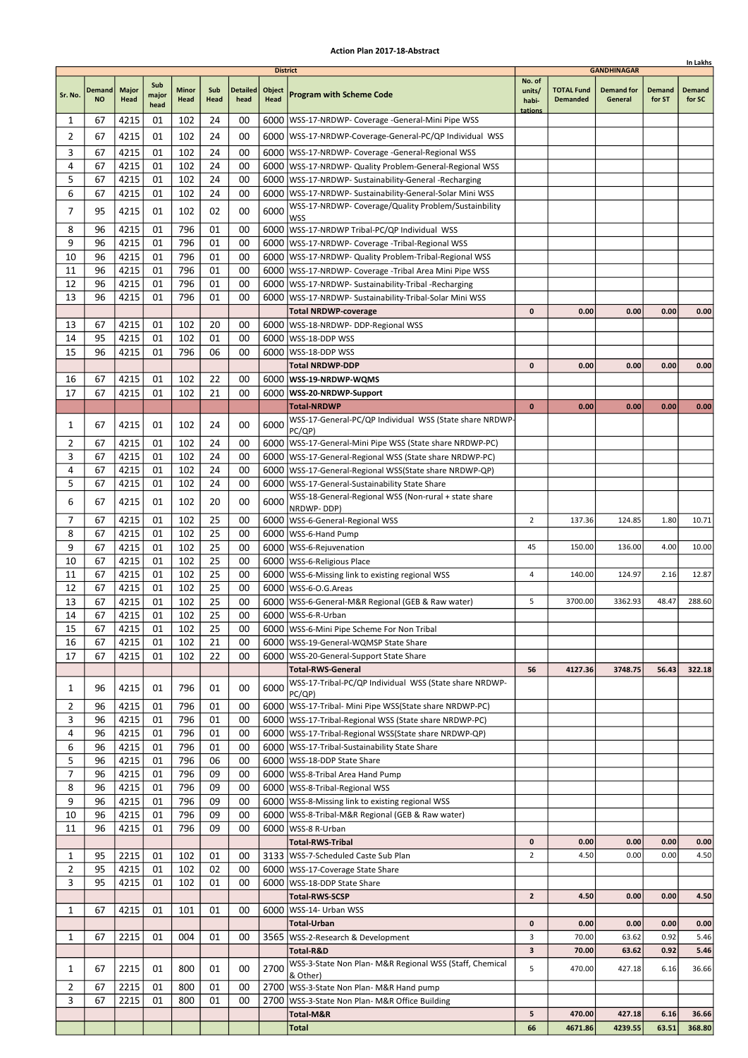# Action Plan 2017-18-Abstract

In Lakhs

| Sr. No. | Demand NO | Major Head | Sub major head | Minor Head | Sub Head | Detailed head | Object Head | Program with Scheme Code | No. of units/ habi-tations | TOTAL Fund Demanded | Demand for General | Demand for ST | Demand for SC |
|---|---|---|---|---|---|---|---|---|---|---|---|---|---|
| | | | | | | | | District | GANDHINAGAR | | | | |
| 1 | 67 | 4215 | 01 | 102 | 24 | 00 | 6000 | WSS-17-NRDWP- Coverage -General-Mini Pipe WSS | | | | | |
| 2 | 67 | 4215 | 01 | 102 | 24 | 00 | 6000 | WSS-17-NRDWP-Coverage-General-PC/QP Individual WSS | | | | | |
| 3 | 67 | 4215 | 01 | 102 | 24 | 00 | 6000 | WSS-17-NRDWP- Coverage -General-Regional WSS | | | | | |
| 4 | 67 | 4215 | 01 | 102 | 24 | 00 | 6000 | WSS-17-NRDWP- Quality Problem-General-Regional WSS | | | | | |
| 5 | 67 | 4215 | 01 | 102 | 24 | 00 | 6000 | WSS-17-NRDWP- Sustainability-General -Recharging | | | | | |
| 6 | 67 | 4215 | 01 | 102 | 24 | 00 | 6000 | WSS-17-NRDWP- Sustainability-General-Solar Mini WSS | | | | | |
| 7 | 95 | 4215 | 01 | 102 | 02 | 00 | 6000 | WSS-17-NRDWP- Coverage/Quality Problem/Sustainbility WSS | | | | | |
| 8 | 96 | 4215 | 01 | 796 | 01 | 00 | 6000 | WSS-17-NRDWP Tribal-PC/QP Individual WSS | | | | | |
| 9 | 96 | 4215 | 01 | 796 | 01 | 00 | 6000 | WSS-17-NRDWP- Coverage -Tribal-Regional WSS | | | | | |
| 10 | 96 | 4215 | 01 | 796 | 01 | 00 | 6000 | WSS-17-NRDWP- Quality Problem-Tribal-Regional WSS | | | | | |
| 11 | 96 | 4215 | 01 | 796 | 01 | 00 | 6000 | WSS-17-NRDWP- Coverage -Tribal Area Mini Pipe WSS | | | | | |
| 12 | 96 | 4215 | 01 | 796 | 01 | 00 | 6000 | WSS-17-NRDWP- Sustainability-Tribal -Recharging | | | | | |
| 13 | 96 | 4215 | 01 | 796 | 01 | 00 | 6000 | WSS-17-NRDWP- Sustainability-Tribal-Solar Mini WSS | | | | | |
| | | | | | | | | **Total NRDWP-coverage** | **0** | **0.00** | **0.00** | **0.00** | **0.00** |
| 13 | 67 | 4215 | 01 | 102 | 20 | 00 | 6000 | WSS-18-NRDWP- DDP-Regional WSS | | | | | |
| 14 | 95 | 4215 | 01 | 102 | 01 | 00 | 6000 | WSS-18-DDP WSS | | | | | |
| 15 | 96 | 4215 | 01 | 796 | 06 | 00 | 6000 | WSS-18-DDP WSS | | | | | |
| | | | | | | | | **Total NRDWP-DDP** | **0** | **0.00** | **0.00** | **0.00** | **0.00** |
| 16 | 67 | 4215 | 01 | 102 | 22 | 00 | 6000 | **WSS-19-NRDWP-WQMS** | | | | | |
| 17 | 67 | 4215 | 01 | 102 | 21 | 00 | 6000 | **WSS-20-NRDWP-Support** | | | | | |
| | | | | | | | | **Total-NRDWP** | **0** | **0.00** | **0.00** | **0.00** | **0.00** |
| 1 | 67 | 4215 | 01 | 102 | 24 | 00 | 6000 | WSS-17-General-PC/QP Individual WSS (State share NRDWP-PC/QP) | | | | | |
| 2 | 67 | 4215 | 01 | 102 | 24 | 00 | 6000 | WSS-17-General-Mini Pipe WSS (State share NRDWP-PC) | | | | | |
| 3 | 67 | 4215 | 01 | 102 | 24 | 00 | 6000 | WSS-17-General-Regional WSS (State share NRDWP-PC) | | | | | |
| 4 | 67 | 4215 | 01 | 102 | 24 | 00 | 6000 | WSS-17-General-Regional WSS(State share NRDWP-QP) | | | | | |
| 5 | 67 | 4215 | 01 | 102 | 24 | 00 | 6000 | WSS-17-General-Sustainability State Share | | | | | |
| 6 | 67 | 4215 | 01 | 102 | 20 | 00 | 6000 | WSS-18-General-Regional WSS (Non-rural + state share NRDWP- DDP) | | | | | |
| 7 | 67 | 4215 | 01 | 102 | 25 | 00 | 6000 | WSS-6-General-Regional WSS | 2 | 137.36 | 124.85 | 1.80 | 10.71 |
| 8 | 67 | 4215 | 01 | 102 | 25 | 00 | 6000 | WSS-6-Hand Pump | | | | | |
| 9 | 67 | 4215 | 01 | 102 | 25 | 00 | 6000 | WSS-6-Rejuvenation | 45 | 150.00 | 136.00 | 4.00 | 10.00 |
| 10 | 67 | 4215 | 01 | 102 | 25 | 00 | 6000 | WSS-6-Religious Place | | | | | |
| 11 | 67 | 4215 | 01 | 102 | 25 | 00 | 6000 | WSS-6-Missing link to existing regional WSS | 4 | 140.00 | 124.97 | 2.16 | 12.87 |
| 12 | 67 | 4215 | 01 | 102 | 25 | 00 | 6000 | WSS-6-O.G.Areas | | | | | |
| 13 | 67 | 4215 | 01 | 102 | 25 | 00 | 6000 | WSS-6-General-M&R Regional (GEB & Raw water) | 5 | 3700.00 | 3362.93 | 48.47 | 288.60 |
| 14 | 67 | 4215 | 01 | 102 | 25 | 00 | 6000 | WSS-6-R-Urban | | | | | |
| 15 | 67 | 4215 | 01 | 102 | 25 | 00 | 6000 | WSS-6-Mini Pipe Scheme For Non Tribal | | | | | |
| 16 | 67 | 4215 | 01 | 102 | 21 | 00 | 6000 | WSS-19-General-WQMSP State Share | | | | | |
| 17 | 67 | 4215 | 01 | 102 | 22 | 00 | 6000 | WSS-20-General-Support State Share | | | | | |
| | | | | | | | | **Total-RWS-General** | **56** | **4127.36** | **3748.75** | **56.43** | **322.18** |
| 1 | 96 | 4215 | 01 | 796 | 01 | 00 | 6000 | WSS-17-Tribal-PC/QP Individual WSS (State share NRDWP-PC/QP) | | | | | |
| 2 | 96 | 4215 | 01 | 796 | 01 | 00 | 6000 | WSS-17-Tribal- Mini Pipe WSS(State share NRDWP-PC) | | | | | |
| 3 | 96 | 4215 | 01 | 796 | 01 | 00 | 6000 | WSS-17-Tribal-Regional WSS (State share NRDWP-PC) | | | | | |
| 4 | 96 | 4215 | 01 | 796 | 01 | 00 | 6000 | WSS-17-Tribal-Regional WSS(State share NRDWP-QP) | | | | | |
| 6 | 96 | 4215 | 01 | 796 | 01 | 00 | 6000 | WSS-17-Tribal-Sustainability State Share | | | | | |
| 5 | 96 | 4215 | 01 | 796 | 06 | 00 | 6000 | WSS-18-DDP State Share | | | | | |
| 7 | 96 | 4215 | 01 | 796 | 09 | 00 | 6000 | WSS-8-Tribal Area Hand Pump | | | | | |
| 8 | 96 | 4215 | 01 | 796 | 09 | 00 | 6000 | WSS-8-Tribal-Regional WSS | | | | | |
| 9 | 96 | 4215 | 01 | 796 | 09 | 00 | 6000 | WSS-8-Missing link to existing regional WSS | | | | | |
| 10 | 96 | 4215 | 01 | 796 | 09 | 00 | 6000 | WSS-8-Tribal-M&R Regional (GEB & Raw water) | | | | | |
| 11 | 96 | 4215 | 01 | 796 | 09 | 00 | 6000 | WSS-8 R-Urban | | | | | |
| | | | | | | | | **Total-RWS-Tribal** | **0** | **0.00** | **0.00** | **0.00** | **0.00** |
| 1 | 95 | 2215 | 01 | 102 | 01 | 00 | 3133 | WSS-7-Scheduled Caste Sub Plan | 2 | 4.50 | 0.00 | 0.00 | 4.50 |
| 2 | 95 | 4215 | 01 | 102 | 02 | 00 | 6000 | WSS-17-Coverage State Share | | | | | |
| 3 | 95 | 4215 | 01 | 102 | 01 | 00 | 6000 | WSS-18-DDP State Share | | | | | |
| | | | | | | | | **Total-RWS-SCSP** | **2** | **4.50** | **0.00** | **0.00** | **4.50** |
| 1 | 67 | 4215 | 01 | 101 | 01 | 00 | 6000 | WSS-14- Urban WSS | | | | | |
| | | | | | | | | **Total-Urban** | **0** | **0.00** | **0.00** | **0.00** | **0.00** |
| 1 | 67 | 2215 | 01 | 004 | 01 | 00 | 3565 | WSS-2-Research & Development | 3 | 70.00 | 63.62 | 0.92 | 5.46 |
| | | | | | | | | **Total-R&D** | **3** | **70.00** | **63.62** | **0.92** | **5.46** |
| 1 | 67 | 2215 | 01 | 800 | 01 | 00 | 2700 | WSS-3-State Non Plan- M&R Regional WSS (Staff, Chemical & Other) | 5 | 470.00 | 427.18 | 6.16 | 36.66 |
| 2 | 67 | 2215 | 01 | 800 | 01 | 00 | 2700 | WSS-3-State Non Plan- M&R Hand pump | | | | | |
| 3 | 67 | 2215 | 01 | 800 | 01 | 00 | 2700 | WSS-3-State Non Plan- M&R Office Building | | | | | |
| | | | | | | | | **Total-M&R** | **5** | **470.00** | **427.18** | **6.16** | **36.66** |
| | | | | | | | | **Total** | **66** | **4671.86** | **4239.55** | **63.51** | **368.80** |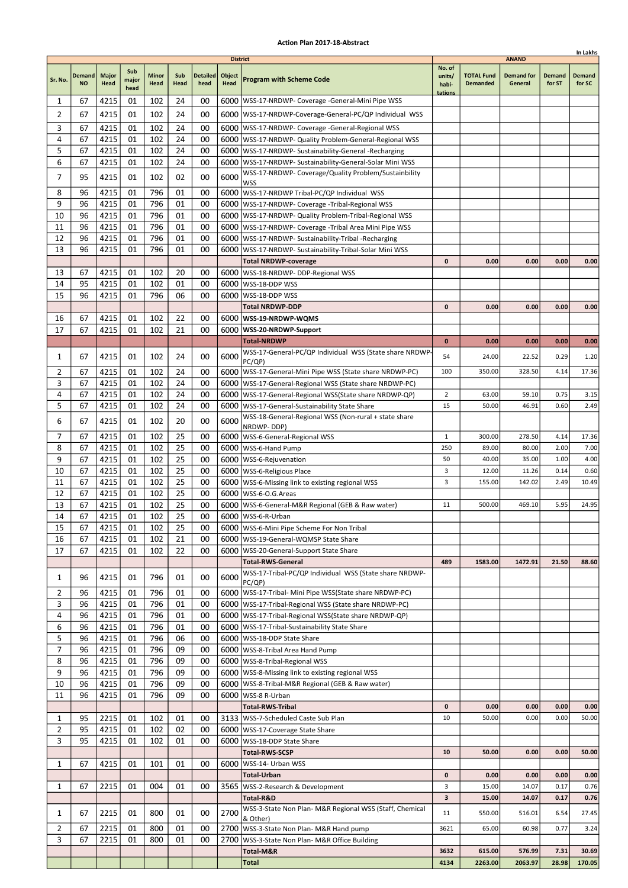# Action Plan 2017-18-Abstract

In Lakhs

| Sr. No. | Demand NO | Major Head | Sub major head | Minor Head | Sub Head | Detailed head | Object Head | District Program with Scheme Code | No. of units/ habi-tations | TOTAL Fund Demanded | ANAND Demand for General | Demand for ST | Demand for SC |
|---|---|---|---|---|---|---|---|---|---|---|---|---|---|
| 1 | 67 | 4215 | 01 | 102 | 24 | 00 | 6000 | WSS-17-NRDWP- Coverage -General-Mini Pipe WSS | | | | | |
| 2 | 67 | 4215 | 01 | 102 | 24 | 00 | 6000 | WSS-17-NRDWP-Coverage-General-PC/QP Individual WSS | | | | | |
| 3 | 67 | 4215 | 01 | 102 | 24 | 00 | 6000 | WSS-17-NRDWP- Coverage -General-Regional WSS | | | | | |
| 4 | 67 | 4215 | 01 | 102 | 24 | 00 | 6000 | WSS-17-NRDWP- Quality Problem-General-Regional WSS | | | | | |
| 5 | 67 | 4215 | 01 | 102 | 24 | 00 | 6000 | WSS-17-NRDWP- Sustainability-General -Recharging | | | | | |
| 6 | 67 | 4215 | 01 | 102 | 24 | 00 | 6000 | WSS-17-NRDWP- Sustainability-General-Solar Mini WSS | | | | | |
| 7 | 95 | 4215 | 01 | 102 | 02 | 00 | 6000 | WSS-17-NRDWP- Coverage/Quality Problem/Sustainbility WSS | | | | | |
| 8 | 96 | 4215 | 01 | 796 | 01 | 00 | 6000 | WSS-17-NRDWP Tribal-PC/QP Individual WSS | | | | | |
| 9 | 96 | 4215 | 01 | 796 | 01 | 00 | 6000 | WSS-17-NRDWP- Coverage -Tribal-Regional WSS | | | | | |
| 10 | 96 | 4215 | 01 | 796 | 01 | 00 | 6000 | WSS-17-NRDWP- Quality Problem-Tribal-Regional WSS | | | | | |
| 11 | 96 | 4215 | 01 | 796 | 01 | 00 | 6000 | WSS-17-NRDWP- Coverage -Tribal Area Mini Pipe WSS | | | | | |
| 12 | 96 | 4215 | 01 | 796 | 01 | 00 | 6000 | WSS-17-NRDWP- Sustainability-Tribal -Recharging | | | | | |
| 13 | 96 | 4215 | 01 | 796 | 01 | 00 | 6000 | WSS-17-NRDWP- Sustainability-Tribal-Solar Mini WSS | | | | | |
| | | | | | | | | **Total NRDWP-coverage** | **0** | **0.00** | **0.00** | **0.00** | **0.00** |
| 13 | 67 | 4215 | 01 | 102 | 20 | 00 | 6000 | WSS-18-NRDWP- DDP-Regional WSS | | | | | |
| 14 | 95 | 4215 | 01 | 102 | 01 | 00 | 6000 | WSS-18-DDP WSS | | | | | |
| 15 | 96 | 4215 | 01 | 796 | 06 | 00 | 6000 | WSS-18-DDP WSS | | | | | |
| | | | | | | | | **Total NRDWP-DDP** | **0** | **0.00** | **0.00** | **0.00** | **0.00** |
| 16 | 67 | 4215 | 01 | 102 | 22 | 00 | 6000 | **WSS-19-NRDWP-WQMS** | | | | | |
| 17 | 67 | 4215 | 01 | 102 | 21 | 00 | 6000 | **WSS-20-NRDWP-Support** | | | | | |
| | | | | | | | | **Total-NRDWP** | **0** | **0.00** | **0.00** | **0.00** | **0.00** |
| 1 | 67 | 4215 | 01 | 102 | 24 | 00 | 6000 | WSS-17-General-PC/QP Individual WSS (State share NRDWP-PC/QP) | 54 | 24.00 | 22.52 | 0.29 | 1.20 |
| 2 | 67 | 4215 | 01 | 102 | 24 | 00 | 6000 | WSS-17-General-Mini Pipe WSS (State share NRDWP-PC) | 100 | 350.00 | 328.50 | 4.14 | 17.36 |
| 3 | 67 | 4215 | 01 | 102 | 24 | 00 | 6000 | WSS-17-General-Regional WSS (State share NRDWP-PC) | | | | | |
| 4 | 67 | 4215 | 01 | 102 | 24 | 00 | 6000 | WSS-17-General-Regional WSS(State share NRDWP-QP) | 2 | 63.00 | 59.10 | 0.75 | 3.15 |
| 5 | 67 | 4215 | 01 | 102 | 24 | 00 | 6000 | WSS-17-General-Sustainability State Share | 15 | 50.00 | 46.91 | 0.60 | 2.49 |
| 6 | 67 | 4215 | 01 | 102 | 20 | 00 | 6000 | WSS-18-General-Regional WSS (Non-rural + state share NRDWP- DDP) | | | | | |
| 7 | 67 | 4215 | 01 | 102 | 25 | 00 | 6000 | WSS-6-General-Regional WSS | 1 | 300.00 | 278.50 | 4.14 | 17.36 |
| 8 | 67 | 4215 | 01 | 102 | 25 | 00 | 6000 | WSS-6-Hand Pump | 250 | 89.00 | 80.00 | 2.00 | 7.00 |
| 9 | 67 | 4215 | 01 | 102 | 25 | 00 | 6000 | WSS-6-Rejuvenation | 50 | 40.00 | 35.00 | 1.00 | 4.00 |
| 10 | 67 | 4215 | 01 | 102 | 25 | 00 | 6000 | WSS-6-Religious Place | 3 | 12.00 | 11.26 | 0.14 | 0.60 |
| 11 | 67 | 4215 | 01 | 102 | 25 | 00 | 6000 | WSS-6-Missing link to existing regional WSS | 3 | 155.00 | 142.02 | 2.49 | 10.49 |
| 12 | 67 | 4215 | 01 | 102 | 25 | 00 | 6000 | WSS-6-O.G.Areas | | | | | |
| 13 | 67 | 4215 | 01 | 102 | 25 | 00 | 6000 | WSS-6-General-M&R Regional (GEB & Raw water) | 11 | 500.00 | 469.10 | 5.95 | 24.95 |
| 14 | 67 | 4215 | 01 | 102 | 25 | 00 | 6000 | WSS-6-R-Urban | | | | | |
| 15 | 67 | 4215 | 01 | 102 | 25 | 00 | 6000 | WSS-6-Mini Pipe Scheme For Non Tribal | | | | | |
| 16 | 67 | 4215 | 01 | 102 | 21 | 00 | 6000 | WSS-19-General-WQMSP State Share | | | | | |
| 17 | 67 | 4215 | 01 | 102 | 22 | 00 | 6000 | WSS-20-General-Support State Share | | | | | |
| | | | | | | | | **Total-RWS-General** | **489** | **1583.00** | **1472.91** | **21.50** | **88.60** |
| 1 | 96 | 4215 | 01 | 796 | 01 | 00 | 6000 | WSS-17-Tribal-PC/QP Individual WSS (State share NRDWP-PC/QP) | | | | | |
| 2 | 96 | 4215 | 01 | 796 | 01 | 00 | 6000 | WSS-17-Tribal- Mini Pipe WSS(State share NRDWP-PC) | | | | | |
| 3 | 96 | 4215 | 01 | 796 | 01 | 00 | 6000 | WSS-17-Tribal-Regional WSS (State share NRDWP-PC) | | | | | |
| 4 | 96 | 4215 | 01 | 796 | 01 | 00 | 6000 | WSS-17-Tribal-Regional WSS(State share NRDWP-QP) | | | | | |
| 6 | 96 | 4215 | 01 | 796 | 01 | 00 | 6000 | WSS-17-Tribal-Sustainability State Share | | | | | |
| 5 | 96 | 4215 | 01 | 796 | 06 | 00 | 6000 | WSS-18-DDP State Share | | | | | |
| 7 | 96 | 4215 | 01 | 796 | 09 | 00 | 6000 | WSS-8-Tribal Area Hand Pump | | | | | |
| 8 | 96 | 4215 | 01 | 796 | 09 | 00 | 6000 | WSS-8-Tribal-Regional WSS | | | | | |
| 9 | 96 | 4215 | 01 | 796 | 09 | 00 | 6000 | WSS-8-Missing link to existing regional WSS | | | | | |
| 10 | 96 | 4215 | 01 | 796 | 09 | 00 | 6000 | WSS-8-Tribal-M&R Regional (GEB & Raw water) | | | | | |
| 11 | 96 | 4215 | 01 | 796 | 09 | 00 | 6000 | WSS-8 R-Urban | | | | | |
| | | | | | | | | **Total-RWS-Tribal** | **0** | **0.00** | **0.00** | **0.00** | **0.00** |
| 1 | 95 | 2215 | 01 | 102 | 01 | 00 | 3133 | WSS-7-Scheduled Caste Sub Plan | 10 | 50.00 | 0.00 | 0.00 | 50.00 |
| 2 | 95 | 4215 | 01 | 102 | 02 | 00 | 6000 | WSS-17-Coverage State Share | | | | | |
| 3 | 95 | 4215 | 01 | 102 | 01 | 00 | 6000 | WSS-18-DDP State Share | | | | | |
| | | | | | | | | **Total-RWS-SCSP** | **10** | **50.00** | **0.00** | **0.00** | **50.00** |
| 1 | 67 | 4215 | 01 | 101 | 01 | 00 | 6000 | WSS-14- Urban WSS | | | | | |
| | | | | | | | | **Total-Urban** | **0** | **0.00** | **0.00** | **0.00** | **0.00** |
| 1 | 67 | 2215 | 01 | 004 | 01 | 00 | 3565 | WSS-2-Research & Development | 3 | 15.00 | 14.07 | 0.17 | 0.76 |
| | | | | | | | | **Total-R&D** | **3** | **15.00** | **14.07** | **0.17** | **0.76** |
| 1 | 67 | 2215 | 01 | 800 | 01 | 00 | 2700 | WSS-3-State Non Plan- M&R Regional WSS (Staff, Chemical & Other) | 11 | 550.00 | 516.01 | 6.54 | 27.45 |
| 2 | 67 | 2215 | 01 | 800 | 01 | 00 | 2700 | WSS-3-State Non Plan- M&R Hand pump | 3621 | 65.00 | 60.98 | 0.77 | 3.24 |
| 3 | 67 | 2215 | 01 | 800 | 01 | 00 | 2700 | WSS-3-State Non Plan- M&R Office Building | | | | | |
| | | | | | | | | **Total-M&R** | **3632** | **615.00** | **576.99** | **7.31** | **30.69** |
| | | | | | | | | **Total** | **4134** | **2263.00** | **2063.97** | **28.98** | **170.05** |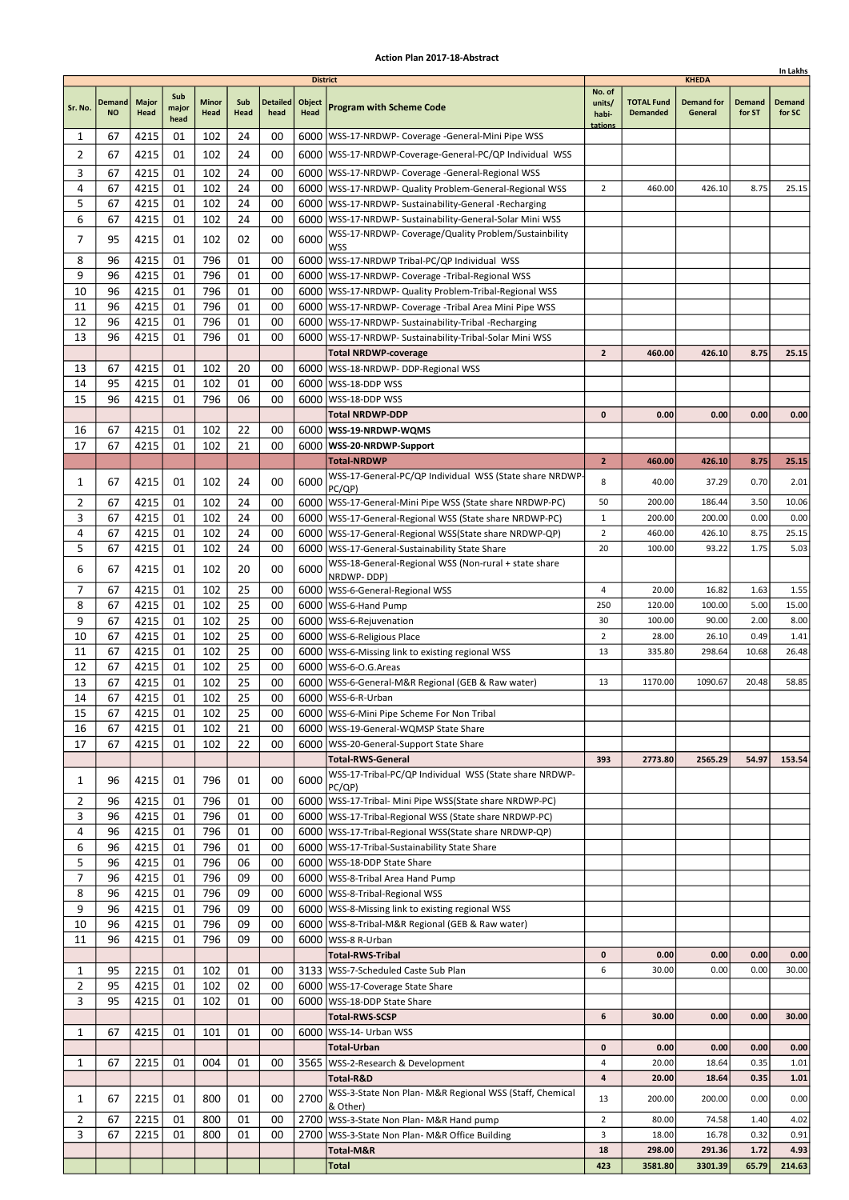## Action Plan 2017-18-Abstract

In Lakhs

| Sr. No. | Demand NO | Major Head | Sub major head | Minor Head | Sub Head | Detailed head | Object Head | District / Program with Scheme Code | No. of units/ habi-tations | TOTAL Fund Demanded | Demand for General | Demand for ST | Demand for SC |
|---|---|---|---|---|---|---|---|---|---|---|---|---|---|
| | | | | | | | | | KHEDA | | | | |
| 1 | 67 | 4215 | 01 | 102 | 24 | 00 | 6000 | WSS-17-NRDWP- Coverage -General-Mini Pipe WSS | | | | | |
| 2 | 67 | 4215 | 01 | 102 | 24 | 00 | 6000 | WSS-17-NRDWP-Coverage-General-PC/QP Individual WSS | | | | | |
| 3 | 67 | 4215 | 01 | 102 | 24 | 00 | 6000 | WSS-17-NRDWP- Coverage -General-Regional WSS | | | | | |
| 4 | 67 | 4215 | 01 | 102 | 24 | 00 | 6000 | WSS-17-NRDWP- Quality Problem-General-Regional WSS | 2 | 460.00 | 426.10 | 8.75 | 25.15 |
| 5 | 67 | 4215 | 01 | 102 | 24 | 00 | 6000 | WSS-17-NRDWP- Sustainability-General -Recharging | | | | | |
| 6 | 67 | 4215 | 01 | 102 | 24 | 00 | 6000 | WSS-17-NRDWP- Sustainability-General-Solar Mini WSS | | | | | |
| 7 | 95 | 4215 | 01 | 102 | 02 | 00 | 6000 | WSS-17-NRDWP- Coverage/Quality Problem/Sustainbility WSS | | | | | |
| 8 | 96 | 4215 | 01 | 796 | 01 | 00 | 6000 | WSS-17-NRDWP Tribal-PC/QP Individual WSS | | | | | |
| 9 | 96 | 4215 | 01 | 796 | 01 | 00 | 6000 | WSS-17-NRDWP- Coverage -Tribal-Regional WSS | | | | | |
| 10 | 96 | 4215 | 01 | 796 | 01 | 00 | 6000 | WSS-17-NRDWP- Quality Problem-Tribal-Regional WSS | | | | | |
| 11 | 96 | 4215 | 01 | 796 | 01 | 00 | 6000 | WSS-17-NRDWP- Coverage -Tribal Area Mini Pipe WSS | | | | | |
| 12 | 96 | 4215 | 01 | 796 | 01 | 00 | 6000 | WSS-17-NRDWP- Sustainability-Tribal -Recharging | | | | | |
| 13 | 96 | 4215 | 01 | 796 | 01 | 00 | 6000 | WSS-17-NRDWP- Sustainability-Tribal-Solar Mini WSS | | | | | |
| | | | | | | | | **Total NRDWP-coverage** | **2** | **460.00** | **426.10** | **8.75** | **25.15** |
| 13 | 67 | 4215 | 01 | 102 | 20 | 00 | 6000 | WSS-18-NRDWP- DDP-Regional WSS | | | | | |
| 14 | 95 | 4215 | 01 | 102 | 01 | 00 | 6000 | WSS-18-DDP WSS | | | | | |
| 15 | 96 | 4215 | 01 | 796 | 06 | 00 | 6000 | WSS-18-DDP WSS | | | | | |
| | | | | | | | | **Total NRDWP-DDP** | **0** | **0.00** | **0.00** | **0.00** | **0.00** |
| 16 | 67 | 4215 | 01 | 102 | 22 | 00 | 6000 | **WSS-19-NRDWP-WQMS** | | | | | |
| 17 | 67 | 4215 | 01 | 102 | 21 | 00 | 6000 | **WSS-20-NRDWP-Support** | | | | | |
| | | | | | | | | **Total-NRDWP** | **2** | **460.00** | **426.10** | **8.75** | **25.15** |
| 1 | 67 | 4215 | 01 | 102 | 24 | 00 | 6000 | WSS-17-General-PC/QP Individual WSS (State share NRDWP-PC/QP) | 8 | 40.00 | 37.29 | 0.70 | 2.01 |
| 2 | 67 | 4215 | 01 | 102 | 24 | 00 | 6000 | WSS-17-General-Mini Pipe WSS (State share NRDWP-PC) | 50 | 200.00 | 186.44 | 3.50 | 10.06 |
| 3 | 67 | 4215 | 01 | 102 | 24 | 00 | 6000 | WSS-17-General-Regional WSS (State share NRDWP-PC) | 1 | 200.00 | 200.00 | 0.00 | 0.00 |
| 4 | 67 | 4215 | 01 | 102 | 24 | 00 | 6000 | WSS-17-General-Regional WSS(State share NRDWP-QP) | 2 | 460.00 | 426.10 | 8.75 | 25.15 |
| 5 | 67 | 4215 | 01 | 102 | 24 | 00 | 6000 | WSS-17-General-Sustainability State Share | 20 | 100.00 | 93.22 | 1.75 | 5.03 |
| 6 | 67 | 4215 | 01 | 102 | 20 | 00 | 6000 | WSS-18-General-Regional WSS (Non-rural + state share NRDWP- DDP) | | | | | |
| 7 | 67 | 4215 | 01 | 102 | 25 | 00 | 6000 | WSS-6-General-Regional WSS | 4 | 20.00 | 16.82 | 1.63 | 1.55 |
| 8 | 67 | 4215 | 01 | 102 | 25 | 00 | 6000 | WSS-6-Hand Pump | 250 | 120.00 | 100.00 | 5.00 | 15.00 |
| 9 | 67 | 4215 | 01 | 102 | 25 | 00 | 6000 | WSS-6-Rejuvenation | 30 | 100.00 | 90.00 | 2.00 | 8.00 |
| 10 | 67 | 4215 | 01 | 102 | 25 | 00 | 6000 | WSS-6-Religious Place | 2 | 28.00 | 26.10 | 0.49 | 1.41 |
| 11 | 67 | 4215 | 01 | 102 | 25 | 00 | 6000 | WSS-6-Missing link to existing regional WSS | 13 | 335.80 | 298.64 | 10.68 | 26.48 |
| 12 | 67 | 4215 | 01 | 102 | 25 | 00 | 6000 | WSS-6-O.G.Areas | | | | | |
| 13 | 67 | 4215 | 01 | 102 | 25 | 00 | 6000 | WSS-6-General-M&R Regional (GEB & Raw water) | 13 | 1170.00 | 1090.67 | 20.48 | 58.85 |
| 14 | 67 | 4215 | 01 | 102 | 25 | 00 | 6000 | WSS-6-R-Urban | | | | | |
| 15 | 67 | 4215 | 01 | 102 | 25 | 00 | 6000 | WSS-6-Mini Pipe Scheme For Non Tribal | | | | | |
| 16 | 67 | 4215 | 01 | 102 | 21 | 00 | 6000 | WSS-19-General-WQMSP State Share | | | | | |
| 17 | 67 | 4215 | 01 | 102 | 22 | 00 | 6000 | WSS-20-General-Support State Share | | | | | |
| | | | | | | | | **Total-RWS-General** | **393** | **2773.80** | **2565.29** | **54.97** | **153.54** |
| 1 | 96 | 4215 | 01 | 796 | 01 | 00 | 6000 | WSS-17-Tribal-PC/QP Individual WSS (State share NRDWP-PC/QP) | | | | | |
| 2 | 96 | 4215 | 01 | 796 | 01 | 00 | 6000 | WSS-17-Tribal- Mini Pipe WSS(State share NRDWP-PC) | | | | | |
| 3 | 96 | 4215 | 01 | 796 | 01 | 00 | 6000 | WSS-17-Tribal-Regional WSS (State share NRDWP-PC) | | | | | |
| 4 | 96 | 4215 | 01 | 796 | 01 | 00 | 6000 | WSS-17-Tribal-Regional WSS(State share NRDWP-QP) | | | | | |
| 6 | 96 | 4215 | 01 | 796 | 01 | 00 | 6000 | WSS-17-Tribal-Sustainability State Share | | | | | |
| 5 | 96 | 4215 | 01 | 796 | 06 | 00 | 6000 | WSS-18-DDP State Share | | | | | |
| 7 | 96 | 4215 | 01 | 796 | 09 | 00 | 6000 | WSS-8-Tribal Area Hand Pump | | | | | |
| 8 | 96 | 4215 | 01 | 796 | 09 | 00 | 6000 | WSS-8-Tribal-Regional WSS | | | | | |
| 9 | 96 | 4215 | 01 | 796 | 09 | 00 | 6000 | WSS-8-Missing link to existing regional WSS | | | | | |
| 10 | 96 | 4215 | 01 | 796 | 09 | 00 | 6000 | WSS-8-Tribal-M&R Regional (GEB & Raw water) | | | | | |
| 11 | 96 | 4215 | 01 | 796 | 09 | 00 | 6000 | WSS-8 R-Urban | | | | | |
| | | | | | | | | **Total-RWS-Tribal** | **0** | **0.00** | **0.00** | **0.00** | **0.00** |
| 1 | 95 | 2215 | 01 | 102 | 01 | 00 | 3133 | WSS-7-Scheduled Caste Sub Plan | 6 | 30.00 | 0.00 | 0.00 | 30.00 |
| 2 | 95 | 4215 | 01 | 102 | 02 | 00 | 6000 | WSS-17-Coverage State Share | | | | | |
| 3 | 95 | 4215 | 01 | 102 | 01 | 00 | 6000 | WSS-18-DDP State Share | | | | | |
| | | | | | | | | **Total-RWS-SCSP** | **6** | **30.00** | **0.00** | **0.00** | **30.00** |
| 1 | 67 | 4215 | 01 | 101 | 01 | 00 | 6000 | WSS-14- Urban WSS | | | | | |
| | | | | | | | | **Total-Urban** | **0** | **0.00** | **0.00** | **0.00** | **0.00** |
| 1 | 67 | 2215 | 01 | 004 | 01 | 00 | 3565 | WSS-2-Research & Development | 4 | 20.00 | 18.64 | 0.35 | 1.01 |
| | | | | | | | | **Total-R&D** | **4** | **20.00** | **18.64** | **0.35** | **1.01** |
| 1 | 67 | 2215 | 01 | 800 | 01 | 00 | 2700 | WSS-3-State Non Plan- M&R Regional WSS (Staff, Chemical & Other) | 13 | 200.00 | 200.00 | 0.00 | 0.00 |
| 2 | 67 | 2215 | 01 | 800 | 01 | 00 | 2700 | WSS-3-State Non Plan- M&R Hand pump | 2 | 80.00 | 74.58 | 1.40 | 4.02 |
| 3 | 67 | 2215 | 01 | 800 | 01 | 00 | 2700 | WSS-3-State Non Plan- M&R Office Building | 3 | 18.00 | 16.78 | 0.32 | 0.91 |
| | | | | | | | | **Total-M&R** | **18** | **298.00** | **291.36** | **1.72** | **4.93** |
| | | | | | | | | **Total** | **423** | **3581.80** | **3301.39** | **65.79** | **214.63** |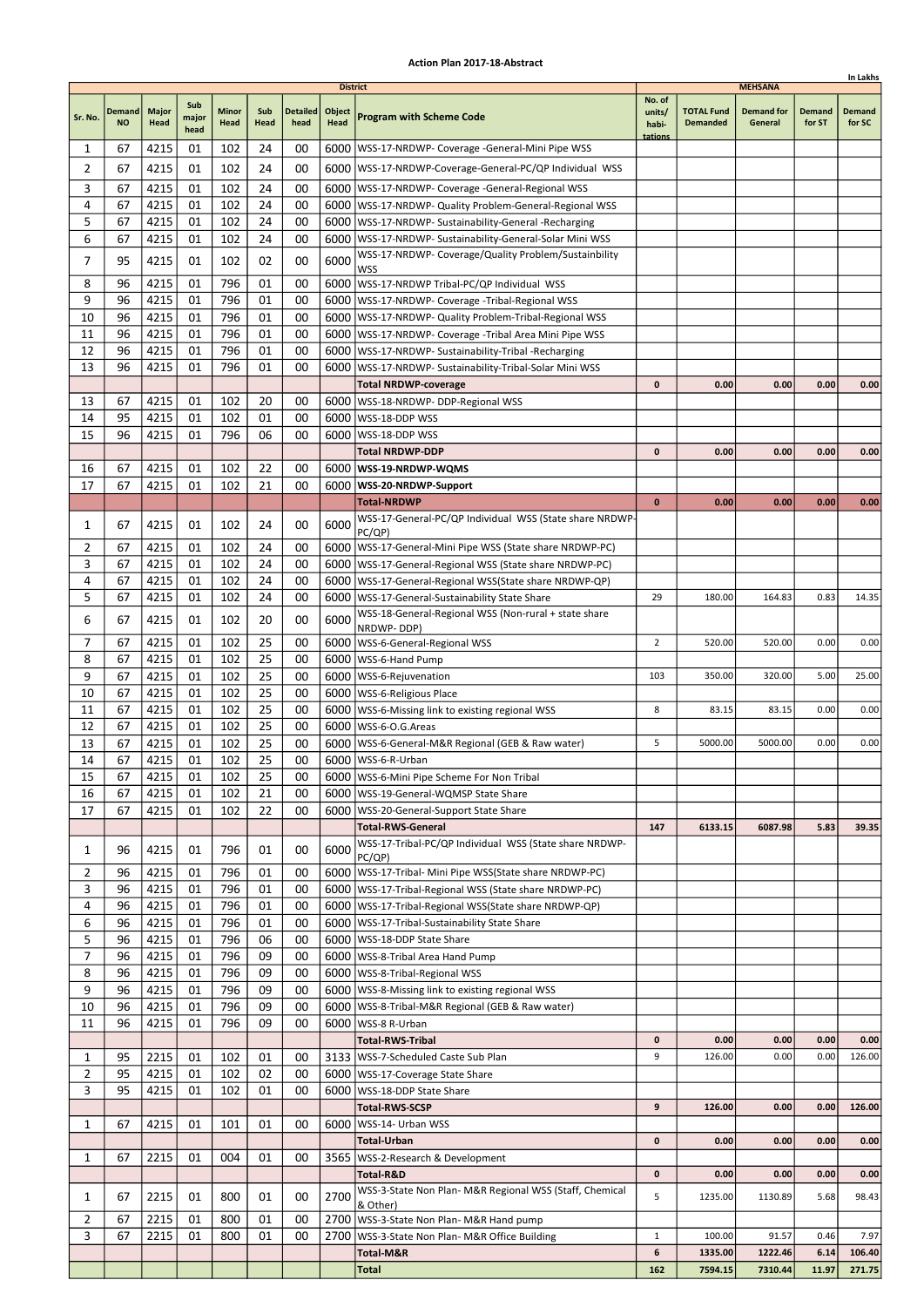## Action Plan 2017-18-Abstract

In Lakhs

| Sr. No. | Demand NO | Major Head | Sub major head | Minor Head | Sub Head | Detailed head | Object Head | Program with Scheme Code | No. of units/ habi-tations | TOTAL Fund Demanded | Demand for General | Demand for ST | Demand for SC |
|---|---|---|---|---|---|---|---|---|---|---|---|---|---|
| | | | | | | | | District | MEHSANA | | | | |
| 1 | 67 | 4215 | 01 | 102 | 24 | 00 | 6000 | WSS-17-NRDWP- Coverage -General-Mini Pipe WSS | | | | | |
| 2 | 67 | 4215 | 01 | 102 | 24 | 00 | 6000 | WSS-17-NRDWP-Coverage-General-PC/QP Individual WSS | | | | | |
| 3 | 67 | 4215 | 01 | 102 | 24 | 00 | 6000 | WSS-17-NRDWP- Coverage -General-Regional WSS | | | | | |
| 4 | 67 | 4215 | 01 | 102 | 24 | 00 | 6000 | WSS-17-NRDWP- Quality Problem-General-Regional WSS | | | | | |
| 5 | 67 | 4215 | 01 | 102 | 24 | 00 | 6000 | WSS-17-NRDWP- Sustainability-General -Recharging | | | | | |
| 6 | 67 | 4215 | 01 | 102 | 24 | 00 | 6000 | WSS-17-NRDWP- Sustainability-General-Solar Mini WSS | | | | | |
| 7 | 95 | 4215 | 01 | 102 | 02 | 00 | 6000 | WSS-17-NRDWP- Coverage/Quality Problem/Sustainbility WSS | | | | | |
| 8 | 96 | 4215 | 01 | 796 | 01 | 00 | 6000 | WSS-17-NRDWP Tribal-PC/QP Individual WSS | | | | | |
| 9 | 96 | 4215 | 01 | 796 | 01 | 00 | 6000 | WSS-17-NRDWP- Coverage -Tribal-Regional WSS | | | | | |
| 10 | 96 | 4215 | 01 | 796 | 01 | 00 | 6000 | WSS-17-NRDWP- Quality Problem-Tribal-Regional WSS | | | | | |
| 11 | 96 | 4215 | 01 | 796 | 01 | 00 | 6000 | WSS-17-NRDWP- Coverage -Tribal Area Mini Pipe WSS | | | | | |
| 12 | 96 | 4215 | 01 | 796 | 01 | 00 | 6000 | WSS-17-NRDWP- Sustainability-Tribal -Recharging | | | | | |
| 13 | 96 | 4215 | 01 | 796 | 01 | 00 | 6000 | WSS-17-NRDWP- Sustainability-Tribal-Solar Mini WSS | | | | | |
| | | | | | | | | **Total NRDWP-coverage** | **0** | **0.00** | **0.00** | **0.00** | **0.00** |
| 13 | 67 | 4215 | 01 | 102 | 20 | 00 | 6000 | WSS-18-NRDWP- DDP-Regional WSS | | | | | |
| 14 | 95 | 4215 | 01 | 102 | 01 | 00 | 6000 | WSS-18-DDP WSS | | | | | |
| 15 | 96 | 4215 | 01 | 796 | 06 | 00 | 6000 | WSS-18-DDP WSS | | | | | |
| | | | | | | | | **Total NRDWP-DDP** | **0** | **0.00** | **0.00** | **0.00** | **0.00** |
| 16 | 67 | 4215 | 01 | 102 | 22 | 00 | 6000 | **WSS-19-NRDWP-WQMS** | | | | | |
| 17 | 67 | 4215 | 01 | 102 | 21 | 00 | 6000 | **WSS-20-NRDWP-Support** | | | | | |
| | | | | | | | | **Total-NRDWP** | **0** | **0.00** | **0.00** | **0.00** | **0.00** |
| 1 | 67 | 4215 | 01 | 102 | 24 | 00 | 6000 | WSS-17-General-PC/QP Individual WSS (State share NRDWP-PC/QP) | | | | | |
| 2 | 67 | 4215 | 01 | 102 | 24 | 00 | 6000 | WSS-17-General-Mini Pipe WSS (State share NRDWP-PC) | | | | | |
| 3 | 67 | 4215 | 01 | 102 | 24 | 00 | 6000 | WSS-17-General-Regional WSS (State share NRDWP-PC) | | | | | |
| 4 | 67 | 4215 | 01 | 102 | 24 | 00 | 6000 | WSS-17-General-Regional WSS(State share NRDWP-QP) | | | | | |
| 5 | 67 | 4215 | 01 | 102 | 24 | 00 | 6000 | WSS-17-General-Sustainability State Share | 29 | 180.00 | 164.83 | 0.83 | 14.35 |
| 6 | 67 | 4215 | 01 | 102 | 20 | 00 | 6000 | WSS-18-General-Regional WSS (Non-rural + state share NRDWP- DDP) | | | | | |
| 7 | 67 | 4215 | 01 | 102 | 25 | 00 | 6000 | WSS-6-General-Regional WSS | 2 | 520.00 | 520.00 | 0.00 | 0.00 |
| 8 | 67 | 4215 | 01 | 102 | 25 | 00 | 6000 | WSS-6-Hand Pump | | | | | |
| 9 | 67 | 4215 | 01 | 102 | 25 | 00 | 6000 | WSS-6-Rejuvenation | 103 | 350.00 | 320.00 | 5.00 | 25.00 |
| 10 | 67 | 4215 | 01 | 102 | 25 | 00 | 6000 | WSS-6-Religious Place | | | | | |
| 11 | 67 | 4215 | 01 | 102 | 25 | 00 | 6000 | WSS-6-Missing link to existing regional WSS | 8 | 83.15 | 83.15 | 0.00 | 0.00 |
| 12 | 67 | 4215 | 01 | 102 | 25 | 00 | 6000 | WSS-6-O.G.Areas | | | | | |
| 13 | 67 | 4215 | 01 | 102 | 25 | 00 | 6000 | WSS-6-General-M&R Regional (GEB & Raw water) | 5 | 5000.00 | 5000.00 | 0.00 | 0.00 |
| 14 | 67 | 4215 | 01 | 102 | 25 | 00 | 6000 | WSS-6-R-Urban | | | | | |
| 15 | 67 | 4215 | 01 | 102 | 25 | 00 | 6000 | WSS-6-Mini Pipe Scheme For Non Tribal | | | | | |
| 16 | 67 | 4215 | 01 | 102 | 21 | 00 | 6000 | WSS-19-General-WQMSP State Share | | | | | |
| 17 | 67 | 4215 | 01 | 102 | 22 | 00 | 6000 | WSS-20-General-Support State Share | | | | | |
| | | | | | | | | **Total-RWS-General** | **147** | **6133.15** | **6087.98** | **5.83** | **39.35** |
| 1 | 96 | 4215 | 01 | 796 | 01 | 00 | 6000 | WSS-17-Tribal-PC/QP Individual WSS (State share NRDWP-PC/QP) | | | | | |
| 2 | 96 | 4215 | 01 | 796 | 01 | 00 | 6000 | WSS-17-Tribal- Mini Pipe WSS(State share NRDWP-PC) | | | | | |
| 3 | 96 | 4215 | 01 | 796 | 01 | 00 | 6000 | WSS-17-Tribal-Regional WSS (State share NRDWP-PC) | | | | | |
| 4 | 96 | 4215 | 01 | 796 | 01 | 00 | 6000 | WSS-17-Tribal-Regional WSS(State share NRDWP-QP) | | | | | |
| 6 | 96 | 4215 | 01 | 796 | 01 | 00 | 6000 | WSS-17-Tribal-Sustainability State Share | | | | | |
| 5 | 96 | 4215 | 01 | 796 | 06 | 00 | 6000 | WSS-18-DDP State Share | | | | | |
| 7 | 96 | 4215 | 01 | 796 | 09 | 00 | 6000 | WSS-8-Tribal Area Hand Pump | | | | | |
| 8 | 96 | 4215 | 01 | 796 | 09 | 00 | 6000 | WSS-8-Tribal-Regional WSS | | | | | |
| 9 | 96 | 4215 | 01 | 796 | 09 | 00 | 6000 | WSS-8-Missing link to existing regional WSS | | | | | |
| 10 | 96 | 4215 | 01 | 796 | 09 | 00 | 6000 | WSS-8-Tribal-M&R Regional (GEB & Raw water) | | | | | |
| 11 | 96 | 4215 | 01 | 796 | 09 | 00 | 6000 | WSS-8 R-Urban | | | | | |
| | | | | | | | | **Total-RWS-Tribal** | **0** | **0.00** | **0.00** | **0.00** | **0.00** |
| 1 | 95 | 2215 | 01 | 102 | 01 | 00 | 3133 | WSS-7-Scheduled Caste Sub Plan | 9 | 126.00 | 0.00 | 0.00 | 126.00 |
| 2 | 95 | 4215 | 01 | 102 | 02 | 00 | 6000 | WSS-17-Coverage State Share | | | | | |
| 3 | 95 | 4215 | 01 | 102 | 01 | 00 | 6000 | WSS-18-DDP State Share | | | | | |
| | | | | | | | | **Total-RWS-SCSP** | **9** | **126.00** | **0.00** | **0.00** | **126.00** |
| 1 | 67 | 4215 | 01 | 101 | 01 | 00 | 6000 | WSS-14- Urban WSS | | | | | |
| | | | | | | | | **Total-Urban** | **0** | **0.00** | **0.00** | **0.00** | **0.00** |
| 1 | 67 | 2215 | 01 | 004 | 01 | 00 | 3565 | WSS-2-Research & Development | | | | | |
| | | | | | | | | **Total-R&D** | **0** | **0.00** | **0.00** | **0.00** | **0.00** |
| 1 | 67 | 2215 | 01 | 800 | 01 | 00 | 2700 | WSS-3-State Non Plan- M&R Regional WSS (Staff, Chemical & Other) | 5 | 1235.00 | 1130.89 | 5.68 | 98.43 |
| 2 | 67 | 2215 | 01 | 800 | 01 | 00 | 2700 | WSS-3-State Non Plan- M&R Hand pump | | | | | |
| 3 | 67 | 2215 | 01 | 800 | 01 | 00 | 2700 | WSS-3-State Non Plan- M&R Office Building | 1 | 100.00 | 91.57 | 0.46 | 7.97 |
| | | | | | | | | **Total-M&R** | **6** | **1335.00** | **1222.46** | **6.14** | **106.40** |
| | | | | | | | | **Total** | **162** | **7594.15** | **7310.44** | **11.97** | **271.75** |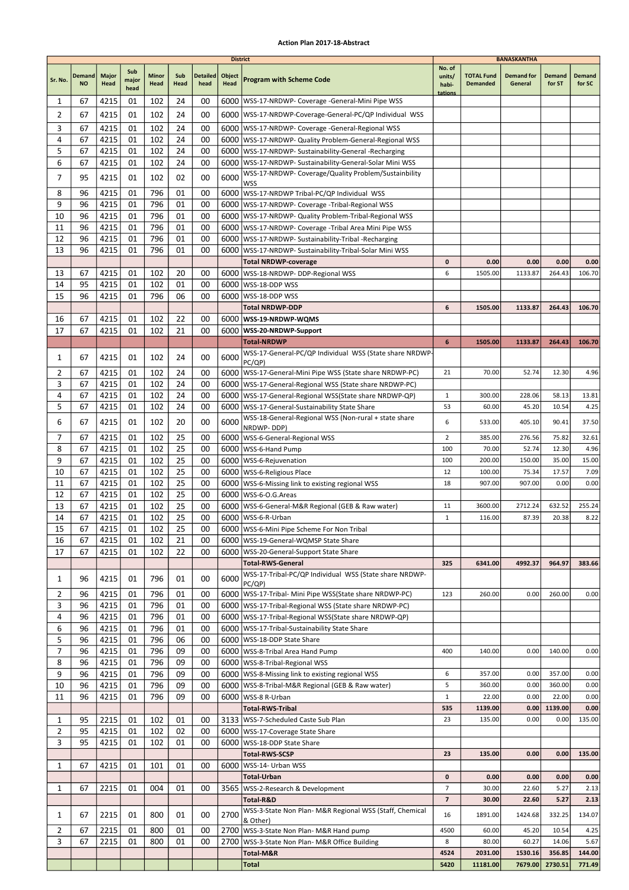# Action Plan 2017-18-Abstract

| | | | | | | | | District | BANASKANTHA | | | | |
|---|---|---|---|---|---|---|---|---|---|---|---|---|---|
| Sr. No. | Demand NO | Major Head | Sub major head | Minor Head | Sub Head | Detailed head | Object Head | Program with Scheme Code | No. of units/ habi-tations | TOTAL Fund Demanded | Demand for General | Demand for ST | Demand for SC |
| 1 | 67 | 4215 | 01 | 102 | 24 | 00 | 6000 | WSS-17-NRDWP- Coverage -General-Mini Pipe WSS | | | | | |
| 2 | 67 | 4215 | 01 | 102 | 24 | 00 | 6000 | WSS-17-NRDWP-Coverage-General-PC/QP Individual WSS | | | | | |
| 3 | 67 | 4215 | 01 | 102 | 24 | 00 | 6000 | WSS-17-NRDWP- Coverage -General-Regional WSS | | | | | |
| 4 | 67 | 4215 | 01 | 102 | 24 | 00 | 6000 | WSS-17-NRDWP- Quality Problem-General-Regional WSS | | | | | |
| 5 | 67 | 4215 | 01 | 102 | 24 | 00 | 6000 | WSS-17-NRDWP- Sustainability-General -Recharging | | | | | |
| 6 | 67 | 4215 | 01 | 102 | 24 | 00 | 6000 | WSS-17-NRDWP- Sustainability-General-Solar Mini WSS | | | | | |
| 7 | 95 | 4215 | 01 | 102 | 02 | 00 | 6000 | WSS-17-NRDWP- Coverage/Quality Problem/Sustainbility WSS | | | | | |
| 8 | 96 | 4215 | 01 | 796 | 01 | 00 | 6000 | WSS-17-NRDWP Tribal-PC/QP Individual WSS | | | | | |
| 9 | 96 | 4215 | 01 | 796 | 01 | 00 | 6000 | WSS-17-NRDWP- Coverage -Tribal-Regional WSS | | | | | |
| 10 | 96 | 4215 | 01 | 796 | 01 | 00 | 6000 | WSS-17-NRDWP- Quality Problem-Tribal-Regional WSS | | | | | |
| 11 | 96 | 4215 | 01 | 796 | 01 | 00 | 6000 | WSS-17-NRDWP- Coverage -Tribal Area Mini Pipe WSS | | | | | |
| 12 | 96 | 4215 | 01 | 796 | 01 | 00 | 6000 | WSS-17-NRDWP- Sustainability-Tribal -Recharging | | | | | |
| 13 | 96 | 4215 | 01 | 796 | 01 | 00 | 6000 | WSS-17-NRDWP- Sustainability-Tribal-Solar Mini WSS | | | | | |
| | | | | | | | | **Total NRDWP-coverage** | **0** | **0.00** | **0.00** | **0.00** | **0.00** |
| 13 | 67 | 4215 | 01 | 102 | 20 | 00 | 6000 | WSS-18-NRDWP- DDP-Regional WSS | 6 | 1505.00 | 1133.87 | 264.43 | 106.70 |
| 14 | 95 | 4215 | 01 | 102 | 01 | 00 | 6000 | WSS-18-DDP WSS | | | | | |
| 15 | 96 | 4215 | 01 | 796 | 06 | 00 | 6000 | WSS-18-DDP WSS | | | | | |
| | | | | | | | | **Total NRDWP-DDP** | **6** | **1505.00** | **1133.87** | **264.43** | **106.70** |
| 16 | 67 | 4215 | 01 | 102 | 22 | 00 | 6000 | **WSS-19-NRDWP-WQMS** | | | | | |
| 17 | 67 | 4215 | 01 | 102 | 21 | 00 | 6000 | **WSS-20-NRDWP-Support** | | | | | |
| | | | | | | | | **Total-NRDWP** | **6** | **1505.00** | **1133.87** | **264.43** | **106.70** |
| 1 | 67 | 4215 | 01 | 102 | 24 | 00 | 6000 | WSS-17-General-PC/QP Individual WSS (State share NRDWP-PC/QP) | | | | | |
| 2 | 67 | 4215 | 01 | 102 | 24 | 00 | 6000 | WSS-17-General-Mini Pipe WSS (State share NRDWP-PC) | 21 | 70.00 | 52.74 | 12.30 | 4.96 |
| 3 | 67 | 4215 | 01 | 102 | 24 | 00 | 6000 | WSS-17-General-Regional WSS (State share NRDWP-PC) | | | | | |
| 4 | 67 | 4215 | 01 | 102 | 24 | 00 | 6000 | WSS-17-General-Regional WSS(State share NRDWP-QP) | 1 | 300.00 | 228.06 | 58.13 | 13.81 |
| 5 | 67 | 4215 | 01 | 102 | 24 | 00 | 6000 | WSS-17-General-Sustainability State Share | 53 | 60.00 | 45.20 | 10.54 | 4.25 |
| 6 | 67 | 4215 | 01 | 102 | 20 | 00 | 6000 | WSS-18-General-Regional WSS (Non-rural + state share NRDWP- DDP) | 6 | 533.00 | 405.10 | 90.41 | 37.50 |
| 7 | 67 | 4215 | 01 | 102 | 25 | 00 | 6000 | WSS-6-General-Regional WSS | 2 | 385.00 | 276.56 | 75.82 | 32.61 |
| 8 | 67 | 4215 | 01 | 102 | 25 | 00 | 6000 | WSS-6-Hand Pump | 100 | 70.00 | 52.74 | 12.30 | 4.96 |
| 9 | 67 | 4215 | 01 | 102 | 25 | 00 | 6000 | WSS-6-Rejuvenation | 100 | 200.00 | 150.00 | 35.00 | 15.00 |
| 10 | 67 | 4215 | 01 | 102 | 25 | 00 | 6000 | WSS-6-Religious Place | 12 | 100.00 | 75.34 | 17.57 | 7.09 |
| 11 | 67 | 4215 | 01 | 102 | 25 | 00 | 6000 | WSS-6-Missing link to existing regional WSS | 18 | 907.00 | 907.00 | 0.00 | 0.00 |
| 12 | 67 | 4215 | 01 | 102 | 25 | 00 | 6000 | WSS-6-O.G.Areas | | | | | |
| 13 | 67 | 4215 | 01 | 102 | 25 | 00 | 6000 | WSS-6-General-M&R Regional (GEB & Raw water) | 11 | 3600.00 | 2712.24 | 632.52 | 255.24 |
| 14 | 67 | 4215 | 01 | 102 | 25 | 00 | 6000 | WSS-6-R-Urban | 1 | 116.00 | 87.39 | 20.38 | 8.22 |
| 15 | 67 | 4215 | 01 | 102 | 25 | 00 | 6000 | WSS-6-Mini Pipe Scheme For Non Tribal | | | | | |
| 16 | 67 | 4215 | 01 | 102 | 21 | 00 | 6000 | WSS-19-General-WQMSP State Share | | | | | |
| 17 | 67 | 4215 | 01 | 102 | 22 | 00 | 6000 | WSS-20-General-Support State Share | | | | | |
| | | | | | | | | **Total-RWS-General** | **325** | **6341.00** | **4992.37** | **964.97** | **383.66** |
| 1 | 96 | 4215 | 01 | 796 | 01 | 00 | 6000 | WSS-17-Tribal-PC/QP Individual WSS (State share NRDWP-PC/QP) | | | | | |
| 2 | 96 | 4215 | 01 | 796 | 01 | 00 | 6000 | WSS-17-Tribal- Mini Pipe WSS(State share NRDWP-PC) | 123 | 260.00 | 0.00 | 260.00 | 0.00 |
| 3 | 96 | 4215 | 01 | 796 | 01 | 00 | 6000 | WSS-17-Tribal-Regional WSS (State share NRDWP-PC) | | | | | |
| 4 | 96 | 4215 | 01 | 796 | 01 | 00 | 6000 | WSS-17-Tribal-Regional WSS(State share NRDWP-QP) | | | | | |
| 6 | 96 | 4215 | 01 | 796 | 01 | 00 | 6000 | WSS-17-Tribal-Sustainability State Share | | | | | |
| 5 | 96 | 4215 | 01 | 796 | 06 | 00 | 6000 | WSS-18-DDP State Share | | | | | |
| 7 | 96 | 4215 | 01 | 796 | 09 | 00 | 6000 | WSS-8-Tribal Area Hand Pump | 400 | 140.00 | 0.00 | 140.00 | 0.00 |
| 8 | 96 | 4215 | 01 | 796 | 09 | 00 | 6000 | WSS-8-Tribal-Regional WSS | | | | | |
| 9 | 96 | 4215 | 01 | 796 | 09 | 00 | 6000 | WSS-8-Missing link to existing regional WSS | 6 | 357.00 | 0.00 | 357.00 | 0.00 |
| 10 | 96 | 4215 | 01 | 796 | 09 | 00 | 6000 | WSS-8-Tribal-M&R Regional (GEB & Raw water) | 5 | 360.00 | 0.00 | 360.00 | 0.00 |
| 11 | 96 | 4215 | 01 | 796 | 09 | 00 | 6000 | WSS-8 R-Urban | 1 | 22.00 | 0.00 | 22.00 | 0.00 |
| | | | | | | | | **Total-RWS-Tribal** | **535** | **1139.00** | **0.00** | **1139.00** | **0.00** |
| 1 | 95 | 2215 | 01 | 102 | 01 | 00 | 3133 | WSS-7-Scheduled Caste Sub Plan | 23 | 135.00 | 0.00 | 0.00 | 135.00 |
| 2 | 95 | 4215 | 01 | 102 | 02 | 00 | 6000 | WSS-17-Coverage State Share | | | | | |
| 3 | 95 | 4215 | 01 | 102 | 01 | 00 | 6000 | WSS-18-DDP State Share | | | | | |
| | | | | | | | | **Total-RWS-SCSP** | **23** | **135.00** | **0.00** | **0.00** | **135.00** |
| 1 | 67 | 4215 | 01 | 101 | 01 | 00 | 6000 | WSS-14- Urban WSS | | | | | |
| | | | | | | | | **Total-Urban** | **0** | **0.00** | **0.00** | **0.00** | **0.00** |
| 1 | 67 | 2215 | 01 | 004 | 01 | 00 | 3565 | WSS-2-Research & Development | 7 | 30.00 | 22.60 | 5.27 | 2.13 |
| | | | | | | | | **Total-R&D** | **7** | **30.00** | **22.60** | **5.27** | **2.13** |
| 1 | 67 | 2215 | 01 | 800 | 01 | 00 | 2700 | WSS-3-State Non Plan- M&R Regional WSS (Staff, Chemical & Other) | 16 | 1891.00 | 1424.68 | 332.25 | 134.07 |
| 2 | 67 | 2215 | 01 | 800 | 01 | 00 | 2700 | WSS-3-State Non Plan- M&R Hand pump | 4500 | 60.00 | 45.20 | 10.54 | 4.25 |
| 3 | 67 | 2215 | 01 | 800 | 01 | 00 | 2700 | WSS-3-State Non Plan- M&R Office Building | 8 | 80.00 | 60.27 | 14.06 | 5.67 |
| | | | | | | | | **Total-M&R** | **4524** | **2031.00** | **1530.16** | **356.85** | **144.00** |
| | | | | | | | | **Total** | **5420** | **11181.00** | **7679.00** | **2730.51** | **771.49** |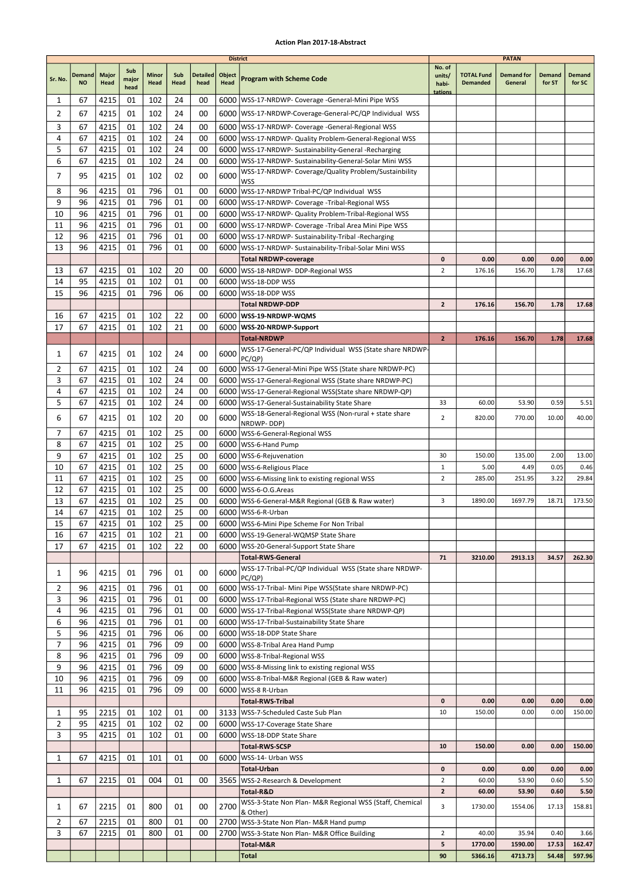**Action Plan 2017-18-Abstract**

| District | | | | | | | | | PATAN | | | | |
|---|---|---|---|---|---|---|---|---|---|---|---|---|---|
| Sr. No. | Demand NO | Major Head | Sub major head | Minor Head | Sub Head | Detailed head | Object Head | Program with Scheme Code | No. of units/ habi-tations | TOTAL Fund Demanded | Demand for General | Demand for ST | Demand for SC |
| 1 | 67 | 4215 | 01 | 102 | 24 | 00 | 6000 | WSS-17-NRDWP- Coverage -General-Mini Pipe WSS | | | | | |
| 2 | 67 | 4215 | 01 | 102 | 24 | 00 | 6000 | WSS-17-NRDWP-Coverage-General-PC/QP Individual WSS | | | | | |
| 3 | 67 | 4215 | 01 | 102 | 24 | 00 | 6000 | WSS-17-NRDWP- Coverage -General-Regional WSS | | | | | |
| 4 | 67 | 4215 | 01 | 102 | 24 | 00 | 6000 | WSS-17-NRDWP- Quality Problem-General-Regional WSS | | | | | |
| 5 | 67 | 4215 | 01 | 102 | 24 | 00 | 6000 | WSS-17-NRDWP- Sustainability-General -Recharging | | | | | |
| 6 | 67 | 4215 | 01 | 102 | 24 | 00 | 6000 | WSS-17-NRDWP- Sustainability-General-Solar Mini WSS | | | | | |
| 7 | 95 | 4215 | 01 | 102 | 02 | 00 | 6000 | WSS-17-NRDWP- Coverage/Quality Problem/Sustainbility WSS | | | | | |
| 8 | 96 | 4215 | 01 | 796 | 01 | 00 | 6000 | WSS-17-NRDWP Tribal-PC/QP Individual WSS | | | | | |
| 9 | 96 | 4215 | 01 | 796 | 01 | 00 | 6000 | WSS-17-NRDWP- Coverage -Tribal-Regional WSS | | | | | |
| 10 | 96 | 4215 | 01 | 796 | 01 | 00 | 6000 | WSS-17-NRDWP- Quality Problem-Tribal-Regional WSS | | | | | |
| 11 | 96 | 4215 | 01 | 796 | 01 | 00 | 6000 | WSS-17-NRDWP- Coverage -Tribal Area Mini Pipe WSS | | | | | |
| 12 | 96 | 4215 | 01 | 796 | 01 | 00 | 6000 | WSS-17-NRDWP- Sustainability-Tribal -Recharging | | | | | |
| 13 | 96 | 4215 | 01 | 796 | 01 | 00 | 6000 | WSS-17-NRDWP- Sustainability-Tribal-Solar Mini WSS | | | | | |
| | | | | | | | | **Total NRDWP-coverage** | **0** | **0.00** | **0.00** | **0.00** | **0.00** |
| 13 | 67 | 4215 | 01 | 102 | 20 | 00 | 6000 | WSS-18-NRDWP- DDP-Regional WSS | 2 | 176.16 | 156.70 | 1.78 | 17.68 |
| 14 | 95 | 4215 | 01 | 102 | 01 | 00 | 6000 | WSS-18-DDP WSS | | | | | |
| 15 | 96 | 4215 | 01 | 796 | 06 | 00 | 6000 | WSS-18-DDP WSS | | | | | |
| | | | | | | | | **Total NRDWP-DDP** | **2** | **176.16** | **156.70** | **1.78** | **17.68** |
| 16 | 67 | 4215 | 01 | 102 | 22 | 00 | 6000 | **WSS-19-NRDWP-WQMS** | | | | | |
| 17 | 67 | 4215 | 01 | 102 | 21 | 00 | 6000 | **WSS-20-NRDWP-Support** | | | | | |
| | | | | | | | | **Total-NRDWP** | **2** | **176.16** | **156.70** | **1.78** | **17.68** |
| 1 | 67 | 4215 | 01 | 102 | 24 | 00 | 6000 | WSS-17-General-PC/QP Individual WSS (State share NRDWP-PC/QP) | | | | | |
| 2 | 67 | 4215 | 01 | 102 | 24 | 00 | 6000 | WSS-17-General-Mini Pipe WSS (State share NRDWP-PC) | | | | | |
| 3 | 67 | 4215 | 01 | 102 | 24 | 00 | 6000 | WSS-17-General-Regional WSS (State share NRDWP-PC) | | | | | |
| 4 | 67 | 4215 | 01 | 102 | 24 | 00 | 6000 | WSS-17-General-Regional WSS(State share NRDWP-QP) | | | | | |
| 5 | 67 | 4215 | 01 | 102 | 24 | 00 | 6000 | WSS-17-General-Sustainability State Share | 33 | 60.00 | 53.90 | 0.59 | 5.51 |
| 6 | 67 | 4215 | 01 | 102 | 20 | 00 | 6000 | WSS-18-General-Regional WSS (Non-rural + state share NRDWP- DDP) | 2 | 820.00 | 770.00 | 10.00 | 40.00 |
| 7 | 67 | 4215 | 01 | 102 | 25 | 00 | 6000 | WSS-6-General-Regional WSS | | | | | |
| 8 | 67 | 4215 | 01 | 102 | 25 | 00 | 6000 | WSS-6-Hand Pump | | | | | |
| 9 | 67 | 4215 | 01 | 102 | 25 | 00 | 6000 | WSS-6-Rejuvenation | 30 | 150.00 | 135.00 | 2.00 | 13.00 |
| 10 | 67 | 4215 | 01 | 102 | 25 | 00 | 6000 | WSS-6-Religious Place | 1 | 5.00 | 4.49 | 0.05 | 0.46 |
| 11 | 67 | 4215 | 01 | 102 | 25 | 00 | 6000 | WSS-6-Missing link to existing regional WSS | 2 | 285.00 | 251.95 | 3.22 | 29.84 |
| 12 | 67 | 4215 | 01 | 102 | 25 | 00 | 6000 | WSS-6-O.G.Areas | | | | | |
| 13 | 67 | 4215 | 01 | 102 | 25 | 00 | 6000 | WSS-6-General-M&R Regional (GEB & Raw water) | 3 | 1890.00 | 1697.79 | 18.71 | 173.50 |
| 14 | 67 | 4215 | 01 | 102 | 25 | 00 | 6000 | WSS-6-R-Urban | | | | | |
| 15 | 67 | 4215 | 01 | 102 | 25 | 00 | 6000 | WSS-6-Mini Pipe Scheme For Non Tribal | | | | | |
| 16 | 67 | 4215 | 01 | 102 | 21 | 00 | 6000 | WSS-19-General-WQMSP State Share | | | | | |
| 17 | 67 | 4215 | 01 | 102 | 22 | 00 | 6000 | WSS-20-General-Support State Share | | | | | |
| | | | | | | | | **Total-RWS-General** | **71** | **3210.00** | **2913.13** | **34.57** | **262.30** |
| 1 | 96 | 4215 | 01 | 796 | 01 | 00 | 6000 | WSS-17-Tribal-PC/QP Individual WSS (State share NRDWP-PC/QP) | | | | | |
| 2 | 96 | 4215 | 01 | 796 | 01 | 00 | 6000 | WSS-17-Tribal- Mini Pipe WSS(State share NRDWP-PC) | | | | | |
| 3 | 96 | 4215 | 01 | 796 | 01 | 00 | 6000 | WSS-17-Tribal-Regional WSS (State share NRDWP-PC) | | | | | |
| 4 | 96 | 4215 | 01 | 796 | 01 | 00 | 6000 | WSS-17-Tribal-Regional WSS(State share NRDWP-QP) | | | | | |
| 6 | 96 | 4215 | 01 | 796 | 01 | 00 | 6000 | WSS-17-Tribal-Sustainability State Share | | | | | |
| 5 | 96 | 4215 | 01 | 796 | 06 | 00 | 6000 | WSS-18-DDP State Share | | | | | |
| 7 | 96 | 4215 | 01 | 796 | 09 | 00 | 6000 | WSS-8-Tribal Area Hand Pump | | | | | |
| 8 | 96 | 4215 | 01 | 796 | 09 | 00 | 6000 | WSS-8-Tribal-Regional WSS | | | | | |
| 9 | 96 | 4215 | 01 | 796 | 09 | 00 | 6000 | WSS-8-Missing link to existing regional WSS | | | | | |
| 10 | 96 | 4215 | 01 | 796 | 09 | 00 | 6000 | WSS-8-Tribal-M&R Regional (GEB & Raw water) | | | | | |
| 11 | 96 | 4215 | 01 | 796 | 09 | 00 | 6000 | WSS-8 R-Urban | | | | | |
| | | | | | | | | **Total-RWS-Tribal** | **0** | **0.00** | **0.00** | **0.00** | **0.00** |
| 1 | 95 | 2215 | 01 | 102 | 01 | 00 | 3133 | WSS-7-Scheduled Caste Sub Plan | 10 | 150.00 | 0.00 | 0.00 | 150.00 |
| 2 | 95 | 4215 | 01 | 102 | 02 | 00 | 6000 | WSS-17-Coverage State Share | | | | | |
| 3 | 95 | 4215 | 01 | 102 | 01 | 00 | 6000 | WSS-18-DDP State Share | | | | | |
| | | | | | | | | **Total-RWS-SCSP** | **10** | **150.00** | **0.00** | **0.00** | **150.00** |
| 1 | 67 | 4215 | 01 | 101 | 01 | 00 | 6000 | WSS-14- Urban WSS | | | | | |
| | | | | | | | | **Total-Urban** | **0** | **0.00** | **0.00** | **0.00** | **0.00** |
| 1 | 67 | 2215 | 01 | 004 | 01 | 00 | 3565 | WSS-2-Research & Development | 2 | 60.00 | 53.90 | 0.60 | 5.50 |
| | | | | | | | | **Total-R&D** | **2** | **60.00** | **53.90** | **0.60** | **5.50** |
| 1 | 67 | 2215 | 01 | 800 | 01 | 00 | 2700 | WSS-3-State Non Plan- M&R Regional WSS (Staff, Chemical & Other) | 3 | 1730.00 | 1554.06 | 17.13 | 158.81 |
| 2 | 67 | 2215 | 01 | 800 | 01 | 00 | 2700 | WSS-3-State Non Plan- M&R Hand pump | | | | | |
| 3 | 67 | 2215 | 01 | 800 | 01 | 00 | 2700 | WSS-3-State Non Plan- M&R Office Building | 2 | 40.00 | 35.94 | 0.40 | 3.66 |
| | | | | | | | | **Total-M&R** | **5** | **1770.00** | **1590.00** | **17.53** | **162.47** |
| | | | | | | | | **Total** | **90** | **5366.16** | **4713.73** | **54.48** | **597.96** |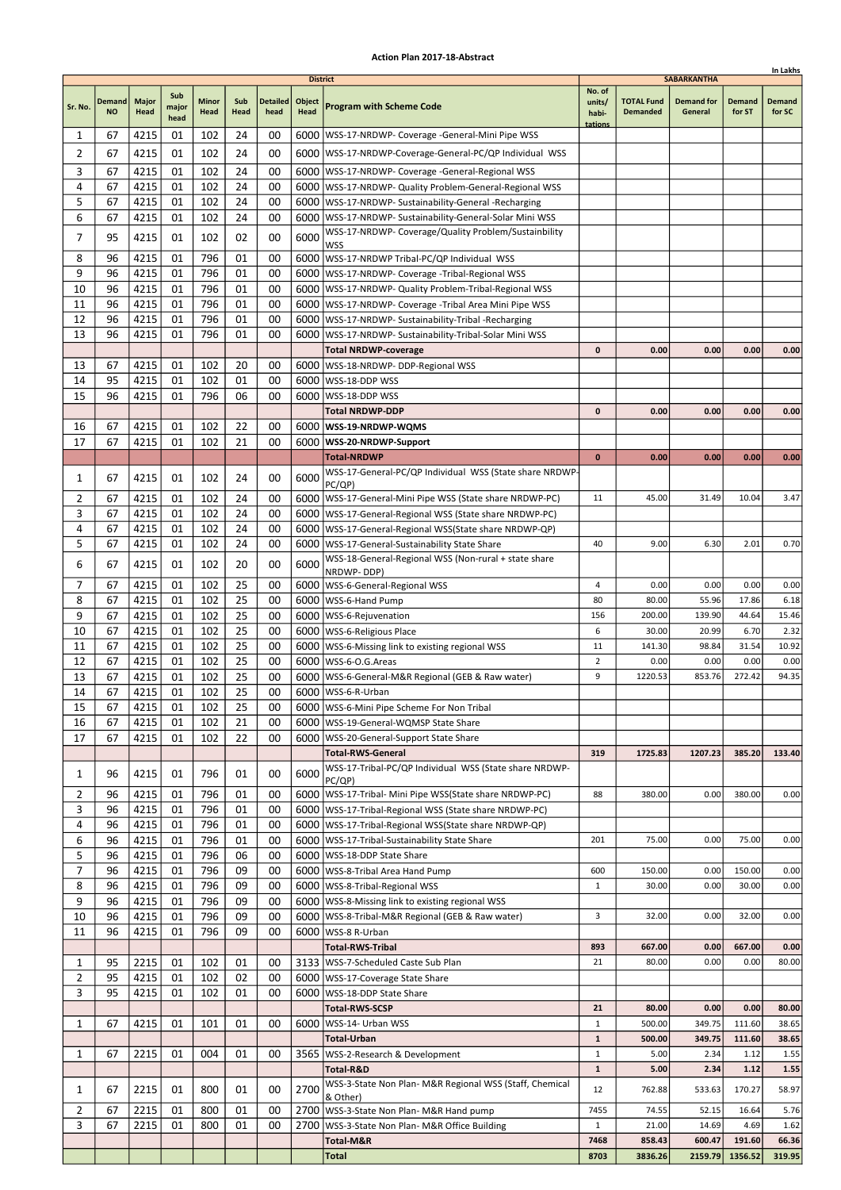# Action Plan 2017-18-Abstract

In Lakhs

| Sr. No. | Demand NO | Major Head | Sub major head | Minor Head | Sub Head | Detailed head | Object Head | District / Program with Scheme Code | No. of units/ habi-tations | TOTAL Fund Demanded | Demand for General | Demand for ST | Demand for SC |
|---|---|---|---|---|---|---|---|---|---|---|---|---|---|
| | | | | | | | | | SABARKANTHA | | | | |
| 1 | 67 | 4215 | 01 | 102 | 24 | 00 | 6000 | WSS-17-NRDWP- Coverage -General-Mini Pipe WSS | | | | | |
| 2 | 67 | 4215 | 01 | 102 | 24 | 00 | 6000 | WSS-17-NRDWP-Coverage-General-PC/QP Individual WSS | | | | | |
| 3 | 67 | 4215 | 01 | 102 | 24 | 00 | 6000 | WSS-17-NRDWP- Coverage -General-Regional WSS | | | | | |
| 4 | 67 | 4215 | 01 | 102 | 24 | 00 | 6000 | WSS-17-NRDWP- Quality Problem-General-Regional WSS | | | | | |
| 5 | 67 | 4215 | 01 | 102 | 24 | 00 | 6000 | WSS-17-NRDWP- Sustainability-General -Recharging | | | | | |
| 6 | 67 | 4215 | 01 | 102 | 24 | 00 | 6000 | WSS-17-NRDWP- Sustainability-General-Solar Mini WSS | | | | | |
| 7 | 95 | 4215 | 01 | 102 | 02 | 00 | 6000 | WSS-17-NRDWP- Coverage/Quality Problem/Sustainbility WSS | | | | | |
| 8 | 96 | 4215 | 01 | 796 | 01 | 00 | 6000 | WSS-17-NRDWP Tribal-PC/QP Individual WSS | | | | | |
| 9 | 96 | 4215 | 01 | 796 | 01 | 00 | 6000 | WSS-17-NRDWP- Coverage -Tribal-Regional WSS | | | | | |
| 10 | 96 | 4215 | 01 | 796 | 01 | 00 | 6000 | WSS-17-NRDWP- Quality Problem-Tribal-Regional WSS | | | | | |
| 11 | 96 | 4215 | 01 | 796 | 01 | 00 | 6000 | WSS-17-NRDWP- Coverage -Tribal Area Mini Pipe WSS | | | | | |
| 12 | 96 | 4215 | 01 | 796 | 01 | 00 | 6000 | WSS-17-NRDWP- Sustainability-Tribal -Recharging | | | | | |
| 13 | 96 | 4215 | 01 | 796 | 01 | 00 | 6000 | WSS-17-NRDWP- Sustainability-Tribal-Solar Mini WSS | | | | | |
| | | | | | | | | **Total NRDWP-coverage** | **0** | **0.00** | **0.00** | **0.00** | **0.00** |
| 13 | 67 | 4215 | 01 | 102 | 20 | 00 | 6000 | WSS-18-NRDWP- DDP-Regional WSS | | | | | |
| 14 | 95 | 4215 | 01 | 102 | 01 | 00 | 6000 | WSS-18-DDP WSS | | | | | |
| 15 | 96 | 4215 | 01 | 796 | 06 | 00 | 6000 | WSS-18-DDP WSS | | | | | |
| | | | | | | | | **Total NRDWP-DDP** | **0** | **0.00** | **0.00** | **0.00** | **0.00** |
| 16 | 67 | 4215 | 01 | 102 | 22 | 00 | 6000 | **WSS-19-NRDWP-WQMS** | | | | | |
| 17 | 67 | 4215 | 01 | 102 | 21 | 00 | 6000 | **WSS-20-NRDWP-Support** | | | | | |
| | | | | | | | | **Total-NRDWP** | **0** | **0.00** | **0.00** | **0.00** | **0.00** |
| 1 | 67 | 4215 | 01 | 102 | 24 | 00 | 6000 | WSS-17-General-PC/QP Individual WSS (State share NRDWP-PC/QP) | | | | | |
| 2 | 67 | 4215 | 01 | 102 | 24 | 00 | 6000 | WSS-17-General-Mini Pipe WSS (State share NRDWP-PC) | 11 | 45.00 | 31.49 | 10.04 | 3.47 |
| 3 | 67 | 4215 | 01 | 102 | 24 | 00 | 6000 | WSS-17-General-Regional WSS (State share NRDWP-PC) | | | | | |
| 4 | 67 | 4215 | 01 | 102 | 24 | 00 | 6000 | WSS-17-General-Regional WSS(State share NRDWP-QP) | | | | | |
| 5 | 67 | 4215 | 01 | 102 | 24 | 00 | 6000 | WSS-17-General-Sustainability State Share | 40 | 9.00 | 6.30 | 2.01 | 0.70 |
| 6 | 67 | 4215 | 01 | 102 | 20 | 00 | 6000 | WSS-18-General-Regional WSS (Non-rural + state share NRDWP- DDP) | | | | | |
| 7 | 67 | 4215 | 01 | 102 | 25 | 00 | 6000 | WSS-6-General-Regional WSS | 4 | 0.00 | 0.00 | 0.00 | 0.00 |
| 8 | 67 | 4215 | 01 | 102 | 25 | 00 | 6000 | WSS-6-Hand Pump | 80 | 80.00 | 55.96 | 17.86 | 6.18 |
| 9 | 67 | 4215 | 01 | 102 | 25 | 00 | 6000 | WSS-6-Rejuvenation | 156 | 200.00 | 139.90 | 44.64 | 15.46 |
| 10 | 67 | 4215 | 01 | 102 | 25 | 00 | 6000 | WSS-6-Religious Place | 6 | 30.00 | 20.99 | 6.70 | 2.32 |
| 11 | 67 | 4215 | 01 | 102 | 25 | 00 | 6000 | WSS-6-Missing link to existing regional WSS | 11 | 141.30 | 98.84 | 31.54 | 10.92 |
| 12 | 67 | 4215 | 01 | 102 | 25 | 00 | 6000 | WSS-6-O.G.Areas | 2 | 0.00 | 0.00 | 0.00 | 0.00 |
| 13 | 67 | 4215 | 01 | 102 | 25 | 00 | 6000 | WSS-6-General-M&R Regional (GEB & Raw water) | 9 | 1220.53 | 853.76 | 272.42 | 94.35 |
| 14 | 67 | 4215 | 01 | 102 | 25 | 00 | 6000 | WSS-6-R-Urban | | | | | |
| 15 | 67 | 4215 | 01 | 102 | 25 | 00 | 6000 | WSS-6-Mini Pipe Scheme For Non Tribal | | | | | |
| 16 | 67 | 4215 | 01 | 102 | 21 | 00 | 6000 | WSS-19-General-WQMSP State Share | | | | | |
| 17 | 67 | 4215 | 01 | 102 | 22 | 00 | 6000 | WSS-20-General-Support State Share | | | | | |
| | | | | | | | | **Total-RWS-General** | **319** | **1725.83** | **1207.23** | **385.20** | **133.40** |
| 1 | 96 | 4215 | 01 | 796 | 01 | 00 | 6000 | WSS-17-Tribal-PC/QP Individual WSS (State share NRDWP-PC/QP) | | | | | |
| 2 | 96 | 4215 | 01 | 796 | 01 | 00 | 6000 | WSS-17-Tribal- Mini Pipe WSS(State share NRDWP-PC) | 88 | 380.00 | 0.00 | 380.00 | 0.00 |
| 3 | 96 | 4215 | 01 | 796 | 01 | 00 | 6000 | WSS-17-Tribal-Regional WSS (State share NRDWP-PC) | | | | | |
| 4 | 96 | 4215 | 01 | 796 | 01 | 00 | 6000 | WSS-17-Tribal-Regional WSS(State share NRDWP-QP) | | | | | |
| 6 | 96 | 4215 | 01 | 796 | 01 | 00 | 6000 | WSS-17-Tribal-Sustainability State Share | 201 | 75.00 | 0.00 | 75.00 | 0.00 |
| 5 | 96 | 4215 | 01 | 796 | 06 | 00 | 6000 | WSS-18-DDP State Share | | | | | |
| 7 | 96 | 4215 | 01 | 796 | 09 | 00 | 6000 | WSS-8-Tribal Area Hand Pump | 600 | 150.00 | 0.00 | 150.00 | 0.00 |
| 8 | 96 | 4215 | 01 | 796 | 09 | 00 | 6000 | WSS-8-Tribal-Regional WSS | 1 | 30.00 | 0.00 | 30.00 | 0.00 |
| 9 | 96 | 4215 | 01 | 796 | 09 | 00 | 6000 | WSS-8-Missing link to existing regional WSS | | | | | |
| 10 | 96 | 4215 | 01 | 796 | 09 | 00 | 6000 | WSS-8-Tribal-M&R Regional (GEB & Raw water) | 3 | 32.00 | 0.00 | 32.00 | 0.00 |
| 11 | 96 | 4215 | 01 | 796 | 09 | 00 | 6000 | WSS-8 R-Urban | | | | | |
| | | | | | | | | **Total-RWS-Tribal** | **893** | **667.00** | **0.00** | **667.00** | **0.00** |
| 1 | 95 | 2215 | 01 | 102 | 01 | 00 | 3133 | WSS-7-Scheduled Caste Sub Plan | 21 | 80.00 | 0.00 | 0.00 | 80.00 |
| 2 | 95 | 4215 | 01 | 102 | 02 | 00 | 6000 | WSS-17-Coverage State Share | | | | | |
| 3 | 95 | 4215 | 01 | 102 | 01 | 00 | 6000 | WSS-18-DDP State Share | | | | | |
| | | | | | | | | **Total-RWS-SCSP** | **21** | **80.00** | **0.00** | **0.00** | **80.00** |
| 1 | 67 | 4215 | 01 | 101 | 01 | 00 | 6000 | WSS-14- Urban WSS | 1 | 500.00 | 349.75 | 111.60 | 38.65 |
| | | | | | | | | **Total-Urban** | **1** | **500.00** | **349.75** | **111.60** | **38.65** |
| 1 | 67 | 2215 | 01 | 004 | 01 | 00 | 3565 | WSS-2-Research & Development | 1 | 5.00 | 2.34 | 1.12 | 1.55 |
| | | | | | | | | **Total-R&D** | **1** | **5.00** | **2.34** | **1.12** | **1.55** |
| 1 | 67 | 2215 | 01 | 800 | 01 | 00 | 2700 | WSS-3-State Non Plan- M&R Regional WSS (Staff, Chemical & Other) | 12 | 762.88 | 533.63 | 170.27 | 58.97 |
| 2 | 67 | 2215 | 01 | 800 | 01 | 00 | 2700 | WSS-3-State Non Plan- M&R Hand pump | 7455 | 74.55 | 52.15 | 16.64 | 5.76 |
| 3 | 67 | 2215 | 01 | 800 | 01 | 00 | 2700 | WSS-3-State Non Plan- M&R Office Building | 1 | 21.00 | 14.69 | 4.69 | 1.62 |
| | | | | | | | | **Total-M&R** | **7468** | **858.43** | **600.47** | **191.60** | **66.36** |
| | | | | | | | | **Total** | **8703** | **3836.26** | **2159.79** | **1356.52** | **319.95** |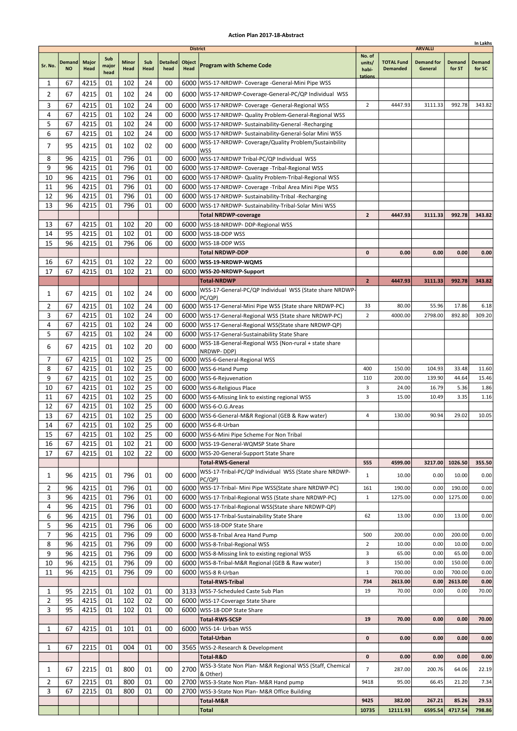**Action Plan 2017-18-Abstract**

In Lakhs

| Sr. No. | Demand NO | Major Head | Sub major head | Minor Head | Sub Head | Detailed head | Object Head | District Program with Scheme Code | No. of units/ habi-tations | ARVALLI TOTAL Fund Demanded | Demand for General | Demand for ST | Demand for SC |
|---|---|---|---|---|---|---|---|---|---|---|---|---|---|
| 1 | 67 | 4215 | 01 | 102 | 24 | 00 | 6000 | WSS-17-NRDWP- Coverage -General-Mini Pipe WSS | | | | | |
| 2 | 67 | 4215 | 01 | 102 | 24 | 00 | 6000 | WSS-17-NRDWP-Coverage-General-PC/QP Individual WSS | | | | | |
| 3 | 67 | 4215 | 01 | 102 | 24 | 00 | 6000 | WSS-17-NRDWP- Coverage -General-Regional WSS | 2 | 4447.93 | 3111.33 | 992.78 | 343.82 |
| 4 | 67 | 4215 | 01 | 102 | 24 | 00 | 6000 | WSS-17-NRDWP- Quality Problem-General-Regional WSS | | | | | |
| 5 | 67 | 4215 | 01 | 102 | 24 | 00 | 6000 | WSS-17-NRDWP- Sustainability-General -Recharging | | | | | |
| 6 | 67 | 4215 | 01 | 102 | 24 | 00 | 6000 | WSS-17-NRDWP- Sustainability-General-Solar Mini WSS | | | | | |
| 7 | 95 | 4215 | 01 | 102 | 02 | 00 | 6000 | WSS-17-NRDWP- Coverage/Quality Problem/Sustainbility WSS | | | | | |
| 8 | 96 | 4215 | 01 | 796 | 01 | 00 | 6000 | WSS-17-NRDWP Tribal-PC/QP Individual WSS | | | | | |
| 9 | 96 | 4215 | 01 | 796 | 01 | 00 | 6000 | WSS-17-NRDWP- Coverage -Tribal-Regional WSS | | | | | |
| 10 | 96 | 4215 | 01 | 796 | 01 | 00 | 6000 | WSS-17-NRDWP- Quality Problem-Tribal-Regional WSS | | | | | |
| 11 | 96 | 4215 | 01 | 796 | 01 | 00 | 6000 | WSS-17-NRDWP- Coverage -Tribal Area Mini Pipe WSS | | | | | |
| 12 | 96 | 4215 | 01 | 796 | 01 | 00 | 6000 | WSS-17-NRDWP- Sustainability-Tribal -Recharging | | | | | |
| 13 | 96 | 4215 | 01 | 796 | 01 | 00 | 6000 | WSS-17-NRDWP- Sustainability-Tribal-Solar Mini WSS | | | | | |
| | | | | | | | | **Total NRDWP-coverage** | **2** | **4447.93** | **3111.33** | **992.78** | **343.82** |
| 13 | 67 | 4215 | 01 | 102 | 20 | 00 | 6000 | WSS-18-NRDWP- DDP-Regional WSS | | | | | |
| 14 | 95 | 4215 | 01 | 102 | 01 | 00 | 6000 | WSS-18-DDP WSS | | | | | |
| 15 | 96 | 4215 | 01 | 796 | 06 | 00 | 6000 | WSS-18-DDP WSS | | | | | |
| | | | | | | | | **Total NRDWP-DDP** | **0** | **0.00** | **0.00** | **0.00** | **0.00** |
| 16 | 67 | 4215 | 01 | 102 | 22 | 00 | 6000 | **WSS-19-NRDWP-WQMS** | | | | | |
| 17 | 67 | 4215 | 01 | 102 | 21 | 00 | 6000 | **WSS-20-NRDWP-Support** | | | | | |
| | | | | | | | | **Total-NRDWP** | **2** | **4447.93** | **3111.33** | **992.78** | **343.82** |
| 1 | 67 | 4215 | 01 | 102 | 24 | 00 | 6000 | WSS-17-General-PC/QP Individual WSS (State share NRDWP-PC/QP) | | | | | |
| 2 | 67 | 4215 | 01 | 102 | 24 | 00 | 6000 | WSS-17-General-Mini Pipe WSS (State share NRDWP-PC) | 33 | 80.00 | 55.96 | 17.86 | 6.18 |
| 3 | 67 | 4215 | 01 | 102 | 24 | 00 | 6000 | WSS-17-General-Regional WSS (State share NRDWP-PC) | 2 | 4000.00 | 2798.00 | 892.80 | 309.20 |
| 4 | 67 | 4215 | 01 | 102 | 24 | 00 | 6000 | WSS-17-General-Regional WSS(State share NRDWP-QP) | | | | | |
| 5 | 67 | 4215 | 01 | 102 | 24 | 00 | 6000 | WSS-17-General-Sustainability State Share | | | | | |
| 6 | 67 | 4215 | 01 | 102 | 20 | 00 | 6000 | WSS-18-General-Regional WSS (Non-rural + state share NRDWP- DDP) | | | | | |
| 7 | 67 | 4215 | 01 | 102 | 25 | 00 | 6000 | WSS-6-General-Regional WSS | | | | | |
| 8 | 67 | 4215 | 01 | 102 | 25 | 00 | 6000 | WSS-6-Hand Pump | 400 | 150.00 | 104.93 | 33.48 | 11.60 |
| 9 | 67 | 4215 | 01 | 102 | 25 | 00 | 6000 | WSS-6-Rejuvenation | 110 | 200.00 | 139.90 | 44.64 | 15.46 |
| 10 | 67 | 4215 | 01 | 102 | 25 | 00 | 6000 | WSS-6-Religious Place | 3 | 24.00 | 16.79 | 5.36 | 1.86 |
| 11 | 67 | 4215 | 01 | 102 | 25 | 00 | 6000 | WSS-6-Missing link to existing regional WSS | 3 | 15.00 | 10.49 | 3.35 | 1.16 |
| 12 | 67 | 4215 | 01 | 102 | 25 | 00 | 6000 | WSS-6-O.G.Areas | | | | | |
| 13 | 67 | 4215 | 01 | 102 | 25 | 00 | 6000 | WSS-6-General-M&R Regional (GEB & Raw water) | 4 | 130.00 | 90.94 | 29.02 | 10.05 |
| 14 | 67 | 4215 | 01 | 102 | 25 | 00 | 6000 | WSS-6-R-Urban | | | | | |
| 15 | 67 | 4215 | 01 | 102 | 25 | 00 | 6000 | WSS-6-Mini Pipe Scheme For Non Tribal | | | | | |
| 16 | 67 | 4215 | 01 | 102 | 21 | 00 | 6000 | WSS-19-General-WQMSP State Share | | | | | |
| 17 | 67 | 4215 | 01 | 102 | 22 | 00 | 6000 | WSS-20-General-Support State Share | | | | | |
| | | | | | | | | **Total-RWS-General** | **555** | **4599.00** | **3217.00** | **1026.50** | **355.50** |
| 1 | 96 | 4215 | 01 | 796 | 01 | 00 | 6000 | WSS-17-Tribal-PC/QP Individual WSS (State share NRDWP-PC/QP) | 1 | 10.00 | 0.00 | 10.00 | 0.00 |
| 2 | 96 | 4215 | 01 | 796 | 01 | 00 | 6000 | WSS-17-Tribal- Mini Pipe WSS(State share NRDWP-PC) | 161 | 190.00 | 0.00 | 190.00 | 0.00 |
| 3 | 96 | 4215 | 01 | 796 | 01 | 00 | 6000 | WSS-17-Tribal-Regional WSS (State share NRDWP-PC) | 1 | 1275.00 | 0.00 | 1275.00 | 0.00 |
| 4 | 96 | 4215 | 01 | 796 | 01 | 00 | 6000 | WSS-17-Tribal-Regional WSS(State share NRDWP-QP) | | | | | |
| 6 | 96 | 4215 | 01 | 796 | 01 | 00 | 6000 | WSS-17-Tribal-Sustainability State Share | 62 | 13.00 | 0.00 | 13.00 | 0.00 |
| 5 | 96 | 4215 | 01 | 796 | 06 | 00 | 6000 | WSS-18-DDP State Share | | | | | |
| 7 | 96 | 4215 | 01 | 796 | 09 | 00 | 6000 | WSS-8-Tribal Area Hand Pump | 500 | 200.00 | 0.00 | 200.00 | 0.00 |
| 8 | 96 | 4215 | 01 | 796 | 09 | 00 | 6000 | WSS-8-Tribal-Regional WSS | 2 | 10.00 | 0.00 | 10.00 | 0.00 |
| 9 | 96 | 4215 | 01 | 796 | 09 | 00 | 6000 | WSS-8-Missing link to existing regional WSS | 3 | 65.00 | 0.00 | 65.00 | 0.00 |
| 10 | 96 | 4215 | 01 | 796 | 09 | 00 | 6000 | WSS-8-Tribal-M&R Regional (GEB & Raw water) | 3 | 150.00 | 0.00 | 150.00 | 0.00 |
| 11 | 96 | 4215 | 01 | 796 | 09 | 00 | 6000 | WSS-8 R-Urban | 1 | 700.00 | 0.00 | 700.00 | 0.00 |
| | | | | | | | | **Total-RWS-Tribal** | **734** | **2613.00** | **0.00** | **2613.00** | **0.00** |
| 1 | 95 | 2215 | 01 | 102 | 01 | 00 | 3133 | WSS-7-Scheduled Caste Sub Plan | 19 | 70.00 | 0.00 | 0.00 | 70.00 |
| 2 | 95 | 4215 | 01 | 102 | 02 | 00 | 6000 | WSS-17-Coverage State Share | | | | | |
| 3 | 95 | 4215 | 01 | 102 | 01 | 00 | 6000 | WSS-18-DDP State Share | | | | | |
| | | | | | | | | **Total-RWS-SCSP** | **19** | **70.00** | **0.00** | **0.00** | **70.00** |
| 1 | 67 | 4215 | 01 | 101 | 01 | 00 | 6000 | WSS-14- Urban WSS | | | | | |
| | | | | | | | | **Total-Urban** | **0** | **0.00** | **0.00** | **0.00** | **0.00** |
| 1 | 67 | 2215 | 01 | 004 | 01 | 00 | 3565 | WSS-2-Research & Development | | | | | |
| | | | | | | | | **Total-R&D** | **0** | **0.00** | **0.00** | **0.00** | **0.00** |
| 1 | 67 | 2215 | 01 | 800 | 01 | 00 | 2700 | WSS-3-State Non Plan- M&R Regional WSS (Staff, Chemical & Other) | 7 | 287.00 | 200.76 | 64.06 | 22.19 |
| 2 | 67 | 2215 | 01 | 800 | 01 | 00 | 2700 | WSS-3-State Non Plan- M&R Hand pump | 9418 | 95.00 | 66.45 | 21.20 | 7.34 |
| 3 | 67 | 2215 | 01 | 800 | 01 | 00 | 2700 | WSS-3-State Non Plan- M&R Office Building | | | | | |
| | | | | | | | | **Total-M&R** | **9425** | **382.00** | **267.21** | **85.26** | **29.53** |
| | | | | | | | | **Total** | **10735** | **12111.93** | **6595.54** | **4717.54** | **798.86** |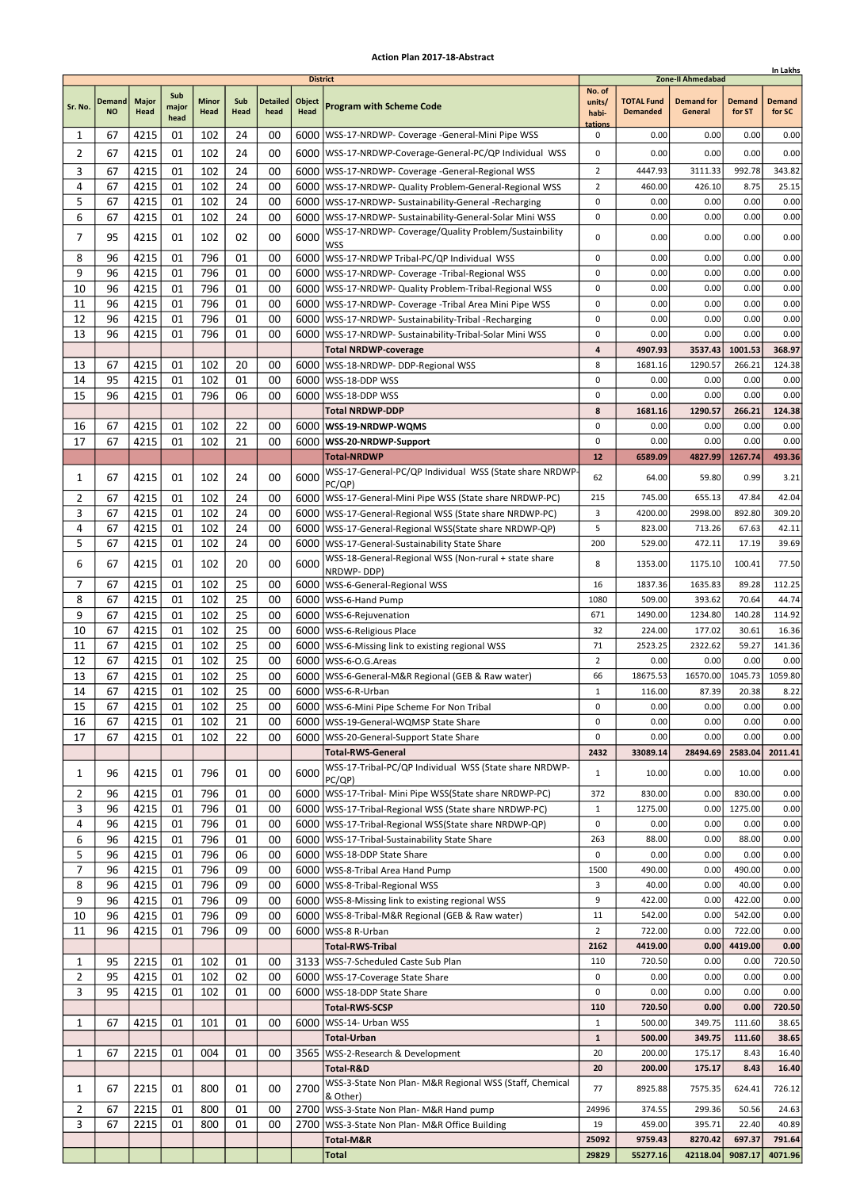# Action Plan 2017-18-Abstract

In Lakhs

| Sr. No. | Demand NO | Major Head | Sub major head | Minor Head | Sub Head | Detailed head | Object Head | Program with Scheme Code | No. of units/ habi-tations | TOTAL Fund Demanded | Demand for General | Demand for ST | Demand for SC |
|---|---|---|---|---|---|---|---|---|---|---|---|---|---|
| | | | | | | | | **District** | **Zone-II Ahmedabad** | | | | |
| 1 | 67 | 4215 | 01 | 102 | 24 | 00 | 6000 | WSS-17-NRDWP- Coverage -General-Mini Pipe WSS | 0 | 0.00 | 0.00 | 0.00 | 0.00 |
| 2 | 67 | 4215 | 01 | 102 | 24 | 00 | 6000 | WSS-17-NRDWP-Coverage-General-PC/QP Individual WSS | 0 | 0.00 | 0.00 | 0.00 | 0.00 |
| 3 | 67 | 4215 | 01 | 102 | 24 | 00 | 6000 | WSS-17-NRDWP- Coverage -General-Regional WSS | 2 | 4447.93 | 3111.33 | 992.78 | 343.82 |
| 4 | 67 | 4215 | 01 | 102 | 24 | 00 | 6000 | WSS-17-NRDWP- Quality Problem-General-Regional WSS | 2 | 460.00 | 426.10 | 8.75 | 25.15 |
| 5 | 67 | 4215 | 01 | 102 | 24 | 00 | 6000 | WSS-17-NRDWP- Sustainability-General -Recharging | 0 | 0.00 | 0.00 | 0.00 | 0.00 |
| 6 | 67 | 4215 | 01 | 102 | 24 | 00 | 6000 | WSS-17-NRDWP- Sustainability-General-Solar Mini WSS | 0 | 0.00 | 0.00 | 0.00 | 0.00 |
| 7 | 95 | 4215 | 01 | 102 | 02 | 00 | 6000 | WSS-17-NRDWP- Coverage/Quality Problem/Sustainbility WSS | 0 | 0.00 | 0.00 | 0.00 | 0.00 |
| 8 | 96 | 4215 | 01 | 796 | 01 | 00 | 6000 | WSS-17-NRDWP Tribal-PC/QP Individual WSS | 0 | 0.00 | 0.00 | 0.00 | 0.00 |
| 9 | 96 | 4215 | 01 | 796 | 01 | 00 | 6000 | WSS-17-NRDWP- Coverage -Tribal-Regional WSS | 0 | 0.00 | 0.00 | 0.00 | 0.00 |
| 10 | 96 | 4215 | 01 | 796 | 01 | 00 | 6000 | WSS-17-NRDWP- Quality Problem-Tribal-Regional WSS | 0 | 0.00 | 0.00 | 0.00 | 0.00 |
| 11 | 96 | 4215 | 01 | 796 | 01 | 00 | 6000 | WSS-17-NRDWP- Coverage -Tribal Area Mini Pipe WSS | 0 | 0.00 | 0.00 | 0.00 | 0.00 |
| 12 | 96 | 4215 | 01 | 796 | 01 | 00 | 6000 | WSS-17-NRDWP- Sustainability-Tribal -Recharging | 0 | 0.00 | 0.00 | 0.00 | 0.00 |
| 13 | 96 | 4215 | 01 | 796 | 01 | 00 | 6000 | WSS-17-NRDWP- Sustainability-Tribal-Solar Mini WSS | 0 | 0.00 | 0.00 | 0.00 | 0.00 |
| | | | | | | | | **Total NRDWP-coverage** | **4** | **4907.93** | **3537.43** | **1001.53** | **368.97** |
| 13 | 67 | 4215 | 01 | 102 | 20 | 00 | 6000 | WSS-18-NRDWP- DDP-Regional WSS | 8 | 1681.16 | 1290.57 | 266.21 | 124.38 |
| 14 | 95 | 4215 | 01 | 102 | 01 | 00 | 6000 | WSS-18-DDP WSS | 0 | 0.00 | 0.00 | 0.00 | 0.00 |
| 15 | 96 | 4215 | 01 | 796 | 06 | 00 | 6000 | WSS-18-DDP WSS | 0 | 0.00 | 0.00 | 0.00 | 0.00 |
| | | | | | | | | **Total NRDWP-DDP** | **8** | **1681.16** | **1290.57** | **266.21** | **124.38** |
| 16 | 67 | 4215 | 01 | 102 | 22 | 00 | 6000 | **WSS-19-NRDWP-WQMS** | 0 | 0.00 | 0.00 | 0.00 | 0.00 |
| 17 | 67 | 4215 | 01 | 102 | 21 | 00 | 6000 | **WSS-20-NRDWP-Support** | 0 | 0.00 | 0.00 | 0.00 | 0.00 |
| | | | | | | | | **Total-NRDWP** | **12** | **6589.09** | **4827.99** | **1267.74** | **493.36** |
| 1 | 67 | 4215 | 01 | 102 | 24 | 00 | 6000 | WSS-17-General-PC/QP Individual WSS (State share NRDWP-PC/QP) | 62 | 64.00 | 59.80 | 0.99 | 3.21 |
| 2 | 67 | 4215 | 01 | 102 | 24 | 00 | 6000 | WSS-17-General-Mini Pipe WSS (State share NRDWP-PC) | 215 | 745.00 | 655.13 | 47.84 | 42.04 |
| 3 | 67 | 4215 | 01 | 102 | 24 | 00 | 6000 | WSS-17-General-Regional WSS (State share NRDWP-PC) | 3 | 4200.00 | 2998.00 | 892.80 | 309.20 |
| 4 | 67 | 4215 | 01 | 102 | 24 | 00 | 6000 | WSS-17-General-Regional WSS(State share NRDWP-QP) | 5 | 823.00 | 713.26 | 67.63 | 42.11 |
| 5 | 67 | 4215 | 01 | 102 | 24 | 00 | 6000 | WSS-17-General-Sustainability State Share | 200 | 529.00 | 472.11 | 17.19 | 39.69 |
| 6 | 67 | 4215 | 01 | 102 | 20 | 00 | 6000 | WSS-18-General-Regional WSS (Non-rural + state share NRDWP- DDP) | 8 | 1353.00 | 1175.10 | 100.41 | 77.50 |
| 7 | 67 | 4215 | 01 | 102 | 25 | 00 | 6000 | WSS-6-General-Regional WSS | 16 | 1837.36 | 1635.83 | 89.28 | 112.25 |
| 8 | 67 | 4215 | 01 | 102 | 25 | 00 | 6000 | WSS-6-Hand Pump | 1080 | 509.00 | 393.62 | 70.64 | 44.74 |
| 9 | 67 | 4215 | 01 | 102 | 25 | 00 | 6000 | WSS-6-Rejuvenation | 671 | 1490.00 | 1234.80 | 140.28 | 114.92 |
| 10 | 67 | 4215 | 01 | 102 | 25 | 00 | 6000 | WSS-6-Religious Place | 32 | 224.00 | 177.02 | 30.61 | 16.36 |
| 11 | 67 | 4215 | 01 | 102 | 25 | 00 | 6000 | WSS-6-Missing link to existing regional WSS | 71 | 2523.25 | 2322.62 | 59.27 | 141.36 |
| 12 | 67 | 4215 | 01 | 102 | 25 | 00 | 6000 | WSS-6-O.G.Areas | 2 | 0.00 | 0.00 | 0.00 | 0.00 |
| 13 | 67 | 4215 | 01 | 102 | 25 | 00 | 6000 | WSS-6-General-M&R Regional (GEB & Raw water) | 66 | 18675.53 | 16570.00 | 1045.73 | 1059.80 |
| 14 | 67 | 4215 | 01 | 102 | 25 | 00 | 6000 | WSS-6-R-Urban | 1 | 116.00 | 87.39 | 20.38 | 8.22 |
| 15 | 67 | 4215 | 01 | 102 | 25 | 00 | 6000 | WSS-6-Mini Pipe Scheme For Non Tribal | 0 | 0.00 | 0.00 | 0.00 | 0.00 |
| 16 | 67 | 4215 | 01 | 102 | 21 | 00 | 6000 | WSS-19-General-WQMSP State Share | 0 | 0.00 | 0.00 | 0.00 | 0.00 |
| 17 | 67 | 4215 | 01 | 102 | 22 | 00 | 6000 | WSS-20-General-Support State Share | 0 | 0.00 | 0.00 | 0.00 | 0.00 |
| | | | | | | | | **Total-RWS-General** | **2432** | **33089.14** | **28494.69** | **2583.04** | **2011.41** |
| 1 | 96 | 4215 | 01 | 796 | 01 | 00 | 6000 | WSS-17-Tribal-PC/QP Individual WSS (State share NRDWP-PC/QP) | 1 | 10.00 | 0.00 | 10.00 | 0.00 |
| 2 | 96 | 4215 | 01 | 796 | 01 | 00 | 6000 | WSS-17-Tribal- Mini Pipe WSS(State share NRDWP-PC) | 372 | 830.00 | 0.00 | 830.00 | 0.00 |
| 3 | 96 | 4215 | 01 | 796 | 01 | 00 | 6000 | WSS-17-Tribal-Regional WSS (State share NRDWP-PC) | 1 | 1275.00 | 0.00 | 1275.00 | 0.00 |
| 4 | 96 | 4215 | 01 | 796 | 01 | 00 | 6000 | WSS-17-Tribal-Regional WSS(State share NRDWP-QP) | 0 | 0.00 | 0.00 | 0.00 | 0.00 |
| 6 | 96 | 4215 | 01 | 796 | 01 | 00 | 6000 | WSS-17-Tribal-Sustainability State Share | 263 | 88.00 | 0.00 | 88.00 | 0.00 |
| 5 | 96 | 4215 | 01 | 796 | 06 | 00 | 6000 | WSS-18-DDP State Share | 0 | 0.00 | 0.00 | 0.00 | 0.00 |
| 7 | 96 | 4215 | 01 | 796 | 09 | 00 | 6000 | WSS-8-Tribal Area Hand Pump | 1500 | 490.00 | 0.00 | 490.00 | 0.00 |
| 8 | 96 | 4215 | 01 | 796 | 09 | 00 | 6000 | WSS-8-Tribal-Regional WSS | 3 | 40.00 | 0.00 | 40.00 | 0.00 |
| 9 | 96 | 4215 | 01 | 796 | 09 | 00 | 6000 | WSS-8-Missing link to existing regional WSS | 9 | 422.00 | 0.00 | 422.00 | 0.00 |
| 10 | 96 | 4215 | 01 | 796 | 09 | 00 | 6000 | WSS-8-Tribal-M&R Regional (GEB & Raw water) | 11 | 542.00 | 0.00 | 542.00 | 0.00 |
| 11 | 96 | 4215 | 01 | 796 | 09 | 00 | 6000 | WSS-8 R-Urban | 2 | 722.00 | 0.00 | 722.00 | 0.00 |
| | | | | | | | | **Total-RWS-Tribal** | **2162** | **4419.00** | **0.00** | **4419.00** | **0.00** |
| 1 | 95 | 2215 | 01 | 102 | 01 | 00 | 3133 | WSS-7-Scheduled Caste Sub Plan | 110 | 720.50 | 0.00 | 0.00 | 720.50 |
| 2 | 95 | 4215 | 01 | 102 | 02 | 00 | 6000 | WSS-17-Coverage State Share | 0 | 0.00 | 0.00 | 0.00 | 0.00 |
| 3 | 95 | 4215 | 01 | 102 | 01 | 00 | 6000 | WSS-18-DDP State Share | 0 | 0.00 | 0.00 | 0.00 | 0.00 |
| | | | | | | | | **Total-RWS-SCSP** | **110** | **720.50** | **0.00** | **0.00** | **720.50** |
| 1 | 67 | 4215 | 01 | 101 | 01 | 00 | 6000 | WSS-14- Urban WSS | 1 | 500.00 | 349.75 | 111.60 | 38.65 |
| | | | | | | | | **Total-Urban** | **1** | **500.00** | **349.75** | **111.60** | **38.65** |
| 1 | 67 | 2215 | 01 | 004 | 01 | 00 | 3565 | WSS-2-Research & Development | 20 | 200.00 | 175.17 | 8.43 | 16.40 |
| | | | | | | | | **Total-R&D** | **20** | **200.00** | **175.17** | **8.43** | **16.40** |
| 1 | 67 | 2215 | 01 | 800 | 01 | 00 | 2700 | WSS-3-State Non Plan- M&R Regional WSS (Staff, Chemical & Other) | 77 | 8925.88 | 7575.35 | 624.41 | 726.12 |
| 2 | 67 | 2215 | 01 | 800 | 01 | 00 | 2700 | WSS-3-State Non Plan- M&R Hand pump | 24996 | 374.55 | 299.36 | 50.56 | 24.63 |
| 3 | 67 | 2215 | 01 | 800 | 01 | 00 | 2700 | WSS-3-State Non Plan- M&R Office Building | 19 | 459.00 | 395.71 | 22.40 | 40.89 |
| | | | | | | | | **Total-M&R** | **25092** | **9759.43** | **8270.42** | **697.37** | **791.64** |
| | | | | | | | | **Total** | **29829** | **55277.16** | **42118.04** | **9087.17** | **4071.96** |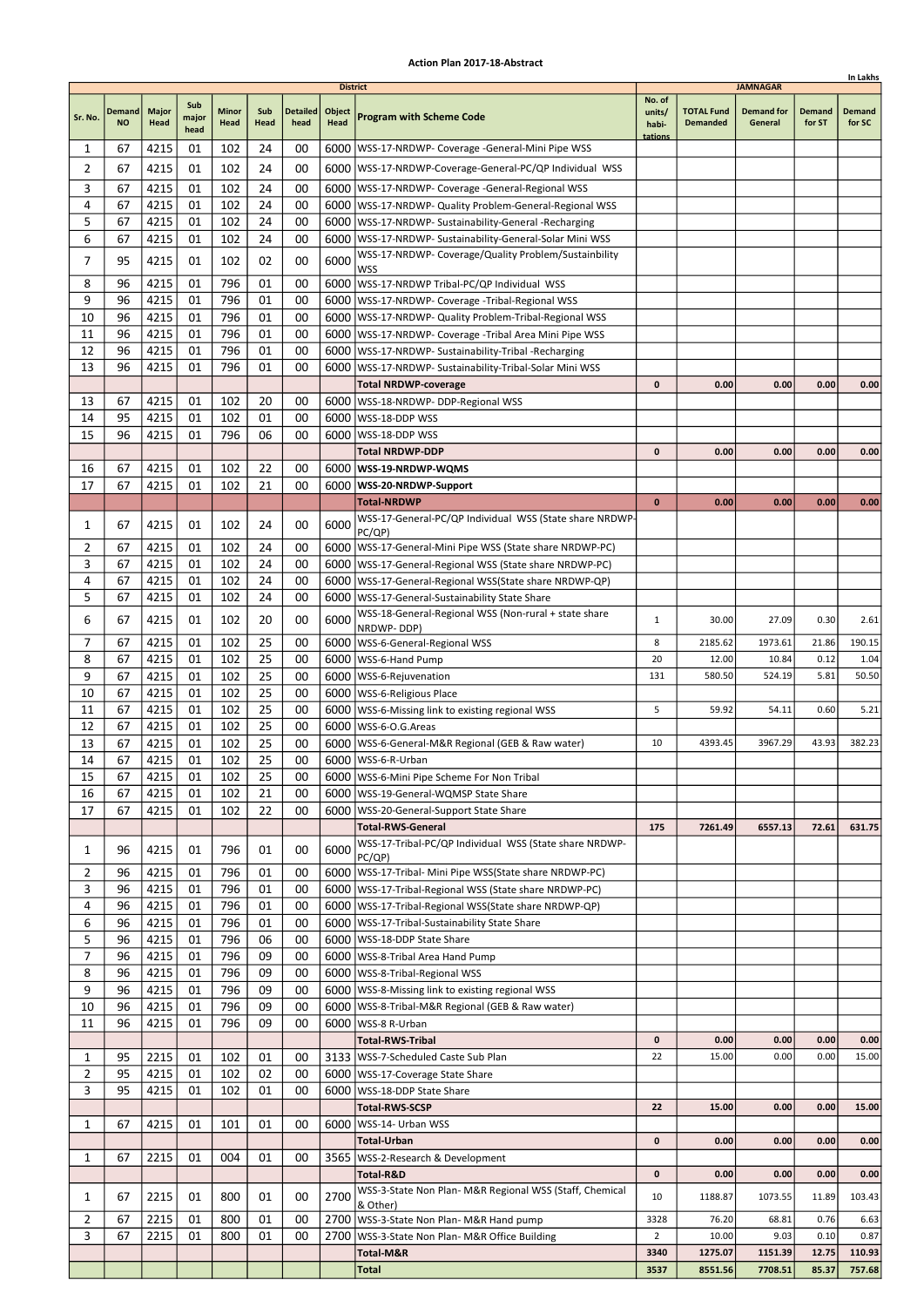# Action Plan 2017-18-Abstract

In Lakhs

| Sr. No. | Demand NO | Major Head | Sub major head | Minor Head | Sub Head | Detailed head | Object Head | Program with Scheme Code | No. of units/ habi-tations | TOTAL Fund Demanded | Demand for General | Demand for ST | Demand for SC |
|---|---|---|---|---|---|---|---|---|---|---|---|---|---|
| | | | | | | | | District | JAMNAGAR | | | | |
| 1 | 67 | 4215 | 01 | 102 | 24 | 00 | 6000 | WSS-17-NRDWP- Coverage -General-Mini Pipe WSS | | | | | |
| 2 | 67 | 4215 | 01 | 102 | 24 | 00 | 6000 | WSS-17-NRDWP-Coverage-General-PC/QP Individual WSS | | | | | |
| 3 | 67 | 4215 | 01 | 102 | 24 | 00 | 6000 | WSS-17-NRDWP- Coverage -General-Regional WSS | | | | | |
| 4 | 67 | 4215 | 01 | 102 | 24 | 00 | 6000 | WSS-17-NRDWP- Quality Problem-General-Regional WSS | | | | | |
| 5 | 67 | 4215 | 01 | 102 | 24 | 00 | 6000 | WSS-17-NRDWP- Sustainability-General -Recharging | | | | | |
| 6 | 67 | 4215 | 01 | 102 | 24 | 00 | 6000 | WSS-17-NRDWP- Sustainability-General-Solar Mini WSS | | | | | |
| 7 | 95 | 4215 | 01 | 102 | 02 | 00 | 6000 | WSS-17-NRDWP- Coverage/Quality Problem/Sustainbility WSS | | | | | |
| 8 | 96 | 4215 | 01 | 796 | 01 | 00 | 6000 | WSS-17-NRDWP Tribal-PC/QP Individual WSS | | | | | |
| 9 | 96 | 4215 | 01 | 796 | 01 | 00 | 6000 | WSS-17-NRDWP- Coverage -Tribal-Regional WSS | | | | | |
| 10 | 96 | 4215 | 01 | 796 | 01 | 00 | 6000 | WSS-17-NRDWP- Quality Problem-Tribal-Regional WSS | | | | | |
| 11 | 96 | 4215 | 01 | 796 | 01 | 00 | 6000 | WSS-17-NRDWP- Coverage -Tribal Area Mini Pipe WSS | | | | | |
| 12 | 96 | 4215 | 01 | 796 | 01 | 00 | 6000 | WSS-17-NRDWP- Sustainability-Tribal -Recharging | | | | | |
| 13 | 96 | 4215 | 01 | 796 | 01 | 00 | 6000 | WSS-17-NRDWP- Sustainability-Tribal-Solar Mini WSS | | | | | |
| | | | | | | | | **Total NRDWP-coverage** | **0** | **0.00** | **0.00** | **0.00** | **0.00** |
| 13 | 67 | 4215 | 01 | 102 | 20 | 00 | 6000 | WSS-18-NRDWP- DDP-Regional WSS | | | | | |
| 14 | 95 | 4215 | 01 | 102 | 01 | 00 | 6000 | WSS-18-DDP WSS | | | | | |
| 15 | 96 | 4215 | 01 | 796 | 06 | 00 | 6000 | WSS-18-DDP WSS | | | | | |
| | | | | | | | | **Total NRDWP-DDP** | **0** | **0.00** | **0.00** | **0.00** | **0.00** |
| 16 | 67 | 4215 | 01 | 102 | 22 | 00 | 6000 | **WSS-19-NRDWP-WQMS** | | | | | |
| 17 | 67 | 4215 | 01 | 102 | 21 | 00 | 6000 | **WSS-20-NRDWP-Support** | | | | | |
| | | | | | | | | **Total-NRDWP** | **0** | **0.00** | **0.00** | **0.00** | **0.00** |
| 1 | 67 | 4215 | 01 | 102 | 24 | 00 | 6000 | WSS-17-General-PC/QP Individual WSS (State share NRDWP-PC/QP) | | | | | |
| 2 | 67 | 4215 | 01 | 102 | 24 | 00 | 6000 | WSS-17-General-Mini Pipe WSS (State share NRDWP-PC) | | | | | |
| 3 | 67 | 4215 | 01 | 102 | 24 | 00 | 6000 | WSS-17-General-Regional WSS (State share NRDWP-PC) | | | | | |
| 4 | 67 | 4215 | 01 | 102 | 24 | 00 | 6000 | WSS-17-General-Regional WSS(State share NRDWP-QP) | | | | | |
| 5 | 67 | 4215 | 01 | 102 | 24 | 00 | 6000 | WSS-17-General-Sustainability State Share | | | | | |
| 6 | 67 | 4215 | 01 | 102 | 20 | 00 | 6000 | WSS-18-General-Regional WSS (Non-rural + state share NRDWP- DDP) | 1 | 30.00 | 27.09 | 0.30 | 2.61 |
| 7 | 67 | 4215 | 01 | 102 | 25 | 00 | 6000 | WSS-6-General-Regional WSS | 8 | 2185.62 | 1973.61 | 21.86 | 190.15 |
| 8 | 67 | 4215 | 01 | 102 | 25 | 00 | 6000 | WSS-6-Hand Pump | 20 | 12.00 | 10.84 | 0.12 | 1.04 |
| 9 | 67 | 4215 | 01 | 102 | 25 | 00 | 6000 | WSS-6-Rejuvenation | 131 | 580.50 | 524.19 | 5.81 | 50.50 |
| 10 | 67 | 4215 | 01 | 102 | 25 | 00 | 6000 | WSS-6-Religious Place | | | | | |
| 11 | 67 | 4215 | 01 | 102 | 25 | 00 | 6000 | WSS-6-Missing link to existing regional WSS | 5 | 59.92 | 54.11 | 0.60 | 5.21 |
| 12 | 67 | 4215 | 01 | 102 | 25 | 00 | 6000 | WSS-6-O.G.Areas | | | | | |
| 13 | 67 | 4215 | 01 | 102 | 25 | 00 | 6000 | WSS-6-General-M&R Regional (GEB & Raw water) | 10 | 4393.45 | 3967.29 | 43.93 | 382.23 |
| 14 | 67 | 4215 | 01 | 102 | 25 | 00 | 6000 | WSS-6-R-Urban | | | | | |
| 15 | 67 | 4215 | 01 | 102 | 25 | 00 | 6000 | WSS-6-Mini Pipe Scheme For Non Tribal | | | | | |
| 16 | 67 | 4215 | 01 | 102 | 21 | 00 | 6000 | WSS-19-General-WQMSP State Share | | | | | |
| 17 | 67 | 4215 | 01 | 102 | 22 | 00 | 6000 | WSS-20-General-Support State Share | | | | | |
| | | | | | | | | **Total-RWS-General** | **175** | **7261.49** | **6557.13** | **72.61** | **631.75** |
| 1 | 96 | 4215 | 01 | 796 | 01 | 00 | 6000 | WSS-17-Tribal-PC/QP Individual WSS (State share NRDWP-PC/QP) | | | | | |
| 2 | 96 | 4215 | 01 | 796 | 01 | 00 | 6000 | WSS-17-Tribal- Mini Pipe WSS(State share NRDWP-PC) | | | | | |
| 3 | 96 | 4215 | 01 | 796 | 01 | 00 | 6000 | WSS-17-Tribal-Regional WSS (State share NRDWP-PC) | | | | | |
| 4 | 96 | 4215 | 01 | 796 | 01 | 00 | 6000 | WSS-17-Tribal-Regional WSS(State share NRDWP-QP) | | | | | |
| 6 | 96 | 4215 | 01 | 796 | 01 | 00 | 6000 | WSS-17-Tribal-Sustainability State Share | | | | | |
| 5 | 96 | 4215 | 01 | 796 | 06 | 00 | 6000 | WSS-18-DDP State Share | | | | | |
| 7 | 96 | 4215 | 01 | 796 | 09 | 00 | 6000 | WSS-8-Tribal Area Hand Pump | | | | | |
| 8 | 96 | 4215 | 01 | 796 | 09 | 00 | 6000 | WSS-8-Tribal-Regional WSS | | | | | |
| 9 | 96 | 4215 | 01 | 796 | 09 | 00 | 6000 | WSS-8-Missing link to existing regional WSS | | | | | |
| 10 | 96 | 4215 | 01 | 796 | 09 | 00 | 6000 | WSS-8-Tribal-M&R Regional (GEB & Raw water) | | | | | |
| 11 | 96 | 4215 | 01 | 796 | 09 | 00 | 6000 | WSS-8 R-Urban | | | | | |
| | | | | | | | | **Total-RWS-Tribal** | **0** | **0.00** | **0.00** | **0.00** | **0.00** |
| 1 | 95 | 2215 | 01 | 102 | 01 | 00 | 3133 | WSS-7-Scheduled Caste Sub Plan | 22 | 15.00 | 0.00 | 0.00 | 15.00 |
| 2 | 95 | 4215 | 01 | 102 | 02 | 00 | 6000 | WSS-17-Coverage State Share | | | | | |
| 3 | 95 | 4215 | 01 | 102 | 01 | 00 | 6000 | WSS-18-DDP State Share | | | | | |
| | | | | | | | | **Total-RWS-SCSP** | **22** | **15.00** | **0.00** | **0.00** | **15.00** |
| 1 | 67 | 4215 | 01 | 101 | 01 | 00 | 6000 | WSS-14- Urban WSS | | | | | |
| | | | | | | | | **Total-Urban** | **0** | **0.00** | **0.00** | **0.00** | **0.00** |
| 1 | 67 | 2215 | 01 | 004 | 01 | 00 | 3565 | WSS-2-Research & Development | | | | | |
| | | | | | | | | **Total-R&D** | **0** | **0.00** | **0.00** | **0.00** | **0.00** |
| 1 | 67 | 2215 | 01 | 800 | 01 | 00 | 2700 | WSS-3-State Non Plan- M&R Regional WSS (Staff, Chemical & Other) | 10 | 1188.87 | 1073.55 | 11.89 | 103.43 |
| 2 | 67 | 2215 | 01 | 800 | 01 | 00 | 2700 | WSS-3-State Non Plan- M&R Hand pump | 3328 | 76.20 | 68.81 | 0.76 | 6.63 |
| 3 | 67 | 2215 | 01 | 800 | 01 | 00 | 2700 | WSS-3-State Non Plan- M&R Office Building | 2 | 10.00 | 9.03 | 0.10 | 0.87 |
| | | | | | | | | **Total-M&R** | **3340** | **1275.07** | **1151.39** | **12.75** | **110.93** |
| | | | | | | | | **Total** | **3537** | **8551.56** | **7708.51** | **85.37** | **757.68** |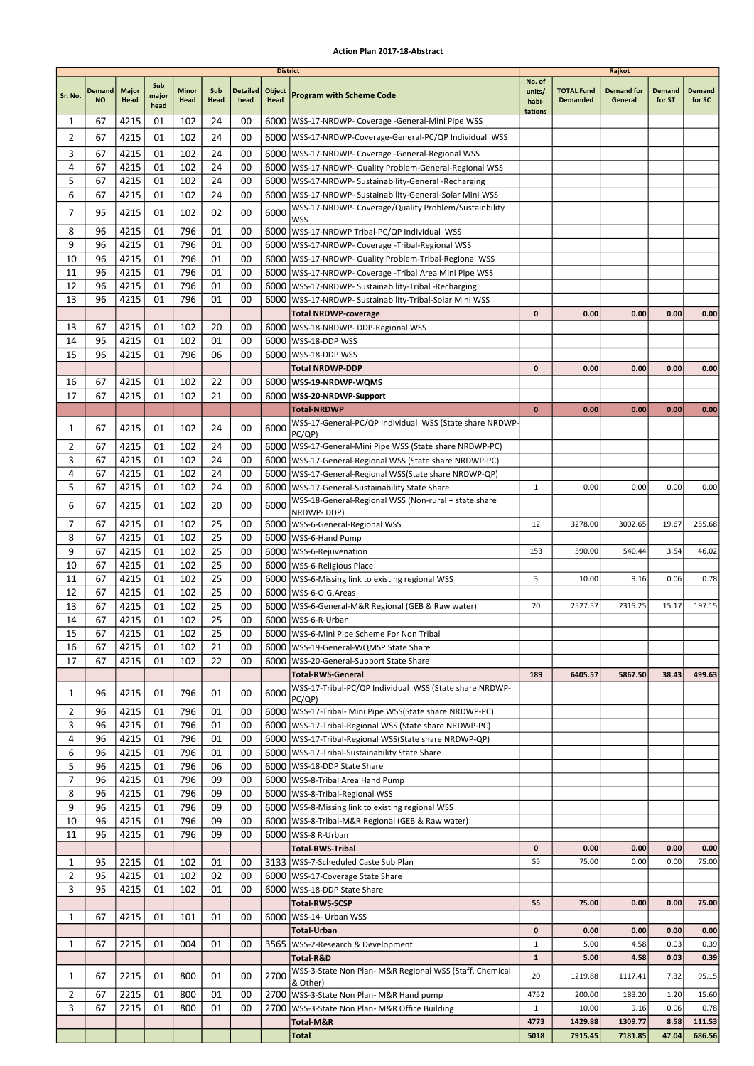# Action Plan 2017-18-Abstract

| | | | | | | | | District | Rajkot | | | | |
|---|---|---|---|---|---|---|---|---|---|---|---|---|---|
| Sr. No. | Demand NO | Major Head | Sub major head | Minor Head | Sub Head | Detailed head | Object Head | Program with Scheme Code | No. of units/ habi-tations | TOTAL Fund Demanded | Demand for General | Demand for ST | Demand for SC |
| 1 | 67 | 4215 | 01 | 102 | 24 | 00 | 6000 | WSS-17-NRDWP- Coverage -General-Mini Pipe WSS | | | | | |
| 2 | 67 | 4215 | 01 | 102 | 24 | 00 | 6000 | WSS-17-NRDWP-Coverage-General-PC/QP Individual WSS | | | | | |
| 3 | 67 | 4215 | 01 | 102 | 24 | 00 | 6000 | WSS-17-NRDWP- Coverage -General-Regional WSS | | | | | |
| 4 | 67 | 4215 | 01 | 102 | 24 | 00 | 6000 | WSS-17-NRDWP- Quality Problem-General-Regional WSS | | | | | |
| 5 | 67 | 4215 | 01 | 102 | 24 | 00 | 6000 | WSS-17-NRDWP- Sustainability-General -Recharging | | | | | |
| 6 | 67 | 4215 | 01 | 102 | 24 | 00 | 6000 | WSS-17-NRDWP- Sustainability-General-Solar Mini WSS | | | | | |
| 7 | 95 | 4215 | 01 | 102 | 02 | 00 | 6000 | WSS-17-NRDWP- Coverage/Quality Problem/Sustainbility WSS | | | | | |
| 8 | 96 | 4215 | 01 | 796 | 01 | 00 | 6000 | WSS-17-NRDWP Tribal-PC/QP Individual WSS | | | | | |
| 9 | 96 | 4215 | 01 | 796 | 01 | 00 | 6000 | WSS-17-NRDWP- Coverage -Tribal-Regional WSS | | | | | |
| 10 | 96 | 4215 | 01 | 796 | 01 | 00 | 6000 | WSS-17-NRDWP- Quality Problem-Tribal-Regional WSS | | | | | |
| 11 | 96 | 4215 | 01 | 796 | 01 | 00 | 6000 | WSS-17-NRDWP- Coverage -Tribal Area Mini Pipe WSS | | | | | |
| 12 | 96 | 4215 | 01 | 796 | 01 | 00 | 6000 | WSS-17-NRDWP- Sustainability-Tribal -Recharging | | | | | |
| 13 | 96 | 4215 | 01 | 796 | 01 | 00 | 6000 | WSS-17-NRDWP- Sustainability-Tribal-Solar Mini WSS | | | | | |
| | | | | | | | | **Total NRDWP-coverage** | **0** | **0.00** | **0.00** | **0.00** | **0.00** |
| 13 | 67 | 4215 | 01 | 102 | 20 | 00 | 6000 | WSS-18-NRDWP- DDP-Regional WSS | | | | | |
| 14 | 95 | 4215 | 01 | 102 | 01 | 00 | 6000 | WSS-18-DDP WSS | | | | | |
| 15 | 96 | 4215 | 01 | 796 | 06 | 00 | 6000 | WSS-18-DDP WSS | | | | | |
| | | | | | | | | **Total NRDWP-DDP** | **0** | **0.00** | **0.00** | **0.00** | **0.00** |
| 16 | 67 | 4215 | 01 | 102 | 22 | 00 | 6000 | **WSS-19-NRDWP-WQMS** | | | | | |
| 17 | 67 | 4215 | 01 | 102 | 21 | 00 | 6000 | **WSS-20-NRDWP-Support** | | | | | |
| | | | | | | | | **Total-NRDWP** | **0** | **0.00** | **0.00** | **0.00** | **0.00** |
| 1 | 67 | 4215 | 01 | 102 | 24 | 00 | 6000 | WSS-17-General-PC/QP Individual WSS (State share NRDWP-PC/QP) | | | | | |
| 2 | 67 | 4215 | 01 | 102 | 24 | 00 | 6000 | WSS-17-General-Mini Pipe WSS (State share NRDWP-PC) | | | | | |
| 3 | 67 | 4215 | 01 | 102 | 24 | 00 | 6000 | WSS-17-General-Regional WSS (State share NRDWP-PC) | | | | | |
| 4 | 67 | 4215 | 01 | 102 | 24 | 00 | 6000 | WSS-17-General-Regional WSS(State share NRDWP-QP) | | | | | |
| 5 | 67 | 4215 | 01 | 102 | 24 | 00 | 6000 | WSS-17-General-Sustainability State Share | 1 | 0.00 | 0.00 | 0.00 | 0.00 |
| 6 | 67 | 4215 | 01 | 102 | 20 | 00 | 6000 | WSS-18-General-Regional WSS (Non-rural + state share NRDWP- DDP) | | | | | |
| 7 | 67 | 4215 | 01 | 102 | 25 | 00 | 6000 | WSS-6-General-Regional WSS | 12 | 3278.00 | 3002.65 | 19.67 | 255.68 |
| 8 | 67 | 4215 | 01 | 102 | 25 | 00 | 6000 | WSS-6-Hand Pump | | | | | |
| 9 | 67 | 4215 | 01 | 102 | 25 | 00 | 6000 | WSS-6-Rejuvenation | 153 | 590.00 | 540.44 | 3.54 | 46.02 |
| 10 | 67 | 4215 | 01 | 102 | 25 | 00 | 6000 | WSS-6-Religious Place | | | | | |
| 11 | 67 | 4215 | 01 | 102 | 25 | 00 | 6000 | WSS-6-Missing link to existing regional WSS | 3 | 10.00 | 9.16 | 0.06 | 0.78 |
| 12 | 67 | 4215 | 01 | 102 | 25 | 00 | 6000 | WSS-6-O.G.Areas | | | | | |
| 13 | 67 | 4215 | 01 | 102 | 25 | 00 | 6000 | WSS-6-General-M&R Regional (GEB & Raw water) | 20 | 2527.57 | 2315.25 | 15.17 | 197.15 |
| 14 | 67 | 4215 | 01 | 102 | 25 | 00 | 6000 | WSS-6-R-Urban | | | | | |
| 15 | 67 | 4215 | 01 | 102 | 25 | 00 | 6000 | WSS-6-Mini Pipe Scheme For Non Tribal | | | | | |
| 16 | 67 | 4215 | 01 | 102 | 21 | 00 | 6000 | WSS-19-General-WQMSP State Share | | | | | |
| 17 | 67 | 4215 | 01 | 102 | 22 | 00 | 6000 | WSS-20-General-Support State Share | | | | | |
| | | | | | | | | **Total-RWS-General** | **189** | **6405.57** | **5867.50** | **38.43** | **499.63** |
| 1 | 96 | 4215 | 01 | 796 | 01 | 00 | 6000 | WSS-17-Tribal-PC/QP Individual WSS (State share NRDWP-PC/QP) | | | | | |
| 2 | 96 | 4215 | 01 | 796 | 01 | 00 | 6000 | WSS-17-Tribal- Mini Pipe WSS(State share NRDWP-PC) | | | | | |
| 3 | 96 | 4215 | 01 | 796 | 01 | 00 | 6000 | WSS-17-Tribal-Regional WSS (State share NRDWP-PC) | | | | | |
| 4 | 96 | 4215 | 01 | 796 | 01 | 00 | 6000 | WSS-17-Tribal-Regional WSS(State share NRDWP-QP) | | | | | |
| 6 | 96 | 4215 | 01 | 796 | 01 | 00 | 6000 | WSS-17-Tribal-Sustainability State Share | | | | | |
| 5 | 96 | 4215 | 01 | 796 | 06 | 00 | 6000 | WSS-18-DDP State Share | | | | | |
| 7 | 96 | 4215 | 01 | 796 | 09 | 00 | 6000 | WSS-8-Tribal Area Hand Pump | | | | | |
| 8 | 96 | 4215 | 01 | 796 | 09 | 00 | 6000 | WSS-8-Tribal-Regional WSS | | | | | |
| 9 | 96 | 4215 | 01 | 796 | 09 | 00 | 6000 | WSS-8-Missing link to existing regional WSS | | | | | |
| 10 | 96 | 4215 | 01 | 796 | 09 | 00 | 6000 | WSS-8-Tribal-M&R Regional (GEB & Raw water) | | | | | |
| 11 | 96 | 4215 | 01 | 796 | 09 | 00 | 6000 | WSS-8 R-Urban | | | | | |
| | | | | | | | | **Total-RWS-Tribal** | **0** | **0.00** | **0.00** | **0.00** | **0.00** |
| 1 | 95 | 2215 | 01 | 102 | 01 | 00 | 3133 | WSS-7-Scheduled Caste Sub Plan | 55 | 75.00 | 0.00 | 0.00 | 75.00 |
| 2 | 95 | 4215 | 01 | 102 | 02 | 00 | 6000 | WSS-17-Coverage State Share | | | | | |
| 3 | 95 | 4215 | 01 | 102 | 01 | 00 | 6000 | WSS-18-DDP State Share | | | | | |
| | | | | | | | | **Total-RWS-SCSP** | **55** | **75.00** | **0.00** | **0.00** | **75.00** |
| 1 | 67 | 4215 | 01 | 101 | 01 | 00 | 6000 | WSS-14- Urban WSS | | | | | |
| | | | | | | | | **Total-Urban** | **0** | **0.00** | **0.00** | **0.00** | **0.00** |
| 1 | 67 | 2215 | 01 | 004 | 01 | 00 | 3565 | WSS-2-Research & Development | 1 | 5.00 | 4.58 | 0.03 | 0.39 |
| | | | | | | | | **Total-R&D** | **1** | **5.00** | **4.58** | **0.03** | **0.39** |
| 1 | 67 | 2215 | 01 | 800 | 01 | 00 | 2700 | WSS-3-State Non Plan- M&R Regional WSS (Staff, Chemical & Other) | 20 | 1219.88 | 1117.41 | 7.32 | 95.15 |
| 2 | 67 | 2215 | 01 | 800 | 01 | 00 | 2700 | WSS-3-State Non Plan- M&R Hand pump | 4752 | 200.00 | 183.20 | 1.20 | 15.60 |
| 3 | 67 | 2215 | 01 | 800 | 01 | 00 | 2700 | WSS-3-State Non Plan- M&R Office Building | 1 | 10.00 | 9.16 | 0.06 | 0.78 |
| | | | | | | | | **Total-M&R** | **4773** | **1429.88** | **1309.77** | **8.58** | **111.53** |
| | | | | | | | | **Total** | **5018** | **7915.45** | **7181.85** | **47.04** | **686.56** |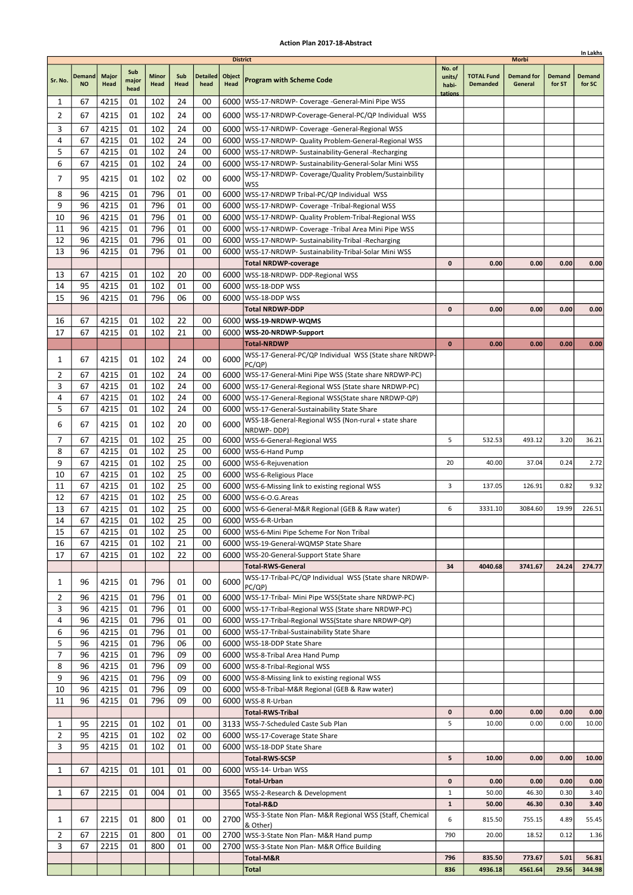## Action Plan 2017-18-Abstract

In Lakhs

| Sr. No. | Demand NO | Major Head | Sub major head | Minor Head | Sub Head | Detailed head | Object Head | District: Program with Scheme Code | Morbi: No. of units/ habi-tations | TOTAL Fund Demanded | Demand for General | Demand for ST | Demand for SC |
|---|---|---|---|---|---|---|---|---|---|---|---|---|---|
| 1 | 67 | 4215 | 01 | 102 | 24 | 00 | 6000 | WSS-17-NRDWP- Coverage -General-Mini Pipe WSS | | | | | |
| 2 | 67 | 4215 | 01 | 102 | 24 | 00 | 6000 | WSS-17-NRDWP-Coverage-General-PC/QP Individual WSS | | | | | |
| 3 | 67 | 4215 | 01 | 102 | 24 | 00 | 6000 | WSS-17-NRDWP- Coverage -General-Regional WSS | | | | | |
| 4 | 67 | 4215 | 01 | 102 | 24 | 00 | 6000 | WSS-17-NRDWP- Quality Problem-General-Regional WSS | | | | | |
| 5 | 67 | 4215 | 01 | 102 | 24 | 00 | 6000 | WSS-17-NRDWP- Sustainability-General -Recharging | | | | | |
| 6 | 67 | 4215 | 01 | 102 | 24 | 00 | 6000 | WSS-17-NRDWP- Sustainability-General-Solar Mini WSS | | | | | |
| 7 | 95 | 4215 | 01 | 102 | 02 | 00 | 6000 | WSS-17-NRDWP- Coverage/Quality Problem/Sustainbility WSS | | | | | |
| 8 | 96 | 4215 | 01 | 796 | 01 | 00 | 6000 | WSS-17-NRDWP Tribal-PC/QP Individual WSS | | | | | |
| 9 | 96 | 4215 | 01 | 796 | 01 | 00 | 6000 | WSS-17-NRDWP- Coverage -Tribal-Regional WSS | | | | | |
| 10 | 96 | 4215 | 01 | 796 | 01 | 00 | 6000 | WSS-17-NRDWP- Quality Problem-Tribal-Regional WSS | | | | | |
| 11 | 96 | 4215 | 01 | 796 | 01 | 00 | 6000 | WSS-17-NRDWP- Coverage -Tribal Area Mini Pipe WSS | | | | | |
| 12 | 96 | 4215 | 01 | 796 | 01 | 00 | 6000 | WSS-17-NRDWP- Sustainability-Tribal -Recharging | | | | | |
| 13 | 96 | 4215 | 01 | 796 | 01 | 00 | 6000 | WSS-17-NRDWP- Sustainability-Tribal-Solar Mini WSS | | | | | |
| | | | | | | | | **Total NRDWP-coverage** | **0** | **0.00** | **0.00** | **0.00** | **0.00** |
| 13 | 67 | 4215 | 01 | 102 | 20 | 00 | 6000 | WSS-18-NRDWP- DDP-Regional WSS | | | | | |
| 14 | 95 | 4215 | 01 | 102 | 01 | 00 | 6000 | WSS-18-DDP WSS | | | | | |
| 15 | 96 | 4215 | 01 | 796 | 06 | 00 | 6000 | WSS-18-DDP WSS | | | | | |
| | | | | | | | | **Total NRDWP-DDP** | **0** | **0.00** | **0.00** | **0.00** | **0.00** |
| 16 | 67 | 4215 | 01 | 102 | 22 | 00 | 6000 | **WSS-19-NRDWP-WQMS** | | | | | |
| 17 | 67 | 4215 | 01 | 102 | 21 | 00 | 6000 | **WSS-20-NRDWP-Support** | | | | | |
| | | | | | | | | **Total-NRDWP** | **0** | **0.00** | **0.00** | **0.00** | **0.00** |
| 1 | 67 | 4215 | 01 | 102 | 24 | 00 | 6000 | WSS-17-General-PC/QP Individual WSS (State share NRDWP-PC/QP) | | | | | |
| 2 | 67 | 4215 | 01 | 102 | 24 | 00 | 6000 | WSS-17-General-Mini Pipe WSS (State share NRDWP-PC) | | | | | |
| 3 | 67 | 4215 | 01 | 102 | 24 | 00 | 6000 | WSS-17-General-Regional WSS (State share NRDWP-PC) | | | | | |
| 4 | 67 | 4215 | 01 | 102 | 24 | 00 | 6000 | WSS-17-General-Regional WSS(State share NRDWP-QP) | | | | | |
| 5 | 67 | 4215 | 01 | 102 | 24 | 00 | 6000 | WSS-17-General-Sustainability State Share | | | | | |
| 6 | 67 | 4215 | 01 | 102 | 20 | 00 | 6000 | WSS-18-General-Regional WSS (Non-rural + state share NRDWP- DDP) | | | | | |
| 7 | 67 | 4215 | 01 | 102 | 25 | 00 | 6000 | WSS-6-General-Regional WSS | 5 | 532.53 | 493.12 | 3.20 | 36.21 |
| 8 | 67 | 4215 | 01 | 102 | 25 | 00 | 6000 | WSS-6-Hand Pump | | | | | |
| 9 | 67 | 4215 | 01 | 102 | 25 | 00 | 6000 | WSS-6-Rejuvenation | 20 | 40.00 | 37.04 | 0.24 | 2.72 |
| 10 | 67 | 4215 | 01 | 102 | 25 | 00 | 6000 | WSS-6-Religious Place | | | | | |
| 11 | 67 | 4215 | 01 | 102 | 25 | 00 | 6000 | WSS-6-Missing link to existing regional WSS | 3 | 137.05 | 126.91 | 0.82 | 9.32 |
| 12 | 67 | 4215 | 01 | 102 | 25 | 00 | 6000 | WSS-6-O.G.Areas | | | | | |
| 13 | 67 | 4215 | 01 | 102 | 25 | 00 | 6000 | WSS-6-General-M&R Regional (GEB & Raw water) | 6 | 3331.10 | 3084.60 | 19.99 | 226.51 |
| 14 | 67 | 4215 | 01 | 102 | 25 | 00 | 6000 | WSS-6-R-Urban | | | | | |
| 15 | 67 | 4215 | 01 | 102 | 25 | 00 | 6000 | WSS-6-Mini Pipe Scheme For Non Tribal | | | | | |
| 16 | 67 | 4215 | 01 | 102 | 21 | 00 | 6000 | WSS-19-General-WQMSP State Share | | | | | |
| 17 | 67 | 4215 | 01 | 102 | 22 | 00 | 6000 | WSS-20-General-Support State Share | | | | | |
| | | | | | | | | **Total-RWS-General** | **34** | **4040.68** | **3741.67** | **24.24** | **274.77** |
| 1 | 96 | 4215 | 01 | 796 | 01 | 00 | 6000 | WSS-17-Tribal-PC/QP Individual WSS (State share NRDWP-PC/QP) | | | | | |
| 2 | 96 | 4215 | 01 | 796 | 01 | 00 | 6000 | WSS-17-Tribal- Mini Pipe WSS(State share NRDWP-PC) | | | | | |
| 3 | 96 | 4215 | 01 | 796 | 01 | 00 | 6000 | WSS-17-Tribal-Regional WSS (State share NRDWP-PC) | | | | | |
| 4 | 96 | 4215 | 01 | 796 | 01 | 00 | 6000 | WSS-17-Tribal-Regional WSS(State share NRDWP-QP) | | | | | |
| 6 | 96 | 4215 | 01 | 796 | 01 | 00 | 6000 | WSS-17-Tribal-Sustainability State Share | | | | | |
| 5 | 96 | 4215 | 01 | 796 | 06 | 00 | 6000 | WSS-18-DDP State Share | | | | | |
| 7 | 96 | 4215 | 01 | 796 | 09 | 00 | 6000 | WSS-8-Tribal Area Hand Pump | | | | | |
| 8 | 96 | 4215 | 01 | 796 | 09 | 00 | 6000 | WSS-8-Tribal-Regional WSS | | | | | |
| 9 | 96 | 4215 | 01 | 796 | 09 | 00 | 6000 | WSS-8-Missing link to existing regional WSS | | | | | |
| 10 | 96 | 4215 | 01 | 796 | 09 | 00 | 6000 | WSS-8-Tribal-M&R Regional (GEB & Raw water) | | | | | |
| 11 | 96 | 4215 | 01 | 796 | 09 | 00 | 6000 | WSS-8 R-Urban | | | | | |
| | | | | | | | | **Total-RWS-Tribal** | **0** | **0.00** | **0.00** | **0.00** | **0.00** |
| 1 | 95 | 2215 | 01 | 102 | 01 | 00 | 3133 | WSS-7-Scheduled Caste Sub Plan | 5 | 10.00 | 0.00 | 0.00 | 10.00 |
| 2 | 95 | 4215 | 01 | 102 | 02 | 00 | 6000 | WSS-17-Coverage State Share | | | | | |
| 3 | 95 | 4215 | 01 | 102 | 01 | 00 | 6000 | WSS-18-DDP State Share | | | | | |
| | | | | | | | | **Total-RWS-SCSP** | **5** | **10.00** | **0.00** | **0.00** | **10.00** |
| 1 | 67 | 4215 | 01 | 101 | 01 | 00 | 6000 | WSS-14- Urban WSS | | | | | |
| | | | | | | | | **Total-Urban** | **0** | **0.00** | **0.00** | **0.00** | **0.00** |
| 1 | 67 | 2215 | 01 | 004 | 01 | 00 | 3565 | WSS-2-Research & Development | 1 | 50.00 | 46.30 | 0.30 | 3.40 |
| | | | | | | | | **Total-R&D** | **1** | **50.00** | **46.30** | **0.30** | **3.40** |
| 1 | 67 | 2215 | 01 | 800 | 01 | 00 | 2700 | WSS-3-State Non Plan- M&R Regional WSS (Staff, Chemical & Other) | 6 | 815.50 | 755.15 | 4.89 | 55.45 |
| 2 | 67 | 2215 | 01 | 800 | 01 | 00 | 2700 | WSS-3-State Non Plan- M&R Hand pump | 790 | 20.00 | 18.52 | 0.12 | 1.36 |
| 3 | 67 | 2215 | 01 | 800 | 01 | 00 | 2700 | WSS-3-State Non Plan- M&R Office Building | | | | | |
| | | | | | | | | **Total-M&R** | **796** | **835.50** | **773.67** | **5.01** | **56.81** |
| | | | | | | | | **Total** | **836** | **4936.18** | **4561.64** | **29.56** | **344.98** |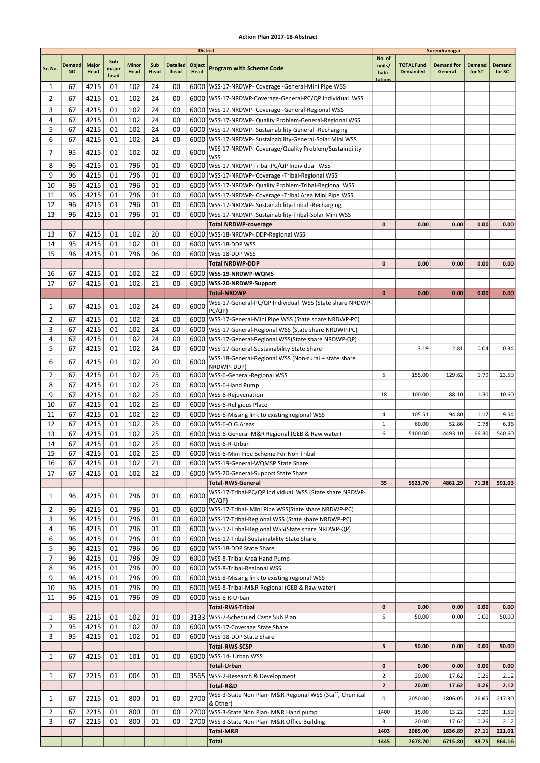# Action Plan 2017-18-Abstract

| District | | | | | | | | | Surendranagar | | | | |
|---|---|---|---|---|---|---|---|---|---|---|---|---|---|
| Sr. No. | Demand NO | Major Head | Sub major head | Minor Head | Sub Head | Detailed head | Object Head | Program with Scheme Code | No. of units/ habi-tations | TOTAL Fund Demanded | Demand for General | Demand for ST | Demand for SC |
| 1 | 67 | 4215 | 01 | 102 | 24 | 00 | 6000 | WSS-17-NRDWP- Coverage -General-Mini Pipe WSS | | | | | |
| 2 | 67 | 4215 | 01 | 102 | 24 | 00 | 6000 | WSS-17-NRDWP-Coverage-General-PC/QP Individual WSS | | | | | |
| 3 | 67 | 4215 | 01 | 102 | 24 | 00 | 6000 | WSS-17-NRDWP- Coverage -General-Regional WSS | | | | | |
| 4 | 67 | 4215 | 01 | 102 | 24 | 00 | 6000 | WSS-17-NRDWP- Quality Problem-General-Regional WSS | | | | | |
| 5 | 67 | 4215 | 01 | 102 | 24 | 00 | 6000 | WSS-17-NRDWP- Sustainability-General -Recharging | | | | | |
| 6 | 67 | 4215 | 01 | 102 | 24 | 00 | 6000 | WSS-17-NRDWP- Sustainability-General-Solar Mini WSS | | | | | |
| 7 | 95 | 4215 | 01 | 102 | 02 | 00 | 6000 | WSS-17-NRDWP- Coverage/Quality Problem/Sustainbility WSS | | | | | |
| 8 | 96 | 4215 | 01 | 796 | 01 | 00 | 6000 | WSS-17-NRDWP Tribal-PC/QP Individual WSS | | | | | |
| 9 | 96 | 4215 | 01 | 796 | 01 | 00 | 6000 | WSS-17-NRDWP- Coverage -Tribal-Regional WSS | | | | | |
| 10 | 96 | 4215 | 01 | 796 | 01 | 00 | 6000 | WSS-17-NRDWP- Quality Problem-Tribal-Regional WSS | | | | | |
| 11 | 96 | 4215 | 01 | 796 | 01 | 00 | 6000 | WSS-17-NRDWP- Coverage -Tribal Area Mini Pipe WSS | | | | | |
| 12 | 96 | 4215 | 01 | 796 | 01 | 00 | 6000 | WSS-17-NRDWP- Sustainability-Tribal -Recharging | | | | | |
| 13 | 96 | 4215 | 01 | 796 | 01 | 00 | 6000 | WSS-17-NRDWP- Sustainability-Tribal-Solar Mini WSS | | | | | |
| | | | | | | | | **Total NRDWP-coverage** | **0** | **0.00** | **0.00** | **0.00** | **0.00** |
| 13 | 67 | 4215 | 01 | 102 | 20 | 00 | 6000 | WSS-18-NRDWP- DDP-Regional WSS | | | | | |
| 14 | 95 | 4215 | 01 | 102 | 01 | 00 | 6000 | WSS-18-DDP WSS | | | | | |
| 15 | 96 | 4215 | 01 | 796 | 06 | 00 | 6000 | WSS-18-DDP WSS | | | | | |
| | | | | | | | | **Total NRDWP-DDP** | **0** | **0.00** | **0.00** | **0.00** | **0.00** |
| 16 | 67 | 4215 | 01 | 102 | 22 | 00 | 6000 | **WSS-19-NRDWP-WQMS** | | | | | |
| 17 | 67 | 4215 | 01 | 102 | 21 | 00 | 6000 | **WSS-20-NRDWP-Support** | | | | | |
| | | | | | | | | **Total-NRDWP** | **0** | **0.00** | **0.00** | **0.00** | **0.00** |
| 1 | 67 | 4215 | 01 | 102 | 24 | 00 | 6000 | WSS-17-General-PC/QP Individual WSS (State share NRDWP-PC/QP) | | | | | |
| 2 | 67 | 4215 | 01 | 102 | 24 | 00 | 6000 | WSS-17-General-Mini Pipe WSS (State share NRDWP-PC) | | | | | |
| 3 | 67 | 4215 | 01 | 102 | 24 | 00 | 6000 | WSS-17-General-Regional WSS (State share NRDWP-PC) | | | | | |
| 4 | 67 | 4215 | 01 | 102 | 24 | 00 | 6000 | WSS-17-General-Regional WSS(State share NRDWP-QP) | | | | | |
| 5 | 67 | 4215 | 01 | 102 | 24 | 00 | 6000 | WSS-17-General-Sustainability State Share | 1 | 3.19 | 2.81 | 0.04 | 0.34 |
| 6 | 67 | 4215 | 01 | 102 | 20 | 00 | 6000 | WSS-18-General-Regional WSS (Non-rural + state share NRDWP- DDP) | | | | | |
| 7 | 67 | 4215 | 01 | 102 | 25 | 00 | 6000 | WSS-6-General-Regional WSS | 5 | 155.00 | 129.62 | 1.79 | 23.59 |
| 8 | 67 | 4215 | 01 | 102 | 25 | 00 | 6000 | WSS-6-Hand Pump | | | | | |
| 9 | 67 | 4215 | 01 | 102 | 25 | 00 | 6000 | WSS-6-Rejuvenation | 18 | 100.00 | 88.10 | 1.30 | 10.60 |
| 10 | 67 | 4215 | 01 | 102 | 25 | 00 | 6000 | WSS-6-Religious Place | | | | | |
| 11 | 67 | 4215 | 01 | 102 | 25 | 00 | 6000 | WSS-6-Missing link to existing regional WSS | 4 | 105.51 | 94.80 | 1.17 | 9.54 |
| 12 | 67 | 4215 | 01 | 102 | 25 | 00 | 6000 | WSS-6-O.G.Areas | 1 | 60.00 | 52.86 | 0.78 | 6.36 |
| 13 | 67 | 4215 | 01 | 102 | 25 | 00 | 6000 | WSS-6-General-M&R Regional (GEB & Raw water) | 6 | 5100.00 | 4493.10 | 66.30 | 540.60 |
| 14 | 67 | 4215 | 01 | 102 | 25 | 00 | 6000 | WSS-6-R-Urban | | | | | |
| 15 | 67 | 4215 | 01 | 102 | 25 | 00 | 6000 | WSS-6-Mini Pipe Scheme For Non Tribal | | | | | |
| 16 | 67 | 4215 | 01 | 102 | 21 | 00 | 6000 | WSS-19-General-WQMSP State Share | | | | | |
| 17 | 67 | 4215 | 01 | 102 | 22 | 00 | 6000 | WSS-20-General-Support State Share | | | | | |
| | | | | | | | | **Total-RWS-General** | **35** | **5523.70** | **4861.29** | **71.38** | **591.03** |
| 1 | 96 | 4215 | 01 | 796 | 01 | 00 | 6000 | WSS-17-Tribal-PC/QP Individual WSS (State share NRDWP-PC/QP) | | | | | |
| 2 | 96 | 4215 | 01 | 796 | 01 | 00 | 6000 | WSS-17-Tribal- Mini Pipe WSS(State share NRDWP-PC) | | | | | |
| 3 | 96 | 4215 | 01 | 796 | 01 | 00 | 6000 | WSS-17-Tribal-Regional WSS (State share NRDWP-PC) | | | | | |
| 4 | 96 | 4215 | 01 | 796 | 01 | 00 | 6000 | WSS-17-Tribal-Regional WSS(State share NRDWP-QP) | | | | | |
| 6 | 96 | 4215 | 01 | 796 | 01 | 00 | 6000 | WSS-17-Tribal-Sustainability State Share | | | | | |
| 5 | 96 | 4215 | 01 | 796 | 06 | 00 | 6000 | WSS-18-DDP State Share | | | | | |
| 7 | 96 | 4215 | 01 | 796 | 09 | 00 | 6000 | WSS-8-Tribal Area Hand Pump | | | | | |
| 8 | 96 | 4215 | 01 | 796 | 09 | 00 | 6000 | WSS-8-Tribal-Regional WSS | | | | | |
| 9 | 96 | 4215 | 01 | 796 | 09 | 00 | 6000 | WSS-8-Missing link to existing regional WSS | | | | | |
| 10 | 96 | 4215 | 01 | 796 | 09 | 00 | 6000 | WSS-8-Tribal-M&R Regional (GEB & Raw water) | | | | | |
| 11 | 96 | 4215 | 01 | 796 | 09 | 00 | 6000 | WSS-8 R-Urban | | | | | |
| | | | | | | | | **Total-RWS-Tribal** | **0** | **0.00** | **0.00** | **0.00** | **0.00** |
| 1 | 95 | 2215 | 01 | 102 | 01 | 00 | 3133 | WSS-7-Scheduled Caste Sub Plan | 5 | 50.00 | 0.00 | 0.00 | 50.00 |
| 2 | 95 | 4215 | 01 | 102 | 02 | 00 | 6000 | WSS-17-Coverage State Share | | | | | |
| 3 | 95 | 4215 | 01 | 102 | 01 | 00 | 6000 | WSS-18-DDP State Share | | | | | |
| | | | | | | | | **Total-RWS-SCSP** | **5** | **50.00** | **0.00** | **0.00** | **50.00** |
| 1 | 67 | 4215 | 01 | 101 | 01 | 00 | 6000 | WSS-14- Urban WSS | | | | | |
| | | | | | | | | **Total-Urban** | **0** | **0.00** | **0.00** | **0.00** | **0.00** |
| 1 | 67 | 2215 | 01 | 004 | 01 | 00 | 3565 | WSS-2-Research & Development | 2 | 20.00 | 17.62 | 0.26 | 2.12 |
| | | | | | | | | **Total-R&D** | **2** | **20.00** | **17.62** | **0.26** | **2.12** |
| 1 | 67 | 2215 | 01 | 800 | 01 | 00 | 2700 | WSS-3-State Non Plan- M&R Regional WSS (Staff, Chemical & Other) | 0 | 2050.00 | 1806.05 | 26.65 | 217.30 |
| 2 | 67 | 2215 | 01 | 800 | 01 | 00 | 2700 | WSS-3-State Non Plan- M&R Hand pump | 1400 | 15.00 | 13.22 | 0.20 | 1.59 |
| 3 | 67 | 2215 | 01 | 800 | 01 | 00 | 2700 | WSS-3-State Non Plan- M&R Office Building | 3 | 20.00 | 17.62 | 0.26 | 2.12 |
| | | | | | | | | **Total-M&R** | **1403** | **2085.00** | **1836.89** | **27.11** | **221.01** |
| | | | | | | | | **Total** | **1445** | **7678.70** | **6715.80** | **98.75** | **864.16** |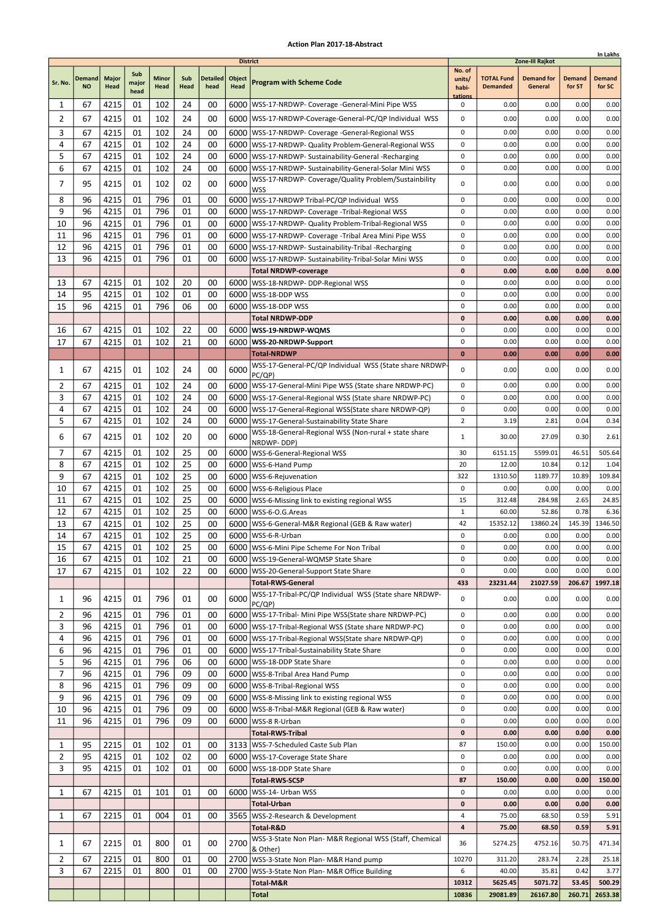## Action Plan 2017-18-Abstract

In Lakhs

| District | | | | | | | | | Zone-III Rajkot | | | | |
|---|---|---|---|---|---|---|---|---|---|---|---|---|---|
| Sr. No. | Demand NO | Major Head | Sub major head | Minor Head | Sub Head | Detailed head | Object Head | Program with Scheme Code | No. of units/ habi-tations | TOTAL Fund Demanded | Demand for General | Demand for ST | Demand for SC |
| 1 | 67 | 4215 | 01 | 102 | 24 | 00 | 6000 | WSS-17-NRDWP- Coverage -General-Mini Pipe WSS | 0 | 0.00 | 0.00 | 0.00 | 0.00 |
| 2 | 67 | 4215 | 01 | 102 | 24 | 00 | 6000 | WSS-17-NRDWP-Coverage-General-PC/QP Individual WSS | 0 | 0.00 | 0.00 | 0.00 | 0.00 |
| 3 | 67 | 4215 | 01 | 102 | 24 | 00 | 6000 | WSS-17-NRDWP- Coverage -General-Regional WSS | 0 | 0.00 | 0.00 | 0.00 | 0.00 |
| 4 | 67 | 4215 | 01 | 102 | 24 | 00 | 6000 | WSS-17-NRDWP- Quality Problem-General-Regional WSS | 0 | 0.00 | 0.00 | 0.00 | 0.00 |
| 5 | 67 | 4215 | 01 | 102 | 24 | 00 | 6000 | WSS-17-NRDWP- Sustainability-General -Recharging | 0 | 0.00 | 0.00 | 0.00 | 0.00 |
| 6 | 67 | 4215 | 01 | 102 | 24 | 00 | 6000 | WSS-17-NRDWP- Sustainability-General-Solar Mini WSS | 0 | 0.00 | 0.00 | 0.00 | 0.00 |
| 7 | 95 | 4215 | 01 | 102 | 02 | 00 | 6000 | WSS-17-NRDWP- Coverage/Quality Problem/Sustainbility WSS | 0 | 0.00 | 0.00 | 0.00 | 0.00 |
| 8 | 96 | 4215 | 01 | 796 | 01 | 00 | 6000 | WSS-17-NRDWP Tribal-PC/QP Individual WSS | 0 | 0.00 | 0.00 | 0.00 | 0.00 |
| 9 | 96 | 4215 | 01 | 796 | 01 | 00 | 6000 | WSS-17-NRDWP- Coverage -Tribal-Regional WSS | 0 | 0.00 | 0.00 | 0.00 | 0.00 |
| 10 | 96 | 4215 | 01 | 796 | 01 | 00 | 6000 | WSS-17-NRDWP- Quality Problem-Tribal-Regional WSS | 0 | 0.00 | 0.00 | 0.00 | 0.00 |
| 11 | 96 | 4215 | 01 | 796 | 01 | 00 | 6000 | WSS-17-NRDWP- Coverage -Tribal Area Mini Pipe WSS | 0 | 0.00 | 0.00 | 0.00 | 0.00 |
| 12 | 96 | 4215 | 01 | 796 | 01 | 00 | 6000 | WSS-17-NRDWP- Sustainability-Tribal -Recharging | 0 | 0.00 | 0.00 | 0.00 | 0.00 |
| 13 | 96 | 4215 | 01 | 796 | 01 | 00 | 6000 | WSS-17-NRDWP- Sustainability-Tribal-Solar Mini WSS | 0 | 0.00 | 0.00 | 0.00 | 0.00 |
| | | | | | | | | **Total NRDWP-coverage** | **0** | **0.00** | **0.00** | **0.00** | **0.00** |
| 13 | 67 | 4215 | 01 | 102 | 20 | 00 | 6000 | WSS-18-NRDWP- DDP-Regional WSS | 0 | 0.00 | 0.00 | 0.00 | 0.00 |
| 14 | 95 | 4215 | 01 | 102 | 01 | 00 | 6000 | WSS-18-DDP WSS | 0 | 0.00 | 0.00 | 0.00 | 0.00 |
| 15 | 96 | 4215 | 01 | 796 | 06 | 00 | 6000 | WSS-18-DDP WSS | 0 | 0.00 | 0.00 | 0.00 | 0.00 |
| | | | | | | | | **Total NRDWP-DDP** | **0** | **0.00** | **0.00** | **0.00** | **0.00** |
| 16 | 67 | 4215 | 01 | 102 | 22 | 00 | 6000 | **WSS-19-NRDWP-WQMS** | 0 | 0.00 | 0.00 | 0.00 | 0.00 |
| 17 | 67 | 4215 | 01 | 102 | 21 | 00 | 6000 | **WSS-20-NRDWP-Support** | 0 | 0.00 | 0.00 | 0.00 | 0.00 |
| | | | | | | | | **Total-NRDWP** | **0** | **0.00** | **0.00** | **0.00** | **0.00** |
| 1 | 67 | 4215 | 01 | 102 | 24 | 00 | 6000 | WSS-17-General-PC/QP Individual WSS (State share NRDWP-PC/QP) | 0 | 0.00 | 0.00 | 0.00 | 0.00 |
| 2 | 67 | 4215 | 01 | 102 | 24 | 00 | 6000 | WSS-17-General-Mini Pipe WSS (State share NRDWP-PC) | 0 | 0.00 | 0.00 | 0.00 | 0.00 |
| 3 | 67 | 4215 | 01 | 102 | 24 | 00 | 6000 | WSS-17-General-Regional WSS (State share NRDWP-PC) | 0 | 0.00 | 0.00 | 0.00 | 0.00 |
| 4 | 67 | 4215 | 01 | 102 | 24 | 00 | 6000 | WSS-17-General-Regional WSS(State share NRDWP-QP) | 0 | 0.00 | 0.00 | 0.00 | 0.00 |
| 5 | 67 | 4215 | 01 | 102 | 24 | 00 | 6000 | WSS-17-General-Sustainability State Share | 2 | 3.19 | 2.81 | 0.04 | 0.34 |
| 6 | 67 | 4215 | 01 | 102 | 20 | 00 | 6000 | WSS-18-General-Regional WSS (Non-rural + state share NRDWP- DDP) | 1 | 30.00 | 27.09 | 0.30 | 2.61 |
| 7 | 67 | 4215 | 01 | 102 | 25 | 00 | 6000 | WSS-6-General-Regional WSS | 30 | 6151.15 | 5599.01 | 46.51 | 505.64 |
| 8 | 67 | 4215 | 01 | 102 | 25 | 00 | 6000 | WSS-6-Hand Pump | 20 | 12.00 | 10.84 | 0.12 | 1.04 |
| 9 | 67 | 4215 | 01 | 102 | 25 | 00 | 6000 | WSS-6-Rejuvenation | 322 | 1310.50 | 1189.77 | 10.89 | 109.84 |
| 10 | 67 | 4215 | 01 | 102 | 25 | 00 | 6000 | WSS-6-Religious Place | 0 | 0.00 | 0.00 | 0.00 | 0.00 |
| 11 | 67 | 4215 | 01 | 102 | 25 | 00 | 6000 | WSS-6-Missing link to existing regional WSS | 15 | 312.48 | 284.98 | 2.65 | 24.85 |
| 12 | 67 | 4215 | 01 | 102 | 25 | 00 | 6000 | WSS-6-O.G.Areas | 1 | 60.00 | 52.86 | 0.78 | 6.36 |
| 13 | 67 | 4215 | 01 | 102 | 25 | 00 | 6000 | WSS-6-General-M&R Regional (GEB & Raw water) | 42 | 15352.12 | 13860.24 | 145.39 | 1346.50 |
| 14 | 67 | 4215 | 01 | 102 | 25 | 00 | 6000 | WSS-6-R-Urban | 0 | 0.00 | 0.00 | 0.00 | 0.00 |
| 15 | 67 | 4215 | 01 | 102 | 25 | 00 | 6000 | WSS-6-Mini Pipe Scheme For Non Tribal | 0 | 0.00 | 0.00 | 0.00 | 0.00 |
| 16 | 67 | 4215 | 01 | 102 | 21 | 00 | 6000 | WSS-19-General-WQMSP State Share | 0 | 0.00 | 0.00 | 0.00 | 0.00 |
| 17 | 67 | 4215 | 01 | 102 | 22 | 00 | 6000 | WSS-20-General-Support State Share | 0 | 0.00 | 0.00 | 0.00 | 0.00 |
| | | | | | | | | **Total-RWS-General** | **433** | **23231.44** | **21027.59** | **206.67** | **1997.18** |
| 1 | 96 | 4215 | 01 | 796 | 01 | 00 | 6000 | WSS-17-Tribal-PC/QP Individual WSS (State share NRDWP-PC/QP) | 0 | 0.00 | 0.00 | 0.00 | 0.00 |
| 2 | 96 | 4215 | 01 | 796 | 01 | 00 | 6000 | WSS-17-Tribal- Mini Pipe WSS(State share NRDWP-PC) | 0 | 0.00 | 0.00 | 0.00 | 0.00 |
| 3 | 96 | 4215 | 01 | 796 | 01 | 00 | 6000 | WSS-17-Tribal-Regional WSS (State share NRDWP-PC) | 0 | 0.00 | 0.00 | 0.00 | 0.00 |
| 4 | 96 | 4215 | 01 | 796 | 01 | 00 | 6000 | WSS-17-Tribal-Regional WSS(State share NRDWP-QP) | 0 | 0.00 | 0.00 | 0.00 | 0.00 |
| 6 | 96 | 4215 | 01 | 796 | 01 | 00 | 6000 | WSS-17-Tribal-Sustainability State Share | 0 | 0.00 | 0.00 | 0.00 | 0.00 |
| 5 | 96 | 4215 | 01 | 796 | 06 | 00 | 6000 | WSS-18-DDP State Share | 0 | 0.00 | 0.00 | 0.00 | 0.00 |
| 7 | 96 | 4215 | 01 | 796 | 09 | 00 | 6000 | WSS-8-Tribal Area Hand Pump | 0 | 0.00 | 0.00 | 0.00 | 0.00 |
| 8 | 96 | 4215 | 01 | 796 | 09 | 00 | 6000 | WSS-8-Tribal-Regional WSS | 0 | 0.00 | 0.00 | 0.00 | 0.00 |
| 9 | 96 | 4215 | 01 | 796 | 09 | 00 | 6000 | WSS-8-Missing link to existing regional WSS | 0 | 0.00 | 0.00 | 0.00 | 0.00 |
| 10 | 96 | 4215 | 01 | 796 | 09 | 00 | 6000 | WSS-8-Tribal-M&R Regional (GEB & Raw water) | 0 | 0.00 | 0.00 | 0.00 | 0.00 |
| 11 | 96 | 4215 | 01 | 796 | 09 | 00 | 6000 | WSS-8 R-Urban | 0 | 0.00 | 0.00 | 0.00 | 0.00 |
| | | | | | | | | **Total-RWS-Tribal** | **0** | **0.00** | **0.00** | **0.00** | **0.00** |
| 1 | 95 | 2215 | 01 | 102 | 01 | 00 | 3133 | WSS-7-Scheduled Caste Sub Plan | 87 | 150.00 | 0.00 | 0.00 | 150.00 |
| 2 | 95 | 4215 | 01 | 102 | 02 | 00 | 6000 | WSS-17-Coverage State Share | 0 | 0.00 | 0.00 | 0.00 | 0.00 |
| 3 | 95 | 4215 | 01 | 102 | 01 | 00 | 6000 | WSS-18-DDP State Share | 0 | 0.00 | 0.00 | 0.00 | 0.00 |
| | | | | | | | | **Total-RWS-SCSP** | **87** | **150.00** | **0.00** | **0.00** | **150.00** |
| 1 | 67 | 4215 | 01 | 101 | 01 | 00 | 6000 | WSS-14- Urban WSS | 0 | 0.00 | 0.00 | 0.00 | 0.00 |
| | | | | | | | | **Total-Urban** | **0** | **0.00** | **0.00** | **0.00** | **0.00** |
| 1 | 67 | 2215 | 01 | 004 | 01 | 00 | 3565 | WSS-2-Research & Development | 4 | 75.00 | 68.50 | 0.59 | 5.91 |
| | | | | | | | | **Total-R&D** | **4** | **75.00** | **68.50** | **0.59** | **5.91** |
| 1 | 67 | 2215 | 01 | 800 | 01 | 00 | 2700 | WSS-3-State Non Plan- M&R Regional WSS (Staff, Chemical & Other) | 36 | 5274.25 | 4752.16 | 50.75 | 471.34 |
| 2 | 67 | 2215 | 01 | 800 | 01 | 00 | 2700 | WSS-3-State Non Plan- M&R Hand pump | 10270 | 311.20 | 283.74 | 2.28 | 25.18 |
| 3 | 67 | 2215 | 01 | 800 | 01 | 00 | 2700 | WSS-3-State Non Plan- M&R Office Building | 6 | 40.00 | 35.81 | 0.42 | 3.77 |
| | | | | | | | | **Total-M&R** | **10312** | **5625.45** | **5071.72** | **53.45** | **500.29** |
| | | | | | | | | **Total** | **10836** | **29081.89** | **26167.80** | **260.71** | **2653.38** |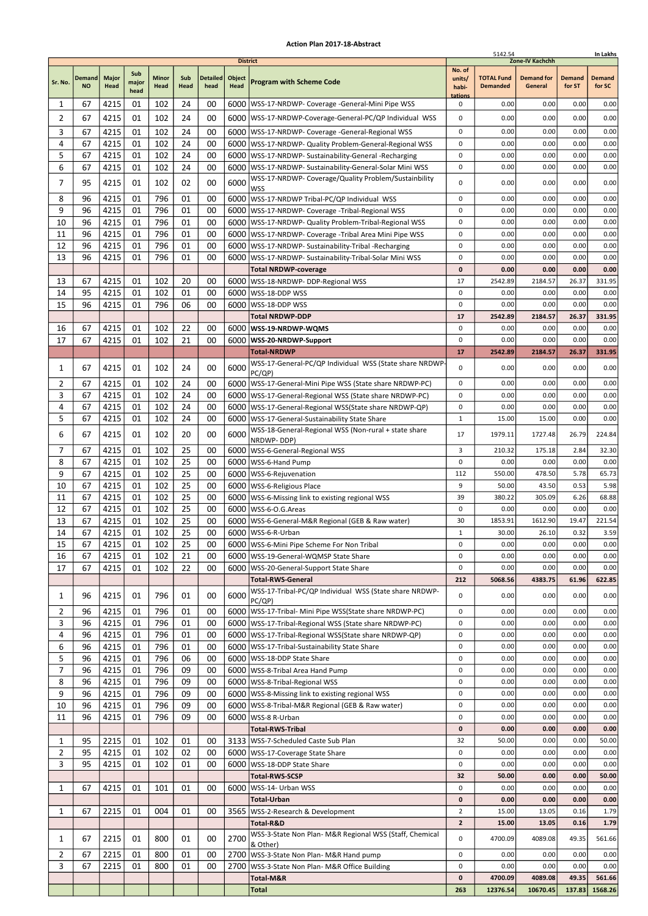# Action Plan 2017-18-Abstract

| | | | | | | | | District | 5142.54 | | Zone-IV Kachchh | | In Lakhs |
|---|---|---|---|---|---|---|---|---|---|---|---|---|---|
| Sr. No. | Demand NO | Major Head | Sub major head | Minor Head | Sub Head | Detailed head | Object Head | Program with Scheme Code | No. of units/ habi-tations | TOTAL Fund Demanded | Demand for General | Demand for ST | Demand for SC |
| 1 | 67 | 4215 | 01 | 102 | 24 | 00 | 6000 | WSS-17-NRDWP- Coverage -General-Mini Pipe WSS | 0 | 0.00 | 0.00 | 0.00 | 0.00 |
| 2 | 67 | 4215 | 01 | 102 | 24 | 00 | 6000 | WSS-17-NRDWP-Coverage-General-PC/QP Individual WSS | 0 | 0.00 | 0.00 | 0.00 | 0.00 |
| 3 | 67 | 4215 | 01 | 102 | 24 | 00 | 6000 | WSS-17-NRDWP- Coverage -General-Regional WSS | 0 | 0.00 | 0.00 | 0.00 | 0.00 |
| 4 | 67 | 4215 | 01 | 102 | 24 | 00 | 6000 | WSS-17-NRDWP- Quality Problem-General-Regional WSS | 0 | 0.00 | 0.00 | 0.00 | 0.00 |
| 5 | 67 | 4215 | 01 | 102 | 24 | 00 | 6000 | WSS-17-NRDWP- Sustainability-General -Recharging | 0 | 0.00 | 0.00 | 0.00 | 0.00 |
| 6 | 67 | 4215 | 01 | 102 | 24 | 00 | 6000 | WSS-17-NRDWP- Sustainability-General-Solar Mini WSS | 0 | 0.00 | 0.00 | 0.00 | 0.00 |
| 7 | 95 | 4215 | 01 | 102 | 02 | 00 | 6000 | WSS-17-NRDWP- Coverage/Quality Problem/Sustainbility WSS | 0 | 0.00 | 0.00 | 0.00 | 0.00 |
| 8 | 96 | 4215 | 01 | 796 | 01 | 00 | 6000 | WSS-17-NRDWP Tribal-PC/QP Individual WSS | 0 | 0.00 | 0.00 | 0.00 | 0.00 |
| 9 | 96 | 4215 | 01 | 796 | 01 | 00 | 6000 | WSS-17-NRDWP- Coverage -Tribal-Regional WSS | 0 | 0.00 | 0.00 | 0.00 | 0.00 |
| 10 | 96 | 4215 | 01 | 796 | 01 | 00 | 6000 | WSS-17-NRDWP- Quality Problem-Tribal-Regional WSS | 0 | 0.00 | 0.00 | 0.00 | 0.00 |
| 11 | 96 | 4215 | 01 | 796 | 01 | 00 | 6000 | WSS-17-NRDWP- Coverage -Tribal Area Mini Pipe WSS | 0 | 0.00 | 0.00 | 0.00 | 0.00 |
| 12 | 96 | 4215 | 01 | 796 | 01 | 00 | 6000 | WSS-17-NRDWP- Sustainability-Tribal -Recharging | 0 | 0.00 | 0.00 | 0.00 | 0.00 |
| 13 | 96 | 4215 | 01 | 796 | 01 | 00 | 6000 | WSS-17-NRDWP- Sustainability-Tribal-Solar Mini WSS | 0 | 0.00 | 0.00 | 0.00 | 0.00 |
| | | | | | | | | **Total NRDWP-coverage** | **0** | **0.00** | **0.00** | **0.00** | **0.00** |
| 13 | 67 | 4215 | 01 | 102 | 20 | 00 | 6000 | WSS-18-NRDWP- DDP-Regional WSS | 17 | 2542.89 | 2184.57 | 26.37 | 331.95 |
| 14 | 95 | 4215 | 01 | 102 | 01 | 00 | 6000 | WSS-18-DDP WSS | 0 | 0.00 | 0.00 | 0.00 | 0.00 |
| 15 | 96 | 4215 | 01 | 796 | 06 | 00 | 6000 | WSS-18-DDP WSS | 0 | 0.00 | 0.00 | 0.00 | 0.00 |
| | | | | | | | | **Total NRDWP-DDP** | **17** | **2542.89** | **2184.57** | **26.37** | **331.95** |
| 16 | 67 | 4215 | 01 | 102 | 22 | 00 | 6000 | **WSS-19-NRDWP-WQMS** | 0 | 0.00 | 0.00 | 0.00 | 0.00 |
| 17 | 67 | 4215 | 01 | 102 | 21 | 00 | 6000 | **WSS-20-NRDWP-Support** | 0 | 0.00 | 0.00 | 0.00 | 0.00 |
| | | | | | | | | **Total-NRDWP** | **17** | **2542.89** | **2184.57** | **26.37** | **331.95** |
| 1 | 67 | 4215 | 01 | 102 | 24 | 00 | 6000 | WSS-17-General-PC/QP Individual WSS (State share NRDWP-PC/QP) | 0 | 0.00 | 0.00 | 0.00 | 0.00 |
| 2 | 67 | 4215 | 01 | 102 | 24 | 00 | 6000 | WSS-17-General-Mini Pipe WSS (State share NRDWP-PC) | 0 | 0.00 | 0.00 | 0.00 | 0.00 |
| 3 | 67 | 4215 | 01 | 102 | 24 | 00 | 6000 | WSS-17-General-Regional WSS (State share NRDWP-PC) | 0 | 0.00 | 0.00 | 0.00 | 0.00 |
| 4 | 67 | 4215 | 01 | 102 | 24 | 00 | 6000 | WSS-17-General-Regional WSS(State share NRDWP-QP) | 0 | 0.00 | 0.00 | 0.00 | 0.00 |
| 5 | 67 | 4215 | 01 | 102 | 24 | 00 | 6000 | WSS-17-General-Sustainability State Share | 1 | 15.00 | 15.00 | 0.00 | 0.00 |
| 6 | 67 | 4215 | 01 | 102 | 20 | 00 | 6000 | WSS-18-General-Regional WSS (Non-rural + state share NRDWP- DDP) | 17 | 1979.11 | 1727.48 | 26.79 | 224.84 |
| 7 | 67 | 4215 | 01 | 102 | 25 | 00 | 6000 | WSS-6-General-Regional WSS | 3 | 210.32 | 175.18 | 2.84 | 32.30 |
| 8 | 67 | 4215 | 01 | 102 | 25 | 00 | 6000 | WSS-6-Hand Pump | 0 | 0.00 | 0.00 | 0.00 | 0.00 |
| 9 | 67 | 4215 | 01 | 102 | 25 | 00 | 6000 | WSS-6-Rejuvenation | 112 | 550.00 | 478.50 | 5.78 | 65.73 |
| 10 | 67 | 4215 | 01 | 102 | 25 | 00 | 6000 | WSS-6-Religious Place | 9 | 50.00 | 43.50 | 0.53 | 5.98 |
| 11 | 67 | 4215 | 01 | 102 | 25 | 00 | 6000 | WSS-6-Missing link to existing regional WSS | 39 | 380.22 | 305.09 | 6.26 | 68.88 |
| 12 | 67 | 4215 | 01 | 102 | 25 | 00 | 6000 | WSS-6-O.G.Areas | 0 | 0.00 | 0.00 | 0.00 | 0.00 |
| 13 | 67 | 4215 | 01 | 102 | 25 | 00 | 6000 | WSS-6-General-M&R Regional (GEB & Raw water) | 30 | 1853.91 | 1612.90 | 19.47 | 221.54 |
| 14 | 67 | 4215 | 01 | 102 | 25 | 00 | 6000 | WSS-6-R-Urban | 1 | 30.00 | 26.10 | 0.32 | 3.59 |
| 15 | 67 | 4215 | 01 | 102 | 25 | 00 | 6000 | WSS-6-Mini Pipe Scheme For Non Tribal | 0 | 0.00 | 0.00 | 0.00 | 0.00 |
| 16 | 67 | 4215 | 01 | 102 | 21 | 00 | 6000 | WSS-19-General-WQMSP State Share | 0 | 0.00 | 0.00 | 0.00 | 0.00 |
| 17 | 67 | 4215 | 01 | 102 | 22 | 00 | 6000 | WSS-20-General-Support State Share | 0 | 0.00 | 0.00 | 0.00 | 0.00 |
| | | | | | | | | **Total-RWS-General** | **212** | **5068.56** | **4383.75** | **61.96** | **622.85** |
| 1 | 96 | 4215 | 01 | 796 | 01 | 00 | 6000 | WSS-17-Tribal-PC/QP Individual WSS (State share NRDWP-PC/QP) | 0 | 0.00 | 0.00 | 0.00 | 0.00 |
| 2 | 96 | 4215 | 01 | 796 | 01 | 00 | 6000 | WSS-17-Tribal- Mini Pipe WSS(State share NRDWP-PC) | 0 | 0.00 | 0.00 | 0.00 | 0.00 |
| 3 | 96 | 4215 | 01 | 796 | 01 | 00 | 6000 | WSS-17-Tribal-Regional WSS (State share NRDWP-PC) | 0 | 0.00 | 0.00 | 0.00 | 0.00 |
| 4 | 96 | 4215 | 01 | 796 | 01 | 00 | 6000 | WSS-17-Tribal-Regional WSS(State share NRDWP-QP) | 0 | 0.00 | 0.00 | 0.00 | 0.00 |
| 6 | 96 | 4215 | 01 | 796 | 01 | 00 | 6000 | WSS-17-Tribal-Sustainability State Share | 0 | 0.00 | 0.00 | 0.00 | 0.00 |
| 5 | 96 | 4215 | 01 | 796 | 06 | 00 | 6000 | WSS-18-DDP State Share | 0 | 0.00 | 0.00 | 0.00 | 0.00 |
| 7 | 96 | 4215 | 01 | 796 | 09 | 00 | 6000 | WSS-8-Tribal Area Hand Pump | 0 | 0.00 | 0.00 | 0.00 | 0.00 |
| 8 | 96 | 4215 | 01 | 796 | 09 | 00 | 6000 | WSS-8-Tribal-Regional WSS | 0 | 0.00 | 0.00 | 0.00 | 0.00 |
| 9 | 96 | 4215 | 01 | 796 | 09 | 00 | 6000 | WSS-8-Missing link to existing regional WSS | 0 | 0.00 | 0.00 | 0.00 | 0.00 |
| 10 | 96 | 4215 | 01 | 796 | 09 | 00 | 6000 | WSS-8-Tribal-M&R Regional (GEB & Raw water) | 0 | 0.00 | 0.00 | 0.00 | 0.00 |
| 11 | 96 | 4215 | 01 | 796 | 09 | 00 | 6000 | WSS-8 R-Urban | 0 | 0.00 | 0.00 | 0.00 | 0.00 |
| | | | | | | | | **Total-RWS-Tribal** | **0** | **0.00** | **0.00** | **0.00** | **0.00** |
| 1 | 95 | 2215 | 01 | 102 | 01 | 00 | 3133 | WSS-7-Scheduled Caste Sub Plan | 32 | 50.00 | 0.00 | 0.00 | 50.00 |
| 2 | 95 | 4215 | 01 | 102 | 02 | 00 | 6000 | WSS-17-Coverage State Share | 0 | 0.00 | 0.00 | 0.00 | 0.00 |
| 3 | 95 | 4215 | 01 | 102 | 01 | 00 | 6000 | WSS-18-DDP State Share | 0 | 0.00 | 0.00 | 0.00 | 0.00 |
| | | | | | | | | **Total-RWS-SCSP** | **32** | **50.00** | **0.00** | **0.00** | **50.00** |
| 1 | 67 | 4215 | 01 | 101 | 01 | 00 | 6000 | WSS-14- Urban WSS | 0 | 0.00 | 0.00 | 0.00 | 0.00 |
| | | | | | | | | **Total-Urban** | **0** | **0.00** | **0.00** | **0.00** | **0.00** |
| 1 | 67 | 2215 | 01 | 004 | 01 | 00 | 3565 | WSS-2-Research & Development | 2 | 15.00 | 13.05 | 0.16 | 1.79 |
| | | | | | | | | **Total-R&D** | **2** | **15.00** | **13.05** | **0.16** | **1.79** |
| 1 | 67 | 2215 | 01 | 800 | 01 | 00 | 2700 | WSS-3-State Non Plan- M&R Regional WSS (Staff, Chemical & Other) | 0 | 4700.09 | 4089.08 | 49.35 | 561.66 |
| 2 | 67 | 2215 | 01 | 800 | 01 | 00 | 2700 | WSS-3-State Non Plan- M&R Hand pump | 0 | 0.00 | 0.00 | 0.00 | 0.00 |
| 3 | 67 | 2215 | 01 | 800 | 01 | 00 | 2700 | WSS-3-State Non Plan- M&R Office Building | 0 | 0.00 | 0.00 | 0.00 | 0.00 |
| | | | | | | | | **Total-M&R** | **0** | **4700.09** | **4089.08** | **49.35** | **561.66** |
| | | | | | | | | **Total** | **263** | **12376.54** | **10670.45** | **137.83** | **1568.26** |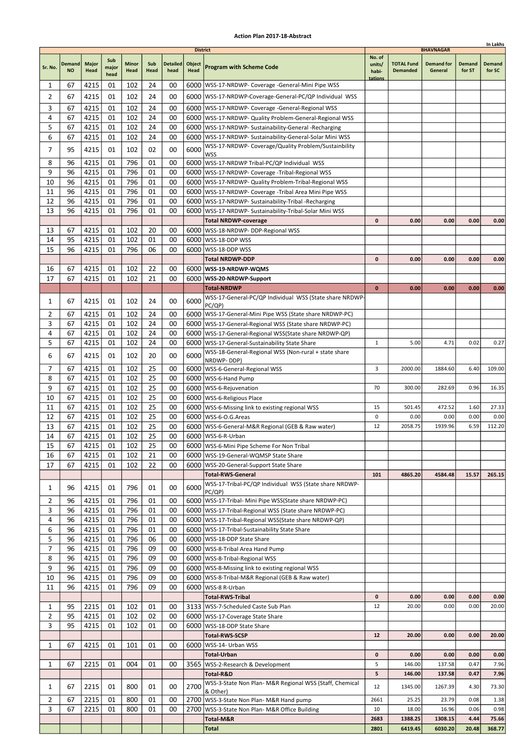# Action Plan 2017-18-Abstract

In Lakhs

| Sr. No. | Demand NO | Major Head | Sub major head | Minor Head | Sub Head | Detailed head | Object Head | Program with Scheme Code | No. of units/ habi-tations | TOTAL Fund Demanded | Demand for General | Demand for ST | Demand for SC |
|---|---|---|---|---|---|---|---|---|---|---|---|---|---|
| | | | | | | | | District | BHAVNAGAR | | | | |
| 1 | 67 | 4215 | 01 | 102 | 24 | 00 | 6000 | WSS-17-NRDWP- Coverage -General-Mini Pipe WSS | | | | | |
| 2 | 67 | 4215 | 01 | 102 | 24 | 00 | 6000 | WSS-17-NRDWP-Coverage-General-PC/QP Individual WSS | | | | | |
| 3 | 67 | 4215 | 01 | 102 | 24 | 00 | 6000 | WSS-17-NRDWP- Coverage -General-Regional WSS | | | | | |
| 4 | 67 | 4215 | 01 | 102 | 24 | 00 | 6000 | WSS-17-NRDWP- Quality Problem-General-Regional WSS | | | | | |
| 5 | 67 | 4215 | 01 | 102 | 24 | 00 | 6000 | WSS-17-NRDWP- Sustainability-General -Recharging | | | | | |
| 6 | 67 | 4215 | 01 | 102 | 24 | 00 | 6000 | WSS-17-NRDWP- Sustainability-General-Solar Mini WSS | | | | | |
| 7 | 95 | 4215 | 01 | 102 | 02 | 00 | 6000 | WSS-17-NRDWP- Coverage/Quality Problem/Sustainbility WSS | | | | | |
| 8 | 96 | 4215 | 01 | 796 | 01 | 00 | 6000 | WSS-17-NRDWP Tribal-PC/QP Individual WSS | | | | | |
| 9 | 96 | 4215 | 01 | 796 | 01 | 00 | 6000 | WSS-17-NRDWP- Coverage -Tribal-Regional WSS | | | | | |
| 10 | 96 | 4215 | 01 | 796 | 01 | 00 | 6000 | WSS-17-NRDWP- Quality Problem-Tribal-Regional WSS | | | | | |
| 11 | 96 | 4215 | 01 | 796 | 01 | 00 | 6000 | WSS-17-NRDWP- Coverage -Tribal Area Mini Pipe WSS | | | | | |
| 12 | 96 | 4215 | 01 | 796 | 01 | 00 | 6000 | WSS-17-NRDWP- Sustainability-Tribal -Recharging | | | | | |
| 13 | 96 | 4215 | 01 | 796 | 01 | 00 | 6000 | WSS-17-NRDWP- Sustainability-Tribal-Solar Mini WSS | | | | | |
| | | | | | | | | **Total NRDWP-coverage** | 0 | 0.00 | 0.00 | 0.00 | 0.00 |
| 13 | 67 | 4215 | 01 | 102 | 20 | 00 | 6000 | WSS-18-NRDWP- DDP-Regional WSS | | | | | |
| 14 | 95 | 4215 | 01 | 102 | 01 | 00 | 6000 | WSS-18-DDP WSS | | | | | |
| 15 | 96 | 4215 | 01 | 796 | 06 | 00 | 6000 | WSS-18-DDP WSS | | | | | |
| | | | | | | | | **Total NRDWP-DDP** | 0 | 0.00 | 0.00 | 0.00 | 0.00 |
| 16 | 67 | 4215 | 01 | 102 | 22 | 00 | 6000 | **WSS-19-NRDWP-WQMS** | | | | | |
| 17 | 67 | 4215 | 01 | 102 | 21 | 00 | 6000 | **WSS-20-NRDWP-Support** | | | | | |
| | | | | | | | | **Total-NRDWP** | 0 | 0.00 | 0.00 | 0.00 | 0.00 |
| 1 | 67 | 4215 | 01 | 102 | 24 | 00 | 6000 | WSS-17-General-PC/QP Individual WSS (State share NRDWP-PC/QP) | | | | | |
| 2 | 67 | 4215 | 01 | 102 | 24 | 00 | 6000 | WSS-17-General-Mini Pipe WSS (State share NRDWP-PC) | | | | | |
| 3 | 67 | 4215 | 01 | 102 | 24 | 00 | 6000 | WSS-17-General-Regional WSS (State share NRDWP-PC) | | | | | |
| 4 | 67 | 4215 | 01 | 102 | 24 | 00 | 6000 | WSS-17-General-Regional WSS(State share NRDWP-QP) | | | | | |
| 5 | 67 | 4215 | 01 | 102 | 24 | 00 | 6000 | WSS-17-General-Sustainability State Share | 1 | 5.00 | 4.71 | 0.02 | 0.27 |
| 6 | 67 | 4215 | 01 | 102 | 20 | 00 | 6000 | WSS-18-General-Regional WSS (Non-rural + state share NRDWP- DDP) | | | | | |
| 7 | 67 | 4215 | 01 | 102 | 25 | 00 | 6000 | WSS-6-General-Regional WSS | 3 | 2000.00 | 1884.60 | 6.40 | 109.00 |
| 8 | 67 | 4215 | 01 | 102 | 25 | 00 | 6000 | WSS-6-Hand Pump | | | | | |
| 9 | 67 | 4215 | 01 | 102 | 25 | 00 | 6000 | WSS-6-Rejuvenation | 70 | 300.00 | 282.69 | 0.96 | 16.35 |
| 10 | 67 | 4215 | 01 | 102 | 25 | 00 | 6000 | WSS-6-Religious Place | | | | | |
| 11 | 67 | 4215 | 01 | 102 | 25 | 00 | 6000 | WSS-6-Missing link to existing regional WSS | 15 | 501.45 | 472.52 | 1.60 | 27.33 |
| 12 | 67 | 4215 | 01 | 102 | 25 | 00 | 6000 | WSS-6-O.G.Areas | 0 | 0.00 | 0.00 | 0.00 | 0.00 |
| 13 | 67 | 4215 | 01 | 102 | 25 | 00 | 6000 | WSS-6-General-M&R Regional (GEB & Raw water) | 12 | 2058.75 | 1939.96 | 6.59 | 112.20 |
| 14 | 67 | 4215 | 01 | 102 | 25 | 00 | 6000 | WSS-6-R-Urban | | | | | |
| 15 | 67 | 4215 | 01 | 102 | 25 | 00 | 6000 | WSS-6-Mini Pipe Scheme For Non Tribal | | | | | |
| 16 | 67 | 4215 | 01 | 102 | 21 | 00 | 6000 | WSS-19-General-WQMSP State Share | | | | | |
| 17 | 67 | 4215 | 01 | 102 | 22 | 00 | 6000 | WSS-20-General-Support State Share | | | | | |
| | | | | | | | | **Total-RWS-General** | 101 | 4865.20 | 4584.48 | 15.57 | 265.15 |
| 1 | 96 | 4215 | 01 | 796 | 01 | 00 | 6000 | WSS-17-Tribal-PC/QP Individual WSS (State share NRDWP-PC/QP) | | | | | |
| 2 | 96 | 4215 | 01 | 796 | 01 | 00 | 6000 | WSS-17-Tribal- Mini Pipe WSS(State share NRDWP-PC) | | | | | |
| 3 | 96 | 4215 | 01 | 796 | 01 | 00 | 6000 | WSS-17-Tribal-Regional WSS (State share NRDWP-PC) | | | | | |
| 4 | 96 | 4215 | 01 | 796 | 01 | 00 | 6000 | WSS-17-Tribal-Regional WSS(State share NRDWP-QP) | | | | | |
| 6 | 96 | 4215 | 01 | 796 | 01 | 00 | 6000 | WSS-17-Tribal-Sustainability State Share | | | | | |
| 5 | 96 | 4215 | 01 | 796 | 06 | 00 | 6000 | WSS-18-DDP State Share | | | | | |
| 7 | 96 | 4215 | 01 | 796 | 09 | 00 | 6000 | WSS-8-Tribal Area Hand Pump | | | | | |
| 8 | 96 | 4215 | 01 | 796 | 09 | 00 | 6000 | WSS-8-Tribal-Regional WSS | | | | | |
| 9 | 96 | 4215 | 01 | 796 | 09 | 00 | 6000 | WSS-8-Missing link to existing regional WSS | | | | | |
| 10 | 96 | 4215 | 01 | 796 | 09 | 00 | 6000 | WSS-8-Tribal-M&R Regional (GEB & Raw water) | | | | | |
| 11 | 96 | 4215 | 01 | 796 | 09 | 00 | 6000 | WSS-8 R-Urban | | | | | |
| | | | | | | | | **Total-RWS-Tribal** | 0 | 0.00 | 0.00 | 0.00 | 0.00 |
| 1 | 95 | 2215 | 01 | 102 | 01 | 00 | 3133 | WSS-7-Scheduled Caste Sub Plan | 12 | 20.00 | 0.00 | 0.00 | 20.00 |
| 2 | 95 | 4215 | 01 | 102 | 02 | 00 | 6000 | WSS-17-Coverage State Share | | | | | |
| 3 | 95 | 4215 | 01 | 102 | 01 | 00 | 6000 | WSS-18-DDP State Share | | | | | |
| | | | | | | | | **Total-RWS-SCSP** | 12 | 20.00 | 0.00 | 0.00 | 20.00 |
| 1 | 67 | 4215 | 01 | 101 | 01 | 00 | 6000 | WSS-14- Urban WSS | | | | | |
| | | | | | | | | **Total-Urban** | 0 | 0.00 | 0.00 | 0.00 | 0.00 |
| 1 | 67 | 2215 | 01 | 004 | 01 | 00 | 3565 | WSS-2-Research & Development | 5 | 146.00 | 137.58 | 0.47 | 7.96 |
| | | | | | | | | **Total-R&D** | 5 | 146.00 | 137.58 | 0.47 | 7.96 |
| 1 | 67 | 2215 | 01 | 800 | 01 | 00 | 2700 | WSS-3-State Non Plan- M&R Regional WSS (Staff, Chemical & Other) | 12 | 1345.00 | 1267.39 | 4.30 | 73.30 |
| 2 | 67 | 2215 | 01 | 800 | 01 | 00 | 2700 | WSS-3-State Non Plan- M&R Hand pump | 2661 | 25.25 | 23.79 | 0.08 | 1.38 |
| 3 | 67 | 2215 | 01 | 800 | 01 | 00 | 2700 | WSS-3-State Non Plan- M&R Office Building | 10 | 18.00 | 16.96 | 0.06 | 0.98 |
| | | | | | | | | **Total-M&R** | 2683 | 1388.25 | 1308.15 | 4.44 | 75.66 |
| | | | | | | | | **Total** | 2801 | 6419.45 | 6030.20 | 20.48 | 368.77 |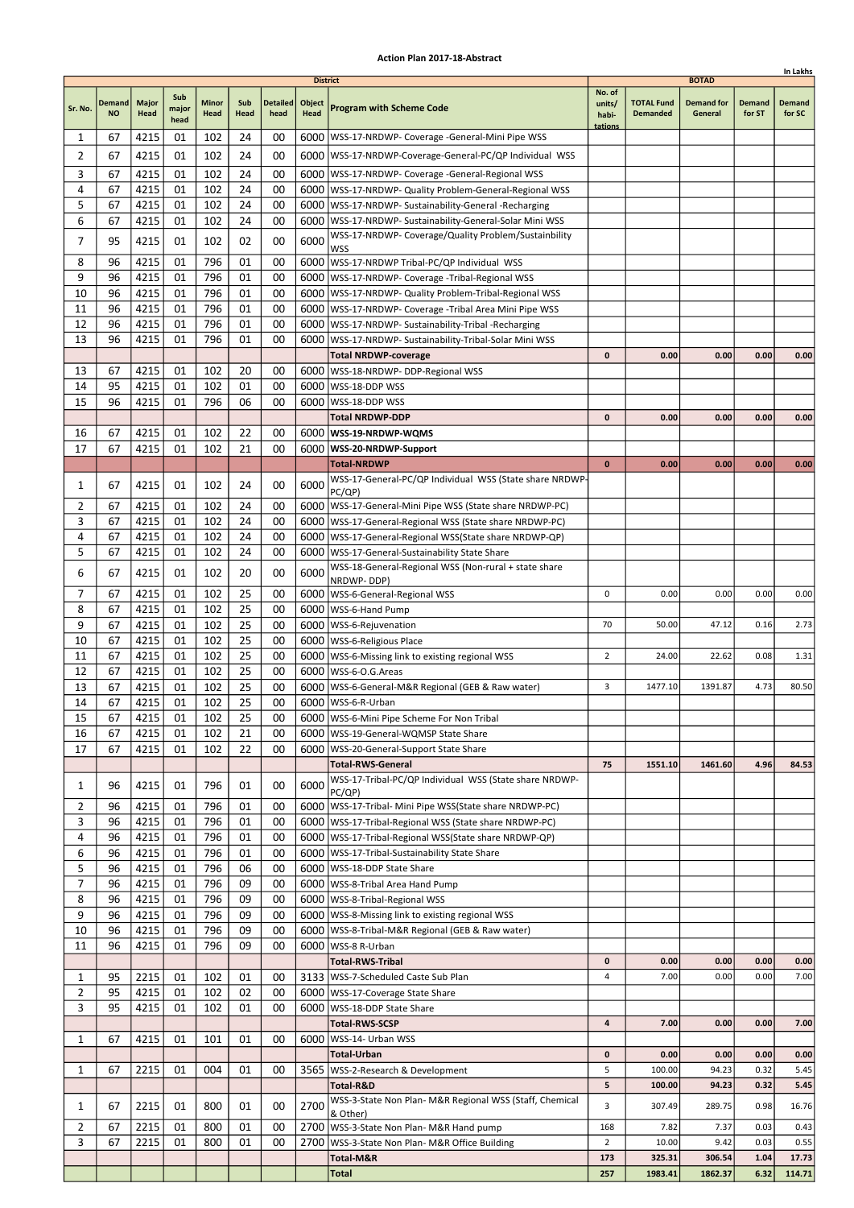## Action Plan 2017-18-Abstract

In Lakhs

| Sr. No. | Demand NO | Major Head | Sub major head | Minor Head | Sub Head | Detailed head | Object Head | Program with Scheme Code | No. of units/ habi-tations | TOTAL Fund Demanded | Demand for General | Demand for ST | Demand for SC |
|---|---|---|---|---|---|---|---|---|---|---|---|---|---|
| | | | | | | | | District | BOTAD | | | | |
| 1 | 67 | 4215 | 01 | 102 | 24 | 00 | 6000 | WSS-17-NRDWP- Coverage -General-Mini Pipe WSS | | | | | |
| 2 | 67 | 4215 | 01 | 102 | 24 | 00 | 6000 | WSS-17-NRDWP-Coverage-General-PC/QP Individual WSS | | | | | |
| 3 | 67 | 4215 | 01 | 102 | 24 | 00 | 6000 | WSS-17-NRDWP- Coverage -General-Regional WSS | | | | | |
| 4 | 67 | 4215 | 01 | 102 | 24 | 00 | 6000 | WSS-17-NRDWP- Quality Problem-General-Regional WSS | | | | | |
| 5 | 67 | 4215 | 01 | 102 | 24 | 00 | 6000 | WSS-17-NRDWP- Sustainability-General -Recharging | | | | | |
| 6 | 67 | 4215 | 01 | 102 | 24 | 00 | 6000 | WSS-17-NRDWP- Sustainability-General-Solar Mini WSS | | | | | |
| 7 | 95 | 4215 | 01 | 102 | 02 | 00 | 6000 | WSS-17-NRDWP- Coverage/Quality Problem/Sustainbility WSS | | | | | |
| 8 | 96 | 4215 | 01 | 796 | 01 | 00 | 6000 | WSS-17-NRDWP Tribal-PC/QP Individual WSS | | | | | |
| 9 | 96 | 4215 | 01 | 796 | 01 | 00 | 6000 | WSS-17-NRDWP- Coverage -Tribal-Regional WSS | | | | | |
| 10 | 96 | 4215 | 01 | 796 | 01 | 00 | 6000 | WSS-17-NRDWP- Quality Problem-Tribal-Regional WSS | | | | | |
| 11 | 96 | 4215 | 01 | 796 | 01 | 00 | 6000 | WSS-17-NRDWP- Coverage -Tribal Area Mini Pipe WSS | | | | | |
| 12 | 96 | 4215 | 01 | 796 | 01 | 00 | 6000 | WSS-17-NRDWP- Sustainability-Tribal -Recharging | | | | | |
| 13 | 96 | 4215 | 01 | 796 | 01 | 00 | 6000 | WSS-17-NRDWP- Sustainability-Tribal-Solar Mini WSS | | | | | |
| | | | | | | | | **Total NRDWP-coverage** | **0** | **0.00** | **0.00** | **0.00** | **0.00** |
| 13 | 67 | 4215 | 01 | 102 | 20 | 00 | 6000 | WSS-18-NRDWP- DDP-Regional WSS | | | | | |
| 14 | 95 | 4215 | 01 | 102 | 01 | 00 | 6000 | WSS-18-DDP WSS | | | | | |
| 15 | 96 | 4215 | 01 | 796 | 06 | 00 | 6000 | WSS-18-DDP WSS | | | | | |
| | | | | | | | | **Total NRDWP-DDP** | **0** | **0.00** | **0.00** | **0.00** | **0.00** |
| 16 | 67 | 4215 | 01 | 102 | 22 | 00 | 6000 | **WSS-19-NRDWP-WQMS** | | | | | |
| 17 | 67 | 4215 | 01 | 102 | 21 | 00 | 6000 | **WSS-20-NRDWP-Support** | | | | | |
| | | | | | | | | **Total-NRDWP** | **0** | **0.00** | **0.00** | **0.00** | **0.00** |
| 1 | 67 | 4215 | 01 | 102 | 24 | 00 | 6000 | WSS-17-General-PC/QP Individual WSS (State share NRDWP-PC/QP) | | | | | |
| 2 | 67 | 4215 | 01 | 102 | 24 | 00 | 6000 | WSS-17-General-Mini Pipe WSS (State share NRDWP-PC) | | | | | |
| 3 | 67 | 4215 | 01 | 102 | 24 | 00 | 6000 | WSS-17-General-Regional WSS (State share NRDWP-PC) | | | | | |
| 4 | 67 | 4215 | 01 | 102 | 24 | 00 | 6000 | WSS-17-General-Regional WSS(State share NRDWP-QP) | | | | | |
| 5 | 67 | 4215 | 01 | 102 | 24 | 00 | 6000 | WSS-17-General-Sustainability State Share | | | | | |
| 6 | 67 | 4215 | 01 | 102 | 20 | 00 | 6000 | WSS-18-General-Regional WSS (Non-rural + state share NRDWP- DDP) | | | | | |
| 7 | 67 | 4215 | 01 | 102 | 25 | 00 | 6000 | WSS-6-General-Regional WSS | 0 | 0.00 | 0.00 | 0.00 | 0.00 |
| 8 | 67 | 4215 | 01 | 102 | 25 | 00 | 6000 | WSS-6-Hand Pump | | | | | |
| 9 | 67 | 4215 | 01 | 102 | 25 | 00 | 6000 | WSS-6-Rejuvenation | 70 | 50.00 | 47.12 | 0.16 | 2.73 |
| 10 | 67 | 4215 | 01 | 102 | 25 | 00 | 6000 | WSS-6-Religious Place | | | | | |
| 11 | 67 | 4215 | 01 | 102 | 25 | 00 | 6000 | WSS-6-Missing link to existing regional WSS | 2 | 24.00 | 22.62 | 0.08 | 1.31 |
| 12 | 67 | 4215 | 01 | 102 | 25 | 00 | 6000 | WSS-6-O.G.Areas | | | | | |
| 13 | 67 | 4215 | 01 | 102 | 25 | 00 | 6000 | WSS-6-General-M&R Regional (GEB & Raw water) | 3 | 1477.10 | 1391.87 | 4.73 | 80.50 |
| 14 | 67 | 4215 | 01 | 102 | 25 | 00 | 6000 | WSS-6-R-Urban | | | | | |
| 15 | 67 | 4215 | 01 | 102 | 25 | 00 | 6000 | WSS-6-Mini Pipe Scheme For Non Tribal | | | | | |
| 16 | 67 | 4215 | 01 | 102 | 21 | 00 | 6000 | WSS-19-General-WQMSP State Share | | | | | |
| 17 | 67 | 4215 | 01 | 102 | 22 | 00 | 6000 | WSS-20-General-Support State Share | | | | | |
| | | | | | | | | **Total-RWS-General** | **75** | **1551.10** | **1461.60** | **4.96** | **84.53** |
| 1 | 96 | 4215 | 01 | 796 | 01 | 00 | 6000 | WSS-17-Tribal-PC/QP Individual WSS (State share NRDWP-PC/QP) | | | | | |
| 2 | 96 | 4215 | 01 | 796 | 01 | 00 | 6000 | WSS-17-Tribal- Mini Pipe WSS(State share NRDWP-PC) | | | | | |
| 3 | 96 | 4215 | 01 | 796 | 01 | 00 | 6000 | WSS-17-Tribal-Regional WSS (State share NRDWP-PC) | | | | | |
| 4 | 96 | 4215 | 01 | 796 | 01 | 00 | 6000 | WSS-17-Tribal-Regional WSS(State share NRDWP-QP) | | | | | |
| 6 | 96 | 4215 | 01 | 796 | 01 | 00 | 6000 | WSS-17-Tribal-Sustainability State Share | | | | | |
| 5 | 96 | 4215 | 01 | 796 | 06 | 00 | 6000 | WSS-18-DDP State Share | | | | | |
| 7 | 96 | 4215 | 01 | 796 | 09 | 00 | 6000 | WSS-8-Tribal Area Hand Pump | | | | | |
| 8 | 96 | 4215 | 01 | 796 | 09 | 00 | 6000 | WSS-8-Tribal-Regional WSS | | | | | |
| 9 | 96 | 4215 | 01 | 796 | 09 | 00 | 6000 | WSS-8-Missing link to existing regional WSS | | | | | |
| 10 | 96 | 4215 | 01 | 796 | 09 | 00 | 6000 | WSS-8-Tribal-M&R Regional (GEB & Raw water) | | | | | |
| 11 | 96 | 4215 | 01 | 796 | 09 | 00 | 6000 | WSS-8 R-Urban | | | | | |
| | | | | | | | | **Total-RWS-Tribal** | **0** | **0.00** | **0.00** | **0.00** | **0.00** |
| 1 | 95 | 2215 | 01 | 102 | 01 | 00 | 3133 | WSS-7-Scheduled Caste Sub Plan | 4 | 7.00 | 0.00 | 0.00 | 7.00 |
| 2 | 95 | 4215 | 01 | 102 | 02 | 00 | 6000 | WSS-17-Coverage State Share | | | | | |
| 3 | 95 | 4215 | 01 | 102 | 01 | 00 | 6000 | WSS-18-DDP State Share | | | | | |
| | | | | | | | | **Total-RWS-SCSP** | **4** | **7.00** | **0.00** | **0.00** | **7.00** |
| 1 | 67 | 4215 | 01 | 101 | 01 | 00 | 6000 | WSS-14- Urban WSS | | | | | |
| | | | | | | | | **Total-Urban** | **0** | **0.00** | **0.00** | **0.00** | **0.00** |
| 1 | 67 | 2215 | 01 | 004 | 01 | 00 | 3565 | WSS-2-Research & Development | 5 | 100.00 | 94.23 | 0.32 | 5.45 |
| | | | | | | | | **Total-R&D** | **5** | **100.00** | **94.23** | **0.32** | **5.45** |
| 1 | 67 | 2215 | 01 | 800 | 01 | 00 | 2700 | WSS-3-State Non Plan- M&R Regional WSS (Staff, Chemical & Other) | 3 | 307.49 | 289.75 | 0.98 | 16.76 |
| 2 | 67 | 2215 | 01 | 800 | 01 | 00 | 2700 | WSS-3-State Non Plan- M&R Hand pump | 168 | 7.82 | 7.37 | 0.03 | 0.43 |
| 3 | 67 | 2215 | 01 | 800 | 01 | 00 | 2700 | WSS-3-State Non Plan- M&R Office Building | 2 | 10.00 | 9.42 | 0.03 | 0.55 |
| | | | | | | | | **Total-M&R** | **173** | **325.31** | **306.54** | **1.04** | **17.73** |
| | | | | | | | | **Total** | **257** | **1983.41** | **1862.37** | **6.32** | **114.71** |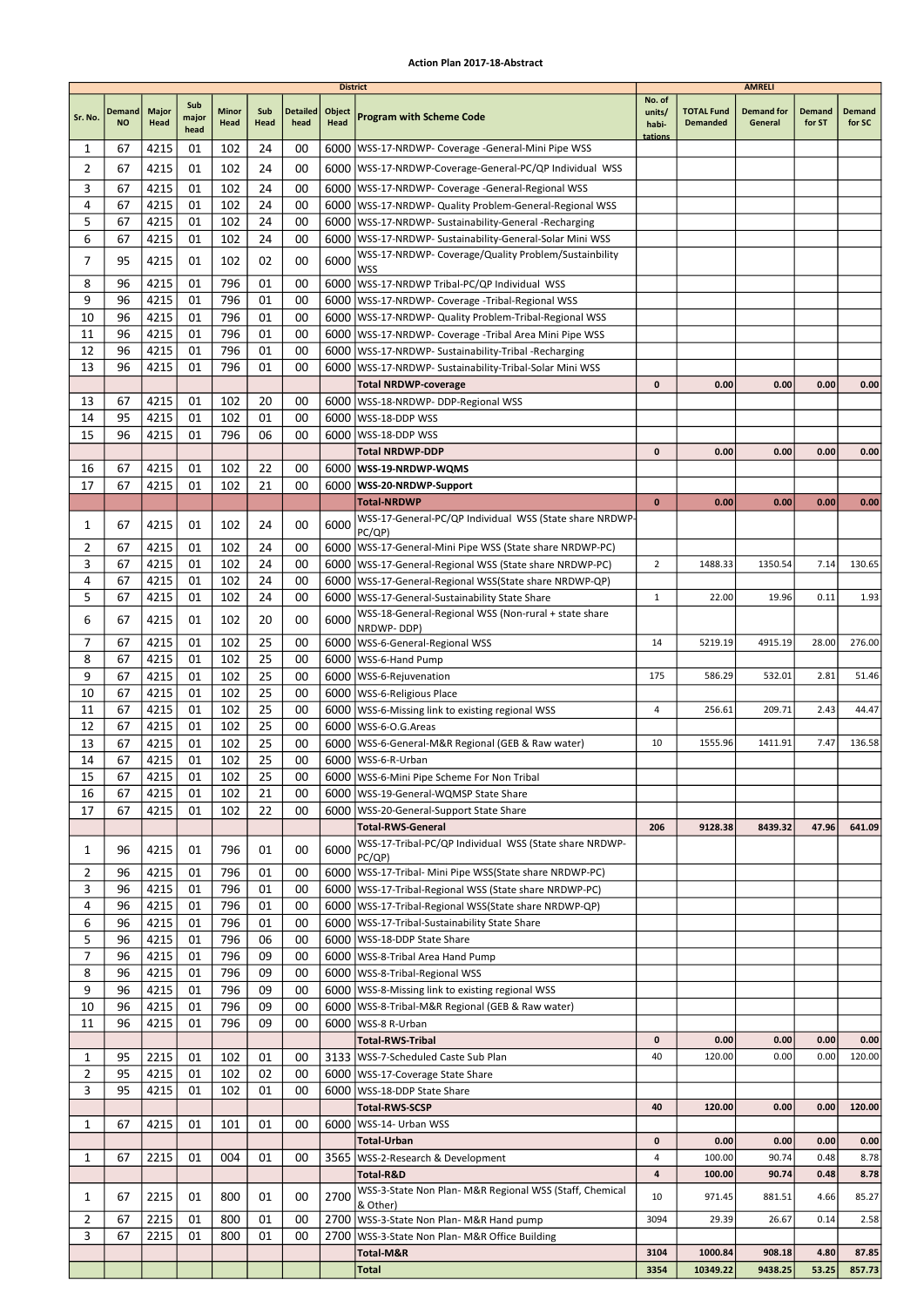# Action Plan 2017-18-Abstract

| | | | | | | | | District | AMRELI | | | | |
|---|---|---|---|---|---|---|---|---|---|---|---|---|---|
| Sr. No. | Demand NO | Major Head | Sub major head | Minor Head | Sub Head | Detailed head | Object Head | Program with Scheme Code | No. of units/ habi-tations | TOTAL Fund Demanded | Demand for General | Demand for ST | Demand for SC |
| 1 | 67 | 4215 | 01 | 102 | 24 | 00 | 6000 | WSS-17-NRDWP- Coverage -General-Mini Pipe WSS | | | | | |
| 2 | 67 | 4215 | 01 | 102 | 24 | 00 | 6000 | WSS-17-NRDWP-Coverage-General-PC/QP Individual WSS | | | | | |
| 3 | 67 | 4215 | 01 | 102 | 24 | 00 | 6000 | WSS-17-NRDWP- Coverage -General-Regional WSS | | | | | |
| 4 | 67 | 4215 | 01 | 102 | 24 | 00 | 6000 | WSS-17-NRDWP- Quality Problem-General-Regional WSS | | | | | |
| 5 | 67 | 4215 | 01 | 102 | 24 | 00 | 6000 | WSS-17-NRDWP- Sustainability-General -Recharging | | | | | |
| 6 | 67 | 4215 | 01 | 102 | 24 | 00 | 6000 | WSS-17-NRDWP- Sustainability-General-Solar Mini WSS | | | | | |
| 7 | 95 | 4215 | 01 | 102 | 02 | 00 | 6000 | WSS-17-NRDWP- Coverage/Quality Problem/Sustainbility WSS | | | | | |
| 8 | 96 | 4215 | 01 | 796 | 01 | 00 | 6000 | WSS-17-NRDWP Tribal-PC/QP Individual WSS | | | | | |
| 9 | 96 | 4215 | 01 | 796 | 01 | 00 | 6000 | WSS-17-NRDWP- Coverage -Tribal-Regional WSS | | | | | |
| 10 | 96 | 4215 | 01 | 796 | 01 | 00 | 6000 | WSS-17-NRDWP- Quality Problem-Tribal-Regional WSS | | | | | |
| 11 | 96 | 4215 | 01 | 796 | 01 | 00 | 6000 | WSS-17-NRDWP- Coverage -Tribal Area Mini Pipe WSS | | | | | |
| 12 | 96 | 4215 | 01 | 796 | 01 | 00 | 6000 | WSS-17-NRDWP- Sustainability-Tribal -Recharging | | | | | |
| 13 | 96 | 4215 | 01 | 796 | 01 | 00 | 6000 | WSS-17-NRDWP- Sustainability-Tribal-Solar Mini WSS | | | | | |
| | | | | | | | | **Total NRDWP-coverage** | **0** | **0.00** | **0.00** | **0.00** | **0.00** |
| 13 | 67 | 4215 | 01 | 102 | 20 | 00 | 6000 | WSS-18-NRDWP- DDP-Regional WSS | | | | | |
| 14 | 95 | 4215 | 01 | 102 | 01 | 00 | 6000 | WSS-18-DDP WSS | | | | | |
| 15 | 96 | 4215 | 01 | 796 | 06 | 00 | 6000 | WSS-18-DDP WSS | | | | | |
| | | | | | | | | **Total NRDWP-DDP** | **0** | **0.00** | **0.00** | **0.00** | **0.00** |
| 16 | 67 | 4215 | 01 | 102 | 22 | 00 | 6000 | **WSS-19-NRDWP-WQMS** | | | | | |
| 17 | 67 | 4215 | 01 | 102 | 21 | 00 | 6000 | **WSS-20-NRDWP-Support** | | | | | |
| | | | | | | | | **Total-NRDWP** | **0** | **0.00** | **0.00** | **0.00** | **0.00** |
| 1 | 67 | 4215 | 01 | 102 | 24 | 00 | 6000 | WSS-17-General-PC/QP Individual WSS (State share NRDWP-PC/QP) | | | | | |
| 2 | 67 | 4215 | 01 | 102 | 24 | 00 | 6000 | WSS-17-General-Mini Pipe WSS (State share NRDWP-PC) | | | | | |
| 3 | 67 | 4215 | 01 | 102 | 24 | 00 | 6000 | WSS-17-General-Regional WSS (State share NRDWP-PC) | 2 | 1488.33 | 1350.54 | 7.14 | 130.65 |
| 4 | 67 | 4215 | 01 | 102 | 24 | 00 | 6000 | WSS-17-General-Regional WSS(State share NRDWP-QP) | | | | | |
| 5 | 67 | 4215 | 01 | 102 | 24 | 00 | 6000 | WSS-17-General-Sustainability State Share | 1 | 22.00 | 19.96 | 0.11 | 1.93 |
| 6 | 67 | 4215 | 01 | 102 | 20 | 00 | 6000 | WSS-18-General-Regional WSS (Non-rural + state share NRDWP- DDP) | | | | | |
| 7 | 67 | 4215 | 01 | 102 | 25 | 00 | 6000 | WSS-6-General-Regional WSS | 14 | 5219.19 | 4915.19 | 28.00 | 276.00 |
| 8 | 67 | 4215 | 01 | 102 | 25 | 00 | 6000 | WSS-6-Hand Pump | | | | | |
| 9 | 67 | 4215 | 01 | 102 | 25 | 00 | 6000 | WSS-6-Rejuvenation | 175 | 586.29 | 532.01 | 2.81 | 51.46 |
| 10 | 67 | 4215 | 01 | 102 | 25 | 00 | 6000 | WSS-6-Religious Place | | | | | |
| 11 | 67 | 4215 | 01 | 102 | 25 | 00 | 6000 | WSS-6-Missing link to existing regional WSS | 4 | 256.61 | 209.71 | 2.43 | 44.47 |
| 12 | 67 | 4215 | 01 | 102 | 25 | 00 | 6000 | WSS-6-O.G.Areas | | | | | |
| 13 | 67 | 4215 | 01 | 102 | 25 | 00 | 6000 | WSS-6-General-M&R Regional (GEB & Raw water) | 10 | 1555.96 | 1411.91 | 7.47 | 136.58 |
| 14 | 67 | 4215 | 01 | 102 | 25 | 00 | 6000 | WSS-6-R-Urban | | | | | |
| 15 | 67 | 4215 | 01 | 102 | 25 | 00 | 6000 | WSS-6-Mini Pipe Scheme For Non Tribal | | | | | |
| 16 | 67 | 4215 | 01 | 102 | 21 | 00 | 6000 | WSS-19-General-WQMSP State Share | | | | | |
| 17 | 67 | 4215 | 01 | 102 | 22 | 00 | 6000 | WSS-20-General-Support State Share | | | | | |
| | | | | | | | | **Total-RWS-General** | **206** | **9128.38** | **8439.32** | **47.96** | **641.09** |
| 1 | 96 | 4215 | 01 | 796 | 01 | 00 | 6000 | WSS-17-Tribal-PC/QP Individual WSS (State share NRDWP-PC/QP) | | | | | |
| 2 | 96 | 4215 | 01 | 796 | 01 | 00 | 6000 | WSS-17-Tribal- Mini Pipe WSS(State share NRDWP-PC) | | | | | |
| 3 | 96 | 4215 | 01 | 796 | 01 | 00 | 6000 | WSS-17-Tribal-Regional WSS (State share NRDWP-PC) | | | | | |
| 4 | 96 | 4215 | 01 | 796 | 01 | 00 | 6000 | WSS-17-Tribal-Regional WSS(State share NRDWP-QP) | | | | | |
| 6 | 96 | 4215 | 01 | 796 | 01 | 00 | 6000 | WSS-17-Tribal-Sustainability State Share | | | | | |
| 5 | 96 | 4215 | 01 | 796 | 06 | 00 | 6000 | WSS-18-DDP State Share | | | | | |
| 7 | 96 | 4215 | 01 | 796 | 09 | 00 | 6000 | WSS-8-Tribal Area Hand Pump | | | | | |
| 8 | 96 | 4215 | 01 | 796 | 09 | 00 | 6000 | WSS-8-Tribal-Regional WSS | | | | | |
| 9 | 96 | 4215 | 01 | 796 | 09 | 00 | 6000 | WSS-8-Missing link to existing regional WSS | | | | | |
| 10 | 96 | 4215 | 01 | 796 | 09 | 00 | 6000 | WSS-8-Tribal-M&R Regional (GEB & Raw water) | | | | | |
| 11 | 96 | 4215 | 01 | 796 | 09 | 00 | 6000 | WSS-8 R-Urban | | | | | |
| | | | | | | | | **Total-RWS-Tribal** | **0** | **0.00** | **0.00** | **0.00** | **0.00** |
| 1 | 95 | 2215 | 01 | 102 | 01 | 00 | 3133 | WSS-7-Scheduled Caste Sub Plan | 40 | 120.00 | 0.00 | 0.00 | 120.00 |
| 2 | 95 | 4215 | 01 | 102 | 02 | 00 | 6000 | WSS-17-Coverage State Share | | | | | |
| 3 | 95 | 4215 | 01 | 102 | 01 | 00 | 6000 | WSS-18-DDP State Share | | | | | |
| | | | | | | | | **Total-RWS-SCSP** | **40** | **120.00** | **0.00** | **0.00** | **120.00** |
| 1 | 67 | 4215 | 01 | 101 | 01 | 00 | 6000 | WSS-14- Urban WSS | | | | | |
| | | | | | | | | **Total-Urban** | **0** | **0.00** | **0.00** | **0.00** | **0.00** |
| 1 | 67 | 2215 | 01 | 004 | 01 | 00 | 3565 | WSS-2-Research & Development | 4 | 100.00 | 90.74 | 0.48 | 8.78 |
| | | | | | | | | **Total-R&D** | **4** | **100.00** | **90.74** | **0.48** | **8.78** |
| 1 | 67 | 2215 | 01 | 800 | 01 | 00 | 2700 | WSS-3-State Non Plan- M&R Regional WSS (Staff, Chemical & Other) | 10 | 971.45 | 881.51 | 4.66 | 85.27 |
| 2 | 67 | 2215 | 01 | 800 | 01 | 00 | 2700 | WSS-3-State Non Plan- M&R Hand pump | 3094 | 29.39 | 26.67 | 0.14 | 2.58 |
| 3 | 67 | 2215 | 01 | 800 | 01 | 00 | 2700 | WSS-3-State Non Plan- M&R Office Building | | | | | |
| | | | | | | | | **Total-M&R** | **3104** | **1000.84** | **908.18** | **4.80** | **87.85** |
| | | | | | | | | **Total** | **3354** | **10349.22** | **9438.25** | **53.25** | **857.73** |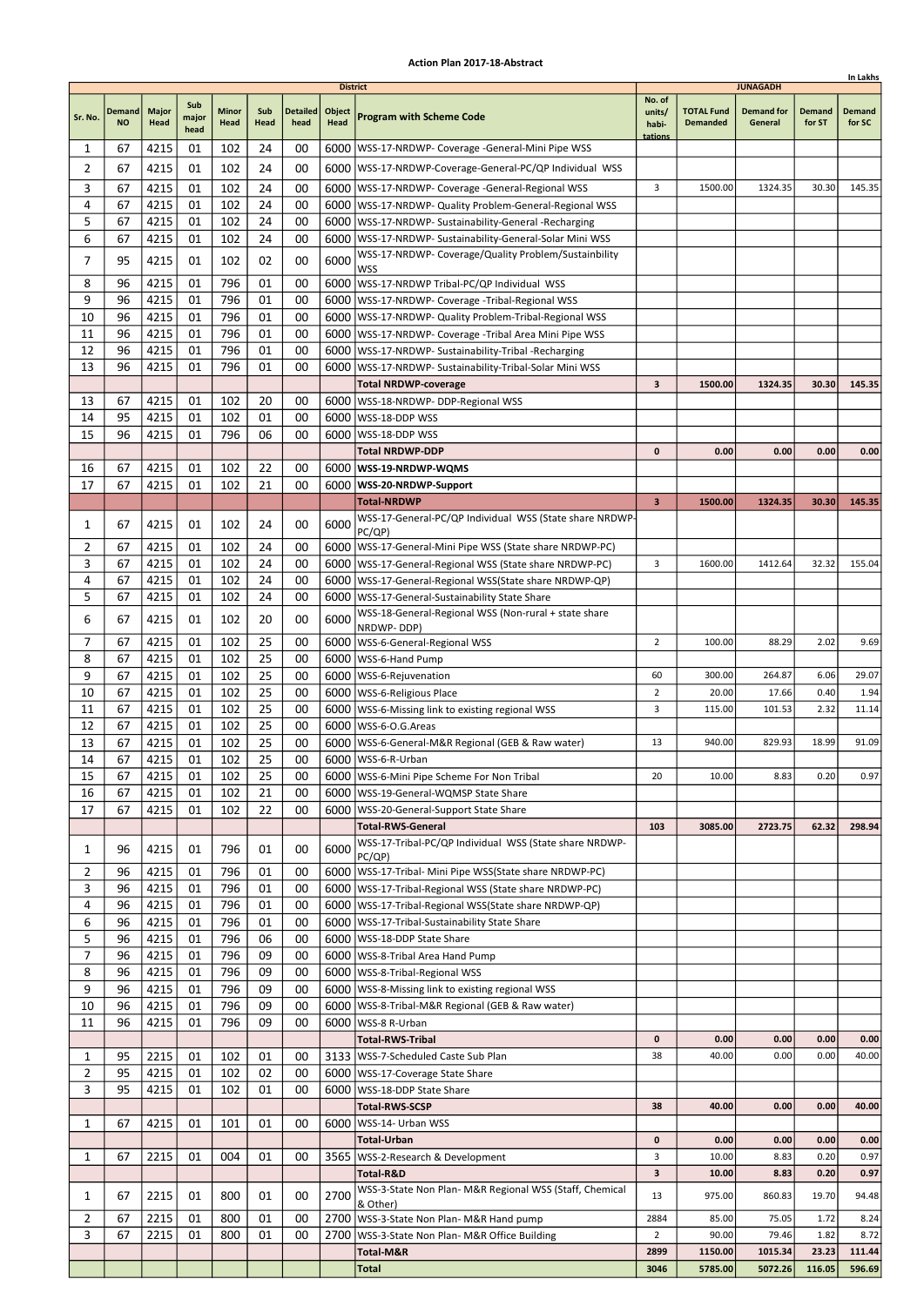# Action Plan 2017-18-Abstract

In Lakhs

| Sr. No. | Demand NO | Major Head | Sub major head | Minor Head | Sub Head | Detailed head | Object Head | District Program with Scheme Code | No. of units/ habi-tations | JUNAGADH TOTAL Fund Demanded | Demand for General | Demand for ST | Demand for SC |
|---|---|---|---|---|---|---|---|---|---|---|---|---|---|
| 1 | 67 | 4215 | 01 | 102 | 24 | 00 | 6000 | WSS-17-NRDWP- Coverage -General-Mini Pipe WSS | | | | | |
| 2 | 67 | 4215 | 01 | 102 | 24 | 00 | 6000 | WSS-17-NRDWP-Coverage-General-PC/QP Individual WSS | | | | | |
| 3 | 67 | 4215 | 01 | 102 | 24 | 00 | 6000 | WSS-17-NRDWP- Coverage -General-Regional WSS | 3 | 1500.00 | 1324.35 | 30.30 | 145.35 |
| 4 | 67 | 4215 | 01 | 102 | 24 | 00 | 6000 | WSS-17-NRDWP- Quality Problem-General-Regional WSS | | | | | |
| 5 | 67 | 4215 | 01 | 102 | 24 | 00 | 6000 | WSS-17-NRDWP- Sustainability-General -Recharging | | | | | |
| 6 | 67 | 4215 | 01 | 102 | 24 | 00 | 6000 | WSS-17-NRDWP- Sustainability-General-Solar Mini WSS | | | | | |
| 7 | 95 | 4215 | 01 | 102 | 02 | 00 | 6000 | WSS-17-NRDWP- Coverage/Quality Problem/Sustainbility WSS | | | | | |
| 8 | 96 | 4215 | 01 | 796 | 01 | 00 | 6000 | WSS-17-NRDWP Tribal-PC/QP Individual WSS | | | | | |
| 9 | 96 | 4215 | 01 | 796 | 01 | 00 | 6000 | WSS-17-NRDWP- Coverage -Tribal-Regional WSS | | | | | |
| 10 | 96 | 4215 | 01 | 796 | 01 | 00 | 6000 | WSS-17-NRDWP- Quality Problem-Tribal-Regional WSS | | | | | |
| 11 | 96 | 4215 | 01 | 796 | 01 | 00 | 6000 | WSS-17-NRDWP- Coverage -Tribal Area Mini Pipe WSS | | | | | |
| 12 | 96 | 4215 | 01 | 796 | 01 | 00 | 6000 | WSS-17-NRDWP- Sustainability-Tribal -Recharging | | | | | |
| 13 | 96 | 4215 | 01 | 796 | 01 | 00 | 6000 | WSS-17-NRDWP- Sustainability-Tribal-Solar Mini WSS | | | | | |
| | | | | | | | | **Total NRDWP-coverage** | **3** | **1500.00** | **1324.35** | **30.30** | **145.35** |
| 13 | 67 | 4215 | 01 | 102 | 20 | 00 | 6000 | WSS-18-NRDWP- DDP-Regional WSS | | | | | |
| 14 | 95 | 4215 | 01 | 102 | 01 | 00 | 6000 | WSS-18-DDP WSS | | | | | |
| 15 | 96 | 4215 | 01 | 796 | 06 | 00 | 6000 | WSS-18-DDP WSS | | | | | |
| | | | | | | | | **Total NRDWP-DDP** | **0** | **0.00** | **0.00** | **0.00** | **0.00** |
| 16 | 67 | 4215 | 01 | 102 | 22 | 00 | 6000 | **WSS-19-NRDWP-WQMS** | | | | | |
| 17 | 67 | 4215 | 01 | 102 | 21 | 00 | 6000 | **WSS-20-NRDWP-Support** | | | | | |
| | | | | | | | | **Total-NRDWP** | **3** | **1500.00** | **1324.35** | **30.30** | **145.35** |
| 1 | 67 | 4215 | 01 | 102 | 24 | 00 | 6000 | WSS-17-General-PC/QP Individual WSS (State share NRDWP-PC/QP) | | | | | |
| 2 | 67 | 4215 | 01 | 102 | 24 | 00 | 6000 | WSS-17-General-Mini Pipe WSS (State share NRDWP-PC) | | | | | |
| 3 | 67 | 4215 | 01 | 102 | 24 | 00 | 6000 | WSS-17-General-Regional WSS (State share NRDWP-PC) | 3 | 1600.00 | 1412.64 | 32.32 | 155.04 |
| 4 | 67 | 4215 | 01 | 102 | 24 | 00 | 6000 | WSS-17-General-Regional WSS(State share NRDWP-QP) | | | | | |
| 5 | 67 | 4215 | 01 | 102 | 24 | 00 | 6000 | WSS-17-General-Sustainability State Share | | | | | |
| 6 | 67 | 4215 | 01 | 102 | 20 | 00 | 6000 | WSS-18-General-Regional WSS (Non-rural + state share NRDWP- DDP) | | | | | |
| 7 | 67 | 4215 | 01 | 102 | 25 | 00 | 6000 | WSS-6-General-Regional WSS | 2 | 100.00 | 88.29 | 2.02 | 9.69 |
| 8 | 67 | 4215 | 01 | 102 | 25 | 00 | 6000 | WSS-6-Hand Pump | | | | | |
| 9 | 67 | 4215 | 01 | 102 | 25 | 00 | 6000 | WSS-6-Rejuvenation | 60 | 300.00 | 264.87 | 6.06 | 29.07 |
| 10 | 67 | 4215 | 01 | 102 | 25 | 00 | 6000 | WSS-6-Religious Place | 2 | 20.00 | 17.66 | 0.40 | 1.94 |
| 11 | 67 | 4215 | 01 | 102 | 25 | 00 | 6000 | WSS-6-Missing link to existing regional WSS | 3 | 115.00 | 101.53 | 2.32 | 11.14 |
| 12 | 67 | 4215 | 01 | 102 | 25 | 00 | 6000 | WSS-6-O.G.Areas | | | | | |
| 13 | 67 | 4215 | 01 | 102 | 25 | 00 | 6000 | WSS-6-General-M&R Regional (GEB & Raw water) | 13 | 940.00 | 829.93 | 18.99 | 91.09 |
| 14 | 67 | 4215 | 01 | 102 | 25 | 00 | 6000 | WSS-6-R-Urban | | | | | |
| 15 | 67 | 4215 | 01 | 102 | 25 | 00 | 6000 | WSS-6-Mini Pipe Scheme For Non Tribal | 20 | 10.00 | 8.83 | 0.20 | 0.97 |
| 16 | 67 | 4215 | 01 | 102 | 21 | 00 | 6000 | WSS-19-General-WQMSP State Share | | | | | |
| 17 | 67 | 4215 | 01 | 102 | 22 | 00 | 6000 | WSS-20-General-Support State Share | | | | | |
| | | | | | | | | **Total-RWS-General** | **103** | **3085.00** | **2723.75** | **62.32** | **298.94** |
| 1 | 96 | 4215 | 01 | 796 | 01 | 00 | 6000 | WSS-17-Tribal-PC/QP Individual WSS (State share NRDWP-PC/QP) | | | | | |
| 2 | 96 | 4215 | 01 | 796 | 01 | 00 | 6000 | WSS-17-Tribal- Mini Pipe WSS(State share NRDWP-PC) | | | | | |
| 3 | 96 | 4215 | 01 | 796 | 01 | 00 | 6000 | WSS-17-Tribal-Regional WSS (State share NRDWP-PC) | | | | | |
| 4 | 96 | 4215 | 01 | 796 | 01 | 00 | 6000 | WSS-17-Tribal-Regional WSS(State share NRDWP-QP) | | | | | |
| 6 | 96 | 4215 | 01 | 796 | 01 | 00 | 6000 | WSS-17-Tribal-Sustainability State Share | | | | | |
| 5 | 96 | 4215 | 01 | 796 | 06 | 00 | 6000 | WSS-18-DDP State Share | | | | | |
| 7 | 96 | 4215 | 01 | 796 | 09 | 00 | 6000 | WSS-8-Tribal Area Hand Pump | | | | | |
| 8 | 96 | 4215 | 01 | 796 | 09 | 00 | 6000 | WSS-8-Tribal-Regional WSS | | | | | |
| 9 | 96 | 4215 | 01 | 796 | 09 | 00 | 6000 | WSS-8-Missing link to existing regional WSS | | | | | |
| 10 | 96 | 4215 | 01 | 796 | 09 | 00 | 6000 | WSS-8-Tribal-M&R Regional (GEB & Raw water) | | | | | |
| 11 | 96 | 4215 | 01 | 796 | 09 | 00 | 6000 | WSS-8 R-Urban | | | | | |
| | | | | | | | | **Total-RWS-Tribal** | **0** | **0.00** | **0.00** | **0.00** | **0.00** |
| 1 | 95 | 2215 | 01 | 102 | 01 | 00 | 3133 | WSS-7-Scheduled Caste Sub Plan | 38 | 40.00 | 0.00 | 0.00 | 40.00 |
| 2 | 95 | 4215 | 01 | 102 | 02 | 00 | 6000 | WSS-17-Coverage State Share | | | | | |
| 3 | 95 | 4215 | 01 | 102 | 01 | 00 | 6000 | WSS-18-DDP State Share | | | | | |
| | | | | | | | | **Total-RWS-SCSP** | **38** | **40.00** | **0.00** | **0.00** | **40.00** |
| 1 | 67 | 4215 | 01 | 101 | 01 | 00 | 6000 | WSS-14- Urban WSS | | | | | |
| | | | | | | | | **Total-Urban** | **0** | **0.00** | **0.00** | **0.00** | **0.00** |
| 1 | 67 | 2215 | 01 | 004 | 01 | 00 | 3565 | WSS-2-Research & Development | 3 | 10.00 | 8.83 | 0.20 | 0.97 |
| | | | | | | | | **Total-R&D** | **3** | **10.00** | **8.83** | **0.20** | **0.97** |
| 1 | 67 | 2215 | 01 | 800 | 01 | 00 | 2700 | WSS-3-State Non Plan- M&R Regional WSS (Staff, Chemical & Other) | 13 | 975.00 | 860.83 | 19.70 | 94.48 |
| 2 | 67 | 2215 | 01 | 800 | 01 | 00 | 2700 | WSS-3-State Non Plan- M&R Hand pump | 2884 | 85.00 | 75.05 | 1.72 | 8.24 |
| 3 | 67 | 2215 | 01 | 800 | 01 | 00 | 2700 | WSS-3-State Non Plan- M&R Office Building | 2 | 90.00 | 79.46 | 1.82 | 8.72 |
| | | | | | | | | **Total-M&R** | **2899** | **1150.00** | **1015.34** | **23.23** | **111.44** |
| | | | | | | | | **Total** | **3046** | **5785.00** | **5072.26** | **116.05** | **596.69** |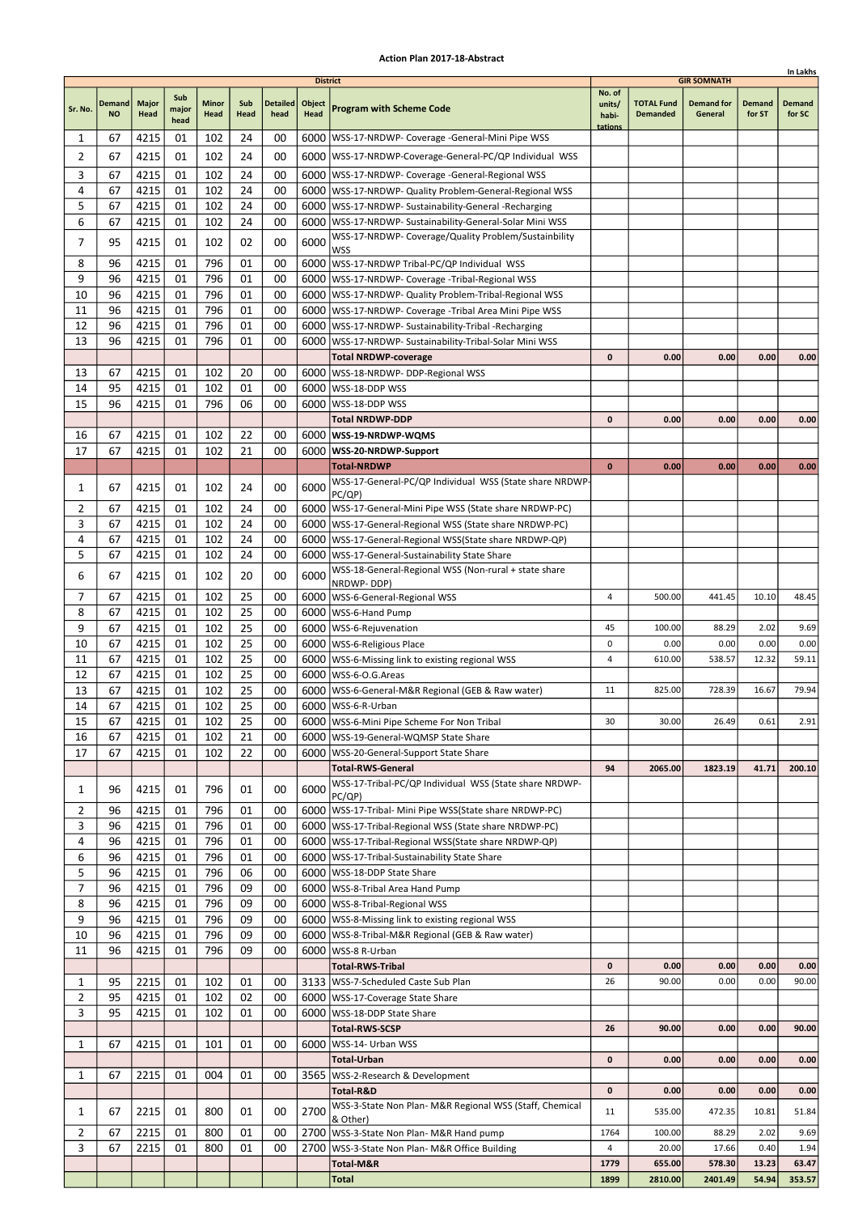# Action Plan 2017-18-Abstract

In Lakhs

| Sr. No. | Demand NO | Major Head | Sub major head | Minor Head | Sub Head | Detailed head | Object Head | District / Program with Scheme Code | No. of units/ habi-tations | TOTAL Fund Demanded | Demand for General | Demand for ST | Demand for SC |
|---|---|---|---|---|---|---|---|---|---|---|---|---|---|
| | | | | | | | | | GIR SOMNATH | | | | |
| 1 | 67 | 4215 | 01 | 102 | 24 | 00 | 6000 | WSS-17-NRDWP- Coverage -General-Mini Pipe WSS | | | | | |
| 2 | 67 | 4215 | 01 | 102 | 24 | 00 | 6000 | WSS-17-NRDWP-Coverage-General-PC/QP Individual WSS | | | | | |
| 3 | 67 | 4215 | 01 | 102 | 24 | 00 | 6000 | WSS-17-NRDWP- Coverage -General-Regional WSS | | | | | |
| 4 | 67 | 4215 | 01 | 102 | 24 | 00 | 6000 | WSS-17-NRDWP- Quality Problem-General-Regional WSS | | | | | |
| 5 | 67 | 4215 | 01 | 102 | 24 | 00 | 6000 | WSS-17-NRDWP- Sustainability-General -Recharging | | | | | |
| 6 | 67 | 4215 | 01 | 102 | 24 | 00 | 6000 | WSS-17-NRDWP- Sustainability-General-Solar Mini WSS | | | | | |
| 7 | 95 | 4215 | 01 | 102 | 02 | 00 | 6000 | WSS-17-NRDWP- Coverage/Quality Problem/Sustainbility WSS | | | | | |
| 8 | 96 | 4215 | 01 | 796 | 01 | 00 | 6000 | WSS-17-NRDWP Tribal-PC/QP Individual WSS | | | | | |
| 9 | 96 | 4215 | 01 | 796 | 01 | 00 | 6000 | WSS-17-NRDWP- Coverage -Tribal-Regional WSS | | | | | |
| 10 | 96 | 4215 | 01 | 796 | 01 | 00 | 6000 | WSS-17-NRDWP- Quality Problem-Tribal-Regional WSS | | | | | |
| 11 | 96 | 4215 | 01 | 796 | 01 | 00 | 6000 | WSS-17-NRDWP- Coverage -Tribal Area Mini Pipe WSS | | | | | |
| 12 | 96 | 4215 | 01 | 796 | 01 | 00 | 6000 | WSS-17-NRDWP- Sustainability-Tribal -Recharging | | | | | |
| 13 | 96 | 4215 | 01 | 796 | 01 | 00 | 6000 | WSS-17-NRDWP- Sustainability-Tribal-Solar Mini WSS | | | | | |
| | | | | | | | | **Total NRDWP-coverage** | **0** | **0.00** | **0.00** | **0.00** | **0.00** |
| 13 | 67 | 4215 | 01 | 102 | 20 | 00 | 6000 | WSS-18-NRDWP- DDP-Regional WSS | | | | | |
| 14 | 95 | 4215 | 01 | 102 | 01 | 00 | 6000 | WSS-18-DDP WSS | | | | | |
| 15 | 96 | 4215 | 01 | 796 | 06 | 00 | 6000 | WSS-18-DDP WSS | | | | | |
| | | | | | | | | **Total NRDWP-DDP** | **0** | **0.00** | **0.00** | **0.00** | **0.00** |
| 16 | 67 | 4215 | 01 | 102 | 22 | 00 | 6000 | **WSS-19-NRDWP-WQMS** | | | | | |
| 17 | 67 | 4215 | 01 | 102 | 21 | 00 | 6000 | **WSS-20-NRDWP-Support** | | | | | |
| | | | | | | | | **Total-NRDWP** | **0** | **0.00** | **0.00** | **0.00** | **0.00** |
| 1 | 67 | 4215 | 01 | 102 | 24 | 00 | 6000 | WSS-17-General-PC/QP Individual WSS (State share NRDWP-PC/QP) | | | | | |
| 2 | 67 | 4215 | 01 | 102 | 24 | 00 | 6000 | WSS-17-General-Mini Pipe WSS (State share NRDWP-PC) | | | | | |
| 3 | 67 | 4215 | 01 | 102 | 24 | 00 | 6000 | WSS-17-General-Regional WSS (State share NRDWP-PC) | | | | | |
| 4 | 67 | 4215 | 01 | 102 | 24 | 00 | 6000 | WSS-17-General-Regional WSS(State share NRDWP-QP) | | | | | |
| 5 | 67 | 4215 | 01 | 102 | 24 | 00 | 6000 | WSS-17-General-Sustainability State Share | | | | | |
| 6 | 67 | 4215 | 01 | 102 | 20 | 00 | 6000 | WSS-18-General-Regional WSS (Non-rural + state share NRDWP- DDP) | | | | | |
| 7 | 67 | 4215 | 01 | 102 | 25 | 00 | 6000 | WSS-6-General-Regional WSS | 4 | 500.00 | 441.45 | 10.10 | 48.45 |
| 8 | 67 | 4215 | 01 | 102 | 25 | 00 | 6000 | WSS-6-Hand Pump | | | | | |
| 9 | 67 | 4215 | 01 | 102 | 25 | 00 | 6000 | WSS-6-Rejuvenation | 45 | 100.00 | 88.29 | 2.02 | 9.69 |
| 10 | 67 | 4215 | 01 | 102 | 25 | 00 | 6000 | WSS-6-Religious Place | 0 | 0.00 | 0.00 | 0.00 | 0.00 |
| 11 | 67 | 4215 | 01 | 102 | 25 | 00 | 6000 | WSS-6-Missing link to existing regional WSS | 4 | 610.00 | 538.57 | 12.32 | 59.11 |
| 12 | 67 | 4215 | 01 | 102 | 25 | 00 | 6000 | WSS-6-O.G.Areas | | | | | |
| 13 | 67 | 4215 | 01 | 102 | 25 | 00 | 6000 | WSS-6-General-M&R Regional (GEB & Raw water) | 11 | 825.00 | 728.39 | 16.67 | 79.94 |
| 14 | 67 | 4215 | 01 | 102 | 25 | 00 | 6000 | WSS-6-R-Urban | | | | | |
| 15 | 67 | 4215 | 01 | 102 | 25 | 00 | 6000 | WSS-6-Mini Pipe Scheme For Non Tribal | 30 | 30.00 | 26.49 | 0.61 | 2.91 |
| 16 | 67 | 4215 | 01 | 102 | 21 | 00 | 6000 | WSS-19-General-WQMSP State Share | | | | | |
| 17 | 67 | 4215 | 01 | 102 | 22 | 00 | 6000 | WSS-20-General-Support State Share | | | | | |
| | | | | | | | | **Total-RWS-General** | **94** | **2065.00** | **1823.19** | **41.71** | **200.10** |
| 1 | 96 | 4215 | 01 | 796 | 01 | 00 | 6000 | WSS-17-Tribal-PC/QP Individual WSS (State share NRDWP-PC/QP) | | | | | |
| 2 | 96 | 4215 | 01 | 796 | 01 | 00 | 6000 | WSS-17-Tribal- Mini Pipe WSS(State share NRDWP-PC) | | | | | |
| 3 | 96 | 4215 | 01 | 796 | 01 | 00 | 6000 | WSS-17-Tribal-Regional WSS (State share NRDWP-PC) | | | | | |
| 4 | 96 | 4215 | 01 | 796 | 01 | 00 | 6000 | WSS-17-Tribal-Regional WSS(State share NRDWP-QP) | | | | | |
| 6 | 96 | 4215 | 01 | 796 | 01 | 00 | 6000 | WSS-17-Tribal-Sustainability State Share | | | | | |
| 5 | 96 | 4215 | 01 | 796 | 06 | 00 | 6000 | WSS-18-DDP State Share | | | | | |
| 7 | 96 | 4215 | 01 | 796 | 09 | 00 | 6000 | WSS-8-Tribal Area Hand Pump | | | | | |
| 8 | 96 | 4215 | 01 | 796 | 09 | 00 | 6000 | WSS-8-Tribal-Regional WSS | | | | | |
| 9 | 96 | 4215 | 01 | 796 | 09 | 00 | 6000 | WSS-8-Missing link to existing regional WSS | | | | | |
| 10 | 96 | 4215 | 01 | 796 | 09 | 00 | 6000 | WSS-8-Tribal-M&R Regional (GEB & Raw water) | | | | | |
| 11 | 96 | 4215 | 01 | 796 | 09 | 00 | 6000 | WSS-8 R-Urban | | | | | |
| | | | | | | | | **Total-RWS-Tribal** | **0** | **0.00** | **0.00** | **0.00** | **0.00** |
| 1 | 95 | 2215 | 01 | 102 | 01 | 00 | 3133 | WSS-7-Scheduled Caste Sub Plan | 26 | 90.00 | 0.00 | 0.00 | 90.00 |
| 2 | 95 | 4215 | 01 | 102 | 02 | 00 | 6000 | WSS-17-Coverage State Share | | | | | |
| 3 | 95 | 4215 | 01 | 102 | 01 | 00 | 6000 | WSS-18-DDP State Share | | | | | |
| | | | | | | | | **Total-RWS-SCSP** | **26** | **90.00** | **0.00** | **0.00** | **90.00** |
| 1 | 67 | 4215 | 01 | 101 | 01 | 00 | 6000 | WSS-14- Urban WSS | | | | | |
| | | | | | | | | **Total-Urban** | **0** | **0.00** | **0.00** | **0.00** | **0.00** |
| 1 | 67 | 2215 | 01 | 004 | 01 | 00 | 3565 | WSS-2-Research & Development | | | | | |
| | | | | | | | | **Total-R&D** | **0** | **0.00** | **0.00** | **0.00** | **0.00** |
| 1 | 67 | 2215 | 01 | 800 | 01 | 00 | 2700 | WSS-3-State Non Plan- M&R Regional WSS (Staff, Chemical & Other) | 11 | 535.00 | 472.35 | 10.81 | 51.84 |
| 2 | 67 | 2215 | 01 | 800 | 01 | 00 | 2700 | WSS-3-State Non Plan- M&R Hand pump | 1764 | 100.00 | 88.29 | 2.02 | 9.69 |
| 3 | 67 | 2215 | 01 | 800 | 01 | 00 | 2700 | WSS-3-State Non Plan- M&R Office Building | 4 | 20.00 | 17.66 | 0.40 | 1.94 |
| | | | | | | | | **Total-M&R** | **1779** | **655.00** | **578.30** | **13.23** | **63.47** |
| | | | | | | | | **Total** | **1899** | **2810.00** | **2401.49** | **54.94** | **353.57** |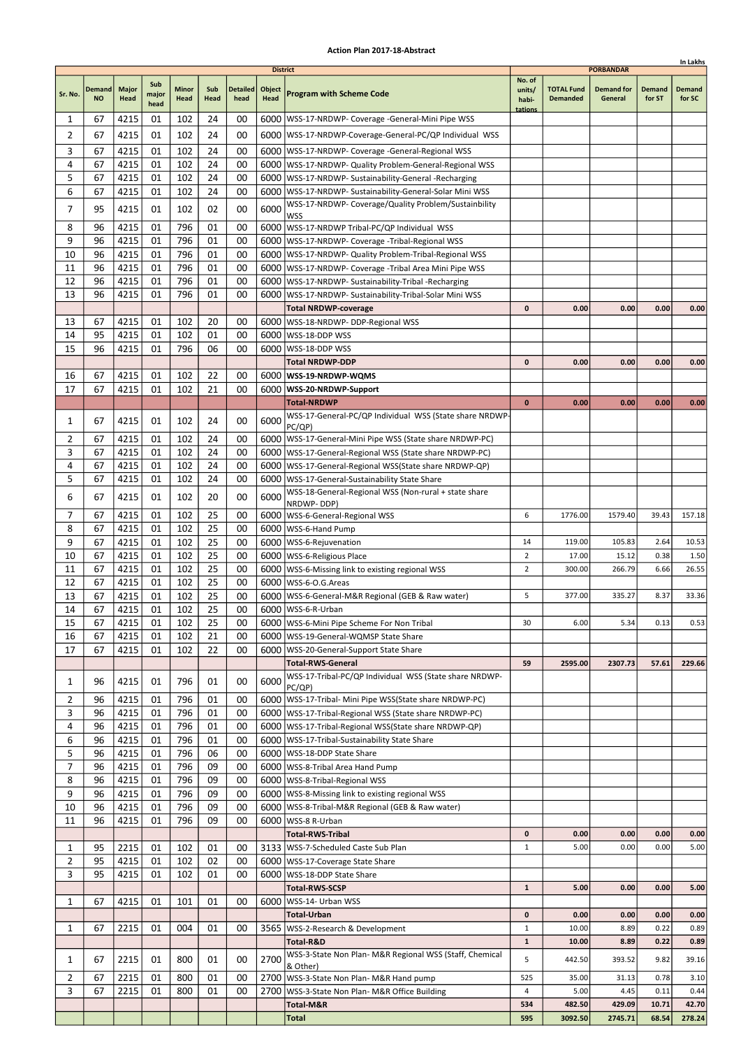# Action Plan 2017-18-Abstract

In Lakhs

| Sr. No. | Demand NO | Major Head | Sub major head | Minor Head | Sub Head | Detailed head | Object Head | Program with Scheme Code | No. of units/ habi-tations | TOTAL Fund Demanded | Demand for General | Demand for ST | Demand for SC |
|---|---|---|---|---|---|---|---|---|---|---|---|---|---|
| | | | | | | | | **District** | **PORBANDAR** | | | | |
| 1 | 67 | 4215 | 01 | 102 | 24 | 00 | 6000 | WSS-17-NRDWP- Coverage -General-Mini Pipe WSS | | | | | |
| 2 | 67 | 4215 | 01 | 102 | 24 | 00 | 6000 | WSS-17-NRDWP-Coverage-General-PC/QP Individual WSS | | | | | |
| 3 | 67 | 4215 | 01 | 102 | 24 | 00 | 6000 | WSS-17-NRDWP- Coverage -General-Regional WSS | | | | | |
| 4 | 67 | 4215 | 01 | 102 | 24 | 00 | 6000 | WSS-17-NRDWP- Quality Problem-General-Regional WSS | | | | | |
| 5 | 67 | 4215 | 01 | 102 | 24 | 00 | 6000 | WSS-17-NRDWP- Sustainability-General -Recharging | | | | | |
| 6 | 67 | 4215 | 01 | 102 | 24 | 00 | 6000 | WSS-17-NRDWP- Sustainability-General-Solar Mini WSS | | | | | |
| 7 | 95 | 4215 | 01 | 102 | 02 | 00 | 6000 | WSS-17-NRDWP- Coverage/Quality Problem/Sustainbility WSS | | | | | |
| 8 | 96 | 4215 | 01 | 796 | 01 | 00 | 6000 | WSS-17-NRDWP Tribal-PC/QP Individual WSS | | | | | |
| 9 | 96 | 4215 | 01 | 796 | 01 | 00 | 6000 | WSS-17-NRDWP- Coverage -Tribal-Regional WSS | | | | | |
| 10 | 96 | 4215 | 01 | 796 | 01 | 00 | 6000 | WSS-17-NRDWP- Quality Problem-Tribal-Regional WSS | | | | | |
| 11 | 96 | 4215 | 01 | 796 | 01 | 00 | 6000 | WSS-17-NRDWP- Coverage -Tribal Area Mini Pipe WSS | | | | | |
| 12 | 96 | 4215 | 01 | 796 | 01 | 00 | 6000 | WSS-17-NRDWP- Sustainability-Tribal -Recharging | | | | | |
| 13 | 96 | 4215 | 01 | 796 | 01 | 00 | 6000 | WSS-17-NRDWP- Sustainability-Tribal-Solar Mini WSS | | | | | |
| | | | | | | | | **Total NRDWP-coverage** | **0** | **0.00** | **0.00** | **0.00** | **0.00** |
| 13 | 67 | 4215 | 01 | 102 | 20 | 00 | 6000 | WSS-18-NRDWP- DDP-Regional WSS | | | | | |
| 14 | 95 | 4215 | 01 | 102 | 01 | 00 | 6000 | WSS-18-DDP WSS | | | | | |
| 15 | 96 | 4215 | 01 | 796 | 06 | 00 | 6000 | WSS-18-DDP WSS | | | | | |
| | | | | | | | | **Total NRDWP-DDP** | **0** | **0.00** | **0.00** | **0.00** | **0.00** |
| 16 | 67 | 4215 | 01 | 102 | 22 | 00 | 6000 | **WSS-19-NRDWP-WQMS** | | | | | |
| 17 | 67 | 4215 | 01 | 102 | 21 | 00 | 6000 | **WSS-20-NRDWP-Support** | | | | | |
| | | | | | | | | **Total-NRDWP** | **0** | **0.00** | **0.00** | **0.00** | **0.00** |
| 1 | 67 | 4215 | 01 | 102 | 24 | 00 | 6000 | WSS-17-General-PC/QP Individual WSS (State share NRDWP-PC/QP) | | | | | |
| 2 | 67 | 4215 | 01 | 102 | 24 | 00 | 6000 | WSS-17-General-Mini Pipe WSS (State share NRDWP-PC) | | | | | |
| 3 | 67 | 4215 | 01 | 102 | 24 | 00 | 6000 | WSS-17-General-Regional WSS (State share NRDWP-PC) | | | | | |
| 4 | 67 | 4215 | 01 | 102 | 24 | 00 | 6000 | WSS-17-General-Regional WSS(State share NRDWP-QP) | | | | | |
| 5 | 67 | 4215 | 01 | 102 | 24 | 00 | 6000 | WSS-17-General-Sustainability State Share | | | | | |
| 6 | 67 | 4215 | 01 | 102 | 20 | 00 | 6000 | WSS-18-General-Regional WSS (Non-rural + state share NRDWP- DDP) | | | | | |
| 7 | 67 | 4215 | 01 | 102 | 25 | 00 | 6000 | WSS-6-General-Regional WSS | 6 | 1776.00 | 1579.40 | 39.43 | 157.18 |
| 8 | 67 | 4215 | 01 | 102 | 25 | 00 | 6000 | WSS-6-Hand Pump | | | | | |
| 9 | 67 | 4215 | 01 | 102 | 25 | 00 | 6000 | WSS-6-Rejuvenation | 14 | 119.00 | 105.83 | 2.64 | 10.53 |
| 10 | 67 | 4215 | 01 | 102 | 25 | 00 | 6000 | WSS-6-Religious Place | 2 | 17.00 | 15.12 | 0.38 | 1.50 |
| 11 | 67 | 4215 | 01 | 102 | 25 | 00 | 6000 | WSS-6-Missing link to existing regional WSS | 2 | 300.00 | 266.79 | 6.66 | 26.55 |
| 12 | 67 | 4215 | 01 | 102 | 25 | 00 | 6000 | WSS-6-O.G.Areas | | | | | |
| 13 | 67 | 4215 | 01 | 102 | 25 | 00 | 6000 | WSS-6-General-M&R Regional (GEB & Raw water) | 5 | 377.00 | 335.27 | 8.37 | 33.36 |
| 14 | 67 | 4215 | 01 | 102 | 25 | 00 | 6000 | WSS-6-R-Urban | | | | | |
| 15 | 67 | 4215 | 01 | 102 | 25 | 00 | 6000 | WSS-6-Mini Pipe Scheme For Non Tribal | 30 | 6.00 | 5.34 | 0.13 | 0.53 |
| 16 | 67 | 4215 | 01 | 102 | 21 | 00 | 6000 | WSS-19-General-WQMSP State Share | | | | | |
| 17 | 67 | 4215 | 01 | 102 | 22 | 00 | 6000 | WSS-20-General-Support State Share | | | | | |
| | | | | | | | | **Total-RWS-General** | **59** | **2595.00** | **2307.73** | **57.61** | **229.66** |
| 1 | 96 | 4215 | 01 | 796 | 01 | 00 | 6000 | WSS-17-Tribal-PC/QP Individual WSS (State share NRDWP-PC/QP) | | | | | |
| 2 | 96 | 4215 | 01 | 796 | 01 | 00 | 6000 | WSS-17-Tribal- Mini Pipe WSS(State share NRDWP-PC) | | | | | |
| 3 | 96 | 4215 | 01 | 796 | 01 | 00 | 6000 | WSS-17-Tribal-Regional WSS (State share NRDWP-PC) | | | | | |
| 4 | 96 | 4215 | 01 | 796 | 01 | 00 | 6000 | WSS-17-Tribal-Regional WSS(State share NRDWP-QP) | | | | | |
| 6 | 96 | 4215 | 01 | 796 | 01 | 00 | 6000 | WSS-17-Tribal-Sustainability State Share | | | | | |
| 5 | 96 | 4215 | 01 | 796 | 06 | 00 | 6000 | WSS-18-DDP State Share | | | | | |
| 7 | 96 | 4215 | 01 | 796 | 09 | 00 | 6000 | WSS-8-Tribal Area Hand Pump | | | | | |
| 8 | 96 | 4215 | 01 | 796 | 09 | 00 | 6000 | WSS-8-Tribal-Regional WSS | | | | | |
| 9 | 96 | 4215 | 01 | 796 | 09 | 00 | 6000 | WSS-8-Missing link to existing regional WSS | | | | | |
| 10 | 96 | 4215 | 01 | 796 | 09 | 00 | 6000 | WSS-8-Tribal-M&R Regional (GEB & Raw water) | | | | | |
| 11 | 96 | 4215 | 01 | 796 | 09 | 00 | 6000 | WSS-8 R-Urban | | | | | |
| | | | | | | | | **Total-RWS-Tribal** | **0** | **0.00** | **0.00** | **0.00** | **0.00** |
| 1 | 95 | 2215 | 01 | 102 | 01 | 00 | 3133 | WSS-7-Scheduled Caste Sub Plan | 1 | 5.00 | 0.00 | 0.00 | 5.00 |
| 2 | 95 | 4215 | 01 | 102 | 02 | 00 | 6000 | WSS-17-Coverage State Share | | | | | |
| 3 | 95 | 4215 | 01 | 102 | 01 | 00 | 6000 | WSS-18-DDP State Share | | | | | |
| | | | | | | | | **Total-RWS-SCSP** | **1** | **5.00** | **0.00** | **0.00** | **5.00** |
| 1 | 67 | 4215 | 01 | 101 | 01 | 00 | 6000 | WSS-14- Urban WSS | | | | | |
| | | | | | | | | **Total-Urban** | **0** | **0.00** | **0.00** | **0.00** | **0.00** |
| 1 | 67 | 2215 | 01 | 004 | 01 | 00 | 3565 | WSS-2-Research & Development | 1 | 10.00 | 8.89 | 0.22 | 0.89 |
| | | | | | | | | **Total-R&D** | **1** | **10.00** | **8.89** | **0.22** | **0.89** |
| 1 | 67 | 2215 | 01 | 800 | 01 | 00 | 2700 | WSS-3-State Non Plan- M&R Regional WSS (Staff, Chemical & Other) | 5 | 442.50 | 393.52 | 9.82 | 39.16 |
| 2 | 67 | 2215 | 01 | 800 | 01 | 00 | 2700 | WSS-3-State Non Plan- M&R Hand pump | 525 | 35.00 | 31.13 | 0.78 | 3.10 |
| 3 | 67 | 2215 | 01 | 800 | 01 | 00 | 2700 | WSS-3-State Non Plan- M&R Office Building | 4 | 5.00 | 4.45 | 0.11 | 0.44 |
| | | | | | | | | **Total-M&R** | **534** | **482.50** | **429.09** | **10.71** | **42.70** |
| | | | | | | | | **Total** | **595** | **3092.50** | **2745.71** | **68.54** | **278.24** |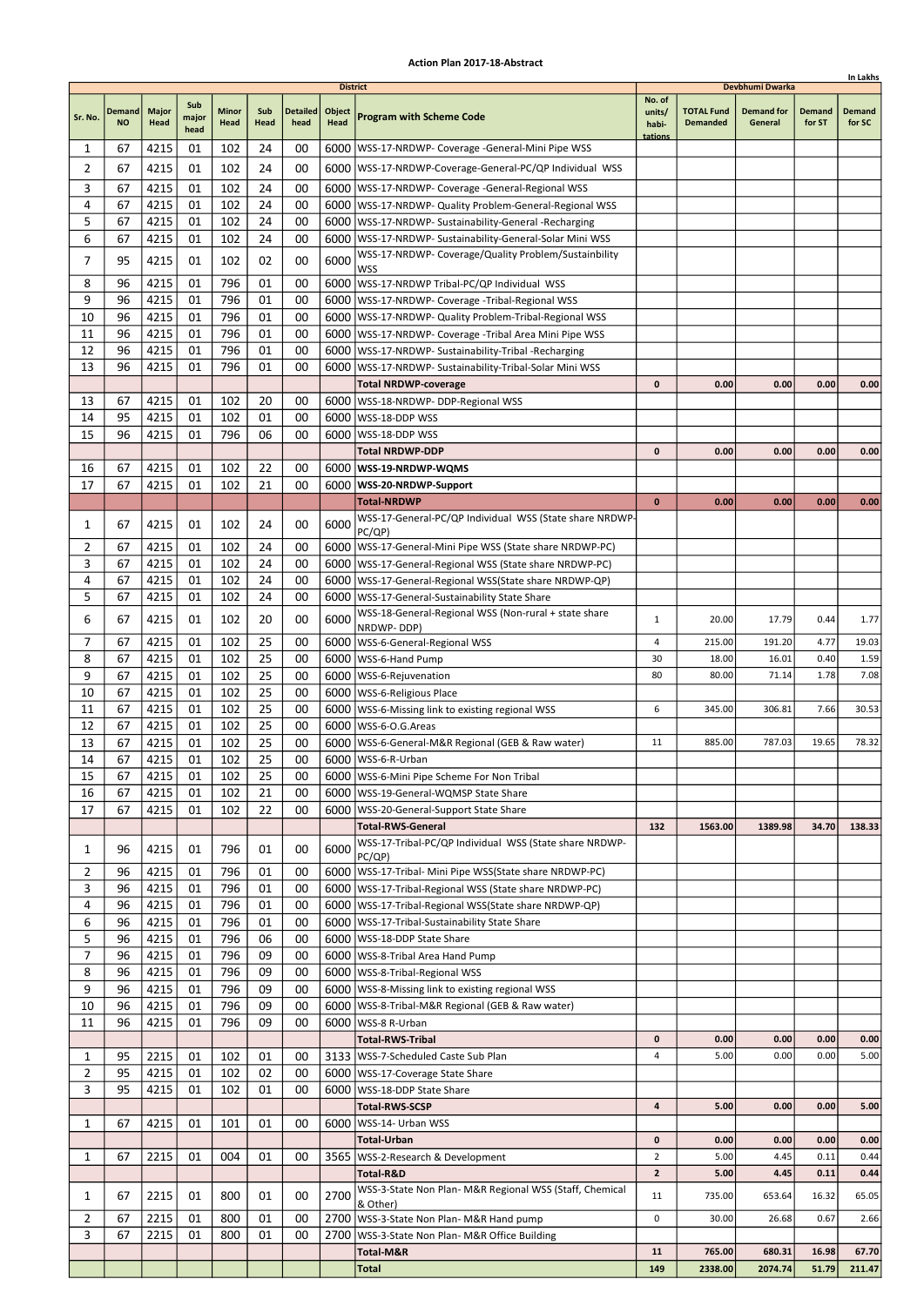# Action Plan 2017-18-Abstract

In Lakhs

| Sr. No. | Demand NO | Major Head | Sub major head | Minor Head | Sub Head | Detailed head | Object Head | Program with Scheme Code | No. of units/ habi-tations | TOTAL Fund Demanded | Demand for General | Demand for ST | Demand for SC |
|---|---|---|---|---|---|---|---|---|---|---|---|---|---|
| | | | | | | | | District | Devbhumi Dwarka | | | | |
| 1 | 67 | 4215 | 01 | 102 | 24 | 00 | 6000 | WSS-17-NRDWP- Coverage -General-Mini Pipe WSS | | | | | |
| 2 | 67 | 4215 | 01 | 102 | 24 | 00 | 6000 | WSS-17-NRDWP-Coverage-General-PC/QP Individual WSS | | | | | |
| 3 | 67 | 4215 | 01 | 102 | 24 | 00 | 6000 | WSS-17-NRDWP- Coverage -General-Regional WSS | | | | | |
| 4 | 67 | 4215 | 01 | 102 | 24 | 00 | 6000 | WSS-17-NRDWP- Quality Problem-General-Regional WSS | | | | | |
| 5 | 67 | 4215 | 01 | 102 | 24 | 00 | 6000 | WSS-17-NRDWP- Sustainability-General -Recharging | | | | | |
| 6 | 67 | 4215 | 01 | 102 | 24 | 00 | 6000 | WSS-17-NRDWP- Sustainability-General-Solar Mini WSS | | | | | |
| 7 | 95 | 4215 | 01 | 102 | 02 | 00 | 6000 | WSS-17-NRDWP- Coverage/Quality Problem/Sustainbility WSS | | | | | |
| 8 | 96 | 4215 | 01 | 796 | 01 | 00 | 6000 | WSS-17-NRDWP Tribal-PC/QP Individual WSS | | | | | |
| 9 | 96 | 4215 | 01 | 796 | 01 | 00 | 6000 | WSS-17-NRDWP- Coverage -Tribal-Regional WSS | | | | | |
| 10 | 96 | 4215 | 01 | 796 | 01 | 00 | 6000 | WSS-17-NRDWP- Quality Problem-Tribal-Regional WSS | | | | | |
| 11 | 96 | 4215 | 01 | 796 | 01 | 00 | 6000 | WSS-17-NRDWP- Coverage -Tribal Area Mini Pipe WSS | | | | | |
| 12 | 96 | 4215 | 01 | 796 | 01 | 00 | 6000 | WSS-17-NRDWP- Sustainability-Tribal -Recharging | | | | | |
| 13 | 96 | 4215 | 01 | 796 | 01 | 00 | 6000 | WSS-17-NRDWP- Sustainability-Tribal-Solar Mini WSS | | | | | |
| | | | | | | | | **Total NRDWP-coverage** | **0** | **0.00** | **0.00** | **0.00** | **0.00** |
| 13 | 67 | 4215 | 01 | 102 | 20 | 00 | 6000 | WSS-18-NRDWP- DDP-Regional WSS | | | | | |
| 14 | 95 | 4215 | 01 | 102 | 01 | 00 | 6000 | WSS-18-DDP WSS | | | | | |
| 15 | 96 | 4215 | 01 | 796 | 06 | 00 | 6000 | WSS-18-DDP WSS | | | | | |
| | | | | | | | | **Total NRDWP-DDP** | **0** | **0.00** | **0.00** | **0.00** | **0.00** |
| 16 | 67 | 4215 | 01 | 102 | 22 | 00 | 6000 | **WSS-19-NRDWP-WQMS** | | | | | |
| 17 | 67 | 4215 | 01 | 102 | 21 | 00 | 6000 | **WSS-20-NRDWP-Support** | | | | | |
| | | | | | | | | **Total-NRDWP** | **0** | **0.00** | **0.00** | **0.00** | **0.00** |
| 1 | 67 | 4215 | 01 | 102 | 24 | 00 | 6000 | WSS-17-General-PC/QP Individual WSS (State share NRDWP-PC/QP) | | | | | |
| 2 | 67 | 4215 | 01 | 102 | 24 | 00 | 6000 | WSS-17-General-Mini Pipe WSS (State share NRDWP-PC) | | | | | |
| 3 | 67 | 4215 | 01 | 102 | 24 | 00 | 6000 | WSS-17-General-Regional WSS (State share NRDWP-PC) | | | | | |
| 4 | 67 | 4215 | 01 | 102 | 24 | 00 | 6000 | WSS-17-General-Regional WSS(State share NRDWP-QP) | | | | | |
| 5 | 67 | 4215 | 01 | 102 | 24 | 00 | 6000 | WSS-17-General-Sustainability State Share | | | | | |
| 6 | 67 | 4215 | 01 | 102 | 20 | 00 | 6000 | WSS-18-General-Regional WSS (Non-rural + state share NRDWP- DDP) | 1 | 20.00 | 17.79 | 0.44 | 1.77 |
| 7 | 67 | 4215 | 01 | 102 | 25 | 00 | 6000 | WSS-6-General-Regional WSS | 4 | 215.00 | 191.20 | 4.77 | 19.03 |
| 8 | 67 | 4215 | 01 | 102 | 25 | 00 | 6000 | WSS-6-Hand Pump | 30 | 18.00 | 16.01 | 0.40 | 1.59 |
| 9 | 67 | 4215 | 01 | 102 | 25 | 00 | 6000 | WSS-6-Rejuvenation | 80 | 80.00 | 71.14 | 1.78 | 7.08 |
| 10 | 67 | 4215 | 01 | 102 | 25 | 00 | 6000 | WSS-6-Religious Place | | | | | |
| 11 | 67 | 4215 | 01 | 102 | 25 | 00 | 6000 | WSS-6-Missing link to existing regional WSS | 6 | 345.00 | 306.81 | 7.66 | 30.53 |
| 12 | 67 | 4215 | 01 | 102 | 25 | 00 | 6000 | WSS-6-O.G.Areas | | | | | |
| 13 | 67 | 4215 | 01 | 102 | 25 | 00 | 6000 | WSS-6-General-M&R Regional (GEB & Raw water) | 11 | 885.00 | 787.03 | 19.65 | 78.32 |
| 14 | 67 | 4215 | 01 | 102 | 25 | 00 | 6000 | WSS-6-R-Urban | | | | | |
| 15 | 67 | 4215 | 01 | 102 | 25 | 00 | 6000 | WSS-6-Mini Pipe Scheme For Non Tribal | | | | | |
| 16 | 67 | 4215 | 01 | 102 | 21 | 00 | 6000 | WSS-19-General-WQMSP State Share | | | | | |
| 17 | 67 | 4215 | 01 | 102 | 22 | 00 | 6000 | WSS-20-General-Support State Share | | | | | |
| | | | | | | | | **Total-RWS-General** | **132** | **1563.00** | **1389.98** | **34.70** | **138.33** |
| 1 | 96 | 4215 | 01 | 796 | 01 | 00 | 6000 | WSS-17-Tribal-PC/QP Individual WSS (State share NRDWP-PC/QP) | | | | | |
| 2 | 96 | 4215 | 01 | 796 | 01 | 00 | 6000 | WSS-17-Tribal- Mini Pipe WSS(State share NRDWP-PC) | | | | | |
| 3 | 96 | 4215 | 01 | 796 | 01 | 00 | 6000 | WSS-17-Tribal-Regional WSS (State share NRDWP-PC) | | | | | |
| 4 | 96 | 4215 | 01 | 796 | 01 | 00 | 6000 | WSS-17-Tribal-Regional WSS(State share NRDWP-QP) | | | | | |
| 6 | 96 | 4215 | 01 | 796 | 01 | 00 | 6000 | WSS-17-Tribal-Sustainability State Share | | | | | |
| 5 | 96 | 4215 | 01 | 796 | 06 | 00 | 6000 | WSS-18-DDP State Share | | | | | |
| 7 | 96 | 4215 | 01 | 796 | 09 | 00 | 6000 | WSS-8-Tribal Area Hand Pump | | | | | |
| 8 | 96 | 4215 | 01 | 796 | 09 | 00 | 6000 | WSS-8-Tribal-Regional WSS | | | | | |
| 9 | 96 | 4215 | 01 | 796 | 09 | 00 | 6000 | WSS-8-Missing link to existing regional WSS | | | | | |
| 10 | 96 | 4215 | 01 | 796 | 09 | 00 | 6000 | WSS-8-Tribal-M&R Regional (GEB & Raw water) | | | | | |
| 11 | 96 | 4215 | 01 | 796 | 09 | 00 | 6000 | WSS-8 R-Urban | | | | | |
| | | | | | | | | **Total-RWS-Tribal** | **0** | **0.00** | **0.00** | **0.00** | **0.00** |
| 1 | 95 | 2215 | 01 | 102 | 01 | 00 | 3133 | WSS-7-Scheduled Caste Sub Plan | 4 | 5.00 | 0.00 | 0.00 | 5.00 |
| 2 | 95 | 4215 | 01 | 102 | 02 | 00 | 6000 | WSS-17-Coverage State Share | | | | | |
| 3 | 95 | 4215 | 01 | 102 | 01 | 00 | 6000 | WSS-18-DDP State Share | | | | | |
| | | | | | | | | **Total-RWS-SCSP** | **4** | **5.00** | **0.00** | **0.00** | **5.00** |
| 1 | 67 | 4215 | 01 | 101 | 01 | 00 | 6000 | WSS-14- Urban WSS | | | | | |
| | | | | | | | | **Total-Urban** | **0** | **0.00** | **0.00** | **0.00** | **0.00** |
| 1 | 67 | 2215 | 01 | 004 | 01 | 00 | 3565 | WSS-2-Research & Development | 2 | 5.00 | 4.45 | 0.11 | 0.44 |
| | | | | | | | | **Total-R&D** | **2** | **5.00** | **4.45** | **0.11** | **0.44** |
| 1 | 67 | 2215 | 01 | 800 | 01 | 00 | 2700 | WSS-3-State Non Plan- M&R Regional WSS (Staff, Chemical & Other) | 11 | 735.00 | 653.64 | 16.32 | 65.05 |
| 2 | 67 | 2215 | 01 | 800 | 01 | 00 | 2700 | WSS-3-State Non Plan- M&R Hand pump | 0 | 30.00 | 26.68 | 0.67 | 2.66 |
| 3 | 67 | 2215 | 01 | 800 | 01 | 00 | 2700 | WSS-3-State Non Plan- M&R Office Building | | | | | |
| | | | | | | | | **Total-M&R** | **11** | **765.00** | **680.31** | **16.98** | **67.70** |
| | | | | | | | | **Total** | **149** | **2338.00** | **2074.74** | **51.79** | **211.47** |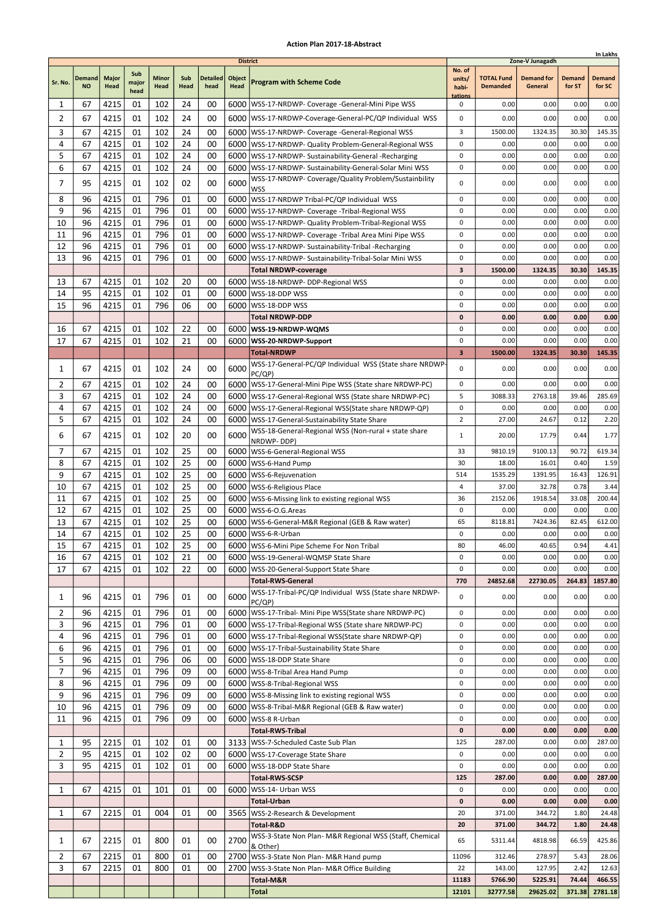# Action Plan 2017-18-Abstract

In Lakhs

| Sr. No. | Demand NO | Major Head | Sub major head | Minor Head | Sub Head | Detailed head | Object Head | Program with Scheme Code | No. of units/ habi-tations | TOTAL Fund Demanded | Demand for General | Demand for ST | Demand for SC |
|---|---|---|---|---|---|---|---|---|---|---|---|---|---|
| | | | | | | | | District | Zone-V Junagadh | | | | |
| 1 | 67 | 4215 | 01 | 102 | 24 | 00 | 6000 | WSS-17-NRDWP- Coverage -General-Mini Pipe WSS | 0 | 0.00 | 0.00 | 0.00 | 0.00 |
| 2 | 67 | 4215 | 01 | 102 | 24 | 00 | 6000 | WSS-17-NRDWP-Coverage-General-PC/QP Individual WSS | 0 | 0.00 | 0.00 | 0.00 | 0.00 |
| 3 | 67 | 4215 | 01 | 102 | 24 | 00 | 6000 | WSS-17-NRDWP- Coverage -General-Regional WSS | 3 | 1500.00 | 1324.35 | 30.30 | 145.35 |
| 4 | 67 | 4215 | 01 | 102 | 24 | 00 | 6000 | WSS-17-NRDWP- Quality Problem-General-Regional WSS | 0 | 0.00 | 0.00 | 0.00 | 0.00 |
| 5 | 67 | 4215 | 01 | 102 | 24 | 00 | 6000 | WSS-17-NRDWP- Sustainability-General -Recharging | 0 | 0.00 | 0.00 | 0.00 | 0.00 |
| 6 | 67 | 4215 | 01 | 102 | 24 | 00 | 6000 | WSS-17-NRDWP- Sustainability-General-Solar Mini WSS | 0 | 0.00 | 0.00 | 0.00 | 0.00 |
| 7 | 95 | 4215 | 01 | 102 | 02 | 00 | 6000 | WSS-17-NRDWP- Coverage/Quality Problem/Sustainbility WSS | 0 | 0.00 | 0.00 | 0.00 | 0.00 |
| 8 | 96 | 4215 | 01 | 796 | 01 | 00 | 6000 | WSS-17-NRDWP Tribal-PC/QP Individual WSS | 0 | 0.00 | 0.00 | 0.00 | 0.00 |
| 9 | 96 | 4215 | 01 | 796 | 01 | 00 | 6000 | WSS-17-NRDWP- Coverage -Tribal-Regional WSS | 0 | 0.00 | 0.00 | 0.00 | 0.00 |
| 10 | 96 | 4215 | 01 | 796 | 01 | 00 | 6000 | WSS-17-NRDWP- Quality Problem-Tribal-Regional WSS | 0 | 0.00 | 0.00 | 0.00 | 0.00 |
| 11 | 96 | 4215 | 01 | 796 | 01 | 00 | 6000 | WSS-17-NRDWP- Coverage -Tribal Area Mini Pipe WSS | 0 | 0.00 | 0.00 | 0.00 | 0.00 |
| 12 | 96 | 4215 | 01 | 796 | 01 | 00 | 6000 | WSS-17-NRDWP- Sustainability-Tribal -Recharging | 0 | 0.00 | 0.00 | 0.00 | 0.00 |
| 13 | 96 | 4215 | 01 | 796 | 01 | 00 | 6000 | WSS-17-NRDWP- Sustainability-Tribal-Solar Mini WSS | 0 | 0.00 | 0.00 | 0.00 | 0.00 |
| | | | | | | | | **Total NRDWP-coverage** | **3** | **1500.00** | **1324.35** | **30.30** | **145.35** |
| 13 | 67 | 4215 | 01 | 102 | 20 | 00 | 6000 | WSS-18-NRDWP- DDP-Regional WSS | 0 | 0.00 | 0.00 | 0.00 | 0.00 |
| 14 | 95 | 4215 | 01 | 102 | 01 | 00 | 6000 | WSS-18-DDP WSS | 0 | 0.00 | 0.00 | 0.00 | 0.00 |
| 15 | 96 | 4215 | 01 | 796 | 06 | 00 | 6000 | WSS-18-DDP WSS | 0 | 0.00 | 0.00 | 0.00 | 0.00 |
| | | | | | | | | **Total NRDWP-DDP** | **0** | **0.00** | **0.00** | **0.00** | **0.00** |
| 16 | 67 | 4215 | 01 | 102 | 22 | 00 | 6000 | **WSS-19-NRDWP-WQMS** | 0 | 0.00 | 0.00 | 0.00 | 0.00 |
| 17 | 67 | 4215 | 01 | 102 | 21 | 00 | 6000 | **WSS-20-NRDWP-Support** | 0 | 0.00 | 0.00 | 0.00 | 0.00 |
| | | | | | | | | **Total-NRDWP** | **3** | **1500.00** | **1324.35** | **30.30** | **145.35** |
| 1 | 67 | 4215 | 01 | 102 | 24 | 00 | 6000 | WSS-17-General-PC/QP Individual WSS (State share NRDWP-PC/QP) | 0 | 0.00 | 0.00 | 0.00 | 0.00 |
| 2 | 67 | 4215 | 01 | 102 | 24 | 00 | 6000 | WSS-17-General-Mini Pipe WSS (State share NRDWP-PC) | 0 | 0.00 | 0.00 | 0.00 | 0.00 |
| 3 | 67 | 4215 | 01 | 102 | 24 | 00 | 6000 | WSS-17-General-Regional WSS (State share NRDWP-PC) | 5 | 3088.33 | 2763.18 | 39.46 | 285.69 |
| 4 | 67 | 4215 | 01 | 102 | 24 | 00 | 6000 | WSS-17-General-Regional WSS(State share NRDWP-QP) | 0 | 0.00 | 0.00 | 0.00 | 0.00 |
| 5 | 67 | 4215 | 01 | 102 | 24 | 00 | 6000 | WSS-17-General-Sustainability State Share | 2 | 27.00 | 24.67 | 0.12 | 2.20 |
| 6 | 67 | 4215 | 01 | 102 | 20 | 00 | 6000 | WSS-18-General-Regional WSS (Non-rural + state share NRDWP- DDP) | 1 | 20.00 | 17.79 | 0.44 | 1.77 |
| 7 | 67 | 4215 | 01 | 102 | 25 | 00 | 6000 | WSS-6-General-Regional WSS | 33 | 9810.19 | 9100.13 | 90.72 | 619.34 |
| 8 | 67 | 4215 | 01 | 102 | 25 | 00 | 6000 | WSS-6-Hand Pump | 30 | 18.00 | 16.01 | 0.40 | 1.59 |
| 9 | 67 | 4215 | 01 | 102 | 25 | 00 | 6000 | WSS-6-Rejuvenation | 514 | 1535.29 | 1391.95 | 16.43 | 126.91 |
| 10 | 67 | 4215 | 01 | 102 | 25 | 00 | 6000 | WSS-6-Religious Place | 4 | 37.00 | 32.78 | 0.78 | 3.44 |
| 11 | 67 | 4215 | 01 | 102 | 25 | 00 | 6000 | WSS-6-Missing link to existing regional WSS | 36 | 2152.06 | 1918.54 | 33.08 | 200.44 |
| 12 | 67 | 4215 | 01 | 102 | 25 | 00 | 6000 | WSS-6-O.G.Areas | 0 | 0.00 | 0.00 | 0.00 | 0.00 |
| 13 | 67 | 4215 | 01 | 102 | 25 | 00 | 6000 | WSS-6-General-M&R Regional (GEB & Raw water) | 65 | 8118.81 | 7424.36 | 82.45 | 612.00 |
| 14 | 67 | 4215 | 01 | 102 | 25 | 00 | 6000 | WSS-6-R-Urban | 0 | 0.00 | 0.00 | 0.00 | 0.00 |
| 15 | 67 | 4215 | 01 | 102 | 25 | 00 | 6000 | WSS-6-Mini Pipe Scheme For Non Tribal | 80 | 46.00 | 40.65 | 0.94 | 4.41 |
| 16 | 67 | 4215 | 01 | 102 | 21 | 00 | 6000 | WSS-19-General-WQMSP State Share | 0 | 0.00 | 0.00 | 0.00 | 0.00 |
| 17 | 67 | 4215 | 01 | 102 | 22 | 00 | 6000 | WSS-20-General-Support State Share | 0 | 0.00 | 0.00 | 0.00 | 0.00 |
| | | | | | | | | **Total-RWS-General** | **770** | **24852.68** | **22730.05** | **264.83** | **1857.80** |
| 1 | 96 | 4215 | 01 | 796 | 01 | 00 | 6000 | WSS-17-Tribal-PC/QP Individual WSS (State share NRDWP-PC/QP) | 0 | 0.00 | 0.00 | 0.00 | 0.00 |
| 2 | 96 | 4215 | 01 | 796 | 01 | 00 | 6000 | WSS-17-Tribal- Mini Pipe WSS(State share NRDWP-PC) | 0 | 0.00 | 0.00 | 0.00 | 0.00 |
| 3 | 96 | 4215 | 01 | 796 | 01 | 00 | 6000 | WSS-17-Tribal-Regional WSS (State share NRDWP-PC) | 0 | 0.00 | 0.00 | 0.00 | 0.00 |
| 4 | 96 | 4215 | 01 | 796 | 01 | 00 | 6000 | WSS-17-Tribal-Regional WSS(State share NRDWP-QP) | 0 | 0.00 | 0.00 | 0.00 | 0.00 |
| 6 | 96 | 4215 | 01 | 796 | 01 | 00 | 6000 | WSS-17-Tribal-Sustainability State Share | 0 | 0.00 | 0.00 | 0.00 | 0.00 |
| 5 | 96 | 4215 | 01 | 796 | 06 | 00 | 6000 | WSS-18-DDP State Share | 0 | 0.00 | 0.00 | 0.00 | 0.00 |
| 7 | 96 | 4215 | 01 | 796 | 09 | 00 | 6000 | WSS-8-Tribal Area Hand Pump | 0 | 0.00 | 0.00 | 0.00 | 0.00 |
| 8 | 96 | 4215 | 01 | 796 | 09 | 00 | 6000 | WSS-8-Tribal-Regional WSS | 0 | 0.00 | 0.00 | 0.00 | 0.00 |
| 9 | 96 | 4215 | 01 | 796 | 09 | 00 | 6000 | WSS-8-Missing link to existing regional WSS | 0 | 0.00 | 0.00 | 0.00 | 0.00 |
| 10 | 96 | 4215 | 01 | 796 | 09 | 00 | 6000 | WSS-8-Tribal-M&R Regional (GEB & Raw water) | 0 | 0.00 | 0.00 | 0.00 | 0.00 |
| 11 | 96 | 4215 | 01 | 796 | 09 | 00 | 6000 | WSS-8 R-Urban | 0 | 0.00 | 0.00 | 0.00 | 0.00 |
| | | | | | | | | **Total-RWS-Tribal** | **0** | **0.00** | **0.00** | **0.00** | **0.00** |
| 1 | 95 | 2215 | 01 | 102 | 01 | 00 | 3133 | WSS-7-Scheduled Caste Sub Plan | 125 | 287.00 | 0.00 | 0.00 | 287.00 |
| 2 | 95 | 4215 | 01 | 102 | 02 | 00 | 6000 | WSS-17-Coverage State Share | 0 | 0.00 | 0.00 | 0.00 | 0.00 |
| 3 | 95 | 4215 | 01 | 102 | 01 | 00 | 6000 | WSS-18-DDP State Share | 0 | 0.00 | 0.00 | 0.00 | 0.00 |
| | | | | | | | | **Total-RWS-SCSP** | **125** | **287.00** | **0.00** | **0.00** | **287.00** |
| 1 | 67 | 4215 | 01 | 101 | 01 | 00 | 6000 | WSS-14- Urban WSS | 0 | 0.00 | 0.00 | 0.00 | 0.00 |
| | | | | | | | | **Total-Urban** | **0** | **0.00** | **0.00** | **0.00** | **0.00** |
| 1 | 67 | 2215 | 01 | 004 | 01 | 00 | 3565 | WSS-2-Research & Development | 20 | 371.00 | 344.72 | 1.80 | 24.48 |
| | | | | | | | | **Total-R&D** | **20** | **371.00** | **344.72** | **1.80** | **24.48** |
| 1 | 67 | 2215 | 01 | 800 | 01 | 00 | 2700 | WSS-3-State Non Plan- M&R Regional WSS (Staff, Chemical & Other) | 65 | 5311.44 | 4818.98 | 66.59 | 425.86 |
| 2 | 67 | 2215 | 01 | 800 | 01 | 00 | 2700 | WSS-3-State Non Plan- M&R Hand pump | 11096 | 312.46 | 278.97 | 5.43 | 28.06 |
| 3 | 67 | 2215 | 01 | 800 | 01 | 00 | 2700 | WSS-3-State Non Plan- M&R Office Building | 22 | 143.00 | 127.95 | 2.42 | 12.63 |
| | | | | | | | | **Total-M&R** | **11183** | **5766.90** | **5225.91** | **74.44** | **466.55** |
| | | | | | | | | **Total** | **12101** | **32777.58** | **29625.02** | **371.38** | **2781.18** |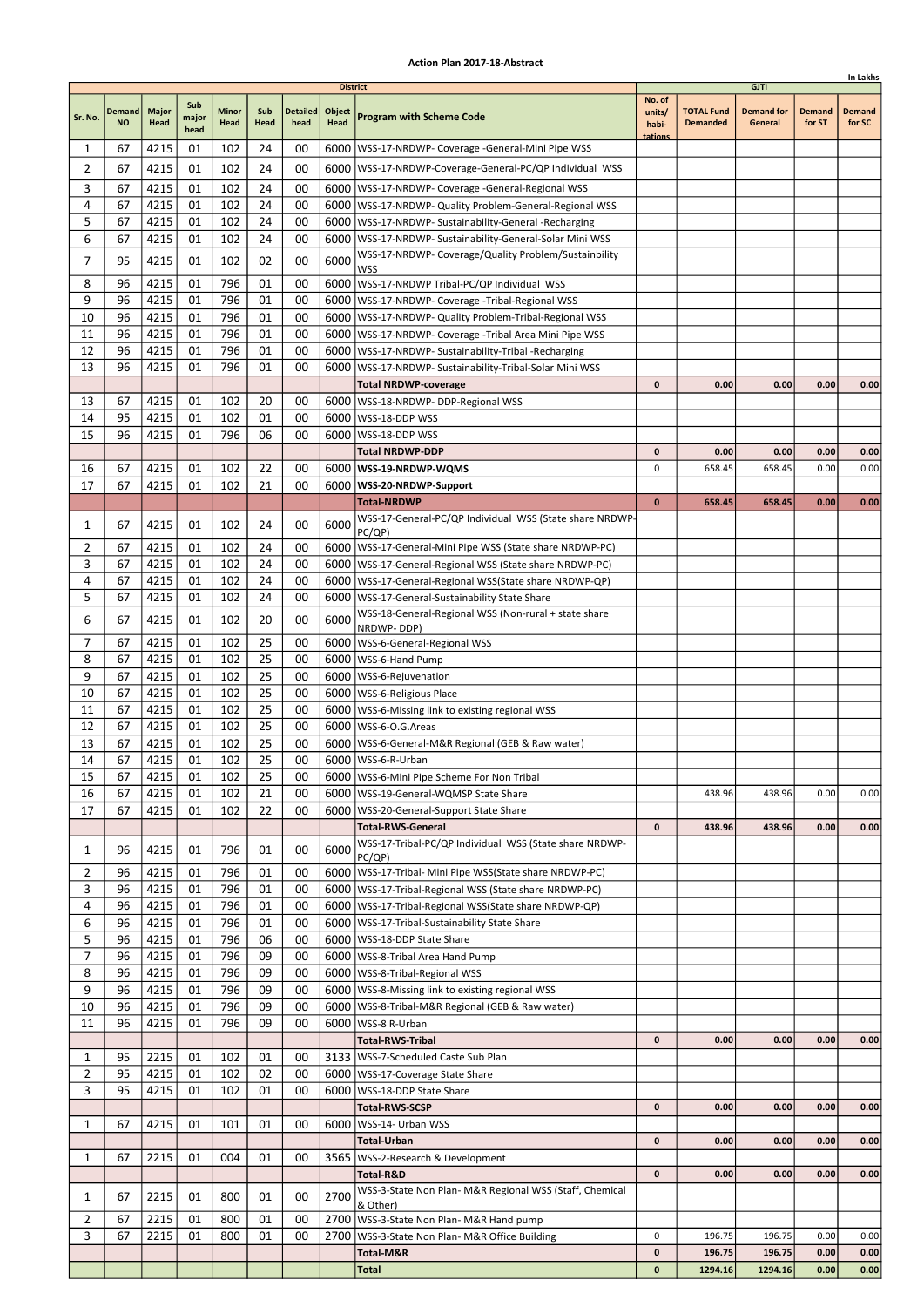# Action Plan 2017-18-Abstract

In Lakhs

| District | | | | | | | | | GJTI | | | | |
|---|---|---|---|---|---|---|---|---|---|---|---|---|---|
| Sr. No. | Demand NO | Major Head | Sub major head | Minor Head | Sub Head | Detailed head | Object Head | Program with Scheme Code | No. of units/ habi-tations | TOTAL Fund Demanded | Demand for General | Demand for ST | Demand for SC |
| 1 | 67 | 4215 | 01 | 102 | 24 | 00 | 6000 | WSS-17-NRDWP- Coverage -General-Mini Pipe WSS | | | | | |
| 2 | 67 | 4215 | 01 | 102 | 24 | 00 | 6000 | WSS-17-NRDWP-Coverage-General-PC/QP Individual WSS | | | | | |
| 3 | 67 | 4215 | 01 | 102 | 24 | 00 | 6000 | WSS-17-NRDWP- Coverage -General-Regional WSS | | | | | |
| 4 | 67 | 4215 | 01 | 102 | 24 | 00 | 6000 | WSS-17-NRDWP- Quality Problem-General-Regional WSS | | | | | |
| 5 | 67 | 4215 | 01 | 102 | 24 | 00 | 6000 | WSS-17-NRDWP- Sustainability-General -Recharging | | | | | |
| 6 | 67 | 4215 | 01 | 102 | 24 | 00 | 6000 | WSS-17-NRDWP- Sustainability-General-Solar Mini WSS | | | | | |
| 7 | 95 | 4215 | 01 | 102 | 02 | 00 | 6000 | WSS-17-NRDWP- Coverage/Quality Problem/Sustainbility WSS | | | | | |
| 8 | 96 | 4215 | 01 | 796 | 01 | 00 | 6000 | WSS-17-NRDWP Tribal-PC/QP Individual WSS | | | | | |
| 9 | 96 | 4215 | 01 | 796 | 01 | 00 | 6000 | WSS-17-NRDWP- Coverage -Tribal-Regional WSS | | | | | |
| 10 | 96 | 4215 | 01 | 796 | 01 | 00 | 6000 | WSS-17-NRDWP- Quality Problem-Tribal-Regional WSS | | | | | |
| 11 | 96 | 4215 | 01 | 796 | 01 | 00 | 6000 | WSS-17-NRDWP- Coverage -Tribal Area Mini Pipe WSS | | | | | |
| 12 | 96 | 4215 | 01 | 796 | 01 | 00 | 6000 | WSS-17-NRDWP- Sustainability-Tribal -Recharging | | | | | |
| 13 | 96 | 4215 | 01 | 796 | 01 | 00 | 6000 | WSS-17-NRDWP- Sustainability-Tribal-Solar Mini WSS | | | | | |
| | | | | | | | | **Total NRDWP-coverage** | **0** | **0.00** | **0.00** | **0.00** | **0.00** |
| 13 | 67 | 4215 | 01 | 102 | 20 | 00 | 6000 | WSS-18-NRDWP- DDP-Regional WSS | | | | | |
| 14 | 95 | 4215 | 01 | 102 | 01 | 00 | 6000 | WSS-18-DDP WSS | | | | | |
| 15 | 96 | 4215 | 01 | 796 | 06 | 00 | 6000 | WSS-18-DDP WSS | | | | | |
| | | | | | | | | **Total NRDWP-DDP** | **0** | **0.00** | **0.00** | **0.00** | **0.00** |
| 16 | 67 | 4215 | 01 | 102 | 22 | 00 | 6000 | **WSS-19-NRDWP-WQMS** | 0 | 658.45 | 658.45 | 0.00 | 0.00 |
| 17 | 67 | 4215 | 01 | 102 | 21 | 00 | 6000 | **WSS-20-NRDWP-Support** | | | | | |
| | | | | | | | | **Total-NRDWP** | **0** | **658.45** | **658.45** | **0.00** | **0.00** |
| 1 | 67 | 4215 | 01 | 102 | 24 | 00 | 6000 | WSS-17-General-PC/QP Individual WSS (State share NRDWP-PC/QP) | | | | | |
| 2 | 67 | 4215 | 01 | 102 | 24 | 00 | 6000 | WSS-17-General-Mini Pipe WSS (State share NRDWP-PC) | | | | | |
| 3 | 67 | 4215 | 01 | 102 | 24 | 00 | 6000 | WSS-17-General-Regional WSS (State share NRDWP-PC) | | | | | |
| 4 | 67 | 4215 | 01 | 102 | 24 | 00 | 6000 | WSS-17-General-Regional WSS(State share NRDWP-QP) | | | | | |
| 5 | 67 | 4215 | 01 | 102 | 24 | 00 | 6000 | WSS-17-General-Sustainability State Share | | | | | |
| 6 | 67 | 4215 | 01 | 102 | 20 | 00 | 6000 | WSS-18-General-Regional WSS (Non-rural + state share NRDWP- DDP) | | | | | |
| 7 | 67 | 4215 | 01 | 102 | 25 | 00 | 6000 | WSS-6-General-Regional WSS | | | | | |
| 8 | 67 | 4215 | 01 | 102 | 25 | 00 | 6000 | WSS-6-Hand Pump | | | | | |
| 9 | 67 | 4215 | 01 | 102 | 25 | 00 | 6000 | WSS-6-Rejuvenation | | | | | |
| 10 | 67 | 4215 | 01 | 102 | 25 | 00 | 6000 | WSS-6-Religious Place | | | | | |
| 11 | 67 | 4215 | 01 | 102 | 25 | 00 | 6000 | WSS-6-Missing link to existing regional WSS | | | | | |
| 12 | 67 | 4215 | 01 | 102 | 25 | 00 | 6000 | WSS-6-O.G.Areas | | | | | |
| 13 | 67 | 4215 | 01 | 102 | 25 | 00 | 6000 | WSS-6-General-M&R Regional (GEB & Raw water) | | | | | |
| 14 | 67 | 4215 | 01 | 102 | 25 | 00 | 6000 | WSS-6-R-Urban | | | | | |
| 15 | 67 | 4215 | 01 | 102 | 25 | 00 | 6000 | WSS-6-Mini Pipe Scheme For Non Tribal | | | | | |
| 16 | 67 | 4215 | 01 | 102 | 21 | 00 | 6000 | WSS-19-General-WQMSP State Share | | 438.96 | 438.96 | 0.00 | 0.00 |
| 17 | 67 | 4215 | 01 | 102 | 22 | 00 | 6000 | WSS-20-General-Support State Share | | | | | |
| | | | | | | | | **Total-RWS-General** | **0** | **438.96** | **438.96** | **0.00** | **0.00** |
| 1 | 96 | 4215 | 01 | 796 | 01 | 00 | 6000 | WSS-17-Tribal-PC/QP Individual WSS (State share NRDWP-PC/QP) | | | | | |
| 2 | 96 | 4215 | 01 | 796 | 01 | 00 | 6000 | WSS-17-Tribal- Mini Pipe WSS(State share NRDWP-PC) | | | | | |
| 3 | 96 | 4215 | 01 | 796 | 01 | 00 | 6000 | WSS-17-Tribal-Regional WSS (State share NRDWP-PC) | | | | | |
| 4 | 96 | 4215 | 01 | 796 | 01 | 00 | 6000 | WSS-17-Tribal-Regional WSS(State share NRDWP-QP) | | | | | |
| 6 | 96 | 4215 | 01 | 796 | 01 | 00 | 6000 | WSS-17-Tribal-Sustainability State Share | | | | | |
| 5 | 96 | 4215 | 01 | 796 | 06 | 00 | 6000 | WSS-18-DDP State Share | | | | | |
| 7 | 96 | 4215 | 01 | 796 | 09 | 00 | 6000 | WSS-8-Tribal Area Hand Pump | | | | | |
| 8 | 96 | 4215 | 01 | 796 | 09 | 00 | 6000 | WSS-8-Tribal-Regional WSS | | | | | |
| 9 | 96 | 4215 | 01 | 796 | 09 | 00 | 6000 | WSS-8-Missing link to existing regional WSS | | | | | |
| 10 | 96 | 4215 | 01 | 796 | 09 | 00 | 6000 | WSS-8-Tribal-M&R Regional (GEB & Raw water) | | | | | |
| 11 | 96 | 4215 | 01 | 796 | 09 | 00 | 6000 | WSS-8 R-Urban | | | | | |
| | | | | | | | | **Total-RWS-Tribal** | **0** | **0.00** | **0.00** | **0.00** | **0.00** |
| 1 | 95 | 2215 | 01 | 102 | 01 | 00 | 3133 | WSS-7-Scheduled Caste Sub Plan | | | | | |
| 2 | 95 | 4215 | 01 | 102 | 02 | 00 | 6000 | WSS-17-Coverage State Share | | | | | |
| 3 | 95 | 4215 | 01 | 102 | 01 | 00 | 6000 | WSS-18-DDP State Share | | | | | |
| | | | | | | | | **Total-RWS-SCSP** | **0** | **0.00** | **0.00** | **0.00** | **0.00** |
| 1 | 67 | 4215 | 01 | 101 | 01 | 00 | 6000 | WSS-14- Urban WSS | | | | | |
| | | | | | | | | **Total-Urban** | **0** | **0.00** | **0.00** | **0.00** | **0.00** |
| 1 | 67 | 2215 | 01 | 004 | 01 | 00 | 3565 | WSS-2-Research & Development | | | | | |
| | | | | | | | | **Total-R&D** | **0** | **0.00** | **0.00** | **0.00** | **0.00** |
| 1 | 67 | 2215 | 01 | 800 | 01 | 00 | 2700 | WSS-3-State Non Plan- M&R Regional WSS (Staff, Chemical & Other) | | | | | |
| 2 | 67 | 2215 | 01 | 800 | 01 | 00 | 2700 | WSS-3-State Non Plan- M&R Hand pump | | | | | |
| 3 | 67 | 2215 | 01 | 800 | 01 | 00 | 2700 | WSS-3-State Non Plan- M&R Office Building | 0 | 196.75 | 196.75 | 0.00 | 0.00 |
| | | | | | | | | **Total-M&R** | **0** | **196.75** | **196.75** | **0.00** | **0.00** |
| | | | | | | | | **Total** | **0** | **1294.16** | **1294.16** | **0.00** | **0.00** |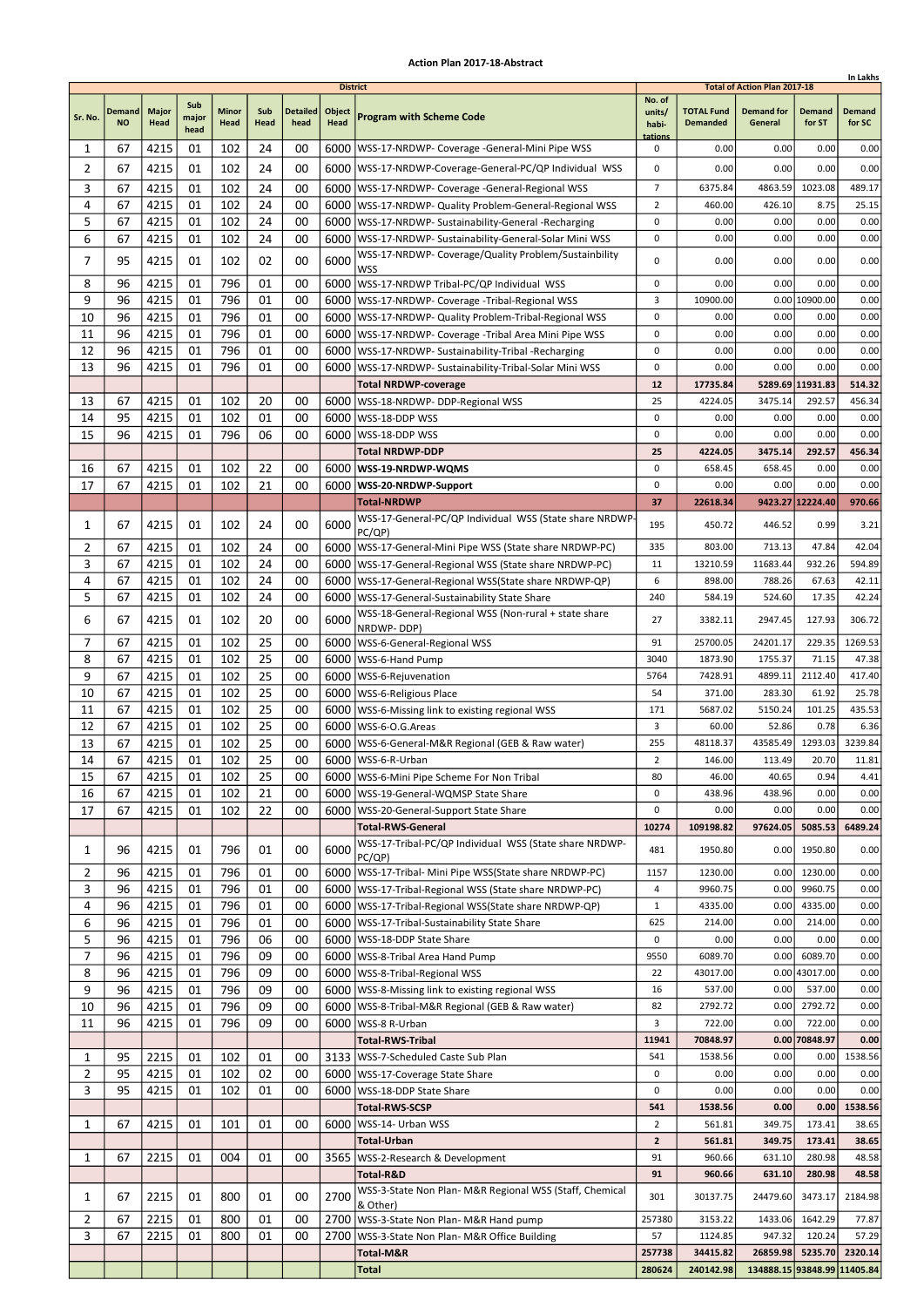# Action Plan 2017-18-Abstract

In Lakhs

| Sr. No. | Demand NO | Major Head | Sub major head | Minor Head | Sub Head | Detailed head | Object Head | District Program with Scheme Code | No. of units/ habi-tations | TOTAL Fund Demanded | Demand for General | Demand for ST | Demand for SC |
|---|---|---|---|---|---|---|---|---|---|---|---|---|---|
| | | | | | | | | | Total of Action Plan 2017-18 | | | | |
| 1 | 67 | 4215 | 01 | 102 | 24 | 00 | 6000 | WSS-17-NRDWP- Coverage -General-Mini Pipe WSS | 0 | 0.00 | 0.00 | 0.00 | 0.00 |
| 2 | 67 | 4215 | 01 | 102 | 24 | 00 | 6000 | WSS-17-NRDWP-Coverage-General-PC/QP Individual WSS | 0 | 0.00 | 0.00 | 0.00 | 0.00 |
| 3 | 67 | 4215 | 01 | 102 | 24 | 00 | 6000 | WSS-17-NRDWP- Coverage -General-Regional WSS | 7 | 6375.84 | 4863.59 | 1023.08 | 489.17 |
| 4 | 67 | 4215 | 01 | 102 | 24 | 00 | 6000 | WSS-17-NRDWP- Quality Problem-General-Regional WSS | 2 | 460.00 | 426.10 | 8.75 | 25.15 |
| 5 | 67 | 4215 | 01 | 102 | 24 | 00 | 6000 | WSS-17-NRDWP- Sustainability-General -Recharging | 0 | 0.00 | 0.00 | 0.00 | 0.00 |
| 6 | 67 | 4215 | 01 | 102 | 24 | 00 | 6000 | WSS-17-NRDWP- Sustainability-General-Solar Mini WSS | 0 | 0.00 | 0.00 | 0.00 | 0.00 |
| 7 | 95 | 4215 | 01 | 102 | 02 | 00 | 6000 | WSS-17-NRDWP- Coverage/Quality Problem/Sustainbility WSS | 0 | 0.00 | 0.00 | 0.00 | 0.00 |
| 8 | 96 | 4215 | 01 | 796 | 01 | 00 | 6000 | WSS-17-NRDWP Tribal-PC/QP Individual WSS | 0 | 0.00 | 0.00 | 0.00 | 0.00 |
| 9 | 96 | 4215 | 01 | 796 | 01 | 00 | 6000 | WSS-17-NRDWP- Coverage -Tribal-Regional WSS | 3 | 10900.00 | 0.00 | 10900.00 | 0.00 |
| 10 | 96 | 4215 | 01 | 796 | 01 | 00 | 6000 | WSS-17-NRDWP- Quality Problem-Tribal-Regional WSS | 0 | 0.00 | 0.00 | 0.00 | 0.00 |
| 11 | 96 | 4215 | 01 | 796 | 01 | 00 | 6000 | WSS-17-NRDWP- Coverage -Tribal Area Mini Pipe WSS | 0 | 0.00 | 0.00 | 0.00 | 0.00 |
| 12 | 96 | 4215 | 01 | 796 | 01 | 00 | 6000 | WSS-17-NRDWP- Sustainability-Tribal -Recharging | 0 | 0.00 | 0.00 | 0.00 | 0.00 |
| 13 | 96 | 4215 | 01 | 796 | 01 | 00 | 6000 | WSS-17-NRDWP- Sustainability-Tribal-Solar Mini WSS | 0 | 0.00 | 0.00 | 0.00 | 0.00 |
| | | | | | | | | **Total NRDWP-coverage** | 12 | 17735.84 | 5289.69 | 11931.83 | 514.32 |
| 13 | 67 | 4215 | 01 | 102 | 20 | 00 | 6000 | WSS-18-NRDWP- DDP-Regional WSS | 25 | 4224.05 | 3475.14 | 292.57 | 456.34 |
| 14 | 95 | 4215 | 01 | 102 | 01 | 00 | 6000 | WSS-18-DDP WSS | 0 | 0.00 | 0.00 | 0.00 | 0.00 |
| 15 | 96 | 4215 | 01 | 796 | 06 | 00 | 6000 | WSS-18-DDP WSS | 0 | 0.00 | 0.00 | 0.00 | 0.00 |
| | | | | | | | | **Total NRDWP-DDP** | 25 | 4224.05 | 3475.14 | 292.57 | 456.34 |
| 16 | 67 | 4215 | 01 | 102 | 22 | 00 | 6000 | **WSS-19-NRDWP-WQMS** | 0 | 658.45 | 658.45 | 0.00 | 0.00 |
| 17 | 67 | 4215 | 01 | 102 | 21 | 00 | 6000 | **WSS-20-NRDWP-Support** | 0 | 0.00 | 0.00 | 0.00 | 0.00 |
| | | | | | | | | **Total-NRDWP** | 37 | 22618.34 | 9423.27 | 12224.40 | 970.66 |
| 1 | 67 | 4215 | 01 | 102 | 24 | 00 | 6000 | WSS-17-General-PC/QP Individual WSS (State share NRDWP-PC/QP) | 195 | 450.72 | 446.52 | 0.99 | 3.21 |
| 2 | 67 | 4215 | 01 | 102 | 24 | 00 | 6000 | WSS-17-General-Mini Pipe WSS (State share NRDWP-PC) | 335 | 803.00 | 713.13 | 47.84 | 42.04 |
| 3 | 67 | 4215 | 01 | 102 | 24 | 00 | 6000 | WSS-17-General-Regional WSS (State share NRDWP-PC) | 11 | 13210.59 | 11683.44 | 932.26 | 594.89 |
| 4 | 67 | 4215 | 01 | 102 | 24 | 00 | 6000 | WSS-17-General-Regional WSS(State share NRDWP-QP) | 6 | 898.00 | 788.26 | 67.63 | 42.11 |
| 5 | 67 | 4215 | 01 | 102 | 24 | 00 | 6000 | WSS-17-General-Sustainability State Share | 240 | 584.19 | 524.60 | 17.35 | 42.24 |
| 6 | 67 | 4215 | 01 | 102 | 20 | 00 | 6000 | WSS-18-General-Regional WSS (Non-rural + state share NRDWP- DDP) | 27 | 3382.11 | 2947.45 | 127.93 | 306.72 |
| 7 | 67 | 4215 | 01 | 102 | 25 | 00 | 6000 | WSS-6-General-Regional WSS | 91 | 25700.05 | 24201.17 | 229.35 | 1269.53 |
| 8 | 67 | 4215 | 01 | 102 | 25 | 00 | 6000 | WSS-6-Hand Pump | 3040 | 1873.90 | 1755.37 | 71.15 | 47.38 |
| 9 | 67 | 4215 | 01 | 102 | 25 | 00 | 6000 | WSS-6-Rejuvenation | 5764 | 7428.91 | 4899.11 | 2112.40 | 417.40 |
| 10 | 67 | 4215 | 01 | 102 | 25 | 00 | 6000 | WSS-6-Religious Place | 54 | 371.00 | 283.30 | 61.92 | 25.78 |
| 11 | 67 | 4215 | 01 | 102 | 25 | 00 | 6000 | WSS-6-Missing link to existing regional WSS | 171 | 5687.02 | 5150.24 | 101.25 | 435.53 |
| 12 | 67 | 4215 | 01 | 102 | 25 | 00 | 6000 | WSS-6-O.G.Areas | 3 | 60.00 | 52.86 | 0.78 | 6.36 |
| 13 | 67 | 4215 | 01 | 102 | 25 | 00 | 6000 | WSS-6-General-M&R Regional (GEB & Raw water) | 255 | 48118.37 | 43585.49 | 1293.03 | 3239.84 |
| 14 | 67 | 4215 | 01 | 102 | 25 | 00 | 6000 | WSS-6-R-Urban | 2 | 146.00 | 113.49 | 20.70 | 11.81 |
| 15 | 67 | 4215 | 01 | 102 | 25 | 00 | 6000 | WSS-6-Mini Pipe Scheme For Non Tribal | 80 | 46.00 | 40.65 | 0.94 | 4.41 |
| 16 | 67 | 4215 | 01 | 102 | 21 | 00 | 6000 | WSS-19-General-WQMSP State Share | 0 | 438.96 | 438.96 | 0.00 | 0.00 |
| 17 | 67 | 4215 | 01 | 102 | 22 | 00 | 6000 | WSS-20-General-Support State Share | 0 | 0.00 | 0.00 | 0.00 | 0.00 |
| | | | | | | | | **Total-RWS-General** | 10274 | 109198.82 | 97624.05 | 5085.53 | 6489.24 |
| 1 | 96 | 4215 | 01 | 796 | 01 | 00 | 6000 | WSS-17-Tribal-PC/QP Individual WSS (State share NRDWP-PC/QP) | 481 | 1950.80 | 0.00 | 1950.80 | 0.00 |
| 2 | 96 | 4215 | 01 | 796 | 01 | 00 | 6000 | WSS-17-Tribal- Mini Pipe WSS(State share NRDWP-PC) | 1157 | 1230.00 | 0.00 | 1230.00 | 0.00 |
| 3 | 96 | 4215 | 01 | 796 | 01 | 00 | 6000 | WSS-17-Tribal-Regional WSS (State share NRDWP-PC) | 4 | 9960.75 | 0.00 | 9960.75 | 0.00 |
| 4 | 96 | 4215 | 01 | 796 | 01 | 00 | 6000 | WSS-17-Tribal-Regional WSS(State share NRDWP-QP) | 1 | 4335.00 | 0.00 | 4335.00 | 0.00 |
| 6 | 96 | 4215 | 01 | 796 | 01 | 00 | 6000 | WSS-17-Tribal-Sustainability State Share | 625 | 214.00 | 0.00 | 214.00 | 0.00 |
| 5 | 96 | 4215 | 01 | 796 | 06 | 00 | 6000 | WSS-18-DDP State Share | 0 | 0.00 | 0.00 | 0.00 | 0.00 |
| 7 | 96 | 4215 | 01 | 796 | 09 | 00 | 6000 | WSS-8-Tribal Area Hand Pump | 9550 | 6089.70 | 0.00 | 6089.70 | 0.00 |
| 8 | 96 | 4215 | 01 | 796 | 09 | 00 | 6000 | WSS-8-Tribal-Regional WSS | 22 | 43017.00 | 0.00 | 43017.00 | 0.00 |
| 9 | 96 | 4215 | 01 | 796 | 09 | 00 | 6000 | WSS-8-Missing link to existing regional WSS | 16 | 537.00 | 0.00 | 537.00 | 0.00 |
| 10 | 96 | 4215 | 01 | 796 | 09 | 00 | 6000 | WSS-8-Tribal-M&R Regional (GEB & Raw water) | 82 | 2792.72 | 0.00 | 2792.72 | 0.00 |
| 11 | 96 | 4215 | 01 | 796 | 09 | 00 | 6000 | WSS-8 R-Urban | 3 | 722.00 | 0.00 | 722.00 | 0.00 |
| | | | | | | | | **Total-RWS-Tribal** | 11941 | 70848.97 | 0.00 | 70848.97 | 0.00 |
| 1 | 95 | 2215 | 01 | 102 | 01 | 00 | 3133 | WSS-7-Scheduled Caste Sub Plan | 541 | 1538.56 | 0.00 | 0.00 | 1538.56 |
| 2 | 95 | 4215 | 01 | 102 | 02 | 00 | 6000 | WSS-17-Coverage State Share | 0 | 0.00 | 0.00 | 0.00 | 0.00 |
| 3 | 95 | 4215 | 01 | 102 | 01 | 00 | 6000 | WSS-18-DDP State Share | 0 | 0.00 | 0.00 | 0.00 | 0.00 |
| | | | | | | | | **Total-RWS-SCSP** | 541 | 1538.56 | 0.00 | 0.00 | 1538.56 |
| 1 | 67 | 4215 | 01 | 101 | 01 | 00 | 6000 | WSS-14- Urban WSS | 2 | 561.81 | 349.75 | 173.41 | 38.65 |
| | | | | | | | | **Total-Urban** | 2 | 561.81 | 349.75 | 173.41 | 38.65 |
| 1 | 67 | 2215 | 01 | 004 | 01 | 00 | 3565 | WSS-2-Research & Development | 91 | 960.66 | 631.10 | 280.98 | 48.58 |
| | | | | | | | | **Total-R&D** | 91 | 960.66 | 631.10 | 280.98 | 48.58 |
| 1 | 67 | 2215 | 01 | 800 | 01 | 00 | 2700 | WSS-3-State Non Plan- M&R Regional WSS (Staff, Chemical & Other) | 301 | 30137.75 | 24479.60 | 3473.17 | 2184.98 |
| 2 | 67 | 2215 | 01 | 800 | 01 | 00 | 2700 | WSS-3-State Non Plan- M&R Hand pump | 257380 | 3153.22 | 1433.06 | 1642.29 | 77.87 |
| 3 | 67 | 2215 | 01 | 800 | 01 | 00 | 2700 | WSS-3-State Non Plan- M&R Office Building | 57 | 1124.85 | 947.32 | 120.24 | 57.29 |
| | | | | | | | | **Total-M&R** | 257738 | 34415.82 | 26859.98 | 5235.70 | 2320.14 |
| | | | | | | | | **Total** | 280624 | 240142.98 | 134888.15 | 93848.99 | 11405.84 |